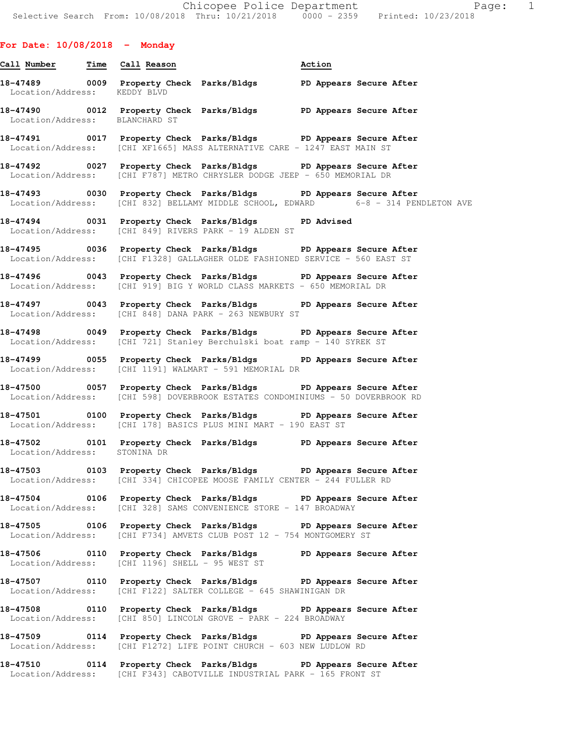Chicopee Police Department
Selective Search From: 10/08/2018 Thru: 10/21/2018 0000 - 2359 Printed: 10/23/2018

## For Date: 10/08/2018 - Monday

| Call Number | Time | Call Reason | Action |
|---|---|---|---|
| 18-47489 | 0009 | Property Check Parks/Bldgs | PD Appears Secure After |
| Location/Address: KEDDY BLVD | | | |
| 18-47490 | 0012 | Property Check Parks/Bldgs | PD Appears Secure After |
| Location/Address: BLANCHARD ST | | | |
| 18-47491 | 0017 | Property Check Parks/Bldgs | PD Appears Secure After |
| Location/Address: [CHI XF1665] MASS ALTERNATIVE CARE - 1247 EAST MAIN ST | | | |
| 18-47492 | 0027 | Property Check Parks/Bldgs | PD Appears Secure After |
| Location/Address: [CHI F787] METRO CHRYSLER DODGE JEEP - 650 MEMORIAL DR | | | |
| 18-47493 | 0030 | Property Check Parks/Bldgs | PD Appears Secure After |
| Location/Address: [CHI 832] BELLAMY MIDDLE SCHOOL, EDWARD 6-8 - 314 PENDLETON AVE | | | |
| 18-47494 | 0031 | Property Check Parks/Bldgs | PD Advised |
| Location/Address: [CHI 849] RIVERS PARK - 19 ALDEN ST | | | |
| 18-47495 | 0036 | Property Check Parks/Bldgs | PD Appears Secure After |
| Location/Address: [CHI F1328] GALLAGHER OLDE FASHIONED SERVICE - 560 EAST ST | | | |
| 18-47496 | 0043 | Property Check Parks/Bldgs | PD Appears Secure After |
| Location/Address: [CHI 919] BIG Y WORLD CLASS MARKETS - 650 MEMORIAL DR | | | |
| 18-47497 | 0043 | Property Check Parks/Bldgs | PD Appears Secure After |
| Location/Address: [CHI 848] DANA PARK - 263 NEWBURY ST | | | |
| 18-47498 | 0049 | Property Check Parks/Bldgs | PD Appears Secure After |
| Location/Address: [CHI 721] Stanley Berchulski boat ramp - 140 SYREK ST | | | |
| 18-47499 | 0055 | Property Check Parks/Bldgs | PD Appears Secure After |
| Location/Address: [CHI 1191] WALMART - 591 MEMORIAL DR | | | |
| 18-47500 | 0057 | Property Check Parks/Bldgs | PD Appears Secure After |
| Location/Address: [CHI 598] DOVERBROOK ESTATES CONDOMINIUMS - 50 DOVERBROOK RD | | | |
| 18-47501 | 0100 | Property Check Parks/Bldgs | PD Appears Secure After |
| Location/Address: [CHI 178] BASICS PLUS MINI MART - 190 EAST ST | | | |
| 18-47502 | 0101 | Property Check Parks/Bldgs | PD Appears Secure After |
| Location/Address: STONINA DR | | | |
| 18-47503 | 0103 | Property Check Parks/Bldgs | PD Appears Secure After |
| Location/Address: [CHI 334] CHICOPEE MOOSE FAMILY CENTER - 244 FULLER RD | | | |
| 18-47504 | 0106 | Property Check Parks/Bldgs | PD Appears Secure After |
| Location/Address: [CHI 328] SAMS CONVENIENCE STORE - 147 BROADWAY | | | |
| 18-47505 | 0106 | Property Check Parks/Bldgs | PD Appears Secure After |
| Location/Address: [CHI F734] AMVETS CLUB POST 12 - 754 MONTGOMERY ST | | | |
| 18-47506 | 0110 | Property Check Parks/Bldgs | PD Appears Secure After |
| Location/Address: [CHI 1196] SHELL - 95 WEST ST | | | |
| 18-47507 | 0110 | Property Check Parks/Bldgs | PD Appears Secure After |
| Location/Address: [CHI F122] SALTER COLLEGE - 645 SHAWINIGAN DR | | | |
| 18-47508 | 0110 | Property Check Parks/Bldgs | PD Appears Secure After |
| Location/Address: [CHI 850] LINCOLN GROVE - PARK - 224 BROADWAY | | | |
| 18-47509 | 0114 | Property Check Parks/Bldgs | PD Appears Secure After |
| Location/Address: [CHI F1272] LIFE POINT CHURCH - 603 NEW LUDLOW RD | | | |
| 18-47510 | 0114 | Property Check Parks/Bldgs | PD Appears Secure After |
| Location/Address: [CHI F343] CABOTVILLE INDUSTRIAL PARK - 165 FRONT ST | | | |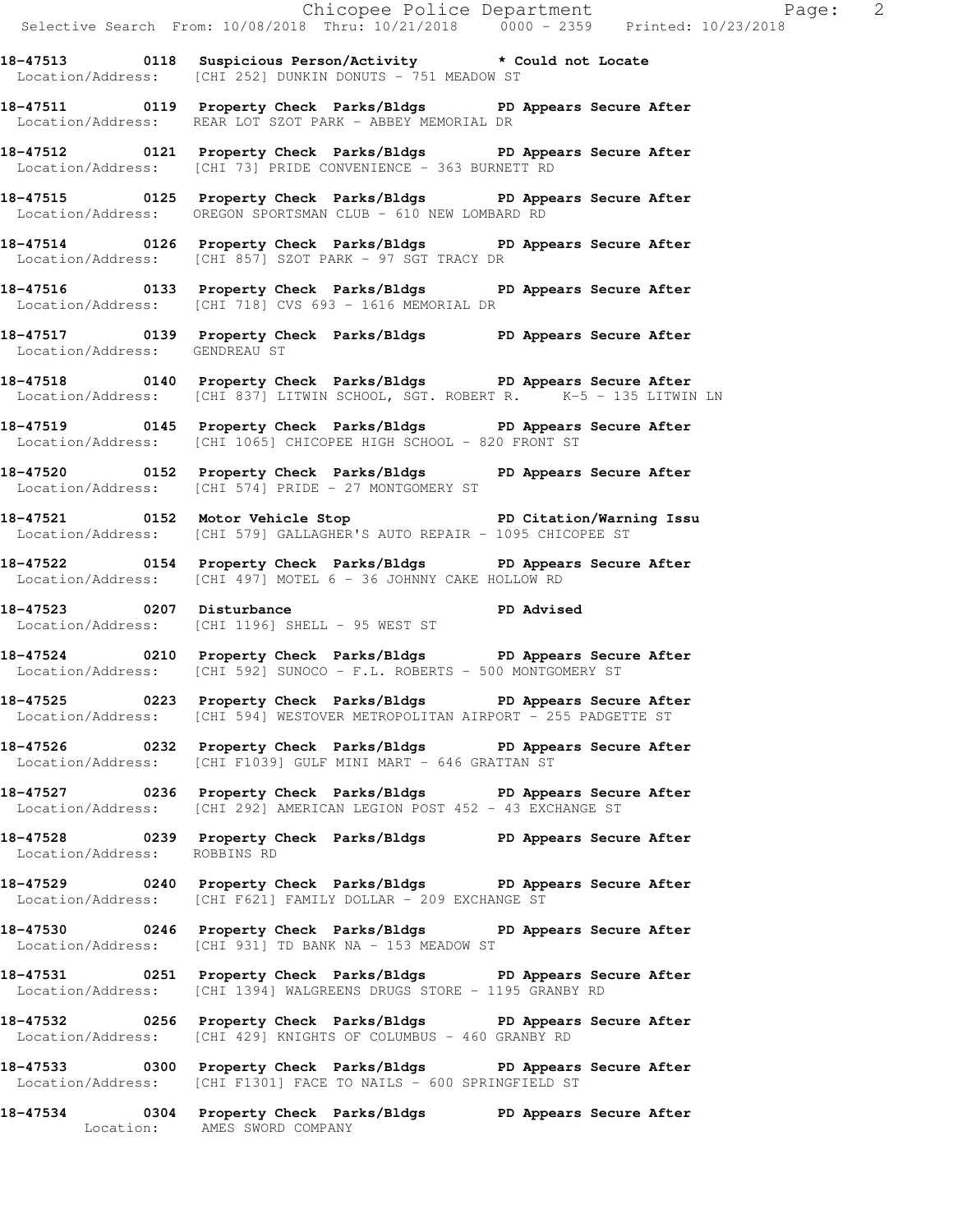**18-47513 0118 Suspicious Person/Activity * Could not Locate**
Location/Address: [CHI 252] DUNKIN DONUTS - 751 MEADOW ST

**18-47511 0119 Property Check Parks/Bldgs PD Appears Secure After**
Location/Address: REAR LOT SZOT PARK - ABBEY MEMORIAL DR

**18-47512 0121 Property Check Parks/Bldgs PD Appears Secure After**
Location/Address: [CHI 73] PRIDE CONVENIENCE - 363 BURNETT RD

**18-47515 0125 Property Check Parks/Bldgs PD Appears Secure After**
Location/Address: OREGON SPORTSMAN CLUB - 610 NEW LOMBARD RD

**18-47514 0126 Property Check Parks/Bldgs PD Appears Secure After**
Location/Address: [CHI 857] SZOT PARK - 97 SGT TRACY DR

**18-47516 0133 Property Check Parks/Bldgs PD Appears Secure After**
Location/Address: [CHI 718] CVS 693 - 1616 MEMORIAL DR

**18-47517 0139 Property Check Parks/Bldgs PD Appears Secure After**
Location/Address: GENDREAU ST

**18-47518 0140 Property Check Parks/Bldgs PD Appears Secure After**
Location/Address: [CHI 837] LITWIN SCHOOL, SGT. ROBERT R. K-5 - 135 LITWIN LN

**18-47519 0145 Property Check Parks/Bldgs PD Appears Secure After**
Location/Address: [CHI 1065] CHICOPEE HIGH SCHOOL - 820 FRONT ST

**18-47520 0152 Property Check Parks/Bldgs PD Appears Secure After**
Location/Address: [CHI 574] PRIDE - 27 MONTGOMERY ST

**18-47521 0152 Motor Vehicle Stop PD Citation/Warning Issu**
Location/Address: [CHI 579] GALLAGHER'S AUTO REPAIR - 1095 CHICOPEE ST

**18-47522 0154 Property Check Parks/Bldgs PD Appears Secure After**
Location/Address: [CHI 497] MOTEL 6 - 36 JOHNNY CAKE HOLLOW RD

**18-47523 0207 Disturbance PD Advised**
Location/Address: [CHI 1196] SHELL - 95 WEST ST

**18-47524 0210 Property Check Parks/Bldgs PD Appears Secure After**
Location/Address: [CHI 592] SUNOCO - F.L. ROBERTS - 500 MONTGOMERY ST

**18-47525 0223 Property Check Parks/Bldgs PD Appears Secure After**
Location/Address: [CHI 594] WESTOVER METROPOLITAN AIRPORT - 255 PADGETTE ST

**18-47526 0232 Property Check Parks/Bldgs PD Appears Secure After**
Location/Address: [CHI F1039] GULF MINI MART - 646 GRATTAN ST

**18-47527 0236 Property Check Parks/Bldgs PD Appears Secure After**
Location/Address: [CHI 292] AMERICAN LEGION POST 452 - 43 EXCHANGE ST

**18-47528 0239 Property Check Parks/Bldgs PD Appears Secure After**
Location/Address: ROBBINS RD

**18-47529 0240 Property Check Parks/Bldgs PD Appears Secure After**
Location/Address: [CHI F621] FAMILY DOLLAR - 209 EXCHANGE ST

**18-47530 0246 Property Check Parks/Bldgs PD Appears Secure After**
Location/Address: [CHI 931] TD BANK NA - 153 MEADOW ST

**18-47531 0251 Property Check Parks/Bldgs PD Appears Secure After**
Location/Address: [CHI 1394] WALGREENS DRUGS STORE - 1195 GRANBY RD

**18-47532 0256 Property Check Parks/Bldgs PD Appears Secure After**
Location/Address: [CHI 429] KNIGHTS OF COLUMBUS - 460 GRANBY RD

**18-47533 0300 Property Check Parks/Bldgs PD Appears Secure After**
Location/Address: [CHI F1301] FACE TO NAILS - 600 SPRINGFIELD ST

**18-47534 0304 Property Check Parks/Bldgs PD Appears Secure After**
Location: AMES SWORD COMPANY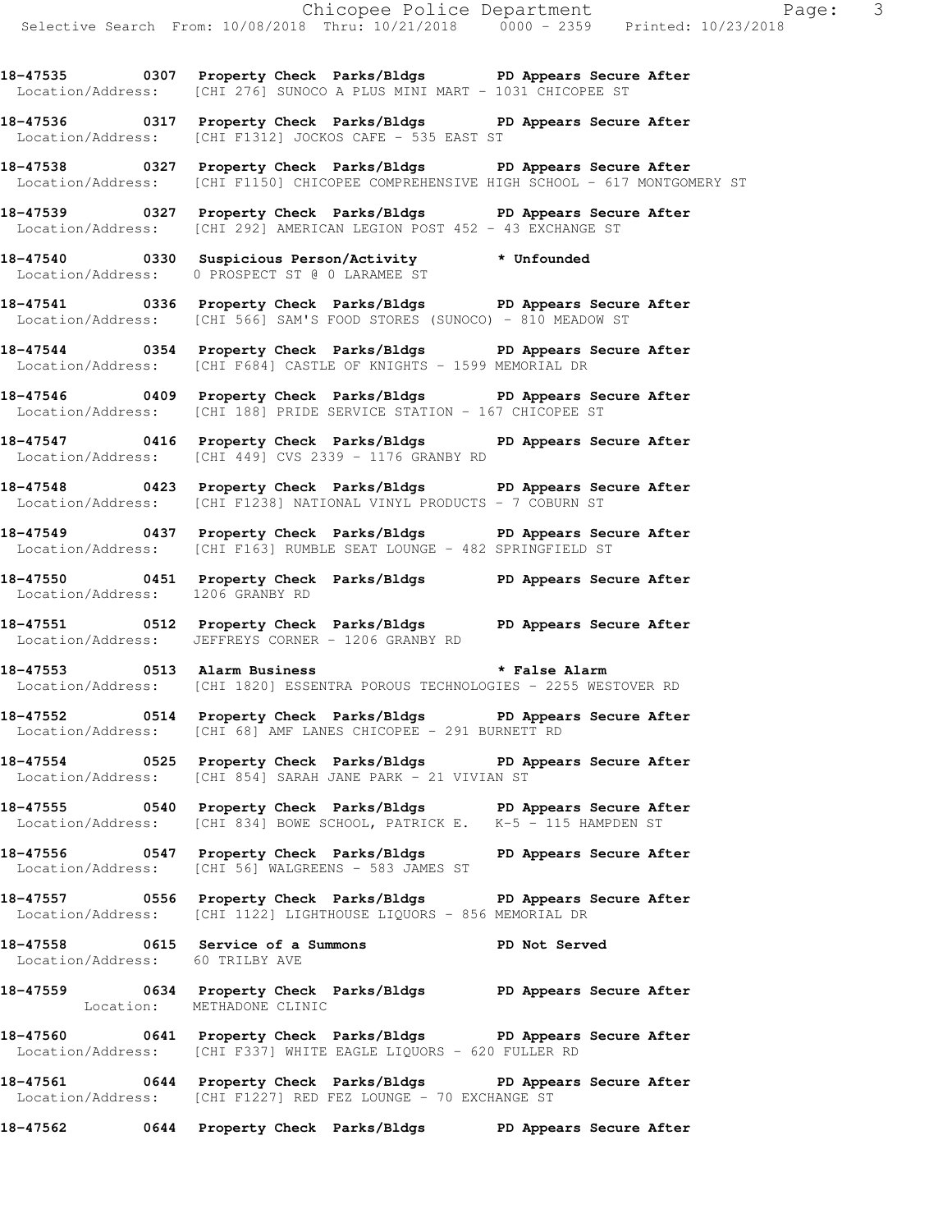**18-47535 0307 Property Check Parks/Bldgs PD Appears Secure After**
Location/Address: [CHI 276] SUNOCO A PLUS MINI MART - 1031 CHICOPEE ST

**18-47536 0317 Property Check Parks/Bldgs PD Appears Secure After**
Location/Address: [CHI F1312] JOCKOS CAFE - 535 EAST ST

**18-47538 0327 Property Check Parks/Bldgs PD Appears Secure After**
Location/Address: [CHI F1150] CHICOPEE COMPREHENSIVE HIGH SCHOOL - 617 MONTGOMERY ST

**18-47539 0327 Property Check Parks/Bldgs PD Appears Secure After**
Location/Address: [CHI 292] AMERICAN LEGION POST 452 - 43 EXCHANGE ST

**18-47540 0330 Suspicious Person/Activity * Unfounded**
Location/Address: 0 PROSPECT ST @ 0 LARAMEE ST

**18-47541 0336 Property Check Parks/Bldgs PD Appears Secure After**
Location/Address: [CHI 566] SAM'S FOOD STORES (SUNOCO) - 810 MEADOW ST

**18-47544 0354 Property Check Parks/Bldgs PD Appears Secure After**
Location/Address: [CHI F684] CASTLE OF KNIGHTS - 1599 MEMORIAL DR

**18-47546 0409 Property Check Parks/Bldgs PD Appears Secure After**
Location/Address: [CHI 188] PRIDE SERVICE STATION - 167 CHICOPEE ST

**18-47547 0416 Property Check Parks/Bldgs PD Appears Secure After**
Location/Address: [CHI 449] CVS 2339 - 1176 GRANBY RD

**18-47548 0423 Property Check Parks/Bldgs PD Appears Secure After**
Location/Address: [CHI F1238] NATIONAL VINYL PRODUCTS - 7 COBURN ST

**18-47549 0437 Property Check Parks/Bldgs PD Appears Secure After**
Location/Address: [CHI F163] RUMBLE SEAT LOUNGE - 482 SPRINGFIELD ST

**18-47550 0451 Property Check Parks/Bldgs PD Appears Secure After**
Location/Address: 1206 GRANBY RD

**18-47551 0512 Property Check Parks/Bldgs PD Appears Secure After**
Location/Address: JEFFREYS CORNER - 1206 GRANBY RD

**18-47553 0513 Alarm Business * False Alarm**
Location/Address: [CHI 1820] ESSENTRA POROUS TECHNOLOGIES - 2255 WESTOVER RD

**18-47552 0514 Property Check Parks/Bldgs PD Appears Secure After**
Location/Address: [CHI 68] AMF LANES CHICOPEE - 291 BURNETT RD

**18-47554 0525 Property Check Parks/Bldgs PD Appears Secure After**
Location/Address: [CHI 854] SARAH JANE PARK - 21 VIVIAN ST

**18-47555 0540 Property Check Parks/Bldgs PD Appears Secure After**
Location/Address: [CHI 834] BOWE SCHOOL, PATRICK E. K-5 - 115 HAMPDEN ST

**18-47556 0547 Property Check Parks/Bldgs PD Appears Secure After**
Location/Address: [CHI 56] WALGREENS - 583 JAMES ST

**18-47557 0556 Property Check Parks/Bldgs PD Appears Secure After**
Location/Address: [CHI 1122] LIGHTHOUSE LIQUORS - 856 MEMORIAL DR

**18-47558 0615 Service of a Summons PD Not Served**
Location/Address: 60 TRILBY AVE

**18-47559 0634 Property Check Parks/Bldgs PD Appears Secure After**
Location: METHADONE CLINIC

**18-47560 0641 Property Check Parks/Bldgs PD Appears Secure After**
Location/Address: [CHI F337] WHITE EAGLE LIQUORS - 620 FULLER RD

**18-47561 0644 Property Check Parks/Bldgs PD Appears Secure After**
Location/Address: [CHI F1227] RED FEZ LOUNGE - 70 EXCHANGE ST

**18-47562 0644 Property Check Parks/Bldgs PD Appears Secure After**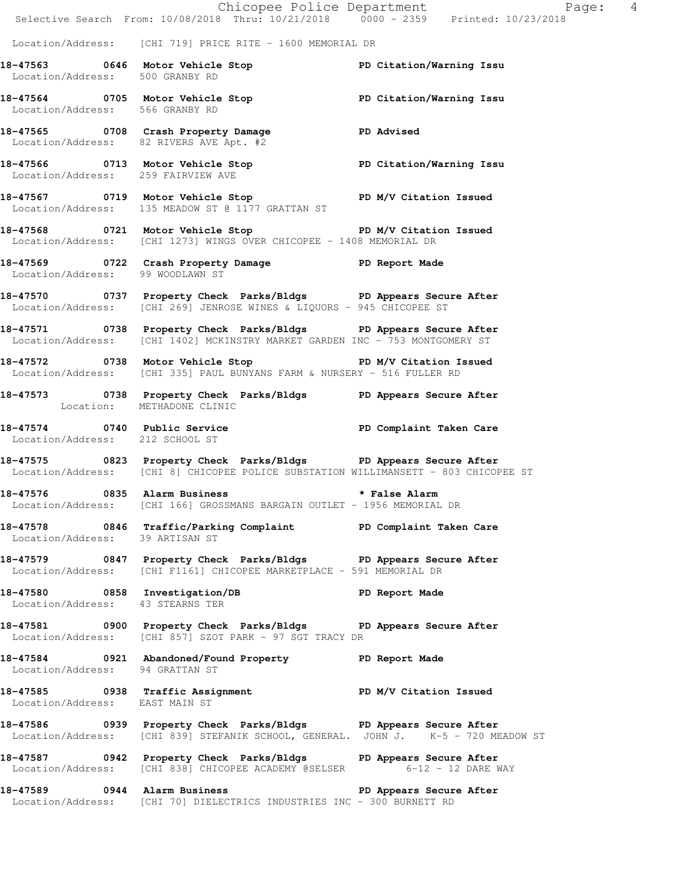Location/Address: [CHI 719] PRICE RITE - 1600 MEMORIAL DR

**18-47563 0646 Motor Vehicle Stop PD Citation/Warning Issu**
Location/Address: 500 GRANBY RD

**18-47564 0705 Motor Vehicle Stop PD Citation/Warning Issu**
Location/Address: 566 GRANBY RD

**18-47565 0708 Crash Property Damage PD Advised**
Location/Address: 82 RIVERS AVE Apt. #2

**18-47566 0713 Motor Vehicle Stop PD Citation/Warning Issu**
Location/Address: 259 FAIRVIEW AVE

**18-47567 0719 Motor Vehicle Stop PD M/V Citation Issued**
Location/Address: 135 MEADOW ST @ 1177 GRATTAN ST

**18-47568 0721 Motor Vehicle Stop PD M/V Citation Issued**
Location/Address: [CHI 1273] WINGS OVER CHICOPEE - 1408 MEMORIAL DR

**18-47569 0722 Crash Property Damage PD Report Made**
Location/Address: 99 WOODLAWN ST

**18-47570 0737 Property Check Parks/Bldgs PD Appears Secure After**
Location/Address: [CHI 269] JENROSE WINES & LIQUORS - 945 CHICOPEE ST

**18-47571 0738 Property Check Parks/Bldgs PD Appears Secure After**
Location/Address: [CHI 1402] MCKINSTRY MARKET GARDEN INC - 753 MONTGOMERY ST

**18-47572 0738 Motor Vehicle Stop PD M/V Citation Issued**
Location/Address: [CHI 335] PAUL BUNYANS FARM & NURSERY - 516 FULLER RD

**18-47573 0738 Property Check Parks/Bldgs PD Appears Secure After**
Location: METHADONE CLINIC

**18-47574 0740 Public Service PD Complaint Taken Care**
Location/Address: 212 SCHOOL ST

**18-47575 0823 Property Check Parks/Bldgs PD Appears Secure After**
Location/Address: [CHI 8] CHICOPEE POLICE SUBSTATION WILLIMANSETT - 803 CHICOPEE ST

**18-47576 0835 Alarm Business * False Alarm**
Location/Address: [CHI 166] GROSSMANS BARGAIN OUTLET - 1956 MEMORIAL DR

**18-47578 0846 Traffic/Parking Complaint PD Complaint Taken Care**
Location/Address: 39 ARTISAN ST

**18-47579 0847 Property Check Parks/Bldgs PD Appears Secure After**
Location/Address: [CHI F1161] CHICOPEE MARKETPLACE - 591 MEMORIAL DR

**18-47580 0858 Investigation/DB PD Report Made**
Location/Address: 43 STEARNS TER

**18-47581 0900 Property Check Parks/Bldgs PD Appears Secure After**
Location/Address: [CHI 857] SZOT PARK - 97 SGT TRACY DR

**18-47584 0921 Abandoned/Found Property PD Report Made**
Location/Address: 94 GRATTAN ST

**18-47585 0938 Traffic Assignment PD M/V Citation Issued**
Location/Address: EAST MAIN ST

**18-47586 0939 Property Check Parks/Bldgs PD Appears Secure After**
Location/Address: [CHI 839] STEFANIK SCHOOL, GENERAL. JOHN J. K-5 - 720 MEADOW ST

**18-47587 0942 Property Check Parks/Bldgs PD Appears Secure After**
Location/Address: [CHI 838] CHICOPEE ACADEMY @SELSER 6-12 - 12 DARE WAY

**18-47589 0944 Alarm Business PD Appears Secure After**
Location/Address: [CHI 70] DIELECTRICS INDUSTRIES INC - 300 BURNETT RD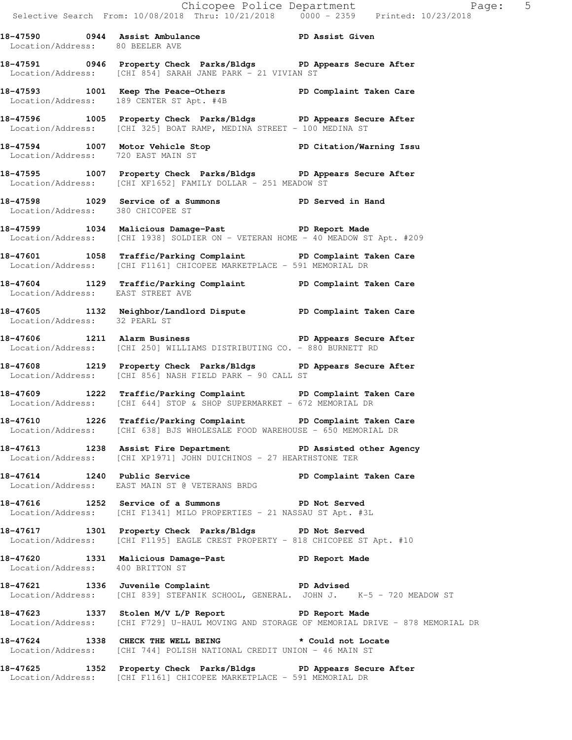**18-47590 0944 Assist Ambulance PD Assist Given**
Location/Address: 80 BEELER AVE

**18-47591 0946 Property Check Parks/Bldgs PD Appears Secure After**
Location/Address: [CHI 854] SARAH JANE PARK - 21 VIVIAN ST

**18-47593 1001 Keep The Peace-Others PD Complaint Taken Care**
Location/Address: 189 CENTER ST Apt. #4B

**18-47596 1005 Property Check Parks/Bldgs PD Appears Secure After**
Location/Address: [CHI 325] BOAT RAMP, MEDINA STREET - 100 MEDINA ST

**18-47594 1007 Motor Vehicle Stop PD Citation/Warning Issu**
Location/Address: 720 EAST MAIN ST

**18-47595 1007 Property Check Parks/Bldgs PD Appears Secure After**
Location/Address: [CHI XF1652] FAMILY DOLLAR - 251 MEADOW ST

**18-47598 1029 Service of a Summons PD Served in Hand**
Location/Address: 380 CHICOPEE ST

**18-47599 1034 Malicious Damage-Past PD Report Made**
Location/Address: [CHI 1938] SOLDIER ON - VETERAN HOME - 40 MEADOW ST Apt. #209

**18-47601 1058 Traffic/Parking Complaint PD Complaint Taken Care**
Location/Address: [CHI F1161] CHICOPEE MARKETPLACE - 591 MEMORIAL DR

**18-47604 1129 Traffic/Parking Complaint PD Complaint Taken Care**
Location/Address: EAST STREET AVE

**18-47605 1132 Neighbor/Landlord Dispute PD Complaint Taken Care**
Location/Address: 32 PEARL ST

**18-47606 1211 Alarm Business PD Appears Secure After**
Location/Address: [CHI 250] WILLIAMS DISTRIBUTING CO. - 880 BURNETT RD

**18-47608 1219 Property Check Parks/Bldgs PD Appears Secure After**
Location/Address: [CHI 856] NASH FIELD PARK - 90 CALL ST

**18-47609 1222 Traffic/Parking Complaint PD Complaint Taken Care**
Location/Address: [CHI 644] STOP & SHOP SUPERMARKET - 672 MEMORIAL DR

**18-47610 1226 Traffic/Parking Complaint PD Complaint Taken Care**
Location/Address: [CHI 638] BJS WHOLESALE FOOD WAREHOUSE - 650 MEMORIAL DR

**18-47613 1238 Assist Fire Department PD Assisted other Agency**
Location/Address: [CHI XP1971] JOHN DUICHINOS - 27 HEARTHSTONE TER

**18-47614 1240 Public Service PD Complaint Taken Care**
Location/Address: EAST MAIN ST @ VETERANS BRDG

**18-47616 1252 Service of a Summons PD Not Served**
Location/Address: [CHI F1341] MILO PROPERTIES - 21 NASSAU ST Apt. #3L

**18-47617 1301 Property Check Parks/Bldgs PD Not Served**
Location/Address: [CHI F1195] EAGLE CREST PROPERTY - 818 CHICOPEE ST Apt. #10

**18-47620 1331 Malicious Damage-Past PD Report Made**
Location/Address: 400 BRITTON ST

**18-47621 1336 Juvenile Complaint PD Advised**
Location/Address: [CHI 839] STEFANIK SCHOOL, GENERAL. JOHN J. K-5 - 720 MEADOW ST

**18-47623 1337 Stolen M/V L/P Report PD Report Made**
Location/Address: [CHI F729] U-HAUL MOVING AND STORAGE OF MEMORIAL DRIVE - 878 MEMORIAL DR

**18-47624 1338 CHECK THE WELL BEING * Could not Locate**
Location/Address: [CHI 744] POLISH NATIONAL CREDIT UNION - 46 MAIN ST

**18-47625 1352 Property Check Parks/Bldgs PD Appears Secure After**
Location/Address: [CHI F1161] CHICOPEE MARKETPLACE - 591 MEMORIAL DR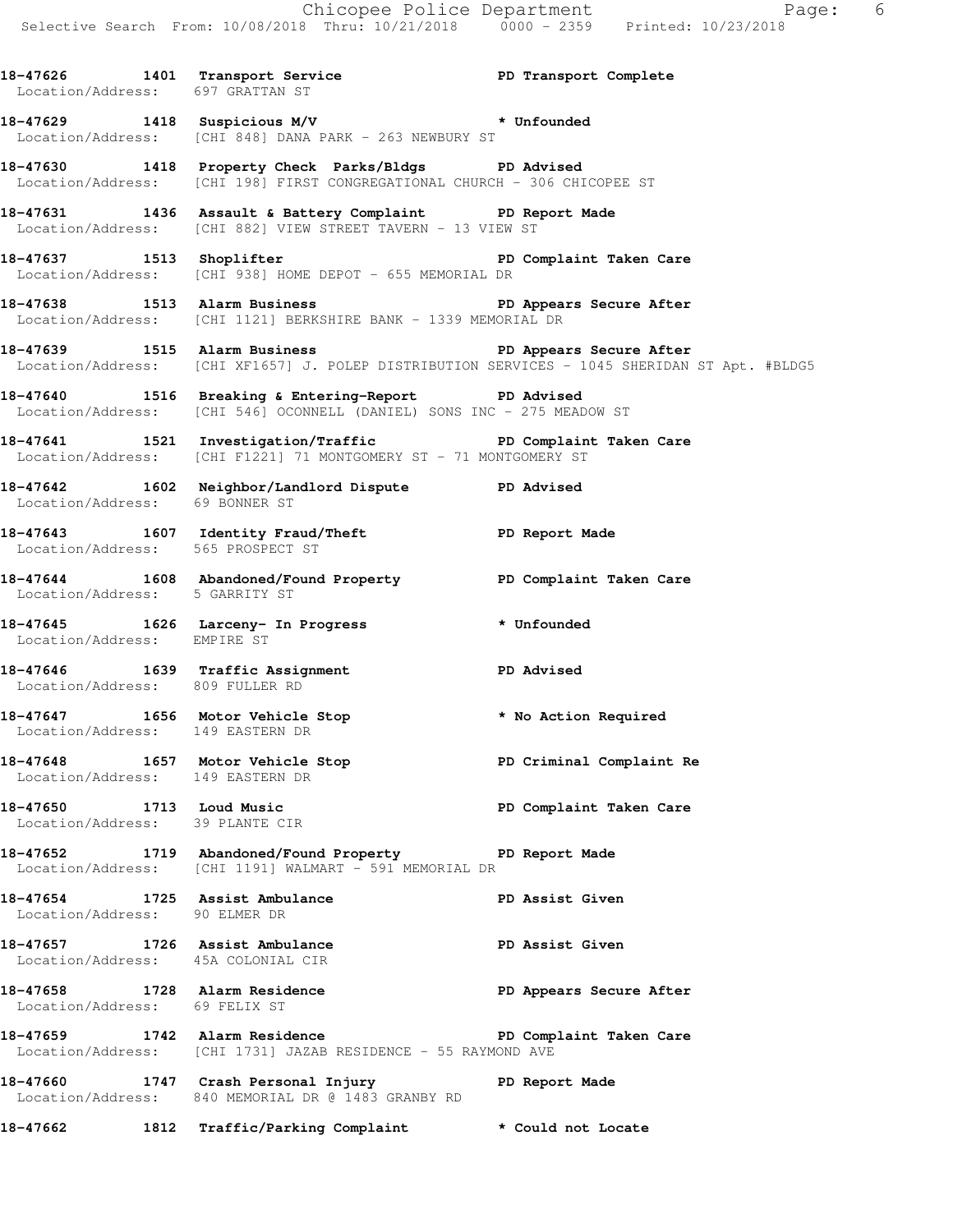**18-47626 1401 Transport Service** PD Transport Complete
Location/Address: 697 GRATTAN ST

**18-47629 1418 Suspicious M/V** * Unfounded
Location/Address: [CHI 848] DANA PARK - 263 NEWBURY ST

**18-47630 1418 Property Check Parks/Bldgs** PD Advised
Location/Address: [CHI 198] FIRST CONGREGATIONAL CHURCH - 306 CHICOPEE ST

**18-47631 1436 Assault & Battery Complaint** PD Report Made
Location/Address: [CHI 882] VIEW STREET TAVERN - 13 VIEW ST

**18-47637 1513 Shoplifter** PD Complaint Taken Care
Location/Address: [CHI 938] HOME DEPOT - 655 MEMORIAL DR

**18-47638 1513 Alarm Business** PD Appears Secure After
Location/Address: [CHI 1121] BERKSHIRE BANK - 1339 MEMORIAL DR

**18-47639 1515 Alarm Business** PD Appears Secure After
Location/Address: [CHI XF1657] J. POLEP DISTRIBUTION SERVICES - 1045 SHERIDAN ST Apt. #BLDG5

**18-47640 1516 Breaking & Entering-Report** PD Advised
Location/Address: [CHI 546] OCONNELL (DANIEL) SONS INC - 275 MEADOW ST

**18-47641 1521 Investigation/Traffic** PD Complaint Taken Care
Location/Address: [CHI F1221] 71 MONTGOMERY ST - 71 MONTGOMERY ST

**18-47642 1602 Neighbor/Landlord Dispute** PD Advised
Location/Address: 69 BONNER ST

**18-47643 1607 Identity Fraud/Theft** PD Report Made
Location/Address: 565 PROSPECT ST

**18-47644 1608 Abandoned/Found Property** PD Complaint Taken Care
Location/Address: 5 GARRITY ST

**18-47645 1626 Larceny- In Progress** * Unfounded
Location/Address: EMPIRE ST

**18-47646 1639 Traffic Assignment** PD Advised
Location/Address: 809 FULLER RD

**18-47647 1656 Motor Vehicle Stop** * No Action Required
Location/Address: 149 EASTERN DR

**18-47648 1657 Motor Vehicle Stop** PD Criminal Complaint Re
Location/Address: 149 EASTERN DR

**18-47650 1713 Loud Music** PD Complaint Taken Care
Location/Address: 39 PLANTE CIR

**18-47652 1719 Abandoned/Found Property** PD Report Made
Location/Address: [CHI 1191] WALMART - 591 MEMORIAL DR

**18-47654 1725 Assist Ambulance** PD Assist Given
Location/Address: 90 ELMER DR

**18-47657 1726 Assist Ambulance** PD Assist Given
Location/Address: 45A COLONIAL CIR

**18-47658 1728 Alarm Residence** PD Appears Secure After
Location/Address: 69 FELIX ST

**18-47659 1742 Alarm Residence** PD Complaint Taken Care
Location/Address: [CHI 1731] JAZAB RESIDENCE - 55 RAYMOND AVE

**18-47660 1747 Crash Personal Injury** PD Report Made
Location/Address: 840 MEMORIAL DR @ 1483 GRANBY RD

**18-47662 1812 Traffic/Parking Complaint** * Could not Locate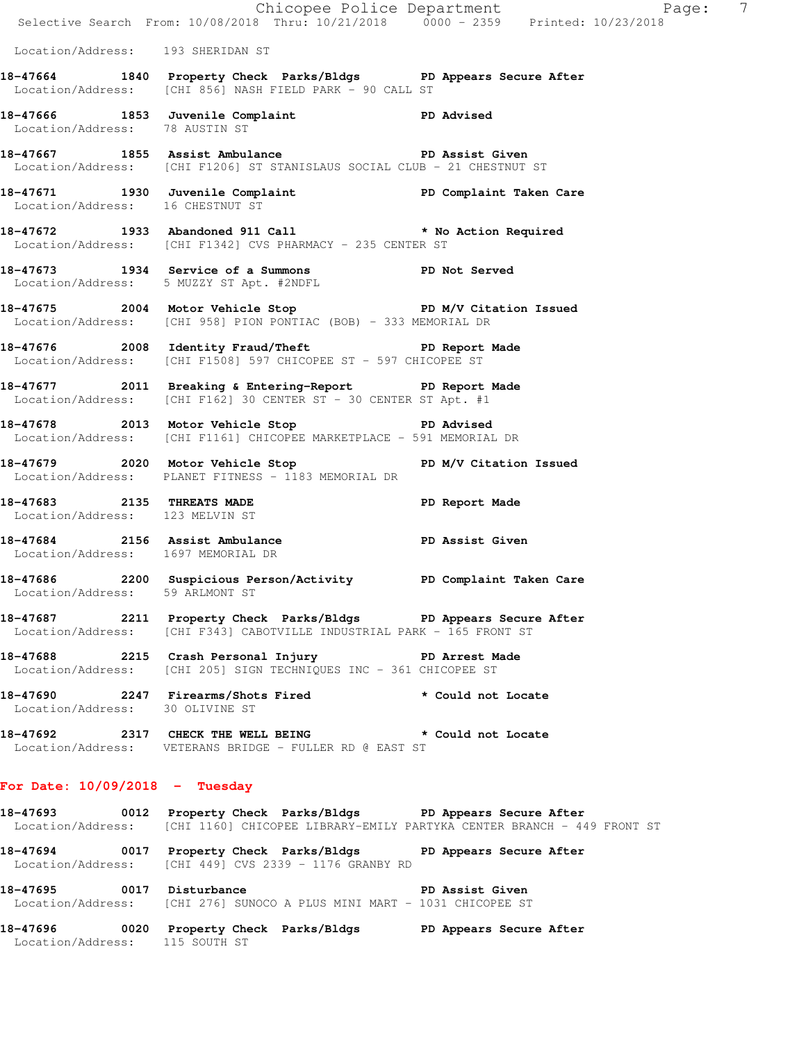Location/Address: 193 SHERIDAN ST

**18-47664 1840 Property Check Parks/Bldgs PD Appears Secure After**
Location/Address: [CHI 856] NASH FIELD PARK - 90 CALL ST

**18-47666 1853 Juvenile Complaint PD Advised**
Location/Address: 78 AUSTIN ST

**18-47667 1855 Assist Ambulance PD Assist Given**
Location/Address: [CHI F1206] ST STANISLAUS SOCIAL CLUB - 21 CHESTNUT ST

**18-47671 1930 Juvenile Complaint PD Complaint Taken Care**
Location/Address: 16 CHESTNUT ST

**18-47672 1933 Abandoned 911 Call * No Action Required**
Location/Address: [CHI F1342] CVS PHARMACY - 235 CENTER ST

**18-47673 1934 Service of a Summons PD Not Served**
Location/Address: 5 MUZZY ST Apt. #2NDFL

**18-47675 2004 Motor Vehicle Stop PD M/V Citation Issued**
Location/Address: [CHI 958] PION PONTIAC (BOB) - 333 MEMORIAL DR

**18-47676 2008 Identity Fraud/Theft PD Report Made**
Location/Address: [CHI F1508] 597 CHICOPEE ST - 597 CHICOPEE ST

**18-47677 2011 Breaking & Entering-Report PD Report Made**
Location/Address: [CHI F162] 30 CENTER ST - 30 CENTER ST Apt. #1

**18-47678 2013 Motor Vehicle Stop PD Advised**
Location/Address: [CHI F1161] CHICOPEE MARKETPLACE - 591 MEMORIAL DR

**18-47679 2020 Motor Vehicle Stop PD M/V Citation Issued**
Location/Address: PLANET FITNESS - 1183 MEMORIAL DR

**18-47683 2135 THREATS MADE PD Report Made**
Location/Address: 123 MELVIN ST

**18-47684 2156 Assist Ambulance PD Assist Given**
Location/Address: 1697 MEMORIAL DR

**18-47686 2200 Suspicious Person/Activity PD Complaint Taken Care**
Location/Address: 59 ARLMONT ST

**18-47687 2211 Property Check Parks/Bldgs PD Appears Secure After**
Location/Address: [CHI F343] CABOTVILLE INDUSTRIAL PARK - 165 FRONT ST

**18-47688 2215 Crash Personal Injury PD Arrest Made**
Location/Address: [CHI 205] SIGN TECHNIQUES INC - 361 CHICOPEE ST

**18-47690 2247 Firearms/Shots Fired * Could not Locate**
Location/Address: 30 OLIVINE ST

**18-47692 2317 CHECK THE WELL BEING * Could not Locate**
Location/Address: VETERANS BRIDGE - FULLER RD @ EAST ST

## For Date: 10/09/2018 - Tuesday

**18-47693 0012 Property Check Parks/Bldgs PD Appears Secure After**
Location/Address: [CHI 1160] CHICOPEE LIBRARY-EMILY PARTYKA CENTER BRANCH - 449 FRONT ST

**18-47694 0017 Property Check Parks/Bldgs PD Appears Secure After**
Location/Address: [CHI 449] CVS 2339 - 1176 GRANBY RD

**18-47695 0017 Disturbance PD Assist Given**
Location/Address: [CHI 276] SUNOCO A PLUS MINI MART - 1031 CHICOPEE ST

**18-47696 0020 Property Check Parks/Bldgs PD Appears Secure After**
Location/Address: 115 SOUTH ST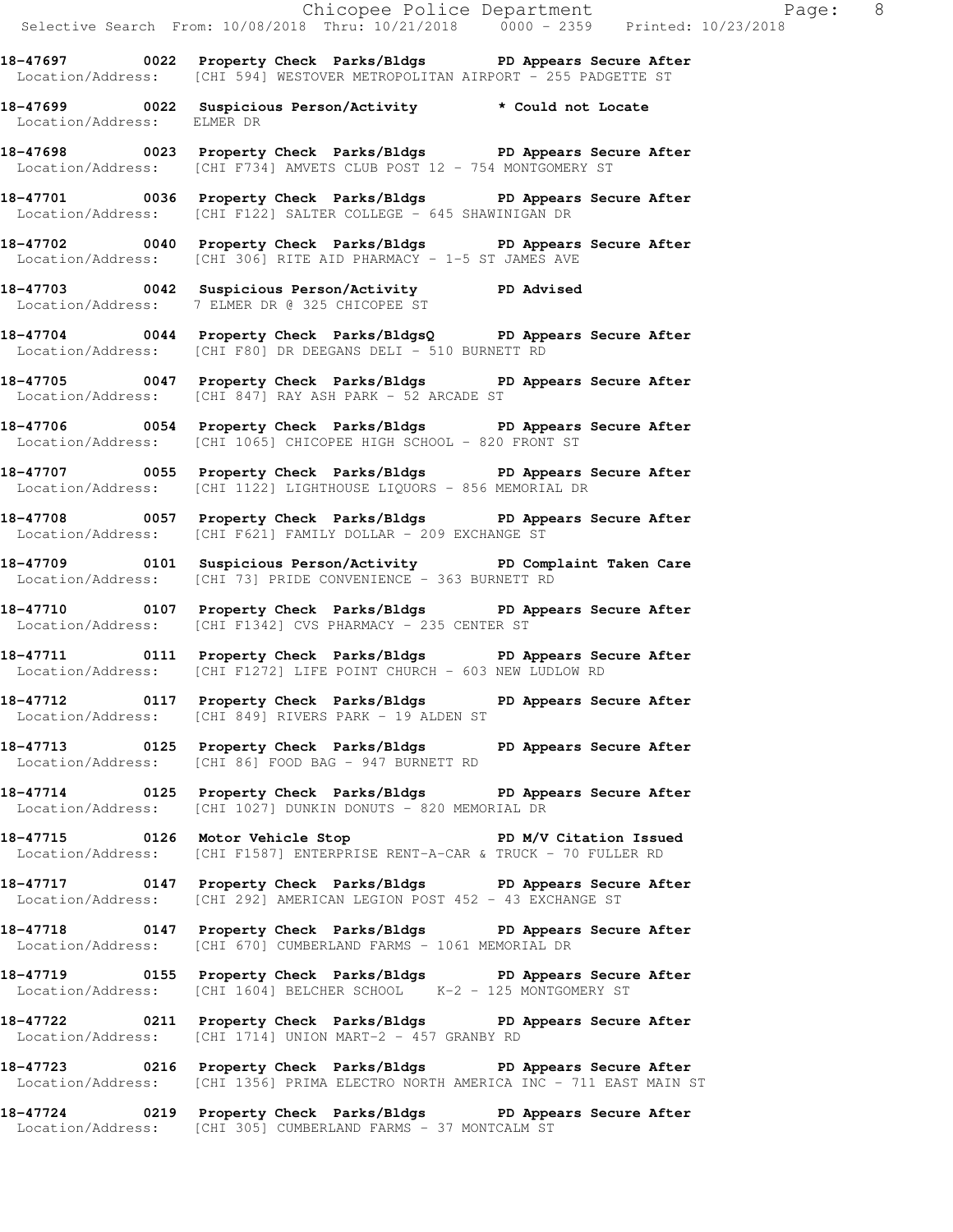**18-47697 0022 Property Check Parks/Bldgs PD Appears Secure After**
Location/Address: [CHI 594] WESTOVER METROPOLITAN AIRPORT - 255 PADGETTE ST

**18-47699 0022 Suspicious Person/Activity * Could not Locate**
Location/Address: ELMER DR

**18-47698 0023 Property Check Parks/Bldgs PD Appears Secure After**
Location/Address: [CHI F734] AMVETS CLUB POST 12 - 754 MONTGOMERY ST

**18-47701 0036 Property Check Parks/Bldgs PD Appears Secure After**
Location/Address: [CHI F122] SALTER COLLEGE - 645 SHAWINIGAN DR

**18-47702 0040 Property Check Parks/Bldgs PD Appears Secure After**
Location/Address: [CHI 306] RITE AID PHARMACY - 1-5 ST JAMES AVE

**18-47703 0042 Suspicious Person/Activity PD Advised**
Location/Address: 7 ELMER DR @ 325 CHICOPEE ST

**18-47704 0044 Property Check Parks/BldgsQ PD Appears Secure After**
Location/Address: [CHI F80] DR DEEGANS DELI - 510 BURNETT RD

**18-47705 0047 Property Check Parks/Bldgs PD Appears Secure After**
Location/Address: [CHI 847] RAY ASH PARK - 52 ARCADE ST

**18-47706 0054 Property Check Parks/Bldgs PD Appears Secure After**
Location/Address: [CHI 1065] CHICOPEE HIGH SCHOOL - 820 FRONT ST

**18-47707 0055 Property Check Parks/Bldgs PD Appears Secure After**
Location/Address: [CHI 1122] LIGHTHOUSE LIQUORS - 856 MEMORIAL DR

**18-47708 0057 Property Check Parks/Bldgs PD Appears Secure After**
Location/Address: [CHI F621] FAMILY DOLLAR - 209 EXCHANGE ST

**18-47709 0101 Suspicious Person/Activity PD Complaint Taken Care**
Location/Address: [CHI 73] PRIDE CONVENIENCE - 363 BURNETT RD

**18-47710 0107 Property Check Parks/Bldgs PD Appears Secure After**
Location/Address: [CHI F1342] CVS PHARMACY - 235 CENTER ST

**18-47711 0111 Property Check Parks/Bldgs PD Appears Secure After**
Location/Address: [CHI F1272] LIFE POINT CHURCH - 603 NEW LUDLOW RD

**18-47712 0117 Property Check Parks/Bldgs PD Appears Secure After**
Location/Address: [CHI 849] RIVERS PARK - 19 ALDEN ST

**18-47713 0125 Property Check Parks/Bldgs PD Appears Secure After**
Location/Address: [CHI 86] FOOD BAG - 947 BURNETT RD

**18-47714 0125 Property Check Parks/Bldgs PD Appears Secure After**
Location/Address: [CHI 1027] DUNKIN DONUTS - 820 MEMORIAL DR

**18-47715 0126 Motor Vehicle Stop PD M/V Citation Issued**
Location/Address: [CHI F1587] ENTERPRISE RENT-A-CAR & TRUCK - 70 FULLER RD

**18-47717 0147 Property Check Parks/Bldgs PD Appears Secure After**
Location/Address: [CHI 292] AMERICAN LEGION POST 452 - 43 EXCHANGE ST

**18-47718 0147 Property Check Parks/Bldgs PD Appears Secure After**
Location/Address: [CHI 670] CUMBERLAND FARMS - 1061 MEMORIAL DR

**18-47719 0155 Property Check Parks/Bldgs PD Appears Secure After**
Location/Address: [CHI 1604] BELCHER SCHOOL K-2 - 125 MONTGOMERY ST

**18-47722 0211 Property Check Parks/Bldgs PD Appears Secure After**
Location/Address: [CHI 1714] UNION MART-2 - 457 GRANBY RD

**18-47723 0216 Property Check Parks/Bldgs PD Appears Secure After**
Location/Address: [CHI 1356] PRIMA ELECTRO NORTH AMERICA INC - 711 EAST MAIN ST

**18-47724 0219 Property Check Parks/Bldgs PD Appears Secure After**
Location/Address: [CHI 305] CUMBERLAND FARMS - 37 MONTCALM ST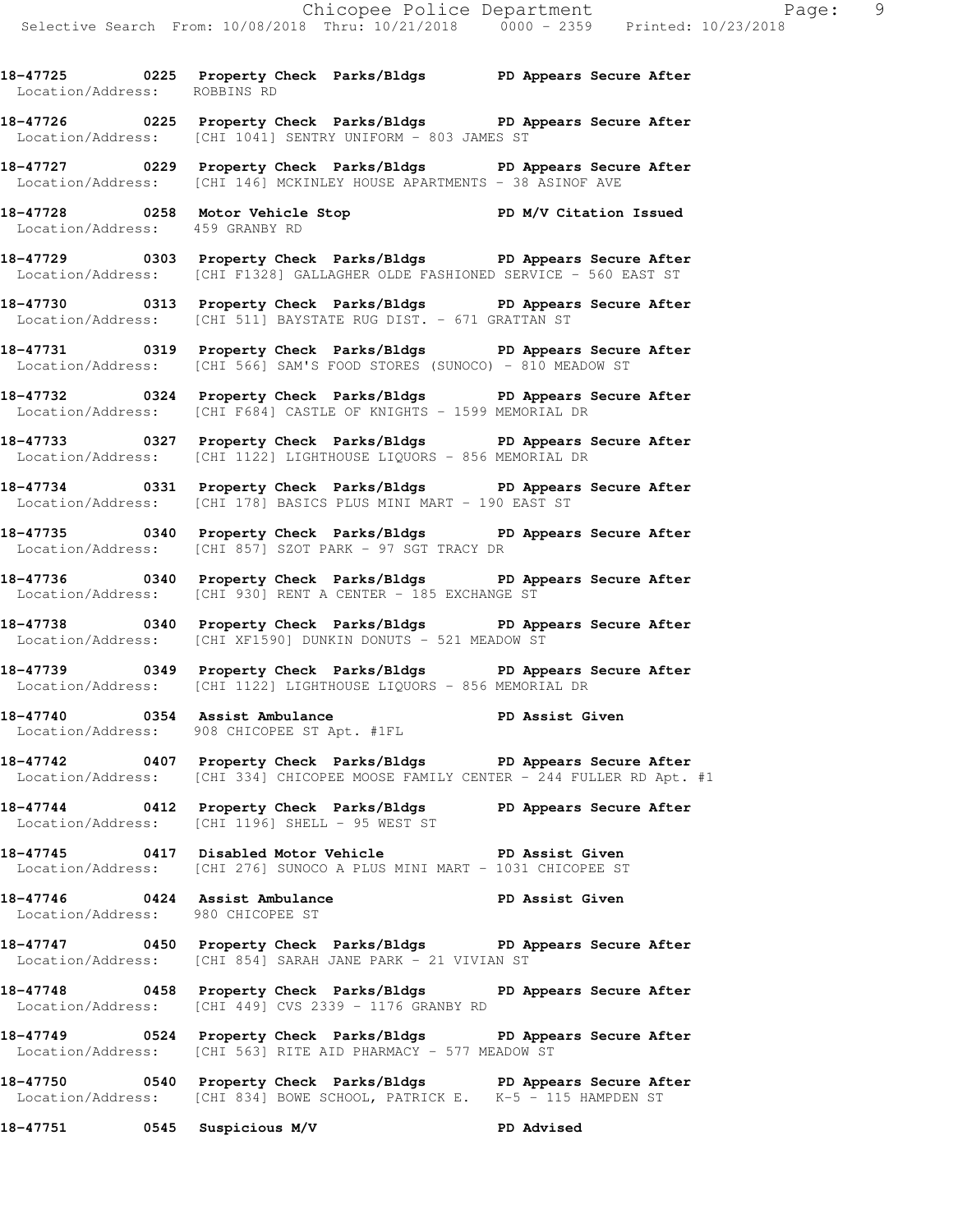**18-47725 0225 Property Check Parks/Bldgs PD Appears Secure After**
Location/Address: ROBBINS RD

**18-47726 0225 Property Check Parks/Bldgs PD Appears Secure After**
Location/Address: [CHI 1041] SENTRY UNIFORM - 803 JAMES ST

**18-47727 0229 Property Check Parks/Bldgs PD Appears Secure After**
Location/Address: [CHI 146] MCKINLEY HOUSE APARTMENTS - 38 ASINOF AVE

**18-47728 0258 Motor Vehicle Stop PD M/V Citation Issued**
Location/Address: 459 GRANBY RD

**18-47729 0303 Property Check Parks/Bldgs PD Appears Secure After**
Location/Address: [CHI F1328] GALLAGHER OLDE FASHIONED SERVICE - 560 EAST ST

**18-47730 0313 Property Check Parks/Bldgs PD Appears Secure After**
Location/Address: [CHI 511] BAYSTATE RUG DIST. - 671 GRATTAN ST

**18-47731 0319 Property Check Parks/Bldgs PD Appears Secure After**
Location/Address: [CHI 566] SAM'S FOOD STORES (SUNOCO) - 810 MEADOW ST

**18-47732 0324 Property Check Parks/Bldgs PD Appears Secure After**
Location/Address: [CHI F684] CASTLE OF KNIGHTS - 1599 MEMORIAL DR

**18-47733 0327 Property Check Parks/Bldgs PD Appears Secure After**
Location/Address: [CHI 1122] LIGHTHOUSE LIQUORS - 856 MEMORIAL DR

**18-47734 0331 Property Check Parks/Bldgs PD Appears Secure After**
Location/Address: [CHI 178] BASICS PLUS MINI MART - 190 EAST ST

**18-47735 0340 Property Check Parks/Bldgs PD Appears Secure After**
Location/Address: [CHI 857] SZOT PARK - 97 SGT TRACY DR

**18-47736 0340 Property Check Parks/Bldgs PD Appears Secure After**
Location/Address: [CHI 930] RENT A CENTER - 185 EXCHANGE ST

**18-47738 0340 Property Check Parks/Bldgs PD Appears Secure After**
Location/Address: [CHI XF1590] DUNKIN DONUTS - 521 MEADOW ST

**18-47739 0349 Property Check Parks/Bldgs PD Appears Secure After**
Location/Address: [CHI 1122] LIGHTHOUSE LIQUORS - 856 MEMORIAL DR

**18-47740 0354 Assist Ambulance PD Assist Given**
Location/Address: 908 CHICOPEE ST Apt. #1FL

**18-47742 0407 Property Check Parks/Bldgs PD Appears Secure After**
Location/Address: [CHI 334] CHICOPEE MOOSE FAMILY CENTER - 244 FULLER RD Apt. #1

**18-47744 0412 Property Check Parks/Bldgs PD Appears Secure After**
Location/Address: [CHI 1196] SHELL - 95 WEST ST

**18-47745 0417 Disabled Motor Vehicle PD Assist Given**
Location/Address: [CHI 276] SUNOCO A PLUS MINI MART - 1031 CHICOPEE ST

**18-47746 0424 Assist Ambulance PD Assist Given**
Location/Address: 980 CHICOPEE ST

**18-47747 0450 Property Check Parks/Bldgs PD Appears Secure After**
Location/Address: [CHI 854] SARAH JANE PARK - 21 VIVIAN ST

**18-47748 0458 Property Check Parks/Bldgs PD Appears Secure After**
Location/Address: [CHI 449] CVS 2339 - 1176 GRANBY RD

**18-47749 0524 Property Check Parks/Bldgs PD Appears Secure After**
Location/Address: [CHI 563] RITE AID PHARMACY - 577 MEADOW ST

**18-47750 0540 Property Check Parks/Bldgs PD Appears Secure After**
Location/Address: [CHI 834] BOWE SCHOOL, PATRICK E. K-5 - 115 HAMPDEN ST

**18-47751 0545 Suspicious M/V PD Advised**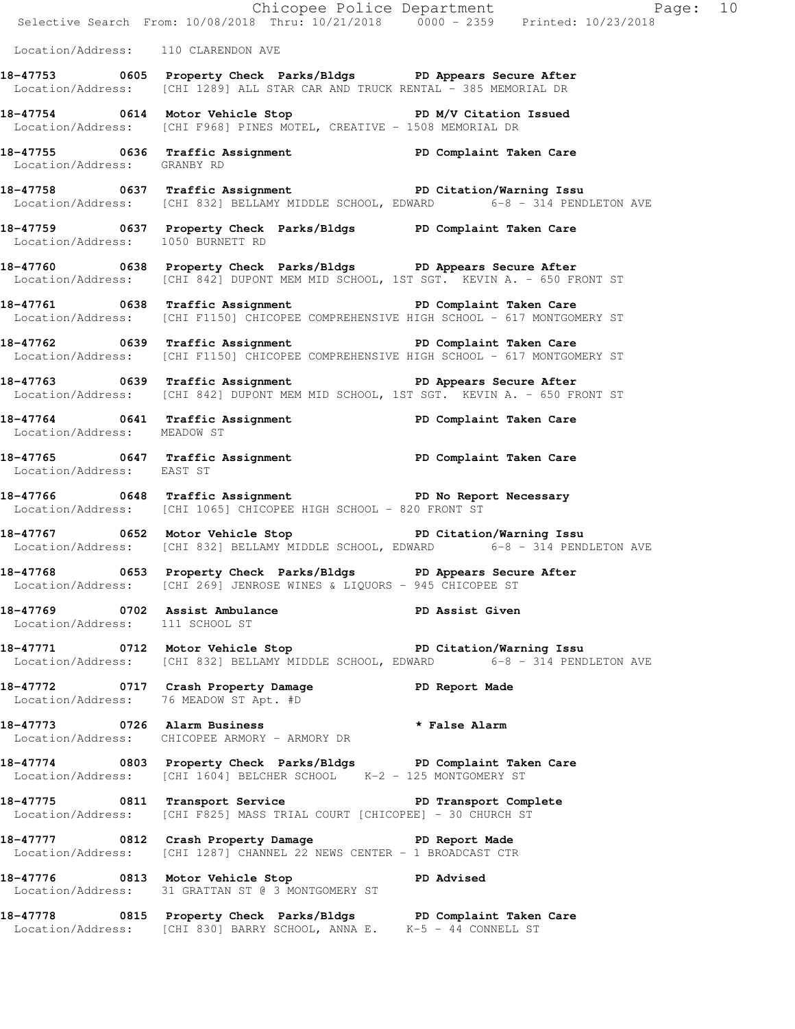Location/Address: 110 CLARENDON AVE

**18-47753 0605 Property Check Parks/Bldgs PD Appears Secure After**
Location/Address: [CHI 1289] ALL STAR CAR AND TRUCK RENTAL - 385 MEMORIAL DR

**18-47754 0614 Motor Vehicle Stop PD M/V Citation Issued**
Location/Address: [CHI F968] PINES MOTEL, CREATIVE - 1508 MEMORIAL DR

**18-47755 0636 Traffic Assignment PD Complaint Taken Care**
Location/Address: GRANBY RD

**18-47758 0637 Traffic Assignment PD Citation/Warning Issu**
Location/Address: [CHI 832] BELLAMY MIDDLE SCHOOL, EDWARD 6-8 - 314 PENDLETON AVE

**18-47759 0637 Property Check Parks/Bldgs PD Complaint Taken Care**
Location/Address: 1050 BURNETT RD

**18-47760 0638 Property Check Parks/Bldgs PD Appears Secure After**
Location/Address: [CHI 842] DUPONT MEM MID SCHOOL, 1ST SGT. KEVIN A. - 650 FRONT ST

**18-47761 0638 Traffic Assignment PD Complaint Taken Care**
Location/Address: [CHI F1150] CHICOPEE COMPREHENSIVE HIGH SCHOOL - 617 MONTGOMERY ST

**18-47762 0639 Traffic Assignment PD Complaint Taken Care**
Location/Address: [CHI F1150] CHICOPEE COMPREHENSIVE HIGH SCHOOL - 617 MONTGOMERY ST

**18-47763 0639 Traffic Assignment PD Appears Secure After**
Location/Address: [CHI 842] DUPONT MEM MID SCHOOL, 1ST SGT. KEVIN A. - 650 FRONT ST

**18-47764 0641 Traffic Assignment PD Complaint Taken Care**
Location/Address: MEADOW ST

**18-47765 0647 Traffic Assignment PD Complaint Taken Care**
Location/Address: EAST ST

**18-47766 0648 Traffic Assignment PD No Report Necessary**
Location/Address: [CHI 1065] CHICOPEE HIGH SCHOOL - 820 FRONT ST

**18-47767 0652 Motor Vehicle Stop PD Citation/Warning Issu**
Location/Address: [CHI 832] BELLAMY MIDDLE SCHOOL, EDWARD 6-8 - 314 PENDLETON AVE

**18-47768 0653 Property Check Parks/Bldgs PD Appears Secure After**
Location/Address: [CHI 269] JENROSE WINES & LIQUORS - 945 CHICOPEE ST

**18-47769 0702 Assist Ambulance PD Assist Given**
Location/Address: 111 SCHOOL ST

**18-47771 0712 Motor Vehicle Stop PD Citation/Warning Issu**
Location/Address: [CHI 832] BELLAMY MIDDLE SCHOOL, EDWARD 6-8 - 314 PENDLETON AVE

**18-47772 0717 Crash Property Damage PD Report Made**
Location/Address: 76 MEADOW ST Apt. #D

**18-47773 0726 Alarm Business * False Alarm**
Location/Address: CHICOPEE ARMORY - ARMORY DR

**18-47774 0803 Property Check Parks/Bldgs PD Complaint Taken Care**
Location/Address: [CHI 1604] BELCHER SCHOOL K-2 - 125 MONTGOMERY ST

**18-47775 0811 Transport Service PD Transport Complete**
Location/Address: [CHI F825] MASS TRIAL COURT [CHICOPEE] - 30 CHURCH ST

**18-47777 0812 Crash Property Damage PD Report Made**
Location/Address: [CHI 1287] CHANNEL 22 NEWS CENTER - 1 BROADCAST CTR

**18-47776 0813 Motor Vehicle Stop PD Advised**
Location/Address: 31 GRATTAN ST @ 3 MONTGOMERY ST

**18-47778 0815 Property Check Parks/Bldgs PD Complaint Taken Care**
Location/Address: [CHI 830] BARRY SCHOOL, ANNA E. K-5 - 44 CONNELL ST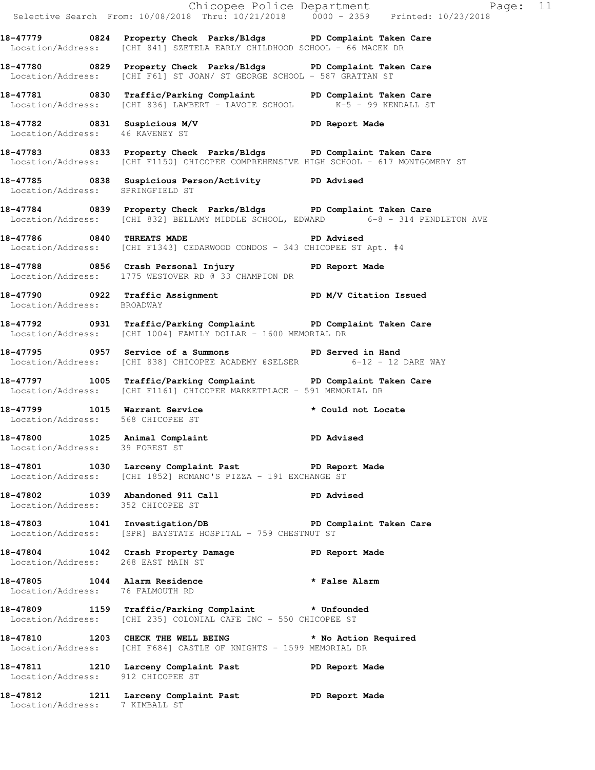**18-47779 0824 Property Check Parks/Bldgs PD Complaint Taken Care**
Location/Address: [CHI 841] SZETELA EARLY CHILDHOOD SCHOOL - 66 MACEK DR

**18-47780 0829 Property Check Parks/Bldgs PD Complaint Taken Care**
Location/Address: [CHI F61] ST JOAN/ ST GEORGE SCHOOL - 587 GRATTAN ST

**18-47781 0830 Traffic/Parking Complaint PD Complaint Taken Care**
Location/Address: [CHI 836] LAMBERT - LAVOIE SCHOOL K-5 - 99 KENDALL ST

**18-47782 0831 Suspicious M/V PD Report Made**
Location/Address: 46 KAVENEY ST

**18-47783 0833 Property Check Parks/Bldgs PD Complaint Taken Care**
Location/Address: [CHI F1150] CHICOPEE COMPREHENSIVE HIGH SCHOOL - 617 MONTGOMERY ST

**18-47785 0838 Suspicious Person/Activity PD Advised**
Location/Address: SPRINGFIELD ST

**18-47784 0839 Property Check Parks/Bldgs PD Complaint Taken Care**
Location/Address: [CHI 832] BELLAMY MIDDLE SCHOOL, EDWARD 6-8 - 314 PENDLETON AVE

**18-47786 0840 THREATS MADE PD Advised**
Location/Address: [CHI F1343] CEDARWOOD CONDOS - 343 CHICOPEE ST Apt. #4

**18-47788 0856 Crash Personal Injury PD Report Made**
Location/Address: 1775 WESTOVER RD @ 33 CHAMPION DR

**18-47790 0922 Traffic Assignment PD M/V Citation Issued**
Location/Address: BROADWAY

**18-47792 0931 Traffic/Parking Complaint PD Complaint Taken Care**
Location/Address: [CHI 1004] FAMILY DOLLAR - 1600 MEMORIAL DR

**18-47795 0957 Service of a Summons PD Served in Hand**
Location/Address: [CHI 838] CHICOPEE ACADEMY @SELSER 6-12 - 12 DARE WAY

**18-47797 1005 Traffic/Parking Complaint PD Complaint Taken Care**
Location/Address: [CHI F1161] CHICOPEE MARKETPLACE - 591 MEMORIAL DR

**18-47799 1015 Warrant Service * Could not Locate**
Location/Address: 568 CHICOPEE ST

**18-47800 1025 Animal Complaint PD Advised**
Location/Address: 39 FOREST ST

**18-47801 1030 Larceny Complaint Past PD Report Made**
Location/Address: [CHI 1852] ROMANO'S PIZZA - 191 EXCHANGE ST

**18-47802 1039 Abandoned 911 Call PD Advised**
Location/Address: 352 CHICOPEE ST

**18-47803 1041 Investigation/DB PD Complaint Taken Care**
Location/Address: [SPR] BAYSTATE HOSPITAL - 759 CHESTNUT ST

**18-47804 1042 Crash Property Damage PD Report Made**
Location/Address: 268 EAST MAIN ST

**18-47805 1044 Alarm Residence * False Alarm**
Location/Address: 76 FALMOUTH RD

**18-47809 1159 Traffic/Parking Complaint * Unfounded**
Location/Address: [CHI 235] COLONIAL CAFE INC - 550 CHICOPEE ST

**18-47810 1203 CHECK THE WELL BEING * No Action Required**
Location/Address: [CHI F684] CASTLE OF KNIGHTS - 1599 MEMORIAL DR

**18-47811 1210 Larceny Complaint Past PD Report Made**
Location/Address: 912 CHICOPEE ST

**18-47812 1211 Larceny Complaint Past PD Report Made**
Location/Address: 7 KIMBALL ST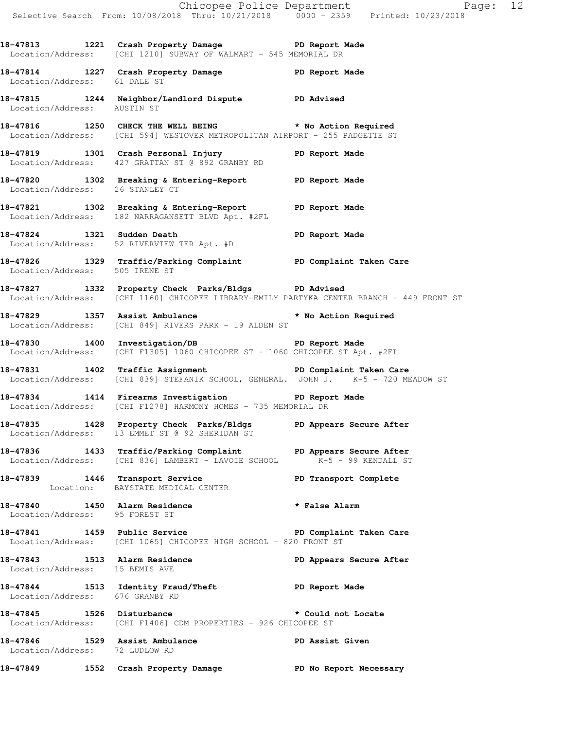18-47813 1221 Crash Property Damage PD Report Made
Location/Address: [CHI 1210] SUBWAY OF WALMART - 545 MEMORIAL DR

18-47814 1227 Crash Property Damage PD Report Made
Location/Address: 61 DALE ST

18-47815 1244 Neighbor/Landlord Dispute PD Advised
Location/Address: AUSTIN ST

18-47816 1250 CHECK THE WELL BEING * No Action Required
Location/Address: [CHI 594] WESTOVER METROPOLITAN AIRPORT - 255 PADGETTE ST

18-47819 1301 Crash Personal Injury PD Report Made
Location/Address: 427 GRATTAN ST @ 892 GRANBY RD

18-47820 1302 Breaking & Entering-Report PD Report Made
Location/Address: 26 STANLEY CT

18-47821 1302 Breaking & Entering-Report PD Report Made
Location/Address: 182 NARRAGANSETT BLVD Apt. #2FL

18-47824 1321 Sudden Death PD Report Made
Location/Address: 52 RIVERVIEW TER Apt. #D

18-47826 1329 Traffic/Parking Complaint PD Complaint Taken Care
Location/Address: 505 IRENE ST

18-47827 1332 Property Check Parks/Bldgs PD Advised
Location/Address: [CHI 1160] CHICOPEE LIBRARY-EMILY PARTYKA CENTER BRANCH - 449 FRONT ST

18-47829 1357 Assist Ambulance * No Action Required
Location/Address: [CHI 849] RIVERS PARK - 19 ALDEN ST

18-47830 1400 Investigation/DB PD Report Made
Location/Address: [CHI F1305] 1060 CHICOPEE ST - 1060 CHICOPEE ST Apt. #2FL

18-47831 1402 Traffic Assignment PD Complaint Taken Care
Location/Address: [CHI 839] STEFANIK SCHOOL, GENERAL. JOHN J. K-5 - 720 MEADOW ST

18-47834 1414 Firearms Investigation PD Report Made
Location/Address: [CHI F1278] HARMONY HOMES - 735 MEMORIAL DR

18-47835 1428 Property Check Parks/Bldgs PD Appears Secure After
Location/Address: 13 EMMET ST @ 92 SHERIDAN ST

18-47836 1433 Traffic/Parking Complaint PD Appears Secure After
Location/Address: [CHI 836] LAMBERT - LAVOIE SCHOOL K-5 - 99 KENDALL ST

18-47839 1446 Transport Service PD Transport Complete
Location: BAYSTATE MEDICAL CENTER

18-47840 1450 Alarm Residence * False Alarm
Location/Address: 95 FOREST ST

18-47841 1459 Public Service PD Complaint Taken Care
Location/Address: [CHI 1065] CHICOPEE HIGH SCHOOL - 820 FRONT ST

18-47843 1513 Alarm Residence PD Appears Secure After
Location/Address: 15 BEMIS AVE

18-47844 1513 Identity Fraud/Theft PD Report Made
Location/Address: 676 GRANBY RD

18-47845 1526 Disturbance * Could not Locate
Location/Address: [CHI F1406] CDM PROPERTIES - 926 CHICOPEE ST

18-47846 1529 Assist Ambulance PD Assist Given
Location/Address: 72 LUDLOW RD

18-47849 1552 Crash Property Damage PD No Report Necessary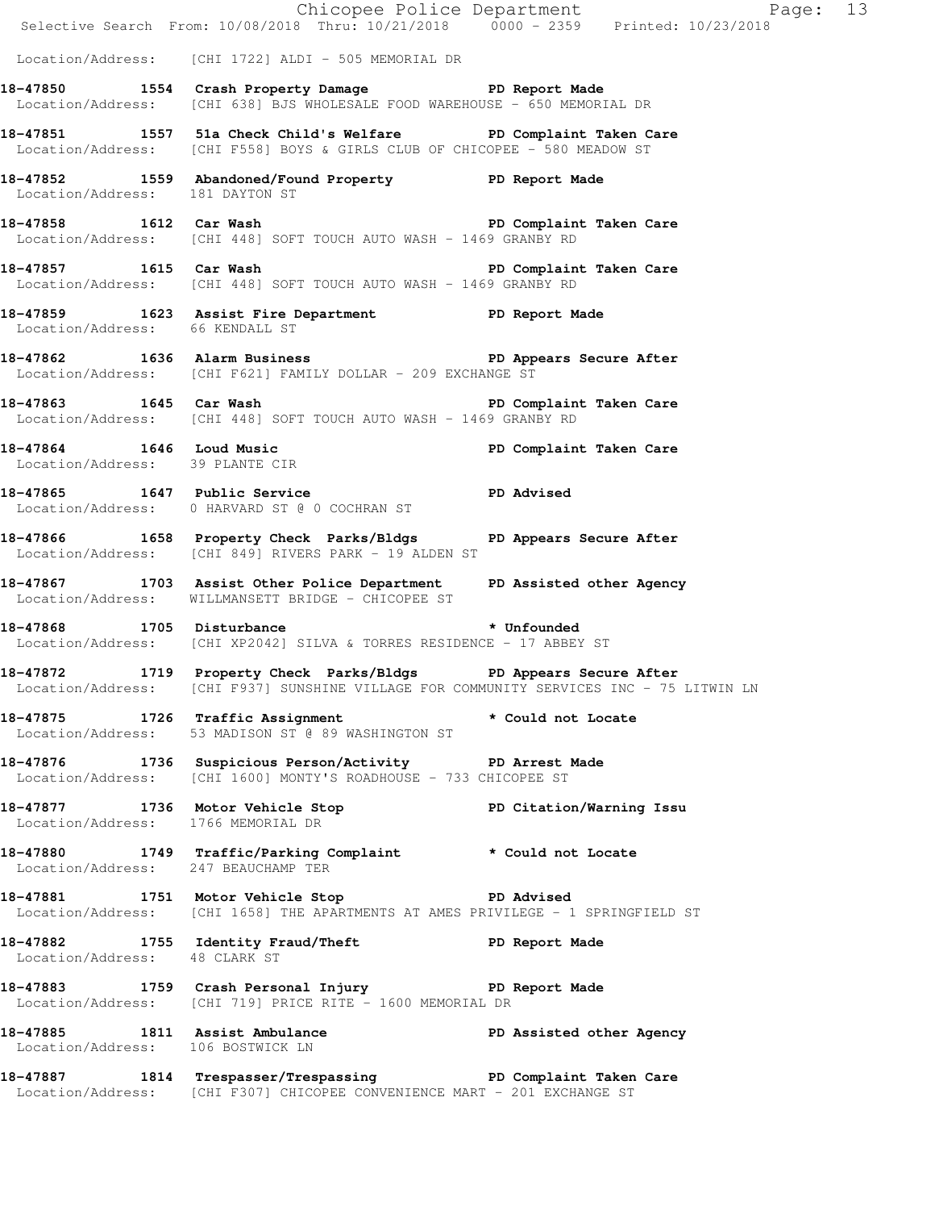Location/Address: [CHI 1722] ALDI - 505 MEMORIAL DR

**18-47850 1554 Crash Property Damage PD Report Made**
Location/Address: [CHI 638] BJS WHOLESALE FOOD WAREHOUSE - 650 MEMORIAL DR

**18-47851 1557 51a Check Child's Welfare PD Complaint Taken Care**
Location/Address: [CHI F558] BOYS & GIRLS CLUB OF CHICOPEE - 580 MEADOW ST

**18-47852 1559 Abandoned/Found Property PD Report Made**
Location/Address: 181 DAYTON ST

**18-47858 1612 Car Wash PD Complaint Taken Care**
Location/Address: [CHI 448] SOFT TOUCH AUTO WASH - 1469 GRANBY RD

**18-47857 1615 Car Wash PD Complaint Taken Care**
Location/Address: [CHI 448] SOFT TOUCH AUTO WASH - 1469 GRANBY RD

**18-47859 1623 Assist Fire Department PD Report Made**
Location/Address: 66 KENDALL ST

**18-47862 1636 Alarm Business PD Appears Secure After**
Location/Address: [CHI F621] FAMILY DOLLAR - 209 EXCHANGE ST

**18-47863 1645 Car Wash PD Complaint Taken Care**
Location/Address: [CHI 448] SOFT TOUCH AUTO WASH - 1469 GRANBY RD

**18-47864 1646 Loud Music PD Complaint Taken Care**
Location/Address: 39 PLANTE CIR

**18-47865 1647 Public Service PD Advised**
Location/Address: 0 HARVARD ST @ 0 COCHRAN ST

**18-47866 1658 Property Check Parks/Bldgs PD Appears Secure After**
Location/Address: [CHI 849] RIVERS PARK - 19 ALDEN ST

**18-47867 1703 Assist Other Police Department PD Assisted other Agency**
Location/Address: WILLMANSETT BRIDGE - CHICOPEE ST

**18-47868 1705 Disturbance * Unfounded**
Location/Address: [CHI XP2042] SILVA & TORRES RESIDENCE - 17 ABBEY ST

**18-47872 1719 Property Check Parks/Bldgs PD Appears Secure After**
Location/Address: [CHI F937] SUNSHINE VILLAGE FOR COMMUNITY SERVICES INC - 75 LITWIN LN

**18-47875 1726 Traffic Assignment * Could not Locate**
Location/Address: 53 MADISON ST @ 89 WASHINGTON ST

**18-47876 1736 Suspicious Person/Activity PD Arrest Made**
Location/Address: [CHI 1600] MONTY'S ROADHOUSE - 733 CHICOPEE ST

**18-47877 1736 Motor Vehicle Stop PD Citation/Warning Issu**
Location/Address: 1766 MEMORIAL DR

**18-47880 1749 Traffic/Parking Complaint * Could not Locate**
Location/Address: 247 BEAUCHAMP TER

**18-47881 1751 Motor Vehicle Stop PD Advised**
Location/Address: [CHI 1658] THE APARTMENTS AT AMES PRIVILEGE - 1 SPRINGFIELD ST

**18-47882 1755 Identity Fraud/Theft PD Report Made**
Location/Address: 48 CLARK ST

**18-47883 1759 Crash Personal Injury PD Report Made**
Location/Address: [CHI 719] PRICE RITE - 1600 MEMORIAL DR

**18-47885 1811 Assist Ambulance PD Assisted other Agency**
Location/Address: 106 BOSTWICK LN

**18-47887 1814 Trespasser/Trespassing PD Complaint Taken Care**
Location/Address: [CHI F307] CHICOPEE CONVENIENCE MART - 201 EXCHANGE ST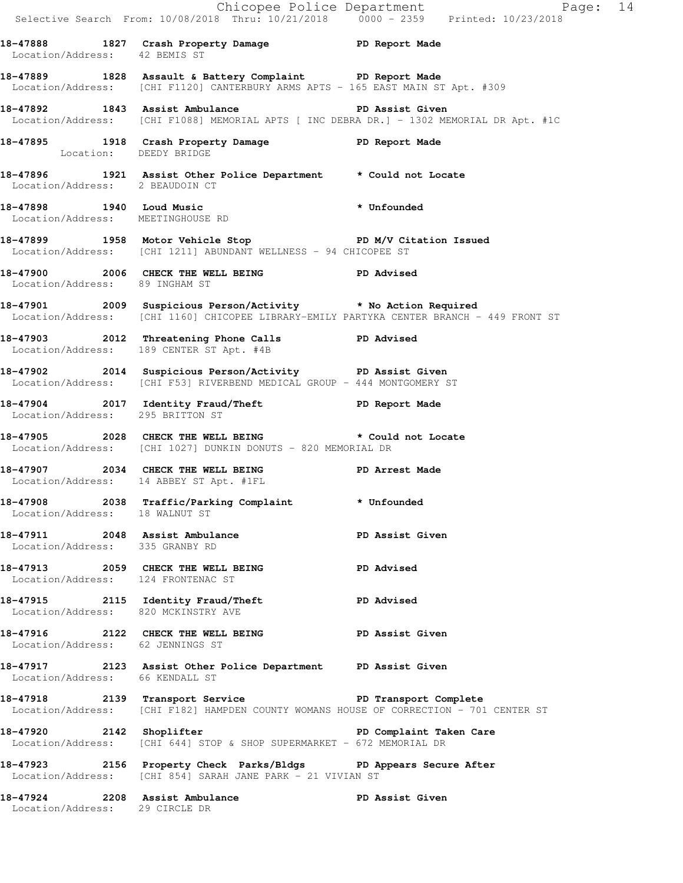**18-47888 1827 Crash Property Damage PD Report Made**
Location/Address: 42 BEMIS ST

**18-47889 1828 Assault & Battery Complaint PD Report Made**
Location/Address: [CHI F1120] CANTERBURY ARMS APTS - 165 EAST MAIN ST Apt. #309

**18-47892 1843 Assist Ambulance PD Assist Given**
Location/Address: [CHI F1088] MEMORIAL APTS [ INC DEBRA DR.] - 1302 MEMORIAL DR Apt. #1C

**18-47895 1918 Crash Property Damage PD Report Made**
Location: DEEDY BRIDGE

**18-47896 1921 Assist Other Police Department * Could not Locate**
Location/Address: 2 BEAUDOIN CT

**18-47898 1940 Loud Music * Unfounded**
Location/Address: MEETINGHOUSE RD

**18-47899 1958 Motor Vehicle Stop PD M/V Citation Issued**
Location/Address: [CHI 1211] ABUNDANT WELLNESS - 94 CHICOPEE ST

**18-47900 2006 CHECK THE WELL BEING PD Advised**
Location/Address: 89 INGHAM ST

**18-47901 2009 Suspicious Person/Activity * No Action Required**
Location/Address: [CHI 1160] CHICOPEE LIBRARY-EMILY PARTYKA CENTER BRANCH - 449 FRONT ST

**18-47903 2012 Threatening Phone Calls PD Advised**
Location/Address: 189 CENTER ST Apt. #4B

**18-47902 2014 Suspicious Person/Activity PD Assist Given**
Location/Address: [CHI F53] RIVERBEND MEDICAL GROUP - 444 MONTGOMERY ST

**18-47904 2017 Identity Fraud/Theft PD Report Made**
Location/Address: 295 BRITTON ST

**18-47905 2028 CHECK THE WELL BEING * Could not Locate**
Location/Address: [CHI 1027] DUNKIN DONUTS - 820 MEMORIAL DR

**18-47907 2034 CHECK THE WELL BEING PD Arrest Made**
Location/Address: 14 ABBEY ST Apt. #1FL

**18-47908 2038 Traffic/Parking Complaint * Unfounded**
Location/Address: 18 WALNUT ST

**18-47911 2048 Assist Ambulance PD Assist Given**
Location/Address: 335 GRANBY RD

**18-47913 2059 CHECK THE WELL BEING PD Advised**
Location/Address: 124 FRONTENAC ST

**18-47915 2115 Identity Fraud/Theft PD Advised**
Location/Address: 820 MCKINSTRY AVE

**18-47916 2122 CHECK THE WELL BEING PD Assist Given**
Location/Address: 62 JENNINGS ST

**18-47917 2123 Assist Other Police Department PD Assist Given**
Location/Address: 66 KENDALL ST

**18-47918 2139 Transport Service PD Transport Complete**
Location/Address: [CHI F182] HAMPDEN COUNTY WOMANS HOUSE OF CORRECTION - 701 CENTER ST

**18-47920 2142 Shoplifter PD Complaint Taken Care**
Location/Address: [CHI 644] STOP & SHOP SUPERMARKET - 672 MEMORIAL DR

**18-47923 2156 Property Check Parks/Bldgs PD Appears Secure After**
Location/Address: [CHI 854] SARAH JANE PARK - 21 VIVIAN ST

**18-47924 2208 Assist Ambulance PD Assist Given**
Location/Address: 29 CIRCLE DR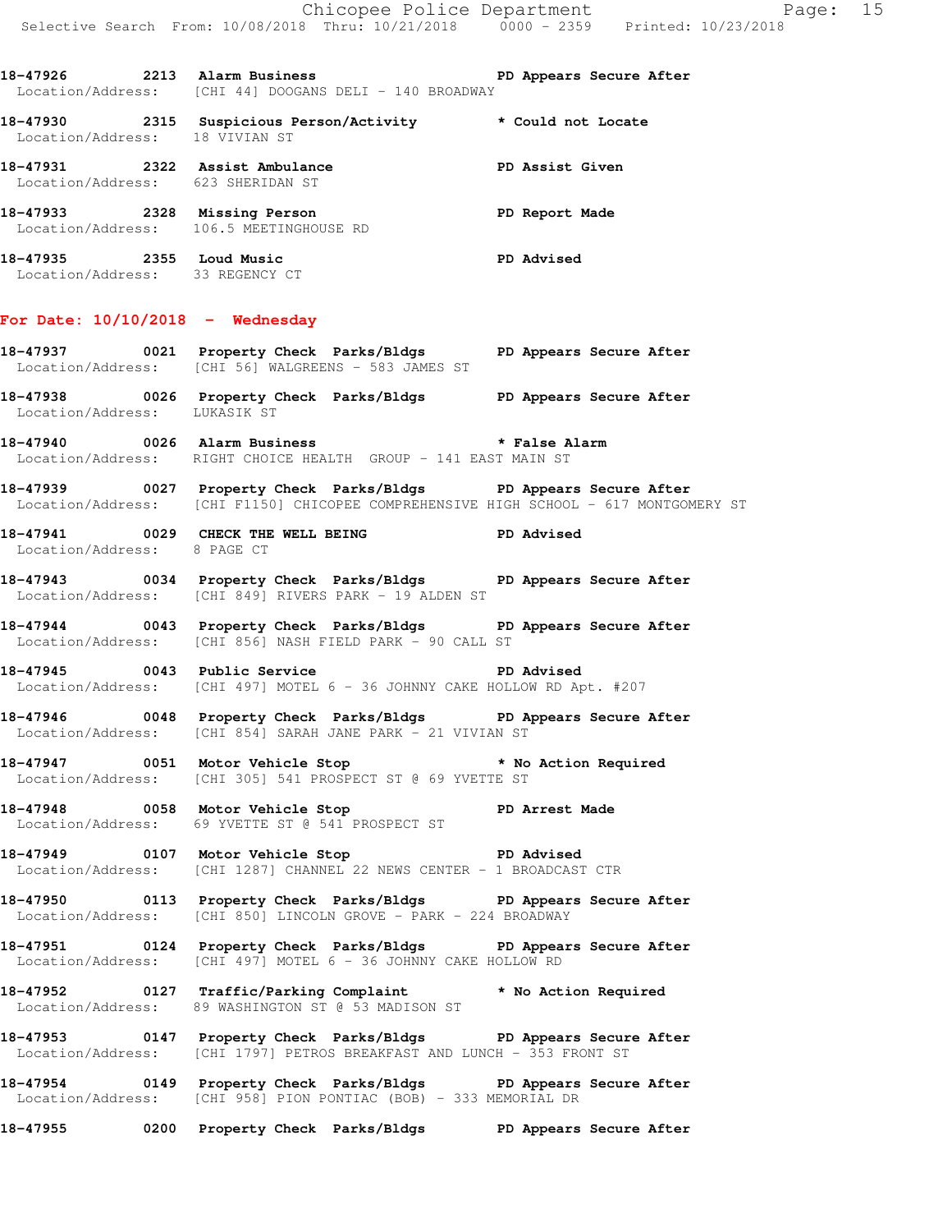**18-47926 2213 Alarm Business PD Appears Secure After**
Location/Address: [CHI 44] DOOGANS DELI - 140 BROADWAY

**18-47930 2315 Suspicious Person/Activity * Could not Locate**
Location/Address: 18 VIVIAN ST

**18-47931 2322 Assist Ambulance PD Assist Given**
Location/Address: 623 SHERIDAN ST

**18-47933 2328 Missing Person PD Report Made**
Location/Address: 106.5 MEETINGHOUSE RD

**18-47935 2355 Loud Music PD Advised**
Location/Address: 33 REGENCY CT

## For Date: 10/10/2018 - Wednesday

**18-47937 0021 Property Check Parks/Bldgs PD Appears Secure After**
Location/Address: [CHI 56] WALGREENS - 583 JAMES ST

**18-47938 0026 Property Check Parks/Bldgs PD Appears Secure After**
Location/Address: LUKASIK ST

**18-47940 0026 Alarm Business * False Alarm**
Location/Address: RIGHT CHOICE HEALTH GROUP - 141 EAST MAIN ST

**18-47939 0027 Property Check Parks/Bldgs PD Appears Secure After**
Location/Address: [CHI F1150] CHICOPEE COMPREHENSIVE HIGH SCHOOL - 617 MONTGOMERY ST

**18-47941 0029 CHECK THE WELL BEING PD Advised**
Location/Address: 8 PAGE CT

**18-47943 0034 Property Check Parks/Bldgs PD Appears Secure After**
Location/Address: [CHI 849] RIVERS PARK - 19 ALDEN ST

**18-47944 0043 Property Check Parks/Bldgs PD Appears Secure After**
Location/Address: [CHI 856] NASH FIELD PARK - 90 CALL ST

**18-47945 0043 Public Service PD Advised**
Location/Address: [CHI 497] MOTEL 6 - 36 JOHNNY CAKE HOLLOW RD Apt. #207

**18-47946 0048 Property Check Parks/Bldgs PD Appears Secure After**
Location/Address: [CHI 854] SARAH JANE PARK - 21 VIVIAN ST

**18-47947 0051 Motor Vehicle Stop * No Action Required**
Location/Address: [CHI 305] 541 PROSPECT ST @ 69 YVETTE ST

**18-47948 0058 Motor Vehicle Stop PD Arrest Made**
Location/Address: 69 YVETTE ST @ 541 PROSPECT ST

**18-47949 0107 Motor Vehicle Stop PD Advised**
Location/Address: [CHI 1287] CHANNEL 22 NEWS CENTER - 1 BROADCAST CTR

**18-47950 0113 Property Check Parks/Bldgs PD Appears Secure After**
Location/Address: [CHI 850] LINCOLN GROVE - PARK - 224 BROADWAY

**18-47951 0124 Property Check Parks/Bldgs PD Appears Secure After**
Location/Address: [CHI 497] MOTEL 6 - 36 JOHNNY CAKE HOLLOW RD

**18-47952 0127 Traffic/Parking Complaint * No Action Required**
Location/Address: 89 WASHINGTON ST @ 53 MADISON ST

**18-47953 0147 Property Check Parks/Bldgs PD Appears Secure After**
Location/Address: [CHI 1797] PETROS BREAKFAST AND LUNCH - 353 FRONT ST

**18-47954 0149 Property Check Parks/Bldgs PD Appears Secure After**
Location/Address: [CHI 958] PION PONTIAC (BOB) - 333 MEMORIAL DR

**18-47955 0200 Property Check Parks/Bldgs PD Appears Secure After**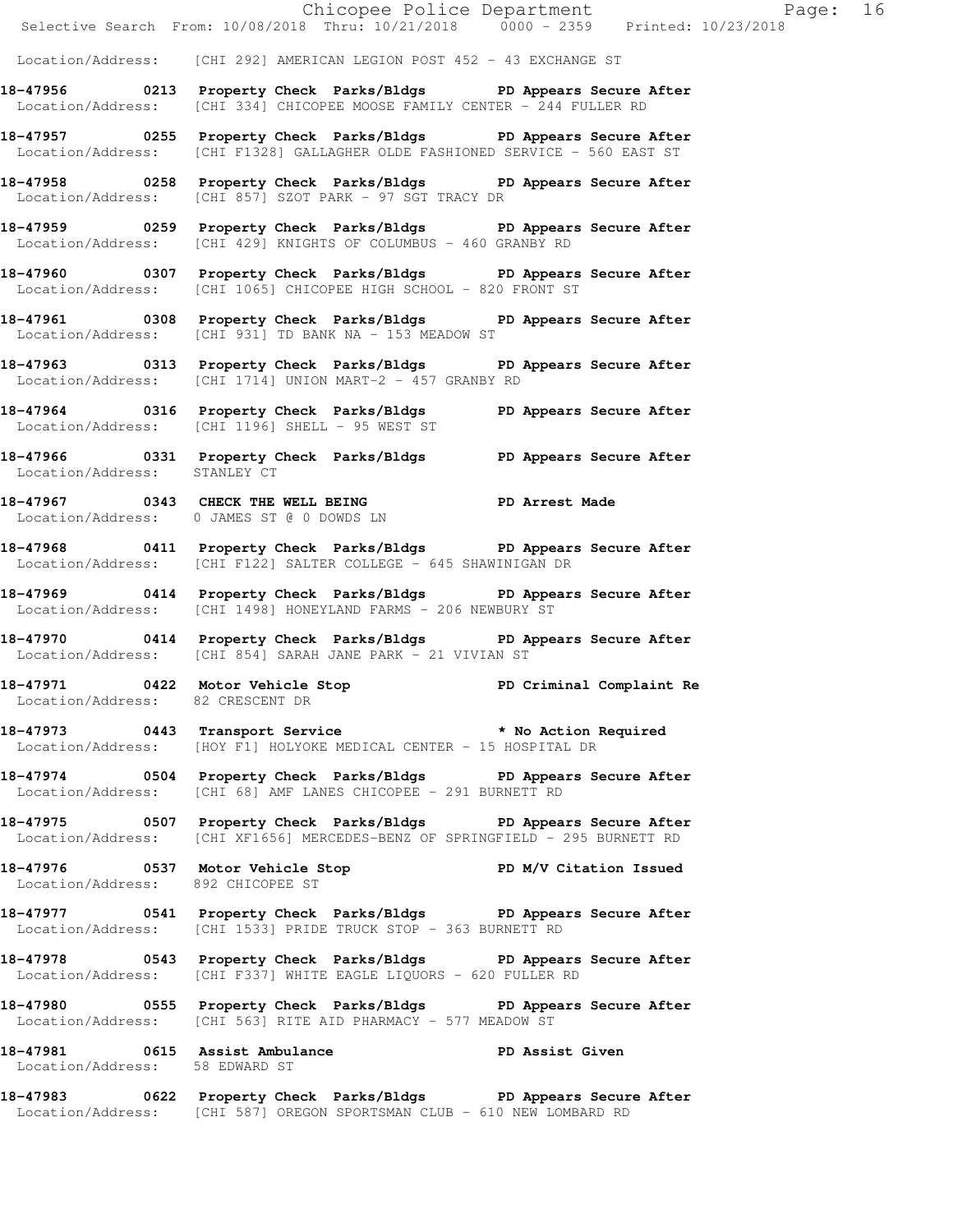Location/Address: [CHI 292] AMERICAN LEGION POST 452 - 43 EXCHANGE ST

**18-47956 0213 Property Check Parks/Bldgs PD Appears Secure After**
Location/Address: [CHI 334] CHICOPEE MOOSE FAMILY CENTER - 244 FULLER RD

**18-47957 0255 Property Check Parks/Bldgs PD Appears Secure After**
Location/Address: [CHI F1328] GALLAGHER OLDE FASHIONED SERVICE - 560 EAST ST

**18-47958 0258 Property Check Parks/Bldgs PD Appears Secure After**
Location/Address: [CHI 857] SZOT PARK - 97 SGT TRACY DR

**18-47959 0259 Property Check Parks/Bldgs PD Appears Secure After**
Location/Address: [CHI 429] KNIGHTS OF COLUMBUS - 460 GRANBY RD

**18-47960 0307 Property Check Parks/Bldgs PD Appears Secure After**
Location/Address: [CHI 1065] CHICOPEE HIGH SCHOOL - 820 FRONT ST

**18-47961 0308 Property Check Parks/Bldgs PD Appears Secure After**
Location/Address: [CHI 931] TD BANK NA - 153 MEADOW ST

**18-47963 0313 Property Check Parks/Bldgs PD Appears Secure After**
Location/Address: [CHI 1714] UNION MART-2 - 457 GRANBY RD

**18-47964 0316 Property Check Parks/Bldgs PD Appears Secure After**
Location/Address: [CHI 1196] SHELL - 95 WEST ST

**18-47966 0331 Property Check Parks/Bldgs PD Appears Secure After**
Location/Address: STANLEY CT

**18-47967 0343 CHECK THE WELL BEING PD Arrest Made**
Location/Address: 0 JAMES ST @ 0 DOWDS LN

**18-47968 0411 Property Check Parks/Bldgs PD Appears Secure After**
Location/Address: [CHI F122] SALTER COLLEGE - 645 SHAWINIGAN DR

**18-47969 0414 Property Check Parks/Bldgs PD Appears Secure After**
Location/Address: [CHI 1498] HONEYLAND FARMS - 206 NEWBURY ST

**18-47970 0414 Property Check Parks/Bldgs PD Appears Secure After**
Location/Address: [CHI 854] SARAH JANE PARK - 21 VIVIAN ST

**18-47971 0422 Motor Vehicle Stop PD Criminal Complaint Re**
Location/Address: 82 CRESCENT DR

**18-47973 0443 Transport Service * No Action Required**
Location/Address: [HOY F1] HOLYOKE MEDICAL CENTER - 15 HOSPITAL DR

**18-47974 0504 Property Check Parks/Bldgs PD Appears Secure After**
Location/Address: [CHI 68] AMF LANES CHICOPEE - 291 BURNETT RD

**18-47975 0507 Property Check Parks/Bldgs PD Appears Secure After**
Location/Address: [CHI XF1656] MERCEDES-BENZ OF SPRINGFIELD - 295 BURNETT RD

**18-47976 0537 Motor Vehicle Stop PD M/V Citation Issued**
Location/Address: 892 CHICOPEE ST

**18-47977 0541 Property Check Parks/Bldgs PD Appears Secure After**
Location/Address: [CHI 1533] PRIDE TRUCK STOP - 363 BURNETT RD

**18-47978 0543 Property Check Parks/Bldgs PD Appears Secure After**
Location/Address: [CHI F337] WHITE EAGLE LIQUORS - 620 FULLER RD

**18-47980 0555 Property Check Parks/Bldgs PD Appears Secure After**
Location/Address: [CHI 563] RITE AID PHARMACY - 577 MEADOW ST

**18-47981 0615 Assist Ambulance PD Assist Given**
Location/Address: 58 EDWARD ST

**18-47983 0622 Property Check Parks/Bldgs PD Appears Secure After**
Location/Address: [CHI 587] OREGON SPORTSMAN CLUB - 610 NEW LOMBARD RD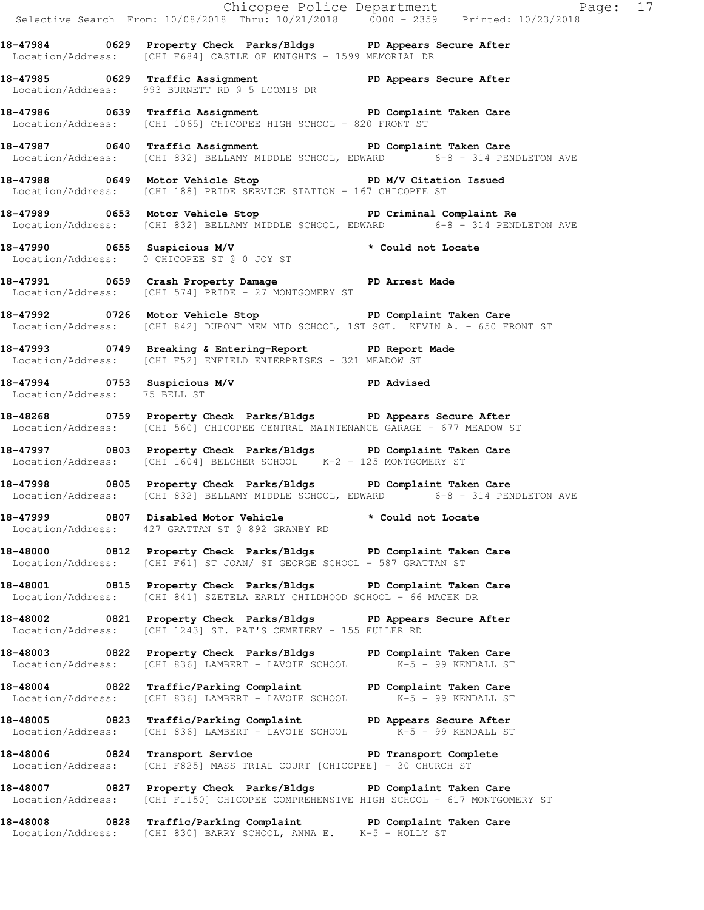18-47984 0629 Property Check Parks/Bldgs PD Appears Secure After
Location/Address: [CHI F684] CASTLE OF KNIGHTS - 1599 MEMORIAL DR

18-47985 0629 Traffic Assignment PD Appears Secure After
Location/Address: 993 BURNETT RD @ 5 LOOMIS DR

18-47986 0639 Traffic Assignment PD Complaint Taken Care
Location/Address: [CHI 1065] CHICOPEE HIGH SCHOOL - 820 FRONT ST

18-47987 0640 Traffic Assignment PD Complaint Taken Care
Location/Address: [CHI 832] BELLAMY MIDDLE SCHOOL, EDWARD 6-8 - 314 PENDLETON AVE

18-47988 0649 Motor Vehicle Stop PD M/V Citation Issued
Location/Address: [CHI 188] PRIDE SERVICE STATION - 167 CHICOPEE ST

18-47989 0653 Motor Vehicle Stop PD Criminal Complaint Re
Location/Address: [CHI 832] BELLAMY MIDDLE SCHOOL, EDWARD 6-8 - 314 PENDLETON AVE

18-47990 0655 Suspicious M/V * Could not Locate
Location/Address: 0 CHICOPEE ST @ 0 JOY ST

18-47991 0659 Crash Property Damage PD Arrest Made
Location/Address: [CHI 574] PRIDE - 27 MONTGOMERY ST

18-47992 0726 Motor Vehicle Stop PD Complaint Taken Care
Location/Address: [CHI 842] DUPONT MEM MID SCHOOL, 1ST SGT. KEVIN A. - 650 FRONT ST

18-47993 0749 Breaking & Entering-Report PD Report Made
Location/Address: [CHI F52] ENFIELD ENTERPRISES - 321 MEADOW ST

18-47994 0753 Suspicious M/V PD Advised
Location/Address: 75 BELL ST

18-48268 0759 Property Check Parks/Bldgs PD Appears Secure After
Location/Address: [CHI 560] CHICOPEE CENTRAL MAINTENANCE GARAGE - 677 MEADOW ST

18-47997 0803 Property Check Parks/Bldgs PD Complaint Taken Care
Location/Address: [CHI 1604] BELCHER SCHOOL K-2 - 125 MONTGOMERY ST

18-47998 0805 Property Check Parks/Bldgs PD Complaint Taken Care
Location/Address: [CHI 832] BELLAMY MIDDLE SCHOOL, EDWARD 6-8 - 314 PENDLETON AVE

18-47999 0807 Disabled Motor Vehicle * Could not Locate
Location/Address: 427 GRATTAN ST @ 892 GRANBY RD

18-48000 0812 Property Check Parks/Bldgs PD Complaint Taken Care
Location/Address: [CHI F61] ST JOAN/ ST GEORGE SCHOOL - 587 GRATTAN ST

18-48001 0815 Property Check Parks/Bldgs PD Complaint Taken Care
Location/Address: [CHI 841] SZETELA EARLY CHILDHOOD SCHOOL - 66 MACEK DR

18-48002 0821 Property Check Parks/Bldgs PD Appears Secure After
Location/Address: [CHI 1243] ST. PAT'S CEMETERY - 155 FULLER RD

18-48003 0822 Property Check Parks/Bldgs PD Complaint Taken Care
Location/Address: [CHI 836] LAMBERT - LAVOIE SCHOOL K-5 - 99 KENDALL ST

18-48004 0822 Traffic/Parking Complaint PD Complaint Taken Care
Location/Address: [CHI 836] LAMBERT - LAVOIE SCHOOL K-5 - 99 KENDALL ST

18-48005 0823 Traffic/Parking Complaint PD Appears Secure After
Location/Address: [CHI 836] LAMBERT - LAVOIE SCHOOL K-5 - 99 KENDALL ST

18-48006 0824 Transport Service PD Transport Complete
Location/Address: [CHI F825] MASS TRIAL COURT [CHICOPEE] - 30 CHURCH ST

18-48007 0827 Property Check Parks/Bldgs PD Complaint Taken Care
Location/Address: [CHI F1150] CHICOPEE COMPREHENSIVE HIGH SCHOOL - 617 MONTGOMERY ST

18-48008 0828 Traffic/Parking Complaint PD Complaint Taken Care
Location/Address: [CHI 830] BARRY SCHOOL, ANNA E. K-5 - HOLLY ST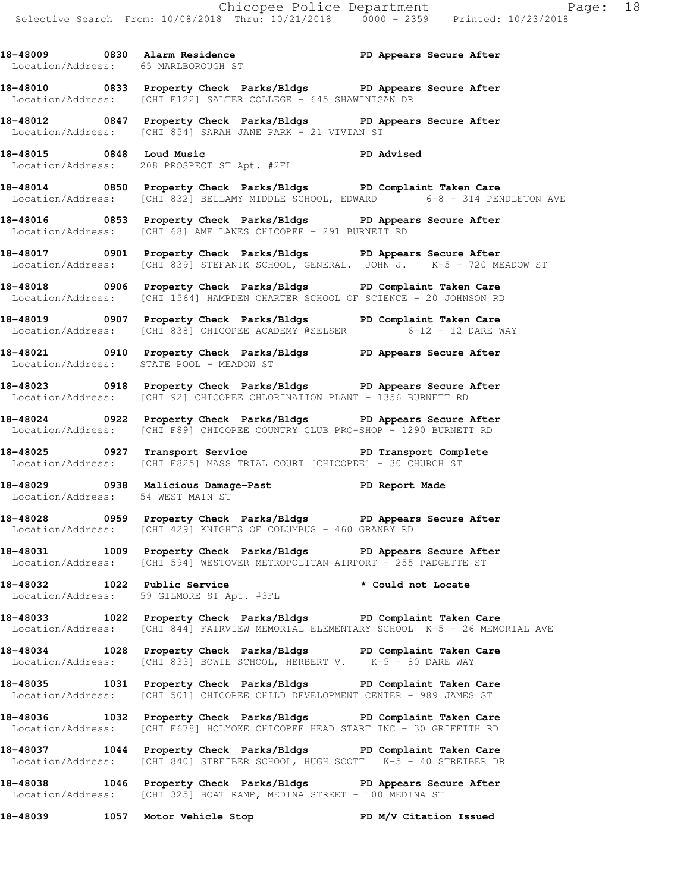**18-48009 0830 Alarm Residence PD Appears Secure After**
Location/Address: 65 MARLBOROUGH ST

**18-48010 0833 Property Check Parks/Bldgs PD Appears Secure After**
Location/Address: [CHI F122] SALTER COLLEGE - 645 SHAWINIGAN DR

**18-48012 0847 Property Check Parks/Bldgs PD Appears Secure After**
Location/Address: [CHI 854] SARAH JANE PARK - 21 VIVIAN ST

**18-48015 0848 Loud Music PD Advised**
Location/Address: 208 PROSPECT ST Apt. #2FL

**18-48014 0850 Property Check Parks/Bldgs PD Complaint Taken Care**
Location/Address: [CHI 832] BELLAMY MIDDLE SCHOOL, EDWARD 6-8 - 314 PENDLETON AVE

**18-48016 0853 Property Check Parks/Bldgs PD Appears Secure After**
Location/Address: [CHI 68] AMF LANES CHICOPEE - 291 BURNETT RD

**18-48017 0901 Property Check Parks/Bldgs PD Appears Secure After**
Location/Address: [CHI 839] STEFANIK SCHOOL, GENERAL. JOHN J. K-5 - 720 MEADOW ST

**18-48018 0906 Property Check Parks/Bldgs PD Complaint Taken Care**
Location/Address: [CHI 1564] HAMPDEN CHARTER SCHOOL OF SCIENCE - 20 JOHNSON RD

**18-48019 0907 Property Check Parks/Bldgs PD Complaint Taken Care**
Location/Address: [CHI 838] CHICOPEE ACADEMY @SELSER 6-12 - 12 DARE WAY

**18-48021 0910 Property Check Parks/Bldgs PD Appears Secure After**
Location/Address: STATE POOL - MEADOW ST

**18-48023 0918 Property Check Parks/Bldgs PD Appears Secure After**
Location/Address: [CHI 92] CHICOPEE CHLORINATION PLANT - 1356 BURNETT RD

**18-48024 0922 Property Check Parks/Bldgs PD Appears Secure After**
Location/Address: [CHI F89] CHICOPEE COUNTRY CLUB PRO-SHOP - 1290 BURNETT RD

**18-48025 0927 Transport Service PD Transport Complete**
Location/Address: [CHI F825] MASS TRIAL COURT [CHICOPEE] - 30 CHURCH ST

**18-48029 0938 Malicious Damage-Past PD Report Made**
Location/Address: 54 WEST MAIN ST

**18-48028 0959 Property Check Parks/Bldgs PD Appears Secure After**
Location/Address: [CHI 429] KNIGHTS OF COLUMBUS - 460 GRANBY RD

**18-48031 1009 Property Check Parks/Bldgs PD Appears Secure After**
Location/Address: [CHI 594] WESTOVER METROPOLITAN AIRPORT - 255 PADGETTE ST

**18-48032 1022 Public Service * Could not Locate**
Location/Address: 59 GILMORE ST Apt. #3FL

**18-48033 1022 Property Check Parks/Bldgs PD Complaint Taken Care**
Location/Address: [CHI 844] FAIRVIEW MEMORIAL ELEMENTARY SCHOOL K-5 - 26 MEMORIAL AVE

**18-48034 1028 Property Check Parks/Bldgs PD Complaint Taken Care**
Location/Address: [CHI 833] BOWIE SCHOOL, HERBERT V. K-5 - 80 DARE WAY

**18-48035 1031 Property Check Parks/Bldgs PD Complaint Taken Care**
Location/Address: [CHI 501] CHICOPEE CHILD DEVELOPMENT CENTER - 989 JAMES ST

**18-48036 1032 Property Check Parks/Bldgs PD Complaint Taken Care**
Location/Address: [CHI F678] HOLYOKE CHICOPEE HEAD START INC - 30 GRIFFITH RD

**18-48037 1044 Property Check Parks/Bldgs PD Complaint Taken Care**
Location/Address: [CHI 840] STREIBER SCHOOL, HUGH SCOTT K-5 - 40 STREIBER DR

**18-48038 1046 Property Check Parks/Bldgs PD Appears Secure After**
Location/Address: [CHI 325] BOAT RAMP, MEDINA STREET - 100 MEDINA ST

**18-48039 1057 Motor Vehicle Stop PD M/V Citation Issued**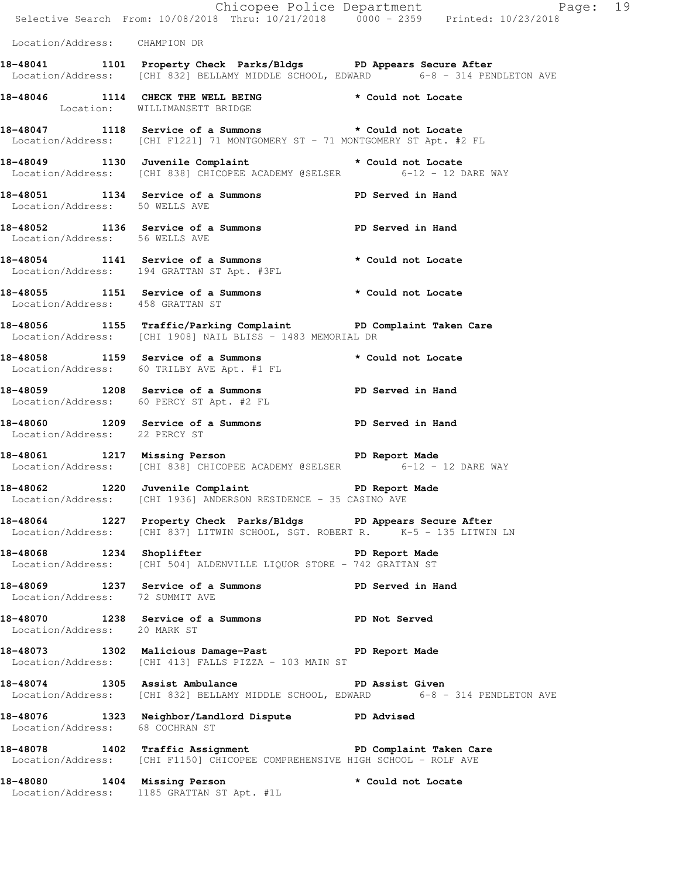Location/Address: CHAMPION DR

**18-48041 1101 Property Check Parks/Bldgs PD Appears Secure After**
Location/Address: [CHI 832] BELLAMY MIDDLE SCHOOL, EDWARD 6-8 - 314 PENDLETON AVE

**18-48046 1114 CHECK THE WELL BEING * Could not Locate**
Location: WILLIMANSETT BRIDGE

**18-48047 1118 Service of a Summons * Could not Locate**
Location/Address: [CHI F1221] 71 MONTGOMERY ST - 71 MONTGOMERY ST Apt. #2 FL

**18-48049 1130 Juvenile Complaint * Could not Locate**
Location/Address: [CHI 838] CHICOPEE ACADEMY @SELSER 6-12 - 12 DARE WAY

**18-48051 1134 Service of a Summons PD Served in Hand**
Location/Address: 50 WELLS AVE

**18-48052 1136 Service of a Summons PD Served in Hand**
Location/Address: 56 WELLS AVE

**18-48054 1141 Service of a Summons * Could not Locate**
Location/Address: 194 GRATTAN ST Apt. #3FL

**18-48055 1151 Service of a Summons * Could not Locate**
Location/Address: 458 GRATTAN ST

**18-48056 1155 Traffic/Parking Complaint PD Complaint Taken Care**
Location/Address: [CHI 1908] NAIL BLISS - 1483 MEMORIAL DR

**18-48058 1159 Service of a Summons * Could not Locate**
Location/Address: 60 TRILBY AVE Apt. #1 FL

**18-48059 1208 Service of a Summons PD Served in Hand**
Location/Address: 60 PERCY ST Apt. #2 FL

**18-48060 1209 Service of a Summons PD Served in Hand**
Location/Address: 22 PERCY ST

**18-48061 1217 Missing Person PD Report Made**
Location/Address: [CHI 838] CHICOPEE ACADEMY @SELSER 6-12 - 12 DARE WAY

**18-48062 1220 Juvenile Complaint PD Report Made**
Location/Address: [CHI 1936] ANDERSON RESIDENCE - 35 CASINO AVE

**18-48064 1227 Property Check Parks/Bldgs PD Appears Secure After**
Location/Address: [CHI 837] LITWIN SCHOOL, SGT. ROBERT R. K-5 - 135 LITWIN LN

**18-48068 1234 Shoplifter PD Report Made**
Location/Address: [CHI 504] ALDENVILLE LIQUOR STORE - 742 GRATTAN ST

**18-48069 1237 Service of a Summons PD Served in Hand**
Location/Address: 72 SUMMIT AVE

**18-48070 1238 Service of a Summons PD Not Served**
Location/Address: 20 MARK ST

**18-48073 1302 Malicious Damage-Past PD Report Made**
Location/Address: [CHI 413] FALLS PIZZA - 103 MAIN ST

**18-48074 1305 Assist Ambulance PD Assist Given**
Location/Address: [CHI 832] BELLAMY MIDDLE SCHOOL, EDWARD 6-8 - 314 PENDLETON AVE

**18-48076 1323 Neighbor/Landlord Dispute PD Advised**
Location/Address: 68 COCHRAN ST

**18-48078 1402 Traffic Assignment PD Complaint Taken Care**
Location/Address: [CHI F1150] CHICOPEE COMPREHENSIVE HIGH SCHOOL - ROLF AVE

**18-48080 1404 Missing Person * Could not Locate**
Location/Address: 1185 GRATTAN ST Apt. #1L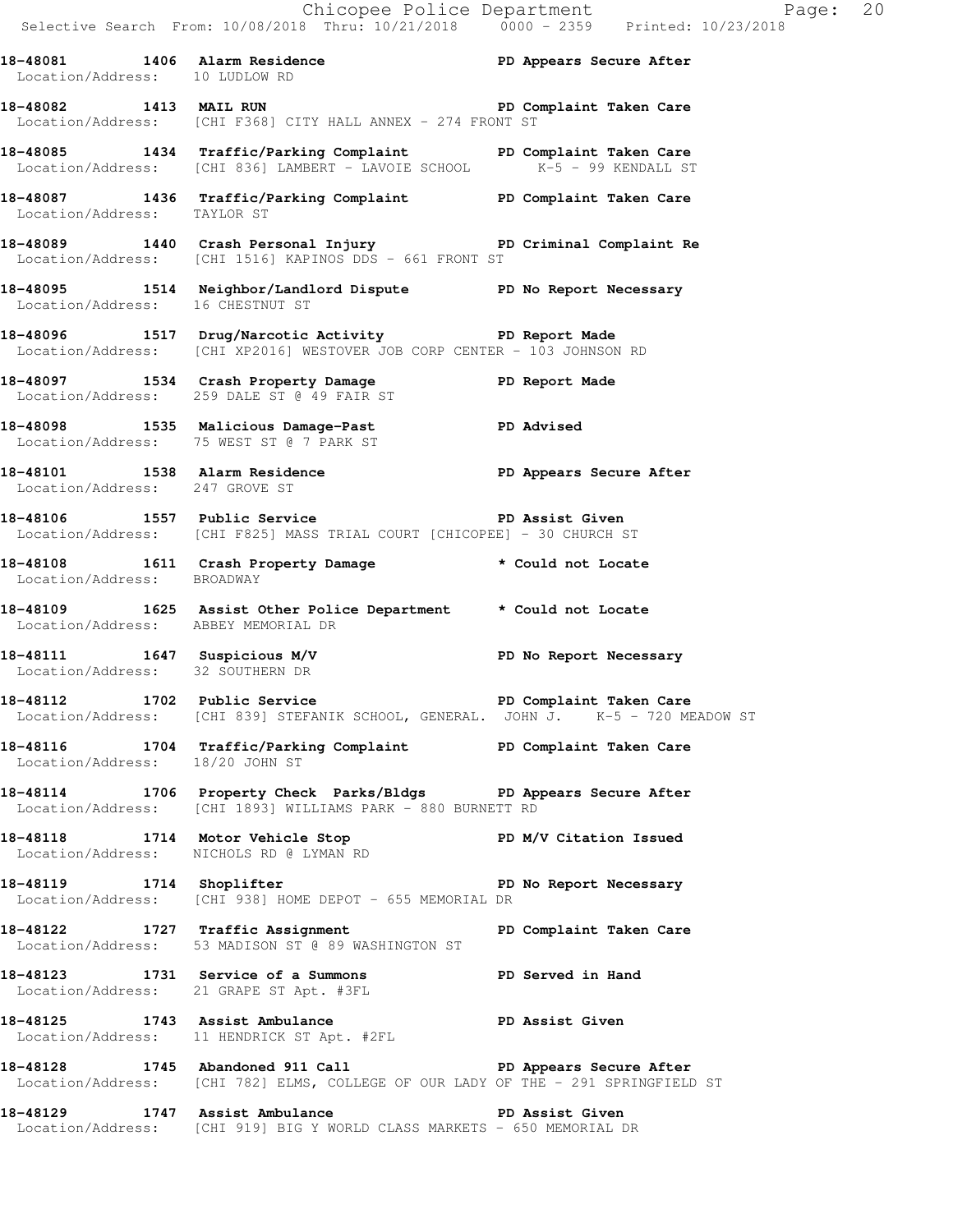**18-48081 1406 Alarm Residence** PD Appears Secure After
Location/Address: 10 LUDLOW RD

**18-48082 1413 MAIL RUN** PD Complaint Taken Care
Location/Address: [CHI F368] CITY HALL ANNEX - 274 FRONT ST

**18-48085 1434 Traffic/Parking Complaint** PD Complaint Taken Care
Location/Address: [CHI 836] LAMBERT - LAVOIE SCHOOL K-5 - 99 KENDALL ST

**18-48087 1436 Traffic/Parking Complaint** PD Complaint Taken Care
Location/Address: TAYLOR ST

**18-48089 1440 Crash Personal Injury** PD Criminal Complaint Re
Location/Address: [CHI 1516] KAPINOS DDS - 661 FRONT ST

**18-48095 1514 Neighbor/Landlord Dispute** PD No Report Necessary
Location/Address: 16 CHESTNUT ST

**18-48096 1517 Drug/Narcotic Activity** PD Report Made
Location/Address: [CHI XP2016] WESTOVER JOB CORP CENTER - 103 JOHNSON RD

**18-48097 1534 Crash Property Damage** PD Report Made
Location/Address: 259 DALE ST @ 49 FAIR ST

**18-48098 1535 Malicious Damage-Past** PD Advised
Location/Address: 75 WEST ST @ 7 PARK ST

**18-48101 1538 Alarm Residence** PD Appears Secure After
Location/Address: 247 GROVE ST

**18-48106 1557 Public Service** PD Assist Given
Location/Address: [CHI F825] MASS TRIAL COURT [CHICOPEE] - 30 CHURCH ST

**18-48108 1611 Crash Property Damage** * Could not Locate
Location/Address: BROADWAY

**18-48109 1625 Assist Other Police Department** * Could not Locate
Location/Address: ABBEY MEMORIAL DR

**18-48111 1647 Suspicious M/V** PD No Report Necessary
Location/Address: 32 SOUTHERN DR

**18-48112 1702 Public Service** PD Complaint Taken Care
Location/Address: [CHI 839] STEFANIK SCHOOL, GENERAL. JOHN J. K-5 - 720 MEADOW ST

**18-48116 1704 Traffic/Parking Complaint** PD Complaint Taken Care
Location/Address: 18/20 JOHN ST

**18-48114 1706 Property Check Parks/Bldgs** PD Appears Secure After
Location/Address: [CHI 1893] WILLIAMS PARK - 880 BURNETT RD

**18-48118 1714 Motor Vehicle Stop** PD M/V Citation Issued
Location/Address: NICHOLS RD @ LYMAN RD

**18-48119 1714 Shoplifter** PD No Report Necessary
Location/Address: [CHI 938] HOME DEPOT - 655 MEMORIAL DR

**18-48122 1727 Traffic Assignment** PD Complaint Taken Care
Location/Address: 53 MADISON ST @ 89 WASHINGTON ST

**18-48123 1731 Service of a Summons** PD Served in Hand
Location/Address: 21 GRAPE ST Apt. #3FL

**18-48125 1743 Assist Ambulance** PD Assist Given
Location/Address: 11 HENDRICK ST Apt. #2FL

**18-48128 1745 Abandoned 911 Call** PD Appears Secure After
Location/Address: [CHI 782] ELMS, COLLEGE OF OUR LADY OF THE - 291 SPRINGFIELD ST

**18-48129 1747 Assist Ambulance** PD Assist Given
Location/Address: [CHI 919] BIG Y WORLD CLASS MARKETS - 650 MEMORIAL DR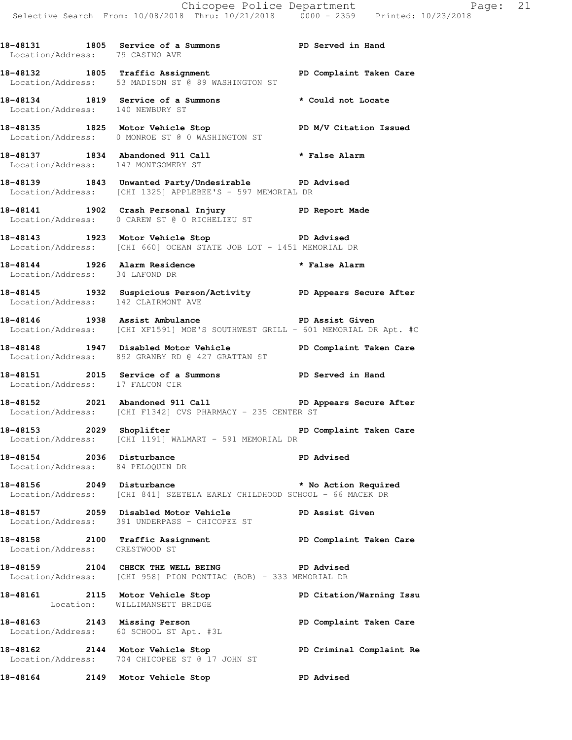**18-48131 1805 Service of a Summons PD Served in Hand**
Location/Address: 79 CASINO AVE

**18-48132 1805 Traffic Assignment PD Complaint Taken Care**
Location/Address: 53 MADISON ST @ 89 WASHINGTON ST

**18-48134 1819 Service of a Summons * Could not Locate**
Location/Address: 140 NEWBURY ST

**18-48135 1825 Motor Vehicle Stop PD M/V Citation Issued**
Location/Address: 0 MONROE ST @ 0 WASHINGTON ST

**18-48137 1834 Abandoned 911 Call * False Alarm**
Location/Address: 147 MONTGOMERY ST

**18-48139 1843 Unwanted Party/Undesirable PD Advised**
Location/Address: [CHI 1325] APPLEBEE'S - 597 MEMORIAL DR

**18-48141 1902 Crash Personal Injury PD Report Made**
Location/Address: 0 CAREW ST @ 0 RICHELIEU ST

**18-48143 1923 Motor Vehicle Stop PD Advised**
Location/Address: [CHI 660] OCEAN STATE JOB LOT - 1451 MEMORIAL DR

**18-48144 1926 Alarm Residence * False Alarm**
Location/Address: 34 LAFOND DR

**18-48145 1932 Suspicious Person/Activity PD Appears Secure After**
Location/Address: 142 CLAIRMONT AVE

**18-48146 1938 Assist Ambulance PD Assist Given**
Location/Address: [CHI XF1591] MOE'S SOUTHWEST GRILL - 601 MEMORIAL DR Apt. #C

**18-48148 1947 Disabled Motor Vehicle PD Complaint Taken Care**
Location/Address: 892 GRANBY RD @ 427 GRATTAN ST

**18-48151 2015 Service of a Summons PD Served in Hand**
Location/Address: 17 FALCON CIR

**18-48152 2021 Abandoned 911 Call PD Appears Secure After**
Location/Address: [CHI F1342] CVS PHARMACY - 235 CENTER ST

**18-48153 2029 Shoplifter PD Complaint Taken Care**
Location/Address: [CHI 1191] WALMART - 591 MEMORIAL DR

**18-48154 2036 Disturbance PD Advised**
Location/Address: 84 PELOQUIN DR

**18-48156 2049 Disturbance * No Action Required**
Location/Address: [CHI 841] SZETELA EARLY CHILDHOOD SCHOOL - 66 MACEK DR

**18-48157 2059 Disabled Motor Vehicle PD Assist Given**
Location/Address: 391 UNDERPASS - CHICOPEE ST

**18-48158 2100 Traffic Assignment PD Complaint Taken Care**
Location/Address: CRESTWOOD ST

**18-48159 2104 CHECK THE WELL BEING PD Advised**
Location/Address: [CHI 958] PION PONTIAC (BOB) - 333 MEMORIAL DR

**18-48161 2115 Motor Vehicle Stop PD Citation/Warning Issu**
Location: WILLIMANSETT BRIDGE

**18-48163 2143 Missing Person PD Complaint Taken Care**
Location/Address: 60 SCHOOL ST Apt. #3L

**18-48162 2144 Motor Vehicle Stop PD Criminal Complaint Re**
Location/Address: 704 CHICOPEE ST @ 17 JOHN ST

**18-48164 2149 Motor Vehicle Stop PD Advised**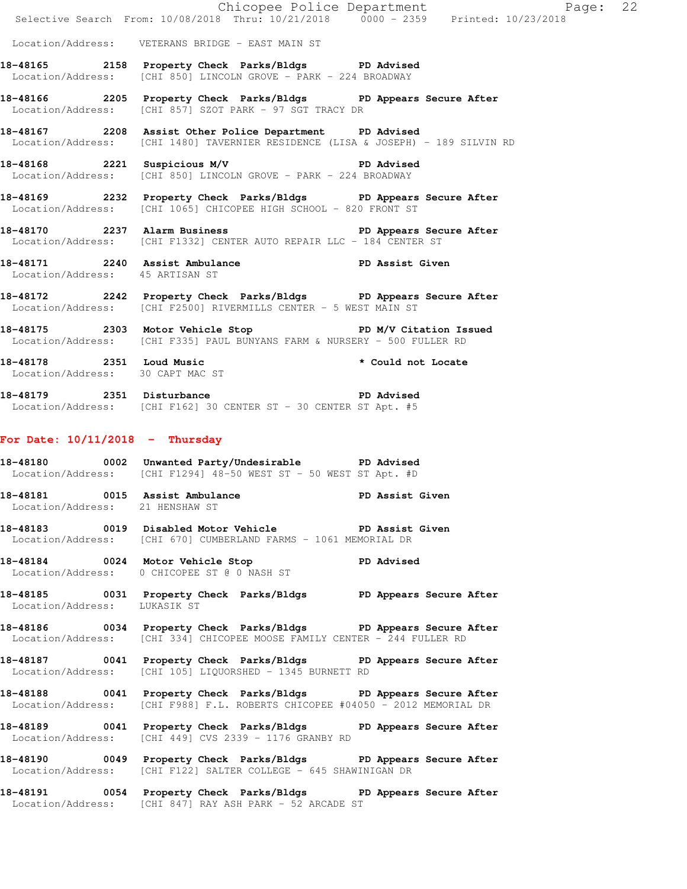Location/Address: VETERANS BRIDGE - EAST MAIN ST

**18-48165 2158 Property Check Parks/Bldgs PD Advised**
Location/Address: [CHI 850] LINCOLN GROVE - PARK - 224 BROADWAY

**18-48166 2205 Property Check Parks/Bldgs PD Appears Secure After**
Location/Address: [CHI 857] SZOT PARK - 97 SGT TRACY DR

**18-48167 2208 Assist Other Police Department PD Advised**
Location/Address: [CHI 1480] TAVERNIER RESIDENCE (LISA & JOSEPH) - 189 SILVIN RD

**18-48168 2221 Suspicious M/V PD Advised**
Location/Address: [CHI 850] LINCOLN GROVE - PARK - 224 BROADWAY

**18-48169 2232 Property Check Parks/Bldgs PD Appears Secure After**
Location/Address: [CHI 1065] CHICOPEE HIGH SCHOOL - 820 FRONT ST

**18-48170 2237 Alarm Business PD Appears Secure After**
Location/Address: [CHI F1332] CENTER AUTO REPAIR LLC - 184 CENTER ST

**18-48171 2240 Assist Ambulance PD Assist Given**
Location/Address: 45 ARTISAN ST

**18-48172 2242 Property Check Parks/Bldgs PD Appears Secure After**
Location/Address: [CHI F2500] RIVERMILLS CENTER - 5 WEST MAIN ST

**18-48175 2303 Motor Vehicle Stop PD M/V Citation Issued**
Location/Address: [CHI F335] PAUL BUNYANS FARM & NURSERY - 500 FULLER RD

**18-48178 2351 Loud Music * Could not Locate**
Location/Address: 30 CAPT MAC ST

**18-48179 2351 Disturbance PD Advised**
Location/Address: [CHI F162] 30 CENTER ST - 30 CENTER ST Apt. #5

## For Date: 10/11/2018 - Thursday

**18-48180 0002 Unwanted Party/Undesirable PD Advised**
Location/Address: [CHI F1294] 48-50 WEST ST - 50 WEST ST Apt. #D

**18-48181 0015 Assist Ambulance PD Assist Given**
Location/Address: 21 HENSHAW ST

**18-48183 0019 Disabled Motor Vehicle PD Assist Given**
Location/Address: [CHI 670] CUMBERLAND FARMS - 1061 MEMORIAL DR

**18-48184 0024 Motor Vehicle Stop PD Advised**
Location/Address: 0 CHICOPEE ST @ 0 NASH ST

**18-48185 0031 Property Check Parks/Bldgs PD Appears Secure After**
Location/Address: LUKASIK ST

**18-48186 0034 Property Check Parks/Bldgs PD Appears Secure After**
Location/Address: [CHI 334] CHICOPEE MOOSE FAMILY CENTER - 244 FULLER RD

**18-48187 0041 Property Check Parks/Bldgs PD Appears Secure After**
Location/Address: [CHI 105] LIQUORSHED - 1345 BURNETT RD

**18-48188 0041 Property Check Parks/Bldgs PD Appears Secure After**
Location/Address: [CHI F988] F.L. ROBERTS CHICOPEE #04050 - 2012 MEMORIAL DR

**18-48189 0041 Property Check Parks/Bldgs PD Appears Secure After**
Location/Address: [CHI 449] CVS 2339 - 1176 GRANBY RD

**18-48190 0049 Property Check Parks/Bldgs PD Appears Secure After**
Location/Address: [CHI F122] SALTER COLLEGE - 645 SHAWINIGAN DR

**18-48191 0054 Property Check Parks/Bldgs PD Appears Secure After**
Location/Address: [CHI 847] RAY ASH PARK - 52 ARCADE ST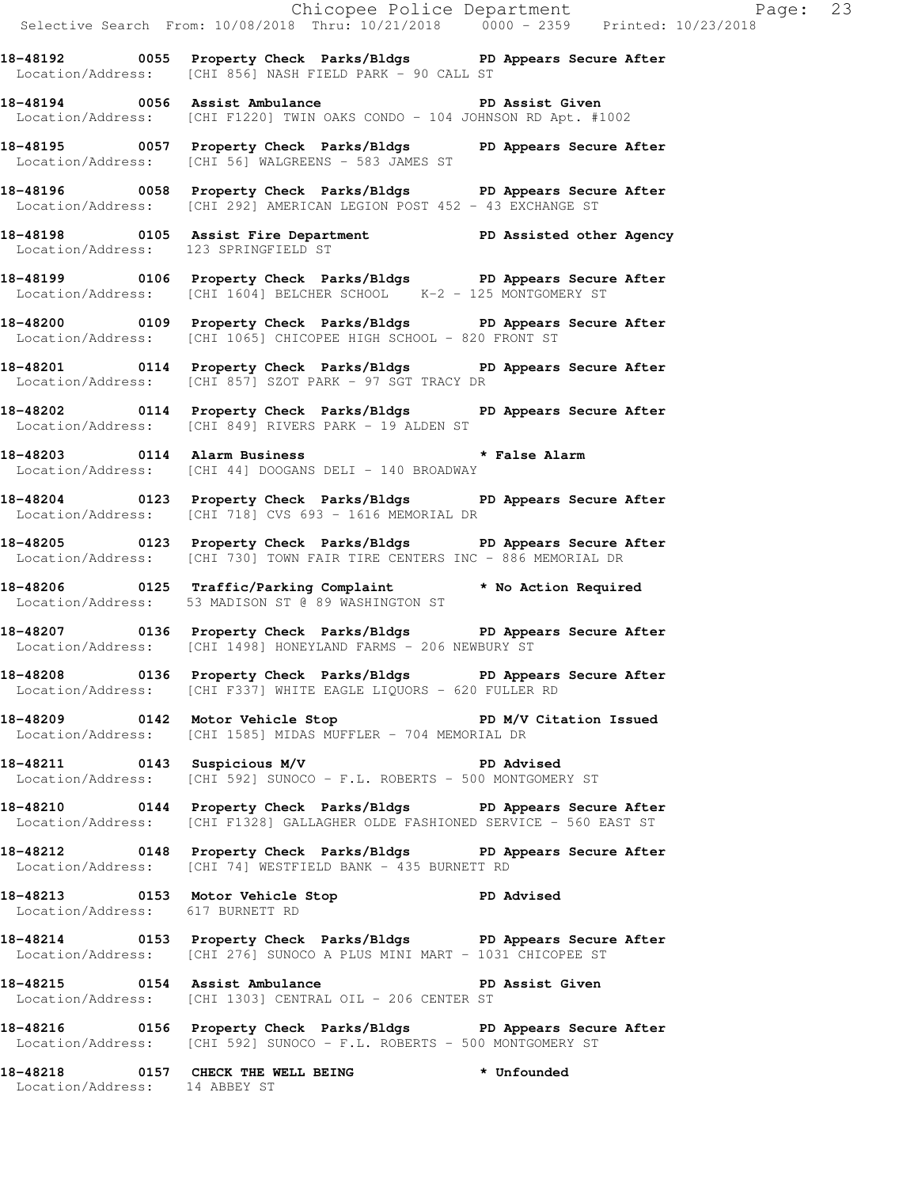**18-48192 0055 Property Check Parks/Bldgs PD Appears Secure After**
Location/Address: [CHI 856] NASH FIELD PARK - 90 CALL ST

**18-48194 0056 Assist Ambulance PD Assist Given**
Location/Address: [CHI F1220] TWIN OAKS CONDO - 104 JOHNSON RD Apt. #1002

**18-48195 0057 Property Check Parks/Bldgs PD Appears Secure After**
Location/Address: [CHI 56] WALGREENS - 583 JAMES ST

**18-48196 0058 Property Check Parks/Bldgs PD Appears Secure After**
Location/Address: [CHI 292] AMERICAN LEGION POST 452 - 43 EXCHANGE ST

**18-48198 0105 Assist Fire Department PD Assisted other Agency**
Location/Address: 123 SPRINGFIELD ST

**18-48199 0106 Property Check Parks/Bldgs PD Appears Secure After**
Location/Address: [CHI 1604] BELCHER SCHOOL K-2 - 125 MONTGOMERY ST

**18-48200 0109 Property Check Parks/Bldgs PD Appears Secure After**
Location/Address: [CHI 1065] CHICOPEE HIGH SCHOOL - 820 FRONT ST

**18-48201 0114 Property Check Parks/Bldgs PD Appears Secure After**
Location/Address: [CHI 857] SZOT PARK - 97 SGT TRACY DR

**18-48202 0114 Property Check Parks/Bldgs PD Appears Secure After**
Location/Address: [CHI 849] RIVERS PARK - 19 ALDEN ST

**18-48203 0114 Alarm Business * False Alarm**
Location/Address: [CHI 44] DOOGANS DELI - 140 BROADWAY

**18-48204 0123 Property Check Parks/Bldgs PD Appears Secure After**
Location/Address: [CHI 718] CVS 693 - 1616 MEMORIAL DR

**18-48205 0123 Property Check Parks/Bldgs PD Appears Secure After**
Location/Address: [CHI 730] TOWN FAIR TIRE CENTERS INC - 886 MEMORIAL DR

**18-48206 0125 Traffic/Parking Complaint * No Action Required**
Location/Address: 53 MADISON ST @ 89 WASHINGTON ST

**18-48207 0136 Property Check Parks/Bldgs PD Appears Secure After**
Location/Address: [CHI 1498] HONEYLAND FARMS - 206 NEWBURY ST

**18-48208 0136 Property Check Parks/Bldgs PD Appears Secure After**
Location/Address: [CHI F337] WHITE EAGLE LIQUORS - 620 FULLER RD

**18-48209 0142 Motor Vehicle Stop PD M/V Citation Issued**
Location/Address: [CHI 1585] MIDAS MUFFLER - 704 MEMORIAL DR

**18-48211 0143 Suspicious M/V PD Advised**
Location/Address: [CHI 592] SUNOCO - F.L. ROBERTS - 500 MONTGOMERY ST

**18-48210 0144 Property Check Parks/Bldgs PD Appears Secure After**
Location/Address: [CHI F1328] GALLAGHER OLDE FASHIONED SERVICE - 560 EAST ST

**18-48212 0148 Property Check Parks/Bldgs PD Appears Secure After**
Location/Address: [CHI 74] WESTFIELD BANK - 435 BURNETT RD

**18-48213 0153 Motor Vehicle Stop PD Advised**
Location/Address: 617 BURNETT RD

**18-48214 0153 Property Check Parks/Bldgs PD Appears Secure After**
Location/Address: [CHI 276] SUNOCO A PLUS MINI MART - 1031 CHICOPEE ST

**18-48215 0154 Assist Ambulance PD Assist Given**
Location/Address: [CHI 1303] CENTRAL OIL - 206 CENTER ST

**18-48216 0156 Property Check Parks/Bldgs PD Appears Secure After**
Location/Address: [CHI 592] SUNOCO - F.L. ROBERTS - 500 MONTGOMERY ST

**18-48218 0157 CHECK THE WELL BEING * Unfounded**
Location/Address: 14 ABBEY ST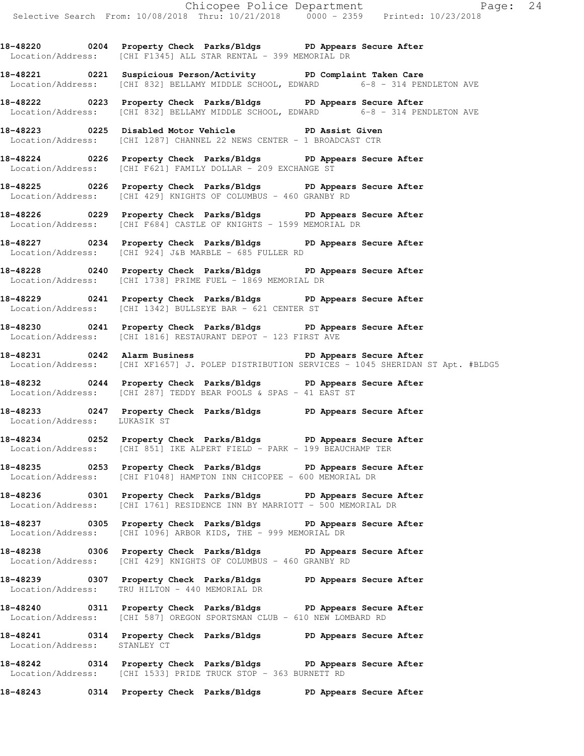18-48220 0204 Property Check Parks/Bldgs PD Appears Secure After
Location/Address: [CHI F1345] ALL STAR RENTAL - 399 MEMORIAL DR

18-48221 0221 Suspicious Person/Activity PD Complaint Taken Care
Location/Address: [CHI 832] BELLAMY MIDDLE SCHOOL, EDWARD 6-8 - 314 PENDLETON AVE

18-48222 0223 Property Check Parks/Bldgs PD Appears Secure After
Location/Address: [CHI 832] BELLAMY MIDDLE SCHOOL, EDWARD 6-8 - 314 PENDLETON AVE

18-48223 0225 Disabled Motor Vehicle PD Assist Given
Location/Address: [CHI 1287] CHANNEL 22 NEWS CENTER - 1 BROADCAST CTR

18-48224 0226 Property Check Parks/Bldgs PD Appears Secure After
Location/Address: [CHI F621] FAMILY DOLLAR - 209 EXCHANGE ST

18-48225 0226 Property Check Parks/Bldgs PD Appears Secure After
Location/Address: [CHI 429] KNIGHTS OF COLUMBUS - 460 GRANBY RD

18-48226 0229 Property Check Parks/Bldgs PD Appears Secure After
Location/Address: [CHI F684] CASTLE OF KNIGHTS - 1599 MEMORIAL DR

18-48227 0234 Property Check Parks/Bldgs PD Appears Secure After
Location/Address: [CHI 924] J&B MARBLE - 685 FULLER RD

18-48228 0240 Property Check Parks/Bldgs PD Appears Secure After
Location/Address: [CHI 1738] PRIME FUEL - 1869 MEMORIAL DR

18-48229 0241 Property Check Parks/Bldgs PD Appears Secure After
Location/Address: [CHI 1342] BULLSEYE BAR - 621 CENTER ST

18-48230 0241 Property Check Parks/Bldgs PD Appears Secure After
Location/Address: [CHI 1816] RESTAURANT DEPOT - 123 FIRST AVE

18-48231 0242 Alarm Business PD Appears Secure After
Location/Address: [CHI XF1657] J. POLEP DISTRIBUTION SERVICES - 1045 SHERIDAN ST Apt. #BLDG5

18-48232 0244 Property Check Parks/Bldgs PD Appears Secure After
Location/Address: [CHI 287] TEDDY BEAR POOLS & SPAS - 41 EAST ST

18-48233 0247 Property Check Parks/Bldgs PD Appears Secure After
Location/Address: LUKASIK ST

18-48234 0252 Property Check Parks/Bldgs PD Appears Secure After
Location/Address: [CHI 851] IKE ALPERT FIELD - PARK - 199 BEAUCHAMP TER

18-48235 0253 Property Check Parks/Bldgs PD Appears Secure After
Location/Address: [CHI F1048] HAMPTON INN CHICOPEE - 600 MEMORIAL DR

18-48236 0301 Property Check Parks/Bldgs PD Appears Secure After
Location/Address: [CHI 1761] RESIDENCE INN BY MARRIOTT - 500 MEMORIAL DR

18-48237 0305 Property Check Parks/Bldgs PD Appears Secure After
Location/Address: [CHI 1096] ARBOR KIDS, THE - 999 MEMORIAL DR

18-48238 0306 Property Check Parks/Bldgs PD Appears Secure After
Location/Address: [CHI 429] KNIGHTS OF COLUMBUS - 460 GRANBY RD

18-48239 0307 Property Check Parks/Bldgs PD Appears Secure After
Location/Address: TRU HILTON - 440 MEMORIAL DR

18-48240 0311 Property Check Parks/Bldgs PD Appears Secure After
Location/Address: [CHI 587] OREGON SPORTSMAN CLUB - 610 NEW LOMBARD RD

18-48241 0314 Property Check Parks/Bldgs PD Appears Secure After
Location/Address: STANLEY CT

18-48242 0314 Property Check Parks/Bldgs PD Appears Secure After
Location/Address: [CHI 1533] PRIDE TRUCK STOP - 363 BURNETT RD

18-48243 0314 Property Check Parks/Bldgs PD Appears Secure After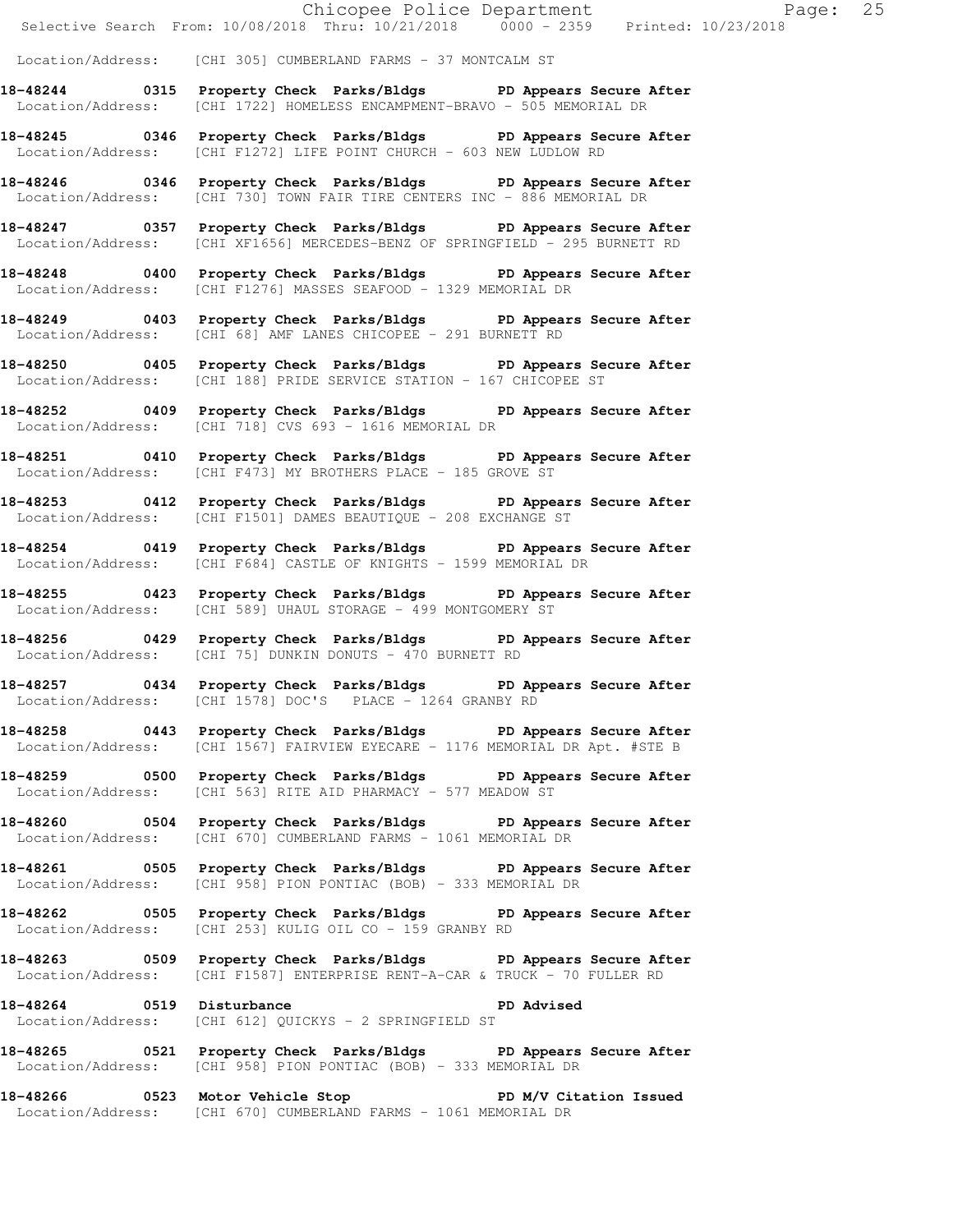Location/Address: [CHI 305] CUMBERLAND FARMS - 37 MONTCALM ST

**18-48244 0315 Property Check Parks/Bldgs PD Appears Secure After**
Location/Address: [CHI 1722] HOMELESS ENCAMPMENT-BRAVO - 505 MEMORIAL DR

**18-48245 0346 Property Check Parks/Bldgs PD Appears Secure After**
Location/Address: [CHI F1272] LIFE POINT CHURCH - 603 NEW LUDLOW RD

**18-48246 0346 Property Check Parks/Bldgs PD Appears Secure After**
Location/Address: [CHI 730] TOWN FAIR TIRE CENTERS INC - 886 MEMORIAL DR

**18-48247 0357 Property Check Parks/Bldgs PD Appears Secure After**
Location/Address: [CHI XF1656] MERCEDES-BENZ OF SPRINGFIELD - 295 BURNETT RD

**18-48248 0400 Property Check Parks/Bldgs PD Appears Secure After**
Location/Address: [CHI F1276] MASSES SEAFOOD - 1329 MEMORIAL DR

**18-48249 0403 Property Check Parks/Bldgs PD Appears Secure After**
Location/Address: [CHI 68] AMF LANES CHICOPEE - 291 BURNETT RD

**18-48250 0405 Property Check Parks/Bldgs PD Appears Secure After**
Location/Address: [CHI 188] PRIDE SERVICE STATION - 167 CHICOPEE ST

**18-48252 0409 Property Check Parks/Bldgs PD Appears Secure After**
Location/Address: [CHI 718] CVS 693 - 1616 MEMORIAL DR

**18-48251 0410 Property Check Parks/Bldgs PD Appears Secure After**
Location/Address: [CHI F473] MY BROTHERS PLACE - 185 GROVE ST

**18-48253 0412 Property Check Parks/Bldgs PD Appears Secure After**
Location/Address: [CHI F1501] DAMES BEAUTIQUE - 208 EXCHANGE ST

**18-48254 0419 Property Check Parks/Bldgs PD Appears Secure After**
Location/Address: [CHI F684] CASTLE OF KNIGHTS - 1599 MEMORIAL DR

**18-48255 0423 Property Check Parks/Bldgs PD Appears Secure After**
Location/Address: [CHI 589] UHAUL STORAGE - 499 MONTGOMERY ST

**18-48256 0429 Property Check Parks/Bldgs PD Appears Secure After**
Location/Address: [CHI 75] DUNKIN DONUTS - 470 BURNETT RD

**18-48257 0434 Property Check Parks/Bldgs PD Appears Secure After**
Location/Address: [CHI 1578] DOC'S PLACE - 1264 GRANBY RD

**18-48258 0443 Property Check Parks/Bldgs PD Appears Secure After**
Location/Address: [CHI 1567] FAIRVIEW EYECARE - 1176 MEMORIAL DR Apt. #STE B

**18-48259 0500 Property Check Parks/Bldgs PD Appears Secure After**
Location/Address: [CHI 563] RITE AID PHARMACY - 577 MEADOW ST

**18-48260 0504 Property Check Parks/Bldgs PD Appears Secure After**
Location/Address: [CHI 670] CUMBERLAND FARMS - 1061 MEMORIAL DR

**18-48261 0505 Property Check Parks/Bldgs PD Appears Secure After**
Location/Address: [CHI 958] PION PONTIAC (BOB) - 333 MEMORIAL DR

**18-48262 0505 Property Check Parks/Bldgs PD Appears Secure After**
Location/Address: [CHI 253] KULIG OIL CO - 159 GRANBY RD

**18-48263 0509 Property Check Parks/Bldgs PD Appears Secure After**
Location/Address: [CHI F1587] ENTERPRISE RENT-A-CAR & TRUCK - 70 FULLER RD

**18-48264 0519 Disturbance PD Advised**
Location/Address: [CHI 612] QUICKYS - 2 SPRINGFIELD ST

**18-48265 0521 Property Check Parks/Bldgs PD Appears Secure After**
Location/Address: [CHI 958] PION PONTIAC (BOB) - 333 MEMORIAL DR

**18-48266 0523 Motor Vehicle Stop PD M/V Citation Issued**
Location/Address: [CHI 670] CUMBERLAND FARMS - 1061 MEMORIAL DR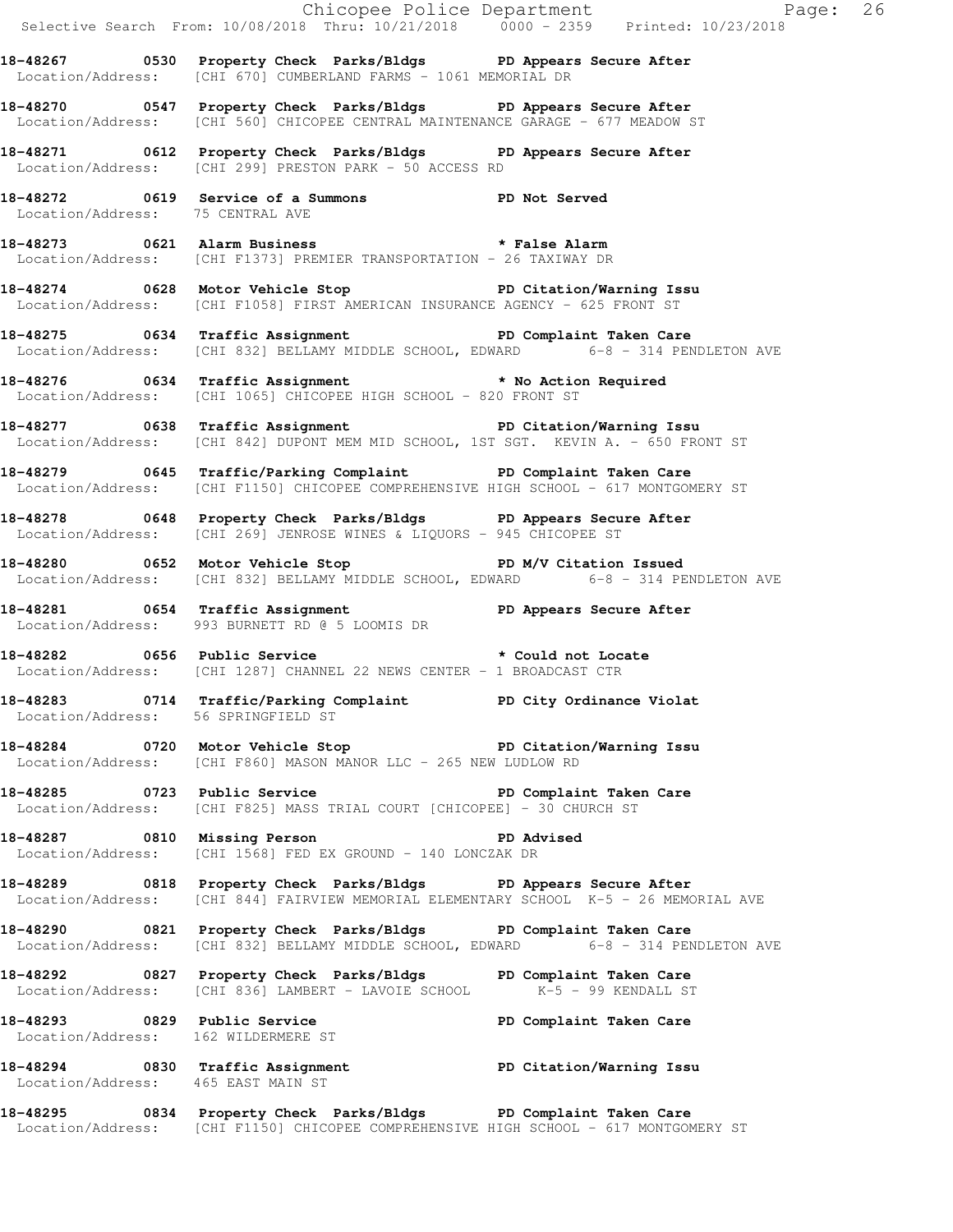18-48267 0530 Property Check Parks/Bldgs PD Appears Secure After
Location/Address: [CHI 670] CUMBERLAND FARMS - 1061 MEMORIAL DR

18-48270 0547 Property Check Parks/Bldgs PD Appears Secure After
Location/Address: [CHI 560] CHICOPEE CENTRAL MAINTENANCE GARAGE - 677 MEADOW ST

18-48271 0612 Property Check Parks/Bldgs PD Appears Secure After
Location/Address: [CHI 299] PRESTON PARK - 50 ACCESS RD

18-48272 0619 Service of a Summons PD Not Served
Location/Address: 75 CENTRAL AVE

18-48273 0621 Alarm Business * False Alarm
Location/Address: [CHI F1373] PREMIER TRANSPORTATION - 26 TAXIWAY DR

18-48274 0628 Motor Vehicle Stop PD Citation/Warning Issu
Location/Address: [CHI F1058] FIRST AMERICAN INSURANCE AGENCY - 625 FRONT ST

18-48275 0634 Traffic Assignment PD Complaint Taken Care
Location/Address: [CHI 832] BELLAMY MIDDLE SCHOOL, EDWARD 6-8 - 314 PENDLETON AVE

18-48276 0634 Traffic Assignment * No Action Required
Location/Address: [CHI 1065] CHICOPEE HIGH SCHOOL - 820 FRONT ST

18-48277 0638 Traffic Assignment PD Citation/Warning Issu
Location/Address: [CHI 842] DUPONT MEM MID SCHOOL, 1ST SGT. KEVIN A. - 650 FRONT ST

18-48279 0645 Traffic/Parking Complaint PD Complaint Taken Care
Location/Address: [CHI F1150] CHICOPEE COMPREHENSIVE HIGH SCHOOL - 617 MONTGOMERY ST

18-48278 0648 Property Check Parks/Bldgs PD Appears Secure After
Location/Address: [CHI 269] JENROSE WINES & LIQUORS - 945 CHICOPEE ST

18-48280 0652 Motor Vehicle Stop PD M/V Citation Issued
Location/Address: [CHI 832] BELLAMY MIDDLE SCHOOL, EDWARD 6-8 - 314 PENDLETON AVE

18-48281 0654 Traffic Assignment PD Appears Secure After
Location/Address: 993 BURNETT RD @ 5 LOOMIS DR

18-48282 0656 Public Service * Could not Locate
Location/Address: [CHI 1287] CHANNEL 22 NEWS CENTER - 1 BROADCAST CTR

18-48283 0714 Traffic/Parking Complaint PD City Ordinance Violat
Location/Address: 56 SPRINGFIELD ST

18-48284 0720 Motor Vehicle Stop PD Citation/Warning Issu
Location/Address: [CHI F860] MASON MANOR LLC - 265 NEW LUDLOW RD

18-48285 0723 Public Service PD Complaint Taken Care
Location/Address: [CHI F825] MASS TRIAL COURT [CHICOPEE] - 30 CHURCH ST

18-48287 0810 Missing Person PD Advised
Location/Address: [CHI 1568] FED EX GROUND - 140 LONCZAK DR

18-48289 0818 Property Check Parks/Bldgs PD Appears Secure After
Location/Address: [CHI 844] FAIRVIEW MEMORIAL ELEMENTARY SCHOOL K-5 - 26 MEMORIAL AVE

18-48290 0821 Property Check Parks/Bldgs PD Complaint Taken Care
Location/Address: [CHI 832] BELLAMY MIDDLE SCHOOL, EDWARD 6-8 - 314 PENDLETON AVE

18-48292 0827 Property Check Parks/Bldgs PD Complaint Taken Care
Location/Address: [CHI 836] LAMBERT - LAVOIE SCHOOL K-5 - 99 KENDALL ST

18-48293 0829 Public Service PD Complaint Taken Care
Location/Address: 162 WILDERMERE ST

18-48294 0830 Traffic Assignment PD Citation/Warning Issu
Location/Address: 465 EAST MAIN ST

18-48295 0834 Property Check Parks/Bldgs PD Complaint Taken Care
Location/Address: [CHI F1150] CHICOPEE COMPREHENSIVE HIGH SCHOOL - 617 MONTGOMERY ST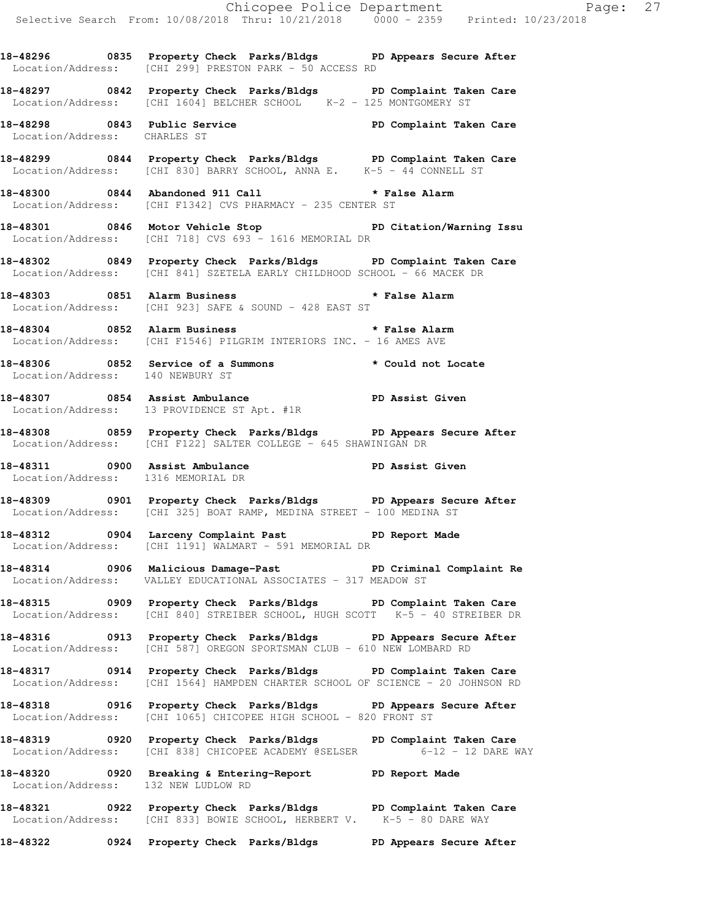**18-48296 0835 Property Check Parks/Bldgs PD Appears Secure After**
Location/Address: [CHI 299] PRESTON PARK - 50 ACCESS RD

**18-48297 0842 Property Check Parks/Bldgs PD Complaint Taken Care**
Location/Address: [CHI 1604] BELCHER SCHOOL K-2 - 125 MONTGOMERY ST

**18-48298 0843 Public Service PD Complaint Taken Care**
Location/Address: CHARLES ST

**18-48299 0844 Property Check Parks/Bldgs PD Complaint Taken Care**
Location/Address: [CHI 830] BARRY SCHOOL, ANNA E. K-5 - 44 CONNELL ST

**18-48300 0844 Abandoned 911 Call * False Alarm**
Location/Address: [CHI F1342] CVS PHARMACY - 235 CENTER ST

**18-48301 0846 Motor Vehicle Stop PD Citation/Warning Issu**
Location/Address: [CHI 718] CVS 693 - 1616 MEMORIAL DR

**18-48302 0849 Property Check Parks/Bldgs PD Complaint Taken Care**
Location/Address: [CHI 841] SZETELA EARLY CHILDHOOD SCHOOL - 66 MACEK DR

**18-48303 0851 Alarm Business * False Alarm**
Location/Address: [CHI 923] SAFE & SOUND - 428 EAST ST

**18-48304 0852 Alarm Business * False Alarm**
Location/Address: [CHI F1546] PILGRIM INTERIORS INC. - 16 AMES AVE

**18-48306 0852 Service of a Summons * Could not Locate**
Location/Address: 140 NEWBURY ST

**18-48307 0854 Assist Ambulance PD Assist Given**
Location/Address: 13 PROVIDENCE ST Apt. #1R

**18-48308 0859 Property Check Parks/Bldgs PD Appears Secure After**
Location/Address: [CHI F122] SALTER COLLEGE - 645 SHAWINIGAN DR

**18-48311 0900 Assist Ambulance PD Assist Given**
Location/Address: 1316 MEMORIAL DR

**18-48309 0901 Property Check Parks/Bldgs PD Appears Secure After**
Location/Address: [CHI 325] BOAT RAMP, MEDINA STREET - 100 MEDINA ST

**18-48312 0904 Larceny Complaint Past PD Report Made**
Location/Address: [CHI 1191] WALMART - 591 MEMORIAL DR

**18-48314 0906 Malicious Damage-Past PD Criminal Complaint Re**
Location/Address: VALLEY EDUCATIONAL ASSOCIATES - 317 MEADOW ST

**18-48315 0909 Property Check Parks/Bldgs PD Complaint Taken Care**
Location/Address: [CHI 840] STREIBER SCHOOL, HUGH SCOTT K-5 - 40 STREIBER DR

**18-48316 0913 Property Check Parks/Bldgs PD Appears Secure After**
Location/Address: [CHI 587] OREGON SPORTSMAN CLUB - 610 NEW LOMBARD RD

**18-48317 0914 Property Check Parks/Bldgs PD Complaint Taken Care**
Location/Address: [CHI 1564] HAMPDEN CHARTER SCHOOL OF SCIENCE - 20 JOHNSON RD

**18-48318 0916 Property Check Parks/Bldgs PD Appears Secure After**
Location/Address: [CHI 1065] CHICOPEE HIGH SCHOOL - 820 FRONT ST

**18-48319 0920 Property Check Parks/Bldgs PD Complaint Taken Care**
Location/Address: [CHI 838] CHICOPEE ACADEMY @SELSER 6-12 - 12 DARE WAY

**18-48320 0920 Breaking & Entering-Report PD Report Made**
Location/Address: 132 NEW LUDLOW RD

**18-48321 0922 Property Check Parks/Bldgs PD Complaint Taken Care**
Location/Address: [CHI 833] BOWIE SCHOOL, HERBERT V. K-5 - 80 DARE WAY

**18-48322 0924 Property Check Parks/Bldgs PD Appears Secure After**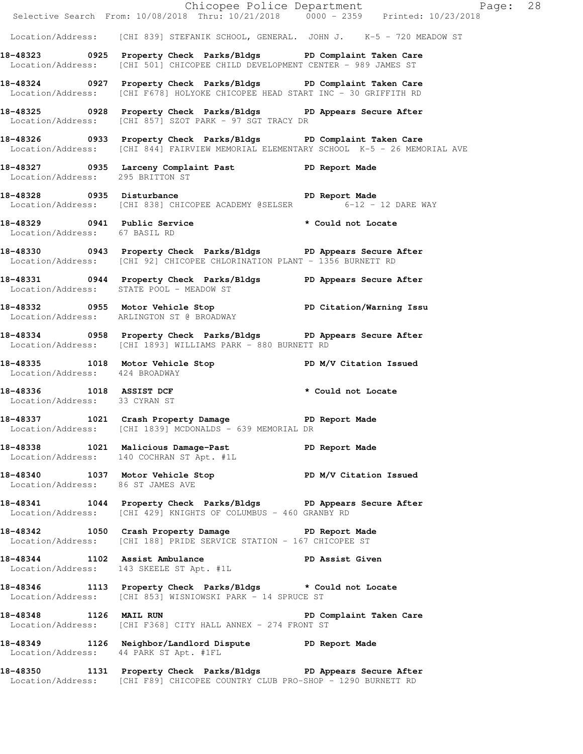Location/Address: [CHI 839] STEFANIK SCHOOL, GENERAL. JOHN J. K-5 - 720 MEADOW ST

**18-48323 0925 Property Check Parks/Bldgs PD Complaint Taken Care**
Location/Address: [CHI 501] CHICOPEE CHILD DEVELOPMENT CENTER - 989 JAMES ST

**18-48324 0927 Property Check Parks/Bldgs PD Complaint Taken Care**
Location/Address: [CHI F678] HOLYOKE CHICOPEE HEAD START INC - 30 GRIFFITH RD

**18-48325 0928 Property Check Parks/Bldgs PD Appears Secure After**
Location/Address: [CHI 857] SZOT PARK - 97 SGT TRACY DR

**18-48326 0933 Property Check Parks/Bldgs PD Complaint Taken Care**
Location/Address: [CHI 844] FAIRVIEW MEMORIAL ELEMENTARY SCHOOL K-5 - 26 MEMORIAL AVE

**18-48327 0935 Larceny Complaint Past PD Report Made**
Location/Address: 295 BRITTON ST

**18-48328 0935 Disturbance PD Report Made**
Location/Address: [CHI 838] CHICOPEE ACADEMY @SELSER 6-12 - 12 DARE WAY

**18-48329 0941 Public Service * Could not Locate**
Location/Address: 67 BASIL RD

**18-48330 0943 Property Check Parks/Bldgs PD Appears Secure After**
Location/Address: [CHI 92] CHICOPEE CHLORINATION PLANT - 1356 BURNETT RD

**18-48331 0944 Property Check Parks/Bldgs PD Appears Secure After**
Location/Address: STATE POOL - MEADOW ST

**18-48332 0955 Motor Vehicle Stop PD Citation/Warning Issu**
Location/Address: ARLINGTON ST @ BROADWAY

**18-48334 0958 Property Check Parks/Bldgs PD Appears Secure After**
Location/Address: [CHI 1893] WILLIAMS PARK - 880 BURNETT RD

**18-48335 1018 Motor Vehicle Stop PD M/V Citation Issued**
Location/Address: 424 BROADWAY

**18-48336 1018 ASSIST DCF * Could not Locate**
Location/Address: 33 CYRAN ST

**18-48337 1021 Crash Property Damage PD Report Made**
Location/Address: [CHI 1839] MCDONALDS - 639 MEMORIAL DR

**18-48338 1021 Malicious Damage-Past PD Report Made**
Location/Address: 140 COCHRAN ST Apt. #1L

**18-48340 1037 Motor Vehicle Stop PD M/V Citation Issued**
Location/Address: 86 ST JAMES AVE

**18-48341 1044 Property Check Parks/Bldgs PD Appears Secure After**
Location/Address: [CHI 429] KNIGHTS OF COLUMBUS - 460 GRANBY RD

**18-48342 1050 Crash Property Damage PD Report Made**
Location/Address: [CHI 188] PRIDE SERVICE STATION - 167 CHICOPEE ST

**18-48344 1102 Assist Ambulance PD Assist Given**
Location/Address: 143 SKEELE ST Apt. #1L

**18-48346 1113 Property Check Parks/Bldgs * Could not Locate**
Location/Address: [CHI 853] WISNIOWSKI PARK - 14 SPRUCE ST

**18-48348 1126 MAIL RUN PD Complaint Taken Care**
Location/Address: [CHI F368] CITY HALL ANNEX - 274 FRONT ST

**18-48349 1126 Neighbor/Landlord Dispute PD Report Made**
Location/Address: 44 PARK ST Apt. #1FL

**18-48350 1131 Property Check Parks/Bldgs PD Appears Secure After**
Location/Address: [CHI F89] CHICOPEE COUNTRY CLUB PRO-SHOP - 1290 BURNETT RD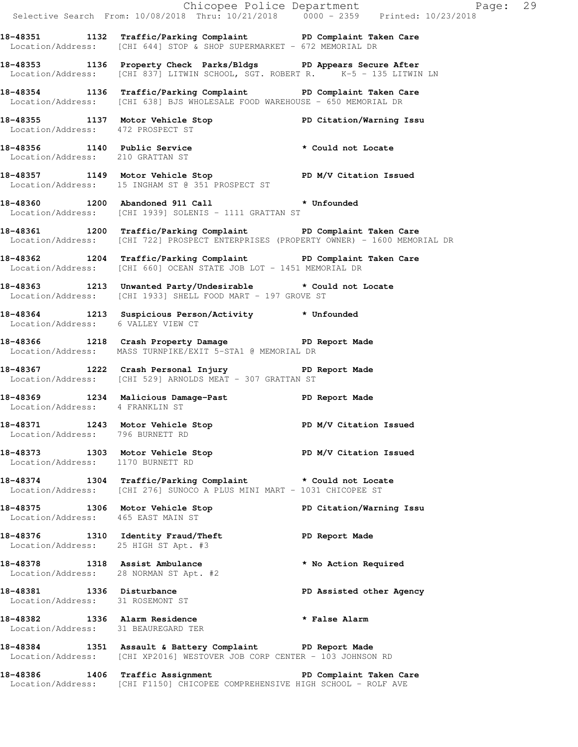**18-48351 1132 Traffic/Parking Complaint PD Complaint Taken Care**
Location/Address: [CHI 644] STOP & SHOP SUPERMARKET - 672 MEMORIAL DR

**18-48353 1136 Property Check Parks/Bldgs PD Appears Secure After**
Location/Address: [CHI 837] LITWIN SCHOOL, SGT. ROBERT R. K-5 - 135 LITWIN LN

**18-48354 1136 Traffic/Parking Complaint PD Complaint Taken Care**
Location/Address: [CHI 638] BJS WHOLESALE FOOD WAREHOUSE - 650 MEMORIAL DR

**18-48355 1137 Motor Vehicle Stop PD Citation/Warning Issu**
Location/Address: 472 PROSPECT ST

**18-48356 1140 Public Service * Could not Locate**
Location/Address: 210 GRATTAN ST

**18-48357 1149 Motor Vehicle Stop PD M/V Citation Issued**
Location/Address: 15 INGHAM ST @ 351 PROSPECT ST

**18-48360 1200 Abandoned 911 Call * Unfounded**
Location/Address: [CHI 1939] SOLENIS - 1111 GRATTAN ST

**18-48361 1200 Traffic/Parking Complaint PD Complaint Taken Care**
Location/Address: [CHI 722] PROSPECT ENTERPRISES (PROPERTY OWNER) - 1600 MEMORIAL DR

**18-48362 1204 Traffic/Parking Complaint PD Complaint Taken Care**
Location/Address: [CHI 660] OCEAN STATE JOB LOT - 1451 MEMORIAL DR

**18-48363 1213 Unwanted Party/Undesirable * Could not Locate**
Location/Address: [CHI 1933] SHELL FOOD MART - 197 GROVE ST

**18-48364 1213 Suspicious Person/Activity * Unfounded**
Location/Address: 6 VALLEY VIEW CT

**18-48366 1218 Crash Property Damage PD Report Made**
Location/Address: MASS TURNPIKE/EXIT 5-STA1 @ MEMORIAL DR

**18-48367 1222 Crash Personal Injury PD Report Made**
Location/Address: [CHI 529] ARNOLDS MEAT - 307 GRATTAN ST

**18-48369 1234 Malicious Damage-Past PD Report Made**
Location/Address: 4 FRANKLIN ST

**18-48371 1243 Motor Vehicle Stop PD M/V Citation Issued**
Location/Address: 796 BURNETT RD

**18-48373 1303 Motor Vehicle Stop PD M/V Citation Issued**
Location/Address: 1170 BURNETT RD

**18-48374 1304 Traffic/Parking Complaint * Could not Locate**
Location/Address: [CHI 276] SUNOCO A PLUS MINI MART - 1031 CHICOPEE ST

**18-48375 1306 Motor Vehicle Stop PD Citation/Warning Issu**
Location/Address: 465 EAST MAIN ST

**18-48376 1310 Identity Fraud/Theft PD Report Made**
Location/Address: 25 HIGH ST Apt. #3

**18-48378 1318 Assist Ambulance * No Action Required**
Location/Address: 28 NORMAN ST Apt. #2

**18-48381 1336 Disturbance PD Assisted other Agency**
Location/Address: 31 ROSEMONT ST

**18-48382 1336 Alarm Residence * False Alarm**
Location/Address: 31 BEAUREGARD TER

**18-48384 1351 Assault & Battery Complaint PD Report Made**
Location/Address: [CHI XP2016] WESTOVER JOB CORP CENTER - 103 JOHNSON RD

**18-48386 1406 Traffic Assignment PD Complaint Taken Care**
Location/Address: [CHI F1150] CHICOPEE COMPREHENSIVE HIGH SCHOOL - ROLF AVE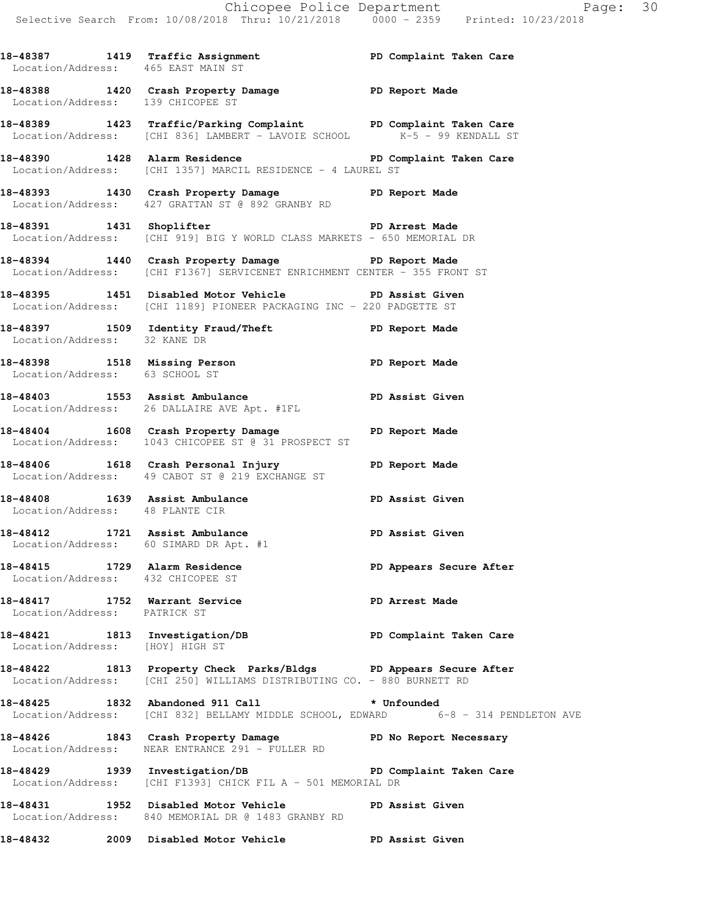**18-48387 1419 Traffic Assignment PD Complaint Taken Care**
Location/Address: 465 EAST MAIN ST

**18-48388 1420 Crash Property Damage PD Report Made**
Location/Address: 139 CHICOPEE ST

**18-48389 1423 Traffic/Parking Complaint PD Complaint Taken Care**
Location/Address: [CHI 836] LAMBERT - LAVOIE SCHOOL K-5 - 99 KENDALL ST

**18-48390 1428 Alarm Residence PD Complaint Taken Care**
Location/Address: [CHI 1357] MARCIL RESIDENCE - 4 LAUREL ST

**18-48393 1430 Crash Property Damage PD Report Made**
Location/Address: 427 GRATTAN ST @ 892 GRANBY RD

**18-48391 1431 Shoplifter PD Arrest Made**
Location/Address: [CHI 919] BIG Y WORLD CLASS MARKETS - 650 MEMORIAL DR

**18-48394 1440 Crash Property Damage PD Report Made**
Location/Address: [CHI F1367] SERVICENET ENRICHMENT CENTER - 355 FRONT ST

**18-48395 1451 Disabled Motor Vehicle PD Assist Given**
Location/Address: [CHI 1189] PIONEER PACKAGING INC - 220 PADGETTE ST

**18-48397 1509 Identity Fraud/Theft PD Report Made**
Location/Address: 32 KANE DR

**18-48398 1518 Missing Person PD Report Made**
Location/Address: 63 SCHOOL ST

**18-48403 1553 Assist Ambulance PD Assist Given**
Location/Address: 26 DALLAIRE AVE Apt. #1FL

**18-48404 1608 Crash Property Damage PD Report Made**
Location/Address: 1043 CHICOPEE ST @ 31 PROSPECT ST

**18-48406 1618 Crash Personal Injury PD Report Made**
Location/Address: 49 CABOT ST @ 219 EXCHANGE ST

**18-48408 1639 Assist Ambulance PD Assist Given**
Location/Address: 48 PLANTE CIR

**18-48412 1721 Assist Ambulance PD Assist Given**
Location/Address: 60 SIMARD DR Apt. #1

**18-48415 1729 Alarm Residence PD Appears Secure After**
Location/Address: 432 CHICOPEE ST

**18-48417 1752 Warrant Service PD Arrest Made**
Location/Address: PATRICK ST

**18-48421 1813 Investigation/DB PD Complaint Taken Care**
Location/Address: [HOY] HIGH ST

**18-48422 1813 Property Check Parks/Bldgs PD Appears Secure After**
Location/Address: [CHI 250] WILLIAMS DISTRIBUTING CO. - 880 BURNETT RD

**18-48425 1832 Abandoned 911 Call * Unfounded**
Location/Address: [CHI 832] BELLAMY MIDDLE SCHOOL, EDWARD 6-8 - 314 PENDLETON AVE

**18-48426 1843 Crash Property Damage PD No Report Necessary**
Location/Address: NEAR ENTRANCE 291 - FULLER RD

**18-48429 1939 Investigation/DB PD Complaint Taken Care**
Location/Address: [CHI F1393] CHICK FIL A - 501 MEMORIAL DR

**18-48431 1952 Disabled Motor Vehicle PD Assist Given**
Location/Address: 840 MEMORIAL DR @ 1483 GRANBY RD

**18-48432 2009 Disabled Motor Vehicle PD Assist Given**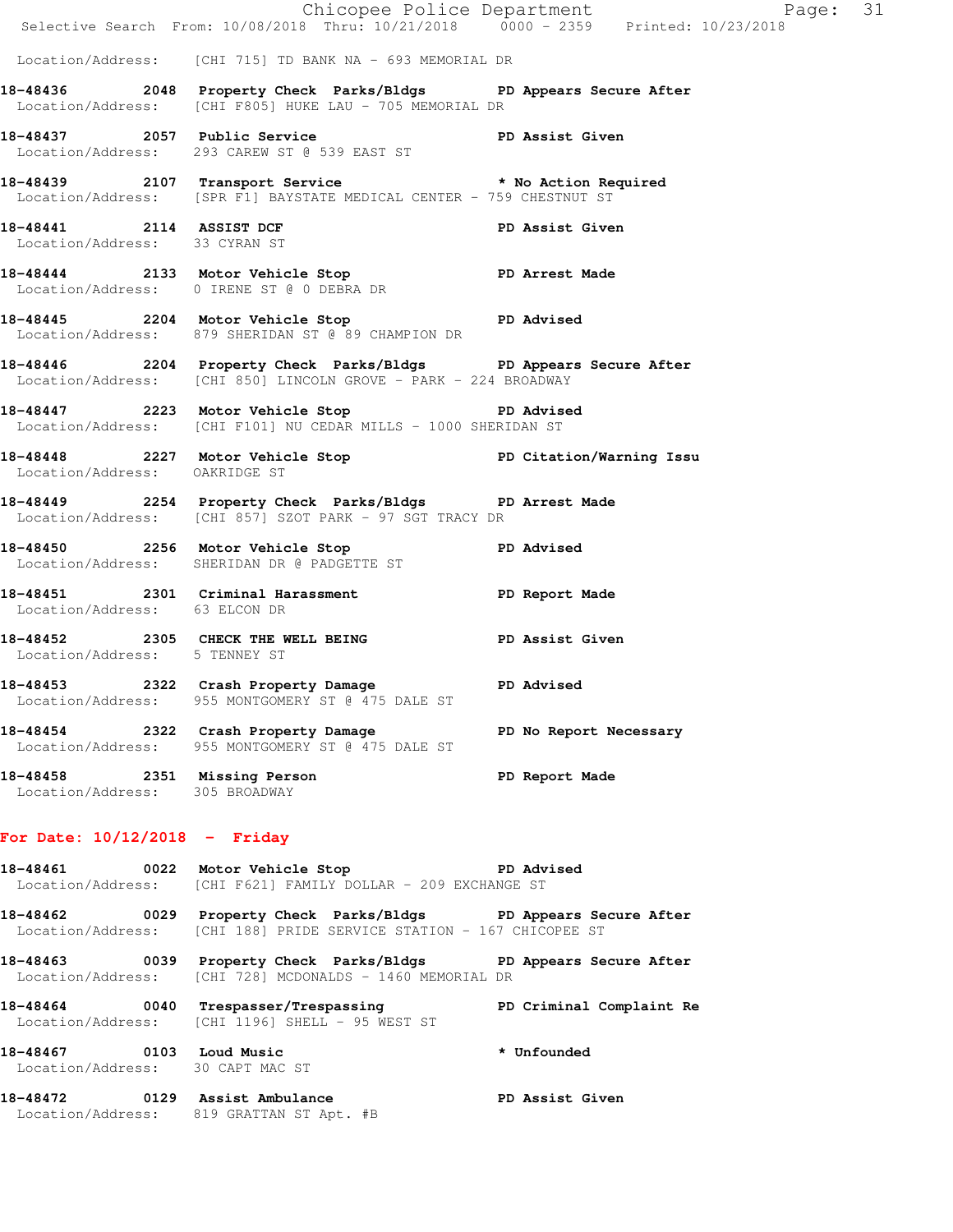Location/Address: [CHI 715] TD BANK NA - 693 MEMORIAL DR

**18-48436 2048 Property Check Parks/Bldgs PD Appears Secure After**
Location/Address: [CHI F805] HUKE LAU - 705 MEMORIAL DR

**18-48437 2057 Public Service PD Assist Given**
Location/Address: 293 CAREW ST @ 539 EAST ST

**18-48439 2107 Transport Service * No Action Required**
Location/Address: [SPR F1] BAYSTATE MEDICAL CENTER - 759 CHESTNUT ST

**18-48441 2114 ASSIST DCF PD Assist Given**
Location/Address: 33 CYRAN ST

**18-48444 2133 Motor Vehicle Stop PD Arrest Made**
Location/Address: 0 IRENE ST @ 0 DEBRA DR

**18-48445 2204 Motor Vehicle Stop PD Advised**
Location/Address: 879 SHERIDAN ST @ 89 CHAMPION DR

**18-48446 2204 Property Check Parks/Bldgs PD Appears Secure After**
Location/Address: [CHI 850] LINCOLN GROVE - PARK - 224 BROADWAY

**18-48447 2223 Motor Vehicle Stop PD Advised**
Location/Address: [CHI F101] NU CEDAR MILLS - 1000 SHERIDAN ST

**18-48448 2227 Motor Vehicle Stop PD Citation/Warning Issu**
Location/Address: OAKRIDGE ST

**18-48449 2254 Property Check Parks/Bldgs PD Arrest Made**
Location/Address: [CHI 857] SZOT PARK - 97 SGT TRACY DR

**18-48450 2256 Motor Vehicle Stop PD Advised**
Location/Address: SHERIDAN DR @ PADGETTE ST

**18-48451 2301 Criminal Harassment PD Report Made**
Location/Address: 63 ELCON DR

**18-48452 2305 CHECK THE WELL BEING PD Assist Given**
Location/Address: 5 TENNEY ST

**18-48453 2322 Crash Property Damage PD Advised**
Location/Address: 955 MONTGOMERY ST @ 475 DALE ST

**18-48454 2322 Crash Property Damage PD No Report Necessary**
Location/Address: 955 MONTGOMERY ST @ 475 DALE ST

**18-48458 2351 Missing Person PD Report Made**
Location/Address: 305 BROADWAY

## For Date: 10/12/2018 - Friday

**18-48461 0022 Motor Vehicle Stop PD Advised**
Location/Address: [CHI F621] FAMILY DOLLAR - 209 EXCHANGE ST

**18-48462 0029 Property Check Parks/Bldgs PD Appears Secure After**
Location/Address: [CHI 188] PRIDE SERVICE STATION - 167 CHICOPEE ST

**18-48463 0039 Property Check Parks/Bldgs PD Appears Secure After**
Location/Address: [CHI 728] MCDONALDS - 1460 MEMORIAL DR

**18-48464 0040 Trespasser/Trespassing PD Criminal Complaint Re**
Location/Address: [CHI 1196] SHELL - 95 WEST ST

**18-48467 0103 Loud Music * Unfounded**
Location/Address: 30 CAPT MAC ST

**18-48472 0129 Assist Ambulance PD Assist Given**
Location/Address: 819 GRATTAN ST Apt. #B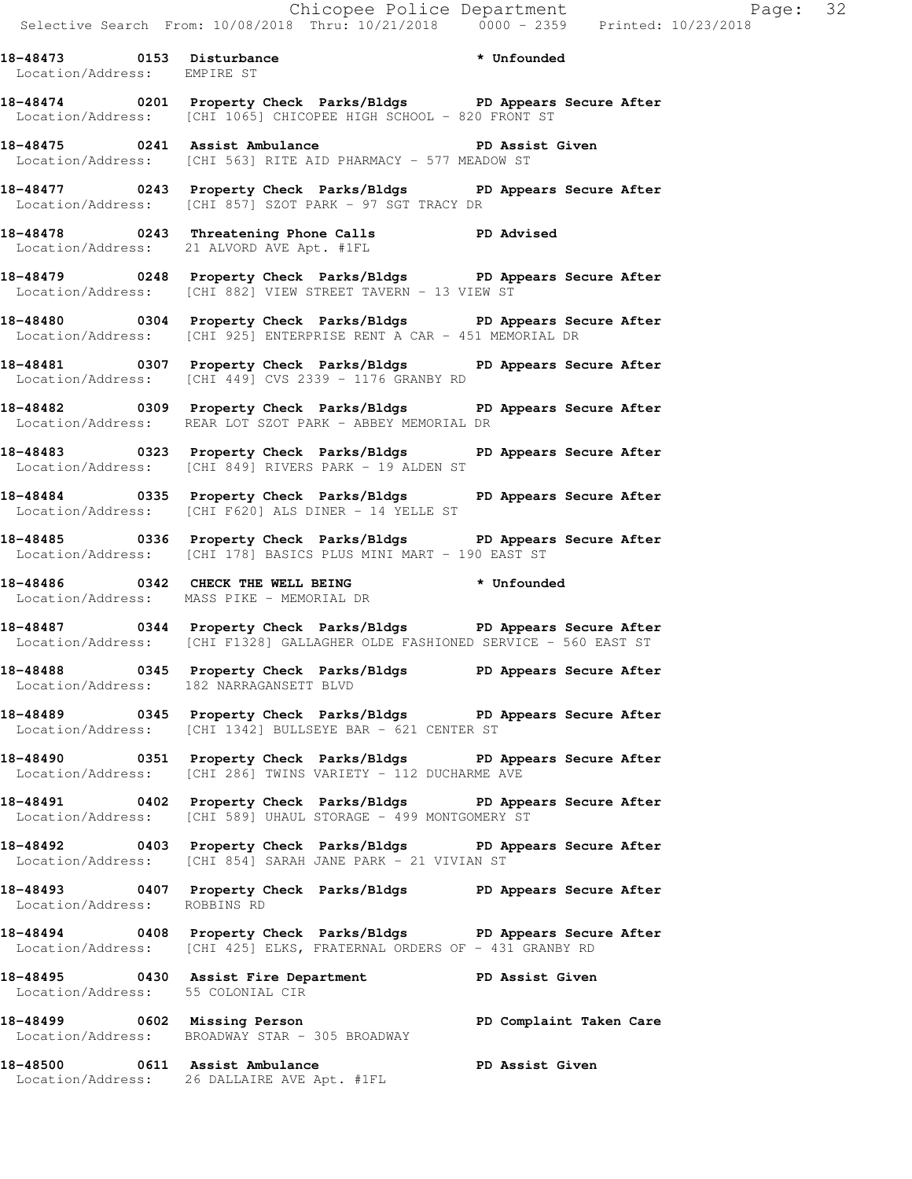**18-48473 0153 Disturbance * Unfounded**
Location/Address: EMPIRE ST

**18-48474 0201 Property Check Parks/Bldgs PD Appears Secure After**
Location/Address: [CHI 1065] CHICOPEE HIGH SCHOOL - 820 FRONT ST

**18-48475 0241 Assist Ambulance PD Assist Given**
Location/Address: [CHI 563] RITE AID PHARMACY - 577 MEADOW ST

**18-48477 0243 Property Check Parks/Bldgs PD Appears Secure After**
Location/Address: [CHI 857] SZOT PARK - 97 SGT TRACY DR

**18-48478 0243 Threatening Phone Calls PD Advised**
Location/Address: 21 ALVORD AVE Apt. #1FL

**18-48479 0248 Property Check Parks/Bldgs PD Appears Secure After**
Location/Address: [CHI 882] VIEW STREET TAVERN - 13 VIEW ST

**18-48480 0304 Property Check Parks/Bldgs PD Appears Secure After**
Location/Address: [CHI 925] ENTERPRISE RENT A CAR - 451 MEMORIAL DR

**18-48481 0307 Property Check Parks/Bldgs PD Appears Secure After**
Location/Address: [CHI 449] CVS 2339 - 1176 GRANBY RD

**18-48482 0309 Property Check Parks/Bldgs PD Appears Secure After**
Location/Address: REAR LOT SZOT PARK - ABBEY MEMORIAL DR

**18-48483 0323 Property Check Parks/Bldgs PD Appears Secure After**
Location/Address: [CHI 849] RIVERS PARK - 19 ALDEN ST

**18-48484 0335 Property Check Parks/Bldgs PD Appears Secure After**
Location/Address: [CHI F620] ALS DINER - 14 YELLE ST

**18-48485 0336 Property Check Parks/Bldgs PD Appears Secure After**
Location/Address: [CHI 178] BASICS PLUS MINI MART - 190 EAST ST

**18-48486 0342 CHECK THE WELL BEING * Unfounded**
Location/Address: MASS PIKE - MEMORIAL DR

**18-48487 0344 Property Check Parks/Bldgs PD Appears Secure After**
Location/Address: [CHI F1328] GALLAGHER OLDE FASHIONED SERVICE - 560 EAST ST

**18-48488 0345 Property Check Parks/Bldgs PD Appears Secure After**
Location/Address: 182 NARRAGANSETT BLVD

**18-48489 0345 Property Check Parks/Bldgs PD Appears Secure After**
Location/Address: [CHI 1342] BULLSEYE BAR - 621 CENTER ST

**18-48490 0351 Property Check Parks/Bldgs PD Appears Secure After**
Location/Address: [CHI 286] TWINS VARIETY - 112 DUCHARME AVE

**18-48491 0402 Property Check Parks/Bldgs PD Appears Secure After**
Location/Address: [CHI 589] UHAUL STORAGE - 499 MONTGOMERY ST

**18-48492 0403 Property Check Parks/Bldgs PD Appears Secure After**
Location/Address: [CHI 854] SARAH JANE PARK - 21 VIVIAN ST

**18-48493 0407 Property Check Parks/Bldgs PD Appears Secure After**
Location/Address: ROBBINS RD

**18-48494 0408 Property Check Parks/Bldgs PD Appears Secure After**
Location/Address: [CHI 425] ELKS, FRATERNAL ORDERS OF - 431 GRANBY RD

**18-48495 0430 Assist Fire Department PD Assist Given**
Location/Address: 55 COLONIAL CIR

**18-48499 0602 Missing Person PD Complaint Taken Care**
Location/Address: BROADWAY STAR - 305 BROADWAY

**18-48500 0611 Assist Ambulance PD Assist Given**
Location/Address: 26 DALLAIRE AVE Apt. #1FL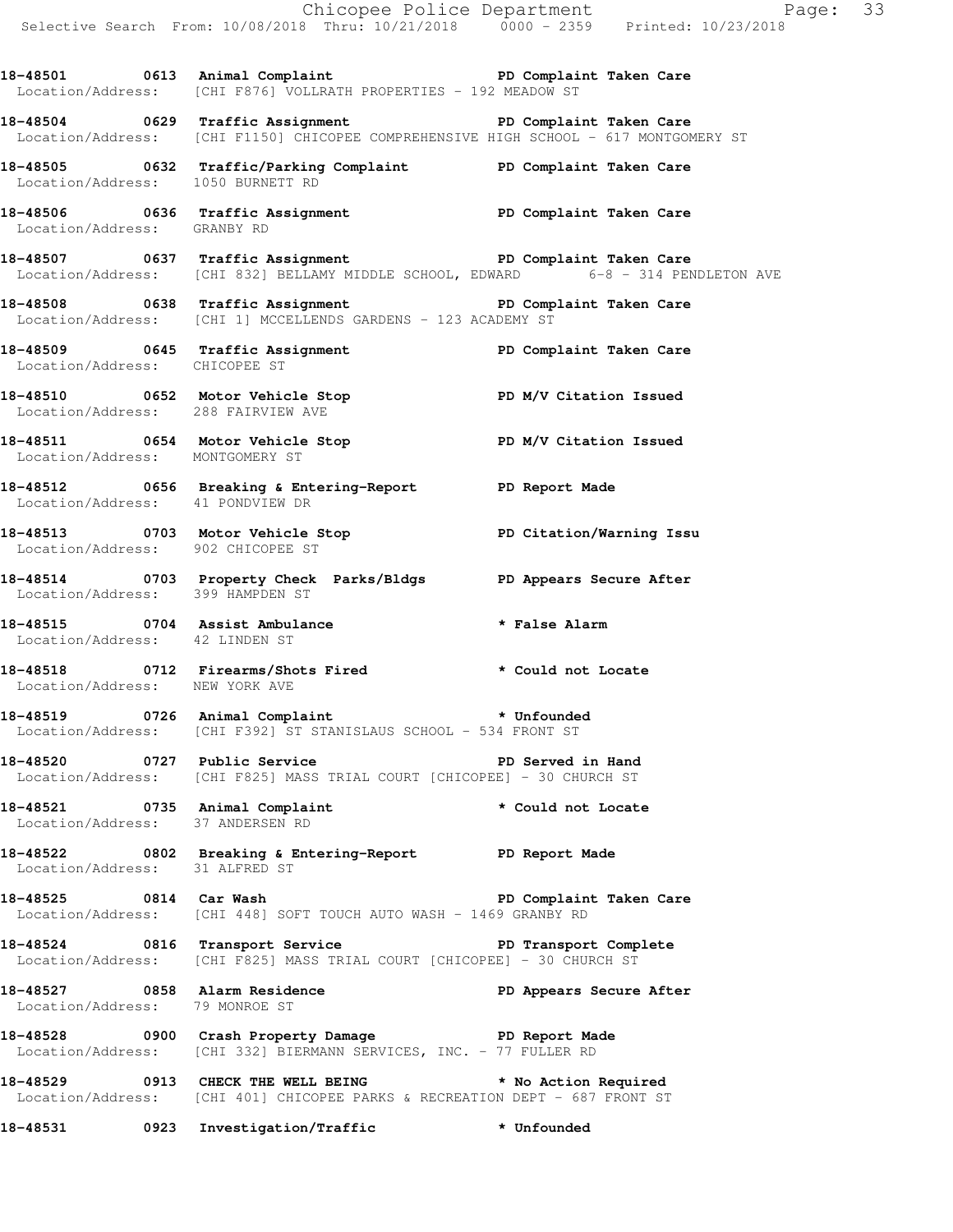18-48501 0613 Animal Complaint PD Complaint Taken Care
Location/Address: [CHI F876] VOLLRATH PROPERTIES - 192 MEADOW ST

18-48504 0629 Traffic Assignment PD Complaint Taken Care
Location/Address: [CHI F1150] CHICOPEE COMPREHENSIVE HIGH SCHOOL - 617 MONTGOMERY ST

18-48505 0632 Traffic/Parking Complaint PD Complaint Taken Care
Location/Address: 1050 BURNETT RD

18-48506 0636 Traffic Assignment PD Complaint Taken Care
Location/Address: GRANBY RD

18-48507 0637 Traffic Assignment PD Complaint Taken Care
Location/Address: [CHI 832] BELLAMY MIDDLE SCHOOL, EDWARD 6-8 - 314 PENDLETON AVE

18-48508 0638 Traffic Assignment PD Complaint Taken Care
Location/Address: [CHI 1] MCCELLENDS GARDENS - 123 ACADEMY ST

18-48509 0645 Traffic Assignment PD Complaint Taken Care
Location/Address: CHICOPEE ST

18-48510 0652 Motor Vehicle Stop PD M/V Citation Issued
Location/Address: 288 FAIRVIEW AVE

18-48511 0654 Motor Vehicle Stop PD M/V Citation Issued
Location/Address: MONTGOMERY ST

18-48512 0656 Breaking & Entering-Report PD Report Made
Location/Address: 41 PONDVIEW DR

18-48513 0703 Motor Vehicle Stop PD Citation/Warning Issu
Location/Address: 902 CHICOPEE ST

18-48514 0703 Property Check Parks/Bldgs PD Appears Secure After
Location/Address: 399 HAMPDEN ST

18-48515 0704 Assist Ambulance * False Alarm
Location/Address: 42 LINDEN ST

18-48518 0712 Firearms/Shots Fired * Could not Locate
Location/Address: NEW YORK AVE

18-48519 0726 Animal Complaint * Unfounded
Location/Address: [CHI F392] ST STANISLAUS SCHOOL - 534 FRONT ST

18-48520 0727 Public Service PD Served in Hand
Location/Address: [CHI F825] MASS TRIAL COURT [CHICOPEE] - 30 CHURCH ST

18-48521 0735 Animal Complaint * Could not Locate
Location/Address: 37 ANDERSEN RD

18-48522 0802 Breaking & Entering-Report PD Report Made
Location/Address: 31 ALFRED ST

18-48525 0814 Car Wash PD Complaint Taken Care
Location/Address: [CHI 448] SOFT TOUCH AUTO WASH - 1469 GRANBY RD

18-48524 0816 Transport Service PD Transport Complete
Location/Address: [CHI F825] MASS TRIAL COURT [CHICOPEE] - 30 CHURCH ST

18-48527 0858 Alarm Residence PD Appears Secure After
Location/Address: 79 MONROE ST

18-48528 0900 Crash Property Damage PD Report Made
Location/Address: [CHI 332] BIERMANN SERVICES, INC. - 77 FULLER RD

18-48529 0913 CHECK THE WELL BEING * No Action Required
Location/Address: [CHI 401] CHICOPEE PARKS & RECREATION DEPT - 687 FRONT ST

18-48531 0923 Investigation/Traffic * Unfounded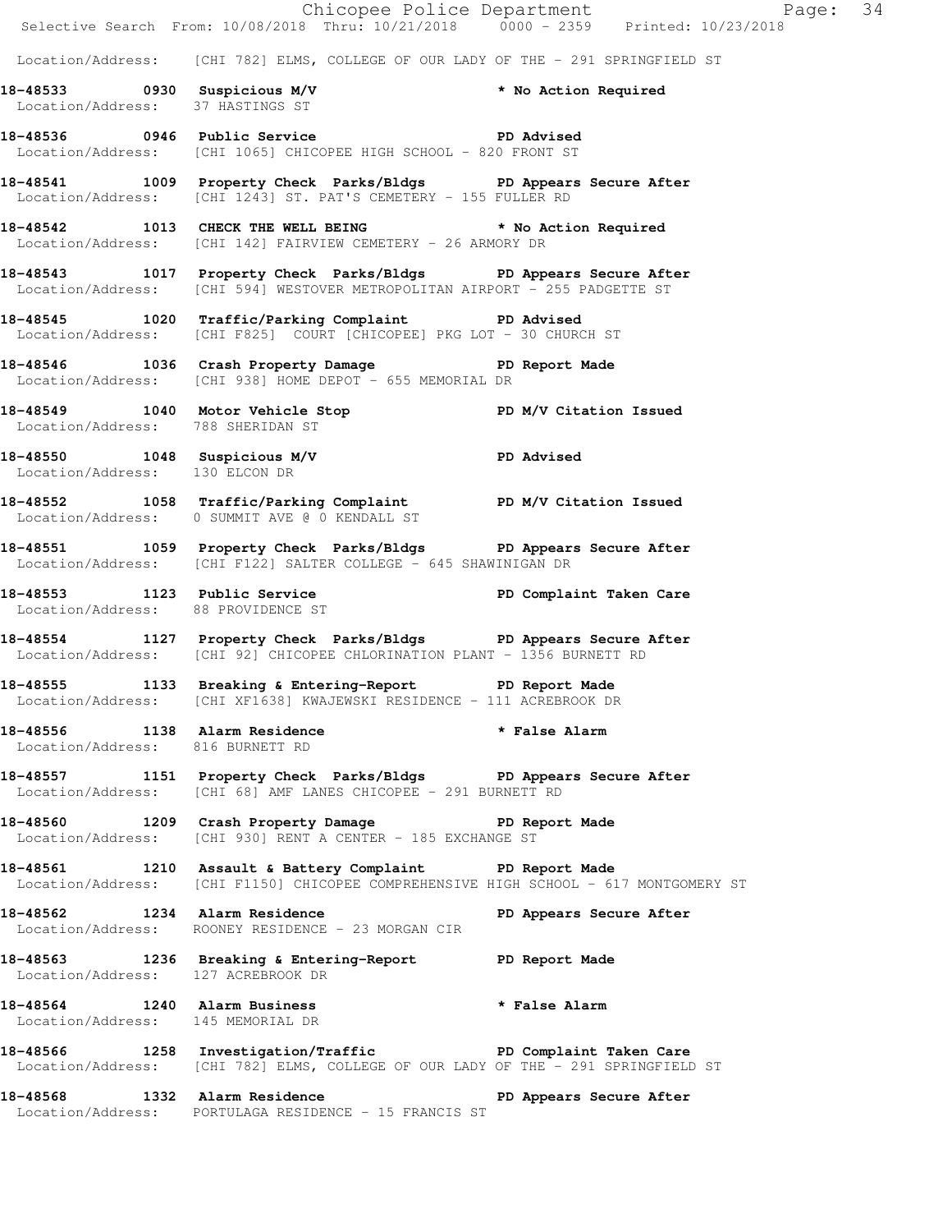Location/Address: [CHI 782] ELMS, COLLEGE OF OUR LADY OF THE - 291 SPRINGFIELD ST

**18-48533 0930 Suspicious M/V * No Action Required**
Location/Address: 37 HASTINGS ST

**18-48536 0946 Public Service PD Advised**
Location/Address: [CHI 1065] CHICOPEE HIGH SCHOOL - 820 FRONT ST

**18-48541 1009 Property Check Parks/Bldgs PD Appears Secure After**
Location/Address: [CHI 1243] ST. PAT'S CEMETERY - 155 FULLER RD

**18-48542 1013 CHECK THE WELL BEING * No Action Required**
Location/Address: [CHI 142] FAIRVIEW CEMETERY - 26 ARMORY DR

**18-48543 1017 Property Check Parks/Bldgs PD Appears Secure After**
Location/Address: [CHI 594] WESTOVER METROPOLITAN AIRPORT - 255 PADGETTE ST

**18-48545 1020 Traffic/Parking Complaint PD Advised**
Location/Address: [CHI F825] COURT [CHICOPEE] PKG LOT - 30 CHURCH ST

**18-48546 1036 Crash Property Damage PD Report Made**
Location/Address: [CHI 938] HOME DEPOT - 655 MEMORIAL DR

**18-48549 1040 Motor Vehicle Stop PD M/V Citation Issued**
Location/Address: 788 SHERIDAN ST

**18-48550 1048 Suspicious M/V PD Advised**
Location/Address: 130 ELCON DR

**18-48552 1058 Traffic/Parking Complaint PD M/V Citation Issued**
Location/Address: 0 SUMMIT AVE @ 0 KENDALL ST

**18-48551 1059 Property Check Parks/Bldgs PD Appears Secure After**
Location/Address: [CHI F122] SALTER COLLEGE - 645 SHAWINIGAN DR

**18-48553 1123 Public Service PD Complaint Taken Care**
Location/Address: 88 PROVIDENCE ST

**18-48554 1127 Property Check Parks/Bldgs PD Appears Secure After**
Location/Address: [CHI 92] CHICOPEE CHLORINATION PLANT - 1356 BURNETT RD

**18-48555 1133 Breaking & Entering-Report PD Report Made**
Location/Address: [CHI XF1638] KWAJEWSKI RESIDENCE - 111 ACREBROOK DR

**18-48556 1138 Alarm Residence * False Alarm**
Location/Address: 816 BURNETT RD

**18-48557 1151 Property Check Parks/Bldgs PD Appears Secure After**
Location/Address: [CHI 68] AMF LANES CHICOPEE - 291 BURNETT RD

**18-48560 1209 Crash Property Damage PD Report Made**
Location/Address: [CHI 930] RENT A CENTER - 185 EXCHANGE ST

**18-48561 1210 Assault & Battery Complaint PD Report Made**
Location/Address: [CHI F1150] CHICOPEE COMPREHENSIVE HIGH SCHOOL - 617 MONTGOMERY ST

**18-48562 1234 Alarm Residence PD Appears Secure After**
Location/Address: ROONEY RESIDENCE - 23 MORGAN CIR

**18-48563 1236 Breaking & Entering-Report PD Report Made**
Location/Address: 127 ACREBROOK DR

**18-48564 1240 Alarm Business * False Alarm**
Location/Address: 145 MEMORIAL DR

**18-48566 1258 Investigation/Traffic PD Complaint Taken Care**
Location/Address: [CHI 782] ELMS, COLLEGE OF OUR LADY OF THE - 291 SPRINGFIELD ST

**18-48568 1332 Alarm Residence PD Appears Secure After**
Location/Address: PORTULAGA RESIDENCE - 15 FRANCIS ST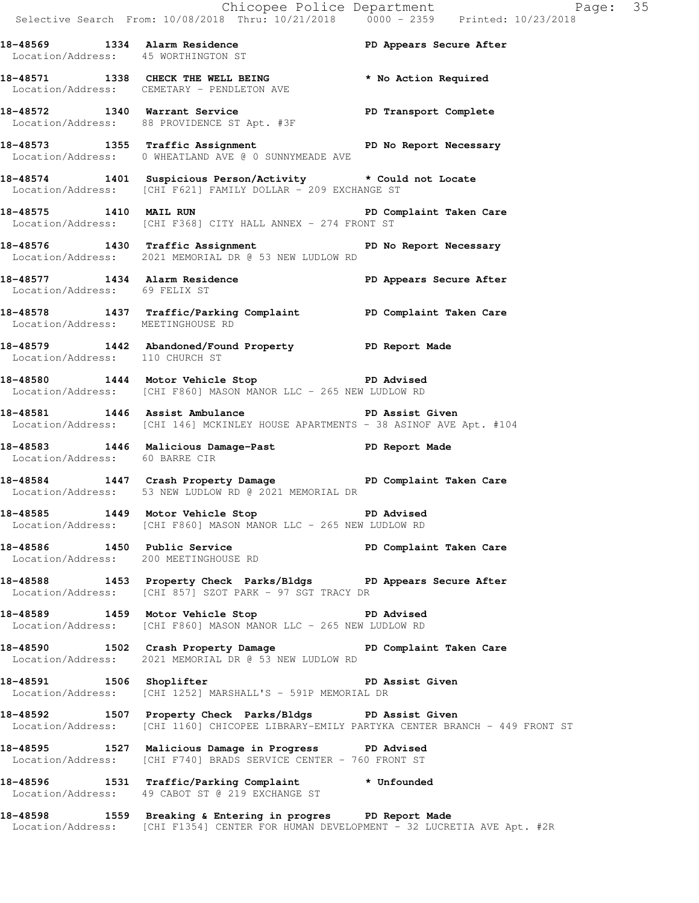18-48569 1334 Alarm Residence PD Appears Secure After
Location/Address: 45 WORTHINGTON ST

18-48571 1338 CHECK THE WELL BEING * No Action Required
Location/Address: CEMETARY - PENDLETON AVE

18-48572 1340 Warrant Service PD Transport Complete
Location/Address: 88 PROVIDENCE ST Apt. #3F

18-48573 1355 Traffic Assignment PD No Report Necessary
Location/Address: 0 WHEATLAND AVE @ 0 SUNNYMEADE AVE

18-48574 1401 Suspicious Person/Activity * Could not Locate
Location/Address: [CHI F621] FAMILY DOLLAR - 209 EXCHANGE ST

18-48575 1410 MAIL RUN PD Complaint Taken Care
Location/Address: [CHI F368] CITY HALL ANNEX - 274 FRONT ST

18-48576 1430 Traffic Assignment PD No Report Necessary
Location/Address: 2021 MEMORIAL DR @ 53 NEW LUDLOW RD

18-48577 1434 Alarm Residence PD Appears Secure After
Location/Address: 69 FELIX ST

18-48578 1437 Traffic/Parking Complaint PD Complaint Taken Care
Location/Address: MEETINGHOUSE RD

18-48579 1442 Abandoned/Found Property PD Report Made
Location/Address: 110 CHURCH ST

18-48580 1444 Motor Vehicle Stop PD Advised
Location/Address: [CHI F860] MASON MANOR LLC - 265 NEW LUDLOW RD

18-48581 1446 Assist Ambulance PD Assist Given
Location/Address: [CHI 146] MCKINLEY HOUSE APARTMENTS - 38 ASINOF AVE Apt. #104

18-48583 1446 Malicious Damage-Past PD Report Made
Location/Address: 60 BARRE CIR

18-48584 1447 Crash Property Damage PD Complaint Taken Care
Location/Address: 53 NEW LUDLOW RD @ 2021 MEMORIAL DR

18-48585 1449 Motor Vehicle Stop PD Advised
Location/Address: [CHI F860] MASON MANOR LLC - 265 NEW LUDLOW RD

18-48586 1450 Public Service PD Complaint Taken Care
Location/Address: 200 MEETINGHOUSE RD

18-48588 1453 Property Check Parks/Bldgs PD Appears Secure After
Location/Address: [CHI 857] SZOT PARK - 97 SGT TRACY DR

18-48589 1459 Motor Vehicle Stop PD Advised
Location/Address: [CHI F860] MASON MANOR LLC - 265 NEW LUDLOW RD

18-48590 1502 Crash Property Damage PD Complaint Taken Care
Location/Address: 2021 MEMORIAL DR @ 53 NEW LUDLOW RD

18-48591 1506 Shoplifter PD Assist Given
Location/Address: [CHI 1252] MARSHALL'S - 591P MEMORIAL DR

18-48592 1507 Property Check Parks/Bldgs PD Assist Given
Location/Address: [CHI 1160] CHICOPEE LIBRARY-EMILY PARTYKA CENTER BRANCH - 449 FRONT ST

18-48595 1527 Malicious Damage in Progress PD Advised
Location/Address: [CHI F740] BRADS SERVICE CENTER - 760 FRONT ST

18-48596 1531 Traffic/Parking Complaint * Unfounded
Location/Address: 49 CABOT ST @ 219 EXCHANGE ST

18-48598 1559 Breaking & Entering in progres PD Report Made
Location/Address: [CHI F1354] CENTER FOR HUMAN DEVELOPMENT - 32 LUCRETIA AVE Apt. #2R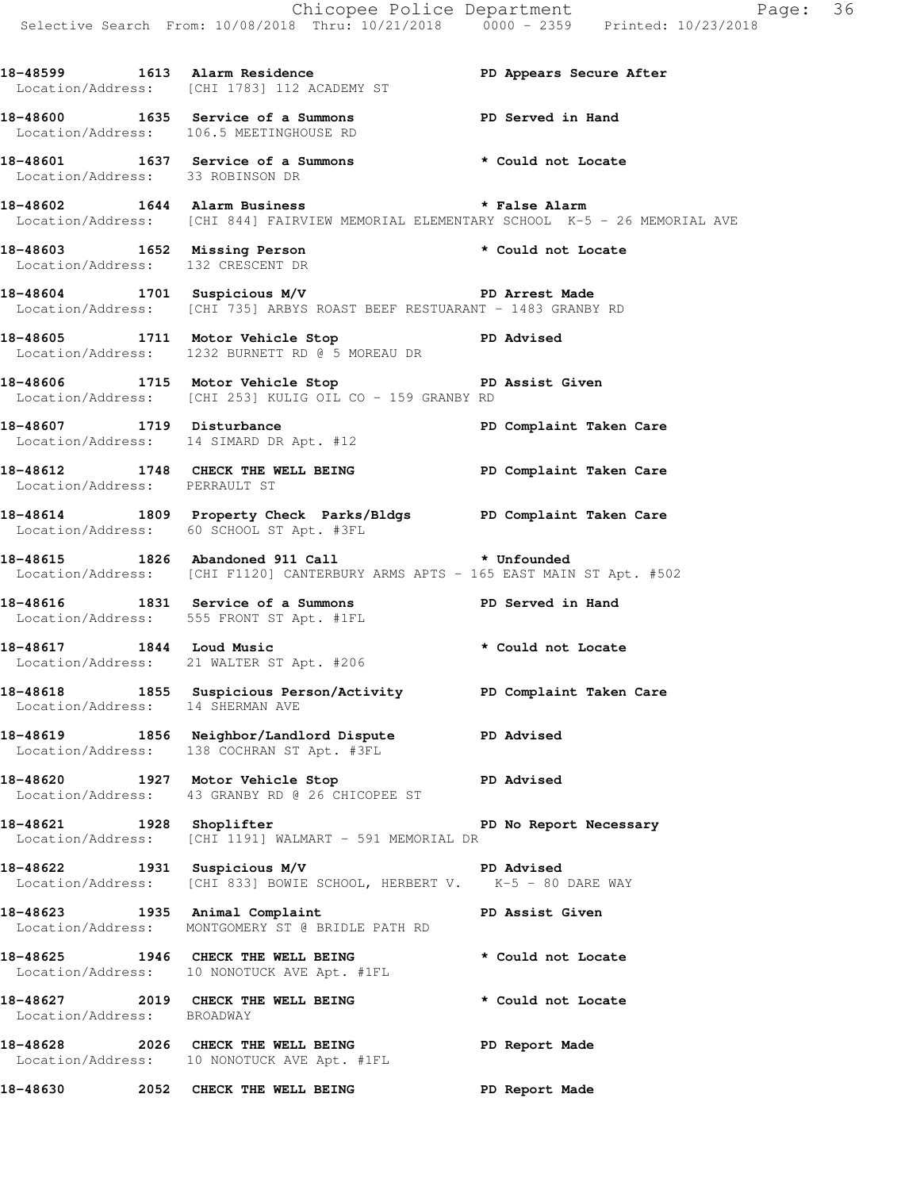18-48599 1613 Alarm Residence PD Appears Secure After
Location/Address: [CHI 1783] 112 ACADEMY ST

18-48600 1635 Service of a Summons PD Served in Hand
Location/Address: 106.5 MEETINGHOUSE RD

18-48601 1637 Service of a Summons * Could not Locate
Location/Address: 33 ROBINSON DR

18-48602 1644 Alarm Business * False Alarm
Location/Address: [CHI 844] FAIRVIEW MEMORIAL ELEMENTARY SCHOOL K-5 - 26 MEMORIAL AVE

18-48603 1652 Missing Person * Could not Locate
Location/Address: 132 CRESCENT DR

18-48604 1701 Suspicious M/V PD Arrest Made
Location/Address: [CHI 735] ARBYS ROAST BEEF RESTUARANT - 1483 GRANBY RD

18-48605 1711 Motor Vehicle Stop PD Advised
Location/Address: 1232 BURNETT RD @ 5 MOREAU DR

18-48606 1715 Motor Vehicle Stop PD Assist Given
Location/Address: [CHI 253] KULIG OIL CO - 159 GRANBY RD

18-48607 1719 Disturbance PD Complaint Taken Care
Location/Address: 14 SIMARD DR Apt. #12

18-48612 1748 CHECK THE WELL BEING PD Complaint Taken Care
Location/Address: PERRAULT ST

18-48614 1809 Property Check Parks/Bldgs PD Complaint Taken Care
Location/Address: 60 SCHOOL ST Apt. #3FL

18-48615 1826 Abandoned 911 Call * Unfounded
Location/Address: [CHI F1120] CANTERBURY ARMS APTS - 165 EAST MAIN ST Apt. #502

18-48616 1831 Service of a Summons PD Served in Hand
Location/Address: 555 FRONT ST Apt. #1FL

18-48617 1844 Loud Music * Could not Locate
Location/Address: 21 WALTER ST Apt. #206

18-48618 1855 Suspicious Person/Activity PD Complaint Taken Care
Location/Address: 14 SHERMAN AVE

18-48619 1856 Neighbor/Landlord Dispute PD Advised
Location/Address: 138 COCHRAN ST Apt. #3FL

18-48620 1927 Motor Vehicle Stop PD Advised
Location/Address: 43 GRANBY RD @ 26 CHICOPEE ST

18-48621 1928 Shoplifter PD No Report Necessary
Location/Address: [CHI 1191] WALMART - 591 MEMORIAL DR

18-48622 1931 Suspicious M/V PD Advised
Location/Address: [CHI 833] BOWIE SCHOOL, HERBERT V. K-5 - 80 DARE WAY

18-48623 1935 Animal Complaint PD Assist Given
Location/Address: MONTGOMERY ST @ BRIDLE PATH RD

18-48625 1946 CHECK THE WELL BEING * Could not Locate
Location/Address: 10 NONOTUCK AVE Apt. #1FL

18-48627 2019 CHECK THE WELL BEING * Could not Locate
Location/Address: BROADWAY

18-48628 2026 CHECK THE WELL BEING PD Report Made
Location/Address: 10 NONOTUCK AVE Apt. #1FL

18-48630 2052 CHECK THE WELL BEING PD Report Made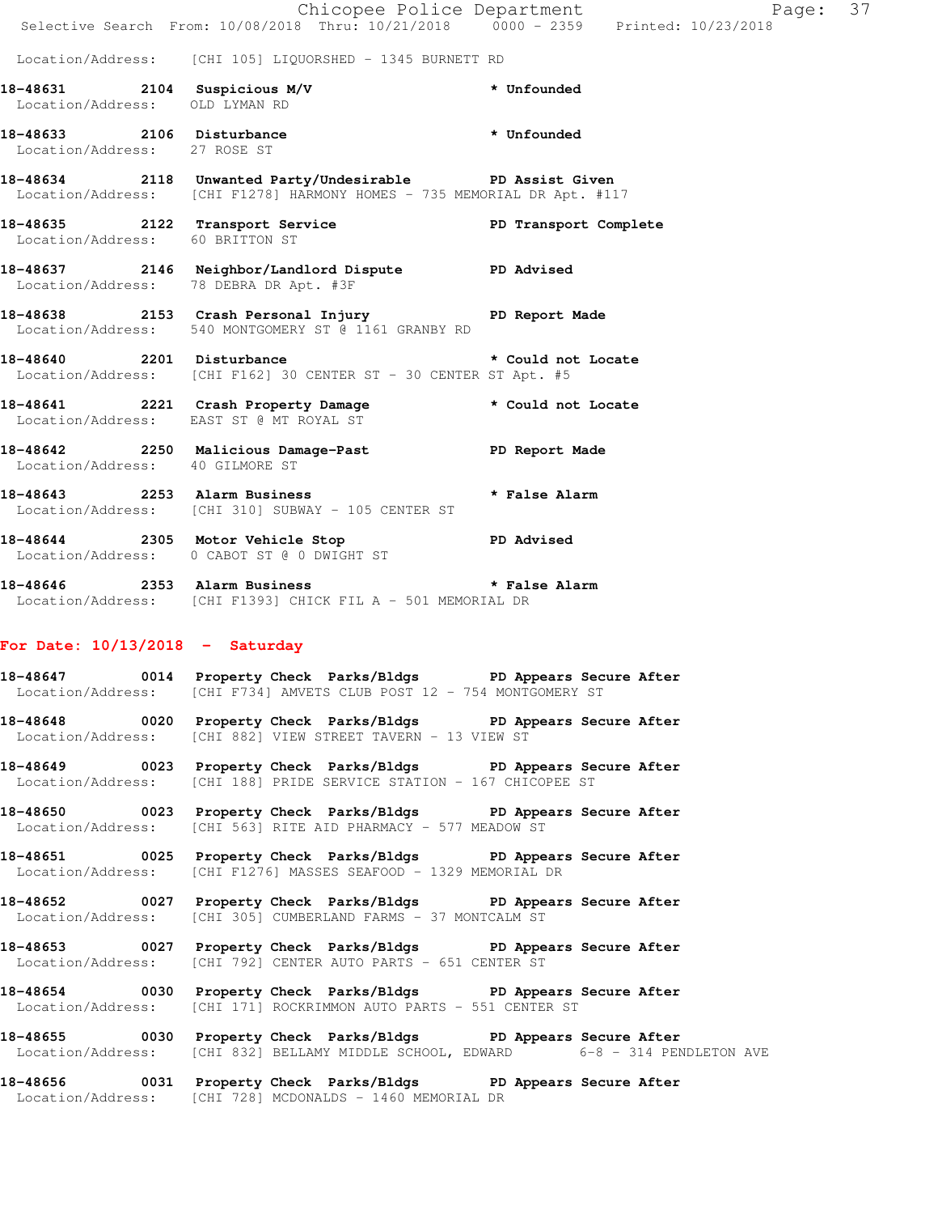Location/Address: [CHI 105] LIQUORSHED - 1345 BURNETT RD

**18-48631 2104 Suspicious M/V** * Unfounded
Location/Address: OLD LYMAN RD

**18-48633 2106 Disturbance** * Unfounded
Location/Address: 27 ROSE ST

**18-48634 2118 Unwanted Party/Undesirable** PD Assist Given
Location/Address: [CHI F1278] HARMONY HOMES - 735 MEMORIAL DR Apt. #117

**18-48635 2122 Transport Service** PD Transport Complete
Location/Address: 60 BRITTON ST

**18-48637 2146 Neighbor/Landlord Dispute** PD Advised
Location/Address: 78 DEBRA DR Apt. #3F

**18-48638 2153 Crash Personal Injury** PD Report Made
Location/Address: 540 MONTGOMERY ST @ 1161 GRANBY RD

**18-48640 2201 Disturbance** * Could not Locate
Location/Address: [CHI F162] 30 CENTER ST - 30 CENTER ST Apt. #5

**18-48641 2221 Crash Property Damage** * Could not Locate
Location/Address: EAST ST @ MT ROYAL ST

**18-48642 2250 Malicious Damage-Past** PD Report Made
Location/Address: 40 GILMORE ST

**18-48643 2253 Alarm Business** * False Alarm
Location/Address: [CHI 310] SUBWAY - 105 CENTER ST

**18-48644 2305 Motor Vehicle Stop** PD Advised
Location/Address: 0 CABOT ST @ 0 DWIGHT ST

**18-48646 2353 Alarm Business** * False Alarm
Location/Address: [CHI F1393] CHICK FIL A - 501 MEMORIAL DR

## For Date: 10/13/2018 - Saturday

**18-48647 0014 Property Check Parks/Bldgs** PD Appears Secure After
Location/Address: [CHI F734] AMVETS CLUB POST 12 - 754 MONTGOMERY ST

**18-48648 0020 Property Check Parks/Bldgs** PD Appears Secure After
Location/Address: [CHI 882] VIEW STREET TAVERN - 13 VIEW ST

**18-48649 0023 Property Check Parks/Bldgs** PD Appears Secure After
Location/Address: [CHI 188] PRIDE SERVICE STATION - 167 CHICOPEE ST

**18-48650 0023 Property Check Parks/Bldgs** PD Appears Secure After
Location/Address: [CHI 563] RITE AID PHARMACY - 577 MEADOW ST

**18-48651 0025 Property Check Parks/Bldgs** PD Appears Secure After
Location/Address: [CHI F1276] MASSES SEAFOOD - 1329 MEMORIAL DR

**18-48652 0027 Property Check Parks/Bldgs** PD Appears Secure After
Location/Address: [CHI 305] CUMBERLAND FARMS - 37 MONTCALM ST

**18-48653 0027 Property Check Parks/Bldgs** PD Appears Secure After
Location/Address: [CHI 792] CENTER AUTO PARTS - 651 CENTER ST

**18-48654 0030 Property Check Parks/Bldgs** PD Appears Secure After
Location/Address: [CHI 171] ROCKRIMMON AUTO PARTS - 551 CENTER ST

**18-48655 0030 Property Check Parks/Bldgs** PD Appears Secure After
Location/Address: [CHI 832] BELLAMY MIDDLE SCHOOL, EDWARD 6-8 - 314 PENDLETON AVE

**18-48656 0031 Property Check Parks/Bldgs** PD Appears Secure After
Location/Address: [CHI 728] MCDONALDS - 1460 MEMORIAL DR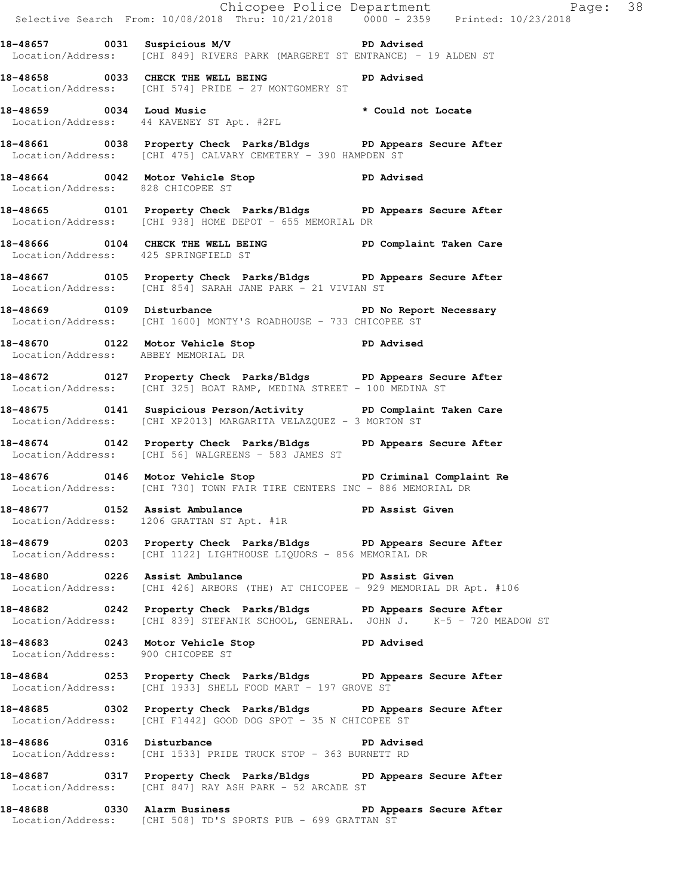**18-48657 0031 Suspicious M/V PD Advised**
Location/Address: [CHI 849] RIVERS PARK (MARGERET ST ENTRANCE) - 19 ALDEN ST

**18-48658 0033 CHECK THE WELL BEING PD Advised**
Location/Address: [CHI 574] PRIDE - 27 MONTGOMERY ST

**18-48659 0034 Loud Music * Could not Locate**
Location/Address: 44 KAVENEY ST Apt. #2FL

**18-48661 0038 Property Check Parks/Bldgs PD Appears Secure After**
Location/Address: [CHI 475] CALVARY CEMETERY - 390 HAMPDEN ST

**18-48664 0042 Motor Vehicle Stop PD Advised**
Location/Address: 828 CHICOPEE ST

**18-48665 0101 Property Check Parks/Bldgs PD Appears Secure After**
Location/Address: [CHI 938] HOME DEPOT - 655 MEMORIAL DR

**18-48666 0104 CHECK THE WELL BEING PD Complaint Taken Care**
Location/Address: 425 SPRINGFIELD ST

**18-48667 0105 Property Check Parks/Bldgs PD Appears Secure After**
Location/Address: [CHI 854] SARAH JANE PARK - 21 VIVIAN ST

**18-48669 0109 Disturbance PD No Report Necessary**
Location/Address: [CHI 1600] MONTY'S ROADHOUSE - 733 CHICOPEE ST

**18-48670 0122 Motor Vehicle Stop PD Advised**
Location/Address: ABBEY MEMORIAL DR

**18-48672 0127 Property Check Parks/Bldgs PD Appears Secure After**
Location/Address: [CHI 325] BOAT RAMP, MEDINA STREET - 100 MEDINA ST

**18-48675 0141 Suspicious Person/Activity PD Complaint Taken Care**
Location/Address: [CHI XP2013] MARGARITA VELAZQUEZ - 3 MORTON ST

**18-48674 0142 Property Check Parks/Bldgs PD Appears Secure After**
Location/Address: [CHI 56] WALGREENS - 583 JAMES ST

**18-48676 0146 Motor Vehicle Stop PD Criminal Complaint Re**
Location/Address: [CHI 730] TOWN FAIR TIRE CENTERS INC - 886 MEMORIAL DR

**18-48677 0152 Assist Ambulance PD Assist Given**
Location/Address: 1206 GRATTAN ST Apt. #1R

**18-48679 0203 Property Check Parks/Bldgs PD Appears Secure After**
Location/Address: [CHI 1122] LIGHTHOUSE LIQUORS - 856 MEMORIAL DR

**18-48680 0226 Assist Ambulance PD Assist Given**
Location/Address: [CHI 426] ARBORS (THE) AT CHICOPEE - 929 MEMORIAL DR Apt. #106

**18-48682 0242 Property Check Parks/Bldgs PD Appears Secure After**
Location/Address: [CHI 839] STEFANIK SCHOOL, GENERAL. JOHN J. K-5 - 720 MEADOW ST

**18-48683 0243 Motor Vehicle Stop PD Advised**
Location/Address: 900 CHICOPEE ST

**18-48684 0253 Property Check Parks/Bldgs PD Appears Secure After**
Location/Address: [CHI 1933] SHELL FOOD MART - 197 GROVE ST

**18-48685 0302 Property Check Parks/Bldgs PD Appears Secure After**
Location/Address: [CHI F1442] GOOD DOG SPOT - 35 N CHICOPEE ST

**18-48686 0316 Disturbance PD Advised**
Location/Address: [CHI 1533] PRIDE TRUCK STOP - 363 BURNETT RD

**18-48687 0317 Property Check Parks/Bldgs PD Appears Secure After**
Location/Address: [CHI 847] RAY ASH PARK - 52 ARCADE ST

**18-48688 0330 Alarm Business PD Appears Secure After**
Location/Address: [CHI 508] TD'S SPORTS PUB - 699 GRATTAN ST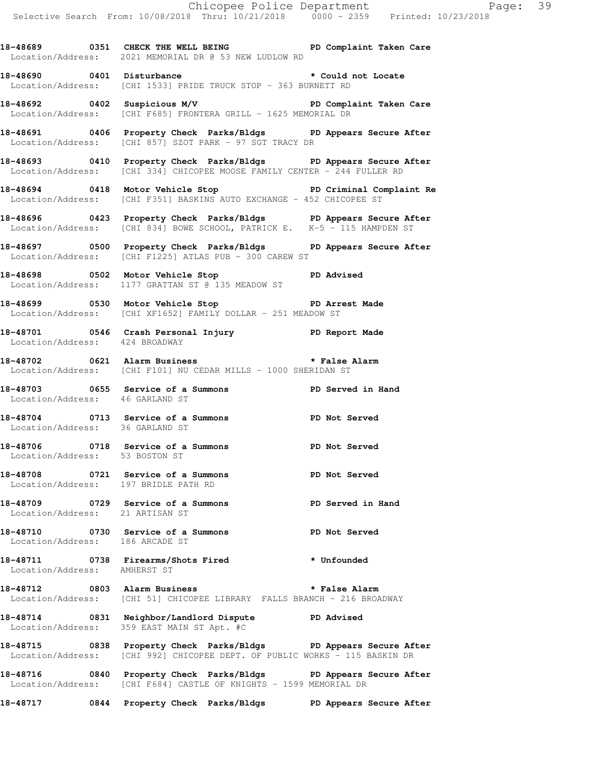**18-48689 0351 CHECK THE WELL BEING PD Complaint Taken Care**
Location/Address: 2021 MEMORIAL DR @ 53 NEW LUDLOW RD

**18-48690 0401 Disturbance * Could not Locate**
Location/Address: [CHI 1533] PRIDE TRUCK STOP - 363 BURNETT RD

**18-48692 0402 Suspicious M/V PD Complaint Taken Care**
Location/Address: [CHI F685] FRONTERA GRILL - 1625 MEMORIAL DR

**18-48691 0406 Property Check Parks/Bldgs PD Appears Secure After**
Location/Address: [CHI 857] SZOT PARK - 97 SGT TRACY DR

**18-48693 0410 Property Check Parks/Bldgs PD Appears Secure After**
Location/Address: [CHI 334] CHICOPEE MOOSE FAMILY CENTER - 244 FULLER RD

**18-48694 0418 Motor Vehicle Stop PD Criminal Complaint Re**
Location/Address: [CHI F351] BASKINS AUTO EXCHANGE - 452 CHICOPEE ST

**18-48696 0423 Property Check Parks/Bldgs PD Appears Secure After**
Location/Address: [CHI 834] BOWE SCHOOL, PATRICK E. K-5 - 115 HAMPDEN ST

**18-48697 0500 Property Check Parks/Bldgs PD Appears Secure After**
Location/Address: [CHI F1225] ATLAS PUB - 300 CAREW ST

**18-48698 0502 Motor Vehicle Stop PD Advised**
Location/Address: 1177 GRATTAN ST @ 135 MEADOW ST

**18-48699 0530 Motor Vehicle Stop PD Arrest Made**
Location/Address: [CHI XF1652] FAMILY DOLLAR - 251 MEADOW ST

**18-48701 0546 Crash Personal Injury PD Report Made**
Location/Address: 424 BROADWAY

**18-48702 0621 Alarm Business * False Alarm**
Location/Address: [CHI F101] NU CEDAR MILLS - 1000 SHERIDAN ST

**18-48703 0655 Service of a Summons PD Served in Hand**
Location/Address: 46 GARLAND ST

**18-48704 0713 Service of a Summons PD Not Served**
Location/Address: 36 GARLAND ST

**18-48706 0718 Service of a Summons PD Not Served**
Location/Address: 53 BOSTON ST

**18-48708 0721 Service of a Summons PD Not Served**
Location/Address: 197 BRIDLE PATH RD

**18-48709 0729 Service of a Summons PD Served in Hand**
Location/Address: 21 ARTISAN ST

**18-48710 0730 Service of a Summons PD Not Served**
Location/Address: 186 ARCADE ST

**18-48711 0738 Firearms/Shots Fired * Unfounded**
Location/Address: AMHERST ST

**18-48712 0803 Alarm Business * False Alarm**
Location/Address: [CHI 51] CHICOPEE LIBRARY FALLS BRANCH - 216 BROADWAY

**18-48714 0831 Neighbor/Landlord Dispute PD Advised**
Location/Address: 359 EAST MAIN ST Apt. #C

**18-48715 0838 Property Check Parks/Bldgs PD Appears Secure After**
Location/Address: [CHI 992] CHICOPEE DEPT. OF PUBLIC WORKS - 115 BASKIN DR

**18-48716 0840 Property Check Parks/Bldgs PD Appears Secure After**
Location/Address: [CHI F684] CASTLE OF KNIGHTS - 1599 MEMORIAL DR

**18-48717 0844 Property Check Parks/Bldgs PD Appears Secure After**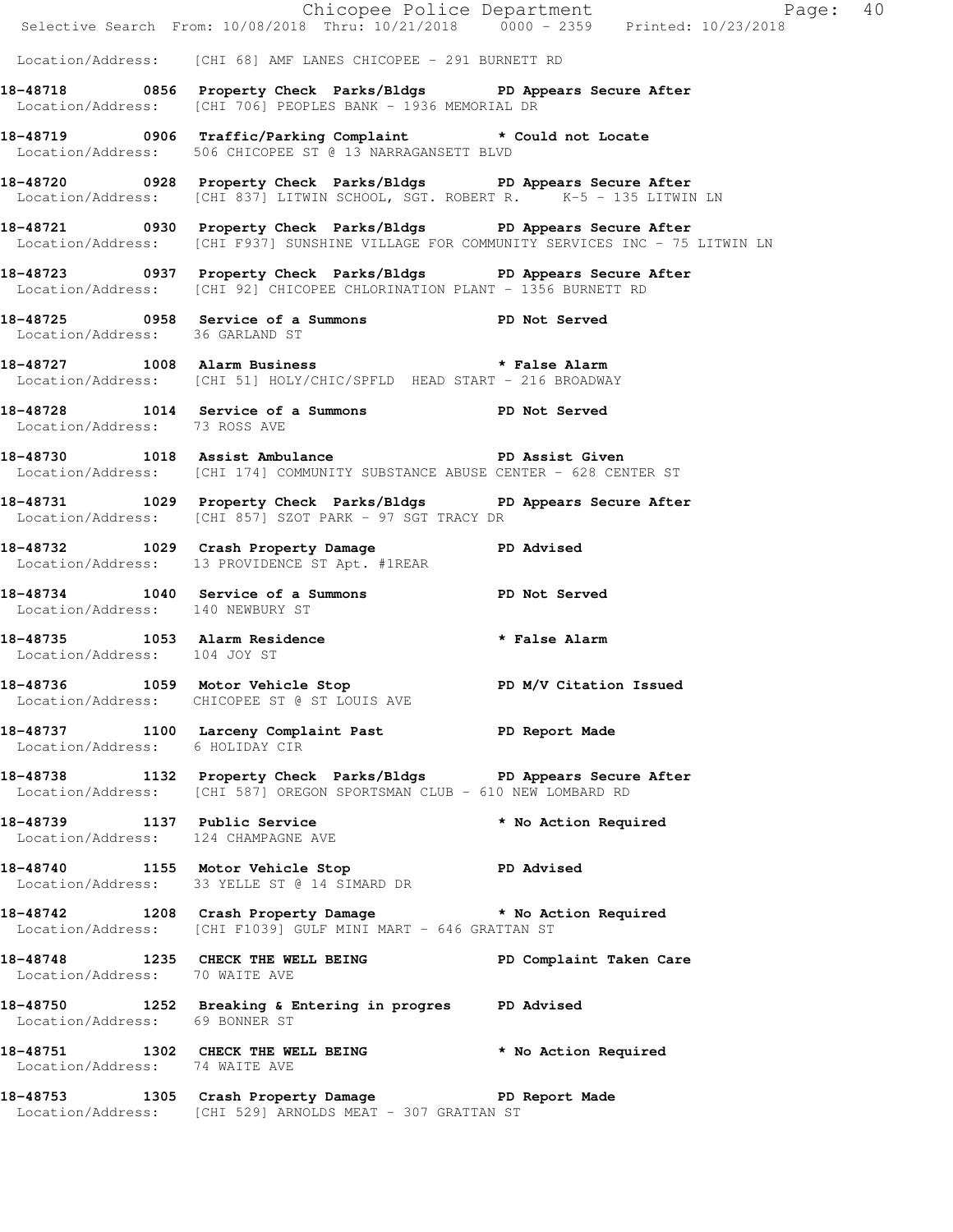Location/Address: [CHI 68] AMF LANES CHICOPEE - 291 BURNETT RD

**18-48718 0856 Property Check Parks/Bldgs PD Appears Secure After**
Location/Address: [CHI 706] PEOPLES BANK - 1936 MEMORIAL DR

**18-48719 0906 Traffic/Parking Complaint * Could not Locate**
Location/Address: 506 CHICOPEE ST @ 13 NARRAGANSETT BLVD

**18-48720 0928 Property Check Parks/Bldgs PD Appears Secure After**
Location/Address: [CHI 837] LITWIN SCHOOL, SGT. ROBERT R. K-5 - 135 LITWIN LN

**18-48721 0930 Property Check Parks/Bldgs PD Appears Secure After**
Location/Address: [CHI F937] SUNSHINE VILLAGE FOR COMMUNITY SERVICES INC - 75 LITWIN LN

**18-48723 0937 Property Check Parks/Bldgs PD Appears Secure After**
Location/Address: [CHI 92] CHICOPEE CHLORINATION PLANT - 1356 BURNETT RD

**18-48725 0958 Service of a Summons PD Not Served**
Location/Address: 36 GARLAND ST

**18-48727 1008 Alarm Business * False Alarm**
Location/Address: [CHI 51] HOLY/CHIC/SPFLD HEAD START - 216 BROADWAY

**18-48728 1014 Service of a Summons PD Not Served**
Location/Address: 73 ROSS AVE

**18-48730 1018 Assist Ambulance PD Assist Given**
Location/Address: [CHI 174] COMMUNITY SUBSTANCE ABUSE CENTER - 628 CENTER ST

**18-48731 1029 Property Check Parks/Bldgs PD Appears Secure After**
Location/Address: [CHI 857] SZOT PARK - 97 SGT TRACY DR

**18-48732 1029 Crash Property Damage PD Advised**
Location/Address: 13 PROVIDENCE ST Apt. #1REAR

**18-48734 1040 Service of a Summons PD Not Served**
Location/Address: 140 NEWBURY ST

**18-48735 1053 Alarm Residence * False Alarm**
Location/Address: 104 JOY ST

**18-48736 1059 Motor Vehicle Stop PD M/V Citation Issued**
Location/Address: CHICOPEE ST @ ST LOUIS AVE

**18-48737 1100 Larceny Complaint Past PD Report Made**
Location/Address: 6 HOLIDAY CIR

**18-48738 1132 Property Check Parks/Bldgs PD Appears Secure After**
Location/Address: [CHI 587] OREGON SPORTSMAN CLUB - 610 NEW LOMBARD RD

**18-48739 1137 Public Service * No Action Required**
Location/Address: 124 CHAMPAGNE AVE

**18-48740 1155 Motor Vehicle Stop PD Advised**
Location/Address: 33 YELLE ST @ 14 SIMARD DR

**18-48742 1208 Crash Property Damage * No Action Required**
Location/Address: [CHI F1039] GULF MINI MART - 646 GRATTAN ST

**18-48748 1235 CHECK THE WELL BEING PD Complaint Taken Care**
Location/Address: 70 WAITE AVE

**18-48750 1252 Breaking & Entering in progres PD Advised**
Location/Address: 69 BONNER ST

**18-48751 1302 CHECK THE WELL BEING * No Action Required**
Location/Address: 74 WAITE AVE

**18-48753 1305 Crash Property Damage PD Report Made**
Location/Address: [CHI 529] ARNOLDS MEAT - 307 GRATTAN ST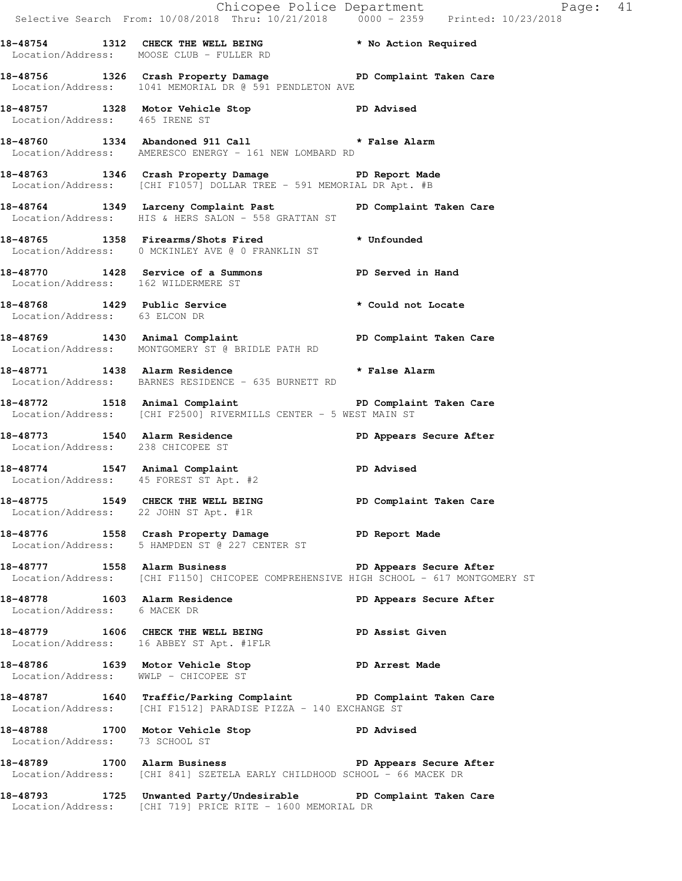**18-48754 1312 CHECK THE WELL BEING * No Action Required**
Location/Address: MOOSE CLUB - FULLER RD

**18-48756 1326 Crash Property Damage PD Complaint Taken Care**
Location/Address: 1041 MEMORIAL DR @ 591 PENDLETON AVE

**18-48757 1328 Motor Vehicle Stop PD Advised**
Location/Address: 465 IRENE ST

**18-48760 1334 Abandoned 911 Call * False Alarm**
Location/Address: AMERESCO ENERGY - 161 NEW LOMBARD RD

**18-48763 1346 Crash Property Damage PD Report Made**
Location/Address: [CHI F1057] DOLLAR TREE - 591 MEMORIAL DR Apt. #B

**18-48764 1349 Larceny Complaint Past PD Complaint Taken Care**
Location/Address: HIS & HERS SALON - 558 GRATTAN ST

**18-48765 1358 Firearms/Shots Fired * Unfounded**
Location/Address: 0 MCKINLEY AVE @ 0 FRANKLIN ST

**18-48770 1428 Service of a Summons PD Served in Hand**
Location/Address: 162 WILDERMERE ST

**18-48768 1429 Public Service * Could not Locate**
Location/Address: 63 ELCON DR

**18-48769 1430 Animal Complaint PD Complaint Taken Care**
Location/Address: MONTGOMERY ST @ BRIDLE PATH RD

**18-48771 1438 Alarm Residence * False Alarm**
Location/Address: BARNES RESIDENCE - 635 BURNETT RD

**18-48772 1518 Animal Complaint PD Complaint Taken Care**
Location/Address: [CHI F2500] RIVERMILLS CENTER - 5 WEST MAIN ST

**18-48773 1540 Alarm Residence PD Appears Secure After**
Location/Address: 238 CHICOPEE ST

**18-48774 1547 Animal Complaint PD Advised**
Location/Address: 45 FOREST ST Apt. #2

**18-48775 1549 CHECK THE WELL BEING PD Complaint Taken Care**
Location/Address: 22 JOHN ST Apt. #1R

**18-48776 1558 Crash Property Damage PD Report Made**
Location/Address: 5 HAMPDEN ST @ 227 CENTER ST

**18-48777 1558 Alarm Business PD Appears Secure After**
Location/Address: [CHI F1150] CHICOPEE COMPREHENSIVE HIGH SCHOOL - 617 MONTGOMERY ST

**18-48778 1603 Alarm Residence PD Appears Secure After**
Location/Address: 6 MACEK DR

**18-48779 1606 CHECK THE WELL BEING PD Assist Given**
Location/Address: 16 ABBEY ST Apt. #1FLR

**18-48786 1639 Motor Vehicle Stop PD Arrest Made**
Location/Address: WWLP - CHICOPEE ST

**18-48787 1640 Traffic/Parking Complaint PD Complaint Taken Care**
Location/Address: [CHI F1512] PARADISE PIZZA - 140 EXCHANGE ST

**18-48788 1700 Motor Vehicle Stop PD Advised**
Location/Address: 73 SCHOOL ST

**18-48789 1700 Alarm Business PD Appears Secure After**
Location/Address: [CHI 841] SZETELA EARLY CHILDHOOD SCHOOL - 66 MACEK DR

**18-48793 1725 Unwanted Party/Undesirable PD Complaint Taken Care**
Location/Address: [CHI 719] PRICE RITE - 1600 MEMORIAL DR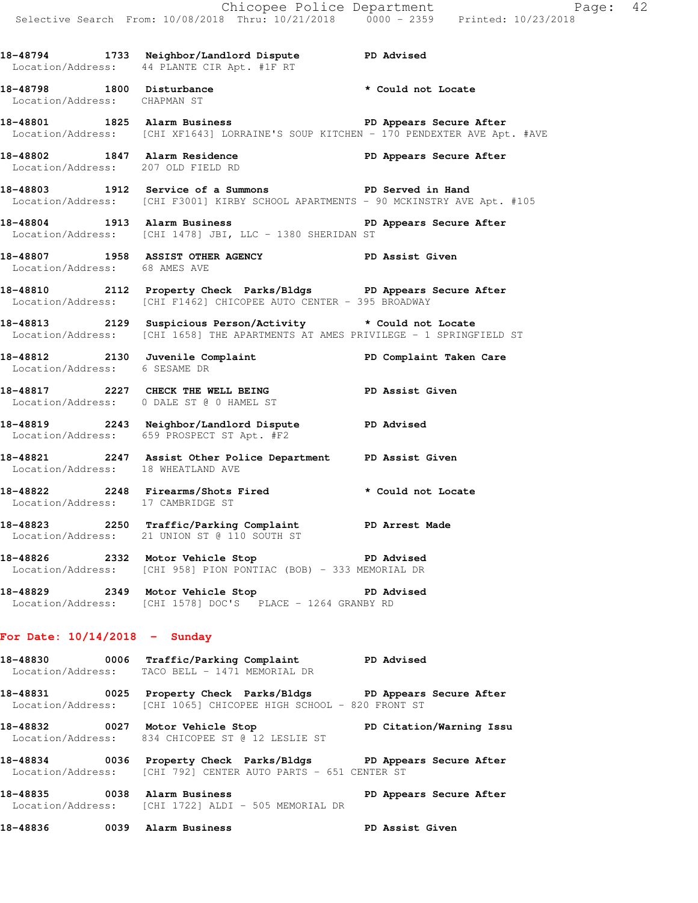18-48794 1733 Neighbor/Landlord Dispute PD Advised
Location/Address: 44 PLANTE CIR Apt. #1F RT

18-48798 1800 Disturbance * Could not Locate
Location/Address: CHAPMAN ST

18-48801 1825 Alarm Business PD Appears Secure After
Location/Address: [CHI XF1643] LORRAINE'S SOUP KITCHEN - 170 PENDEXTER AVE Apt. #AVE

18-48802 1847 Alarm Residence PD Appears Secure After
Location/Address: 207 OLD FIELD RD

18-48803 1912 Service of a Summons PD Served in Hand
Location/Address: [CHI F3001] KIRBY SCHOOL APARTMENTS - 90 MCKINSTRY AVE Apt. #105

18-48804 1913 Alarm Business PD Appears Secure After
Location/Address: [CHI 1478] JBI, LLC - 1380 SHERIDAN ST

18-48807 1958 ASSIST OTHER AGENCY PD Assist Given
Location/Address: 68 AMES AVE

18-48810 2112 Property Check Parks/Bldgs PD Appears Secure After
Location/Address: [CHI F1462] CHICOPEE AUTO CENTER - 395 BROADWAY

18-48813 2129 Suspicious Person/Activity * Could not Locate
Location/Address: [CHI 1658] THE APARTMENTS AT AMES PRIVILEGE - 1 SPRINGFIELD ST

18-48812 2130 Juvenile Complaint PD Complaint Taken Care
Location/Address: 6 SESAME DR

18-48817 2227 CHECK THE WELL BEING PD Assist Given
Location/Address: 0 DALE ST @ 0 HAMEL ST

18-48819 2243 Neighbor/Landlord Dispute PD Advised
Location/Address: 659 PROSPECT ST Apt. #F2

18-48821 2247 Assist Other Police Department PD Assist Given
Location/Address: 18 WHEATLAND AVE

18-48822 2248 Firearms/Shots Fired * Could not Locate
Location/Address: 17 CAMBRIDGE ST

18-48823 2250 Traffic/Parking Complaint PD Arrest Made
Location/Address: 21 UNION ST @ 110 SOUTH ST

18-48826 2332 Motor Vehicle Stop PD Advised
Location/Address: [CHI 958] PION PONTIAC (BOB) - 333 MEMORIAL DR

18-48829 2349 Motor Vehicle Stop PD Advised
Location/Address: [CHI 1578] DOC'S PLACE - 1264 GRANBY RD

## For Date: 10/14/2018 - Sunday

18-48830 0006 Traffic/Parking Complaint PD Advised
Location/Address: TACO BELL - 1471 MEMORIAL DR

18-48831 0025 Property Check Parks/Bldgs PD Appears Secure After
Location/Address: [CHI 1065] CHICOPEE HIGH SCHOOL - 820 FRONT ST

18-48832 0027 Motor Vehicle Stop PD Citation/Warning Issu
Location/Address: 834 CHICOPEE ST @ 12 LESLIE ST

18-48834 0036 Property Check Parks/Bldgs PD Appears Secure After
Location/Address: [CHI 792] CENTER AUTO PARTS - 651 CENTER ST

18-48835 0038 Alarm Business PD Appears Secure After
Location/Address: [CHI 1722] ALDI - 505 MEMORIAL DR

18-48836 0039 Alarm Business PD Assist Given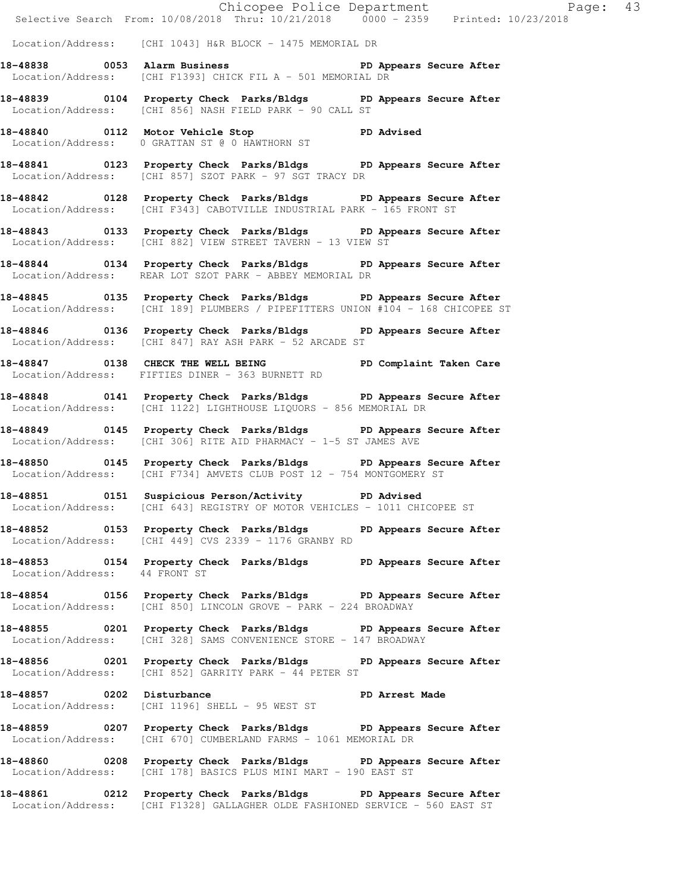Location/Address: [CHI 1043] H&R BLOCK - 1475 MEMORIAL DR

**18-48838 0053 Alarm Business PD Appears Secure After**
Location/Address: [CHI F1393] CHICK FIL A - 501 MEMORIAL DR

**18-48839 0104 Property Check Parks/Bldgs PD Appears Secure After**
Location/Address: [CHI 856] NASH FIELD PARK - 90 CALL ST

**18-48840 0112 Motor Vehicle Stop PD Advised**
Location/Address: 0 GRATTAN ST @ 0 HAWTHORN ST

**18-48841 0123 Property Check Parks/Bldgs PD Appears Secure After**
Location/Address: [CHI 857] SZOT PARK - 97 SGT TRACY DR

**18-48842 0128 Property Check Parks/Bldgs PD Appears Secure After**
Location/Address: [CHI F343] CABOTVILLE INDUSTRIAL PARK - 165 FRONT ST

**18-48843 0133 Property Check Parks/Bldgs PD Appears Secure After**
Location/Address: [CHI 882] VIEW STREET TAVERN - 13 VIEW ST

**18-48844 0134 Property Check Parks/Bldgs PD Appears Secure After**
Location/Address: REAR LOT SZOT PARK - ABBEY MEMORIAL DR

**18-48845 0135 Property Check Parks/Bldgs PD Appears Secure After**
Location/Address: [CHI 189] PLUMBERS / PIPEFITTERS UNION #104 - 168 CHICOPEE ST

**18-48846 0136 Property Check Parks/Bldgs PD Appears Secure After**
Location/Address: [CHI 847] RAY ASH PARK - 52 ARCADE ST

**18-48847 0138 CHECK THE WELL BEING PD Complaint Taken Care**
Location/Address: FIFTIES DINER - 363 BURNETT RD

**18-48848 0141 Property Check Parks/Bldgs PD Appears Secure After**
Location/Address: [CHI 1122] LIGHTHOUSE LIQUORS - 856 MEMORIAL DR

**18-48849 0145 Property Check Parks/Bldgs PD Appears Secure After**
Location/Address: [CHI 306] RITE AID PHARMACY - 1-5 ST JAMES AVE

**18-48850 0145 Property Check Parks/Bldgs PD Appears Secure After**
Location/Address: [CHI F734] AMVETS CLUB POST 12 - 754 MONTGOMERY ST

**18-48851 0151 Suspicious Person/Activity PD Advised**
Location/Address: [CHI 643] REGISTRY OF MOTOR VEHICLES - 1011 CHICOPEE ST

**18-48852 0153 Property Check Parks/Bldgs PD Appears Secure After**
Location/Address: [CHI 449] CVS 2339 - 1176 GRANBY RD

**18-48853 0154 Property Check Parks/Bldgs PD Appears Secure After**
Location/Address: 44 FRONT ST

**18-48854 0156 Property Check Parks/Bldgs PD Appears Secure After**
Location/Address: [CHI 850] LINCOLN GROVE - PARK - 224 BROADWAY

**18-48855 0201 Property Check Parks/Bldgs PD Appears Secure After**
Location/Address: [CHI 328] SAMS CONVENIENCE STORE - 147 BROADWAY

**18-48856 0201 Property Check Parks/Bldgs PD Appears Secure After**
Location/Address: [CHI 852] GARRITY PARK - 44 PETER ST

**18-48857 0202 Disturbance PD Arrest Made**
Location/Address: [CHI 1196] SHELL - 95 WEST ST

**18-48859 0207 Property Check Parks/Bldgs PD Appears Secure After**
Location/Address: [CHI 670] CUMBERLAND FARMS - 1061 MEMORIAL DR

**18-48860 0208 Property Check Parks/Bldgs PD Appears Secure After**
Location/Address: [CHI 178] BASICS PLUS MINI MART - 190 EAST ST

**18-48861 0212 Property Check Parks/Bldgs PD Appears Secure After**
Location/Address: [CHI F1328] GALLAGHER OLDE FASHIONED SERVICE - 560 EAST ST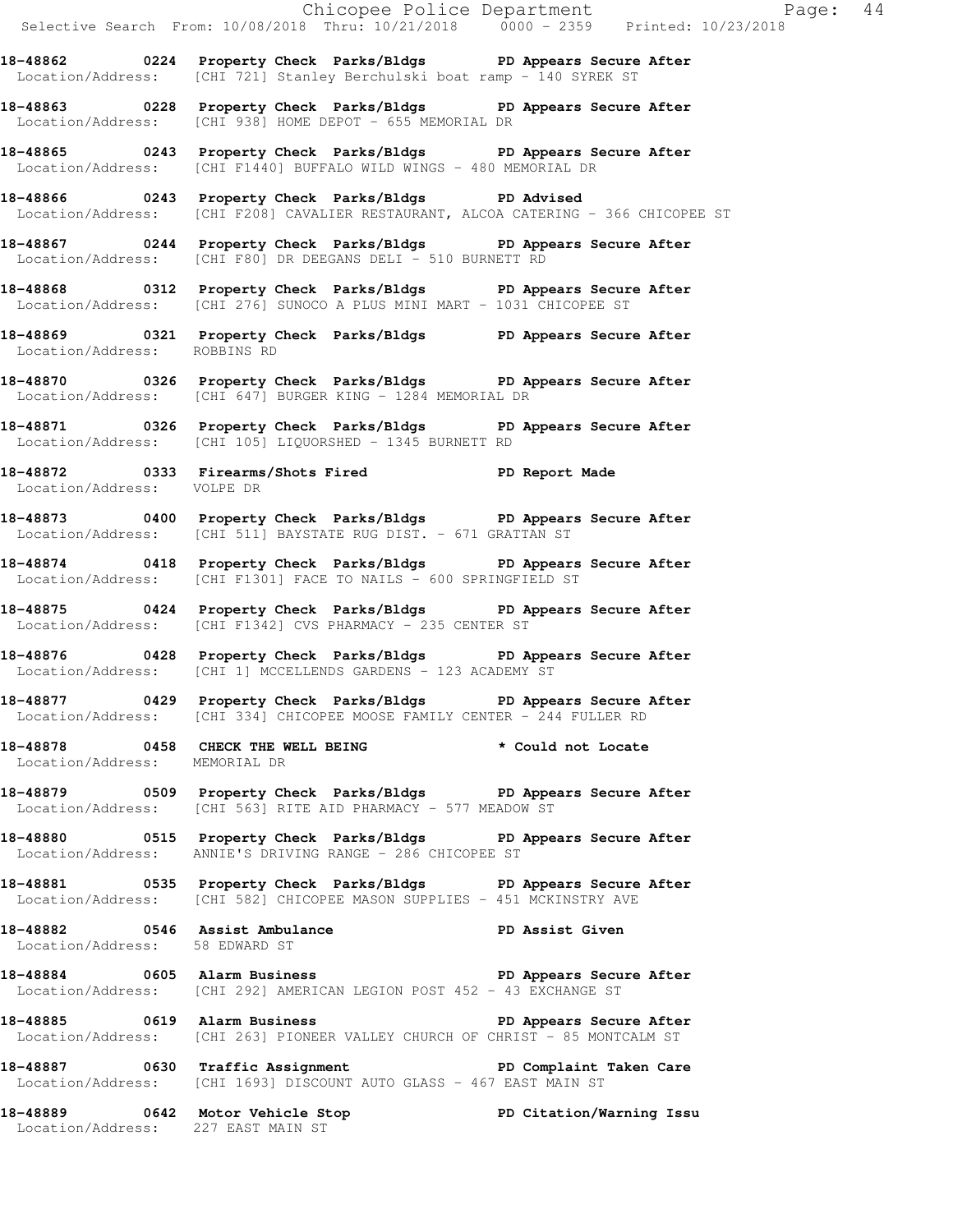**18-48862 0224 Property Check Parks/Bldgs PD Appears Secure After**
Location/Address: [CHI 721] Stanley Berchulski boat ramp - 140 SYREK ST

**18-48863 0228 Property Check Parks/Bldgs PD Appears Secure After**
Location/Address: [CHI 938] HOME DEPOT - 655 MEMORIAL DR

**18-48865 0243 Property Check Parks/Bldgs PD Appears Secure After**
Location/Address: [CHI F1440] BUFFALO WILD WINGS - 480 MEMORIAL DR

**18-48866 0243 Property Check Parks/Bldgs PD Advised**
Location/Address: [CHI F208] CAVALIER RESTAURANT, ALCOA CATERING - 366 CHICOPEE ST

**18-48867 0244 Property Check Parks/Bldgs PD Appears Secure After**
Location/Address: [CHI F80] DR DEEGANS DELI - 510 BURNETT RD

**18-48868 0312 Property Check Parks/Bldgs PD Appears Secure After**
Location/Address: [CHI 276] SUNOCO A PLUS MINI MART - 1031 CHICOPEE ST

**18-48869 0321 Property Check Parks/Bldgs PD Appears Secure After**
Location/Address: ROBBINS RD

**18-48870 0326 Property Check Parks/Bldgs PD Appears Secure After**
Location/Address: [CHI 647] BURGER KING - 1284 MEMORIAL DR

**18-48871 0326 Property Check Parks/Bldgs PD Appears Secure After**
Location/Address: [CHI 105] LIQUORSHED - 1345 BURNETT RD

**18-48872 0333 Firearms/Shots Fired PD Report Made**
Location/Address: VOLPE DR

**18-48873 0400 Property Check Parks/Bldgs PD Appears Secure After**
Location/Address: [CHI 511] BAYSTATE RUG DIST. - 671 GRATTAN ST

**18-48874 0418 Property Check Parks/Bldgs PD Appears Secure After**
Location/Address: [CHI F1301] FACE TO NAILS - 600 SPRINGFIELD ST

**18-48875 0424 Property Check Parks/Bldgs PD Appears Secure After**
Location/Address: [CHI F1342] CVS PHARMACY - 235 CENTER ST

**18-48876 0428 Property Check Parks/Bldgs PD Appears Secure After**
Location/Address: [CHI 1] MCCELLENDS GARDENS - 123 ACADEMY ST

**18-48877 0429 Property Check Parks/Bldgs PD Appears Secure After**
Location/Address: [CHI 334] CHICOPEE MOOSE FAMILY CENTER - 244 FULLER RD

**18-48878 0458 CHECK THE WELL BEING * Could not Locate**
Location/Address: MEMORIAL DR

**18-48879 0509 Property Check Parks/Bldgs PD Appears Secure After**
Location/Address: [CHI 563] RITE AID PHARMACY - 577 MEADOW ST

**18-48880 0515 Property Check Parks/Bldgs PD Appears Secure After**
Location/Address: ANNIE'S DRIVING RANGE - 286 CHICOPEE ST

**18-48881 0535 Property Check Parks/Bldgs PD Appears Secure After**
Location/Address: [CHI 582] CHICOPEE MASON SUPPLIES - 451 MCKINSTRY AVE

**18-48882 0546 Assist Ambulance PD Assist Given**
Location/Address: 58 EDWARD ST

**18-48884 0605 Alarm Business PD Appears Secure After**
Location/Address: [CHI 292] AMERICAN LEGION POST 452 - 43 EXCHANGE ST

**18-48885 0619 Alarm Business PD Appears Secure After**
Location/Address: [CHI 263] PIONEER VALLEY CHURCH OF CHRIST - 85 MONTCALM ST

**18-48887 0630 Traffic Assignment PD Complaint Taken Care**
Location/Address: [CHI 1693] DISCOUNT AUTO GLASS - 467 EAST MAIN ST

**18-48889 0642 Motor Vehicle Stop PD Citation/Warning Issu**
Location/Address: 227 EAST MAIN ST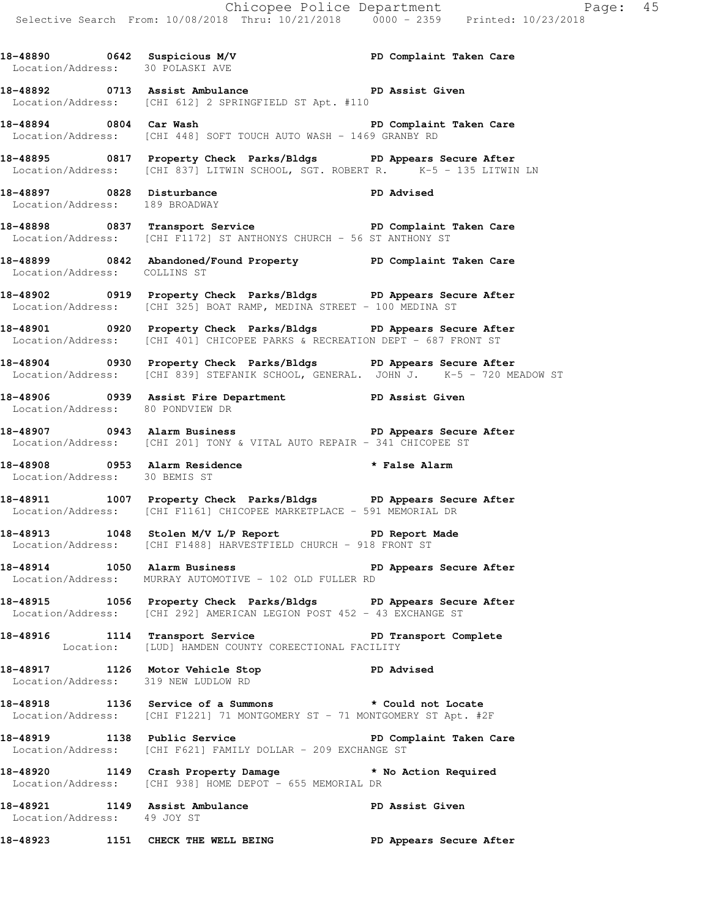**18-48890 0642 Suspicious M/V PD Complaint Taken Care**
Location/Address: 30 POLASKI AVE

**18-48892 0713 Assist Ambulance PD Assist Given**
Location/Address: [CHI 612] 2 SPRINGFIELD ST Apt. #110

**18-48894 0804 Car Wash PD Complaint Taken Care**
Location/Address: [CHI 448] SOFT TOUCH AUTO WASH - 1469 GRANBY RD

**18-48895 0817 Property Check Parks/Bldgs PD Appears Secure After**
Location/Address: [CHI 837] LITWIN SCHOOL, SGT. ROBERT R. K-5 - 135 LITWIN LN

**18-48897 0828 Disturbance PD Advised**
Location/Address: 189 BROADWAY

**18-48898 0837 Transport Service PD Complaint Taken Care**
Location/Address: [CHI F1172] ST ANTHONYS CHURCH - 56 ST ANTHONY ST

**18-48899 0842 Abandoned/Found Property PD Complaint Taken Care**
Location/Address: COLLINS ST

**18-48902 0919 Property Check Parks/Bldgs PD Appears Secure After**
Location/Address: [CHI 325] BOAT RAMP, MEDINA STREET - 100 MEDINA ST

**18-48901 0920 Property Check Parks/Bldgs PD Appears Secure After**
Location/Address: [CHI 401] CHICOPEE PARKS & RECREATION DEPT - 687 FRONT ST

**18-48904 0930 Property Check Parks/Bldgs PD Appears Secure After**
Location/Address: [CHI 839] STEFANIK SCHOOL, GENERAL. JOHN J. K-5 - 720 MEADOW ST

**18-48906 0939 Assist Fire Department PD Assist Given**
Location/Address: 80 PONDVIEW DR

**18-48907 0943 Alarm Business PD Appears Secure After**
Location/Address: [CHI 201] TONY & VITAL AUTO REPAIR - 341 CHICOPEE ST

**18-48908 0953 Alarm Residence * False Alarm**
Location/Address: 30 BEMIS ST

**18-48911 1007 Property Check Parks/Bldgs PD Appears Secure After**
Location/Address: [CHI F1161] CHICOPEE MARKETPLACE - 591 MEMORIAL DR

**18-48913 1048 Stolen M/V L/P Report PD Report Made**
Location/Address: [CHI F1488] HARVESTFIELD CHURCH - 918 FRONT ST

**18-48914 1050 Alarm Business PD Appears Secure After**
Location/Address: MURRAY AUTOMOTIVE - 102 OLD FULLER RD

**18-48915 1056 Property Check Parks/Bldgs PD Appears Secure After**
Location/Address: [CHI 292] AMERICAN LEGION POST 452 - 43 EXCHANGE ST

**18-48916 1114 Transport Service PD Transport Complete**
Location: [LUD] HAMDEN COUNTY COREECTIONAL FACILITY

**18-48917 1126 Motor Vehicle Stop PD Advised**
Location/Address: 319 NEW LUDLOW RD

**18-48918 1136 Service of a Summons * Could not Locate**
Location/Address: [CHI F1221] 71 MONTGOMERY ST - 71 MONTGOMERY ST Apt. #2F

**18-48919 1138 Public Service PD Complaint Taken Care**
Location/Address: [CHI F621] FAMILY DOLLAR - 209 EXCHANGE ST

**18-48920 1149 Crash Property Damage * No Action Required**
Location/Address: [CHI 938] HOME DEPOT - 655 MEMORIAL DR

**18-48921 1149 Assist Ambulance PD Assist Given**
Location/Address: 49 JOY ST

**18-48923 1151 CHECK THE WELL BEING PD Appears Secure After**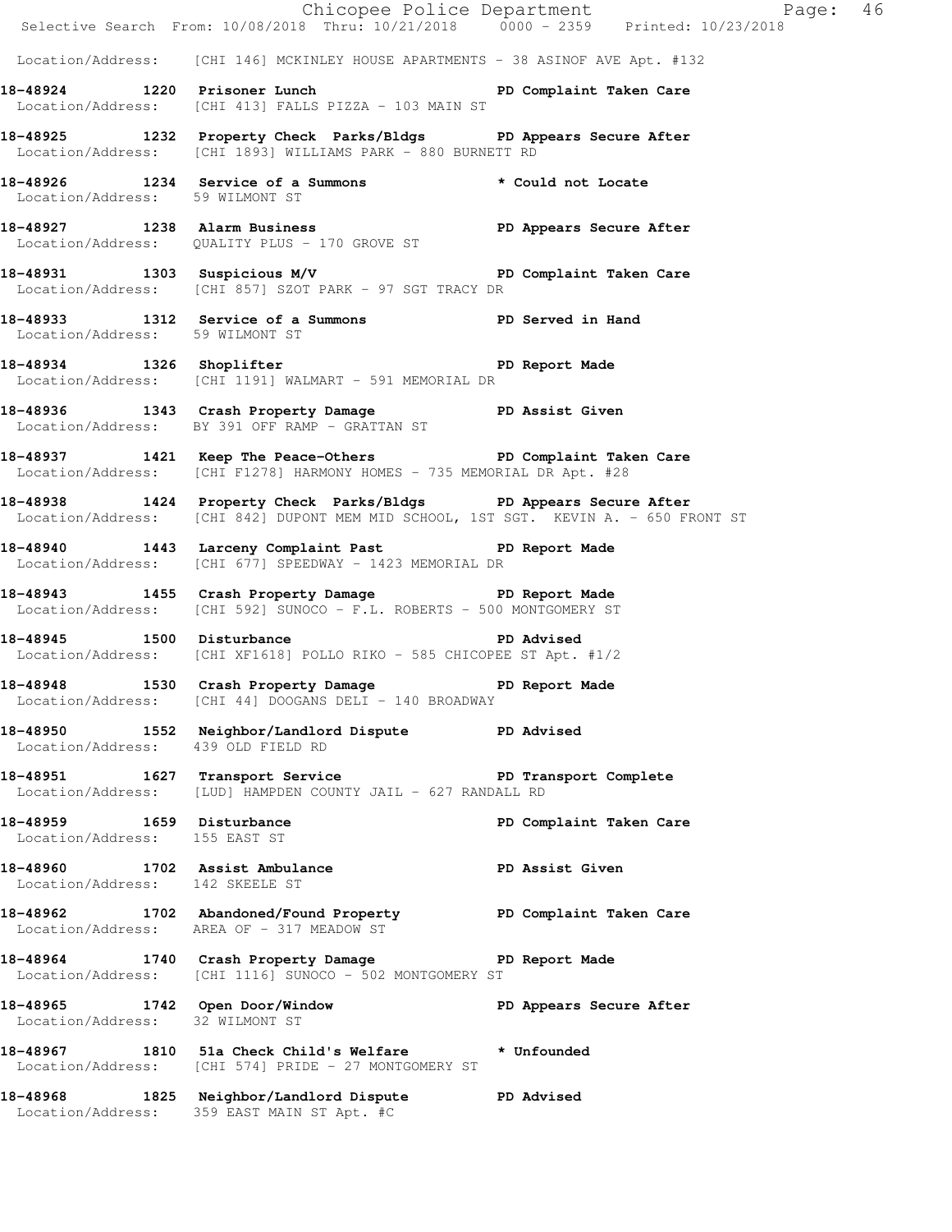Location/Address: [CHI 146] MCKINLEY HOUSE APARTMENTS - 38 ASINOF AVE Apt. #132

**18-48924 1220 Prisoner Lunch PD Complaint Taken Care**
Location/Address: [CHI 413] FALLS PIZZA - 103 MAIN ST

**18-48925 1232 Property Check Parks/Bldgs PD Appears Secure After**
Location/Address: [CHI 1893] WILLIAMS PARK - 880 BURNETT RD

**18-48926 1234 Service of a Summons * Could not Locate**
Location/Address: 59 WILMONT ST

**18-48927 1238 Alarm Business PD Appears Secure After**
Location/Address: QUALITY PLUS - 170 GROVE ST

**18-48931 1303 Suspicious M/V PD Complaint Taken Care**
Location/Address: [CHI 857] SZOT PARK - 97 SGT TRACY DR

**18-48933 1312 Service of a Summons PD Served in Hand**
Location/Address: 59 WILMONT ST

**18-48934 1326 Shoplifter PD Report Made**
Location/Address: [CHI 1191] WALMART - 591 MEMORIAL DR

**18-48936 1343 Crash Property Damage PD Assist Given**
Location/Address: BY 391 OFF RAMP - GRATTAN ST

**18-48937 1421 Keep The Peace-Others PD Complaint Taken Care**
Location/Address: [CHI F1278] HARMONY HOMES - 735 MEMORIAL DR Apt. #28

**18-48938 1424 Property Check Parks/Bldgs PD Appears Secure After**
Location/Address: [CHI 842] DUPONT MEM MID SCHOOL, 1ST SGT. KEVIN A. - 650 FRONT ST

**18-48940 1443 Larceny Complaint Past PD Report Made**
Location/Address: [CHI 677] SPEEDWAY - 1423 MEMORIAL DR

**18-48943 1455 Crash Property Damage PD Report Made**
Location/Address: [CHI 592] SUNOCO - F.L. ROBERTS - 500 MONTGOMERY ST

**18-48945 1500 Disturbance PD Advised**
Location/Address: [CHI XF1618] POLLO RIKO - 585 CHICOPEE ST Apt. #1/2

**18-48948 1530 Crash Property Damage PD Report Made**
Location/Address: [CHI 44] DOOGANS DELI - 140 BROADWAY

**18-48950 1552 Neighbor/Landlord Dispute PD Advised**
Location/Address: 439 OLD FIELD RD

**18-48951 1627 Transport Service PD Transport Complete**
Location/Address: [LUD] HAMPDEN COUNTY JAIL - 627 RANDALL RD

**18-48959 1659 Disturbance PD Complaint Taken Care**
Location/Address: 155 EAST ST

**18-48960 1702 Assist Ambulance PD Assist Given**
Location/Address: 142 SKEELE ST

**18-48962 1702 Abandoned/Found Property PD Complaint Taken Care**
Location/Address: AREA OF - 317 MEADOW ST

**18-48964 1740 Crash Property Damage PD Report Made**
Location/Address: [CHI 1116] SUNOCO - 502 MONTGOMERY ST

**18-48965 1742 Open Door/Window PD Appears Secure After**
Location/Address: 32 WILMONT ST

**18-48967 1810 51a Check Child's Welfare * Unfounded**
Location/Address: [CHI 574] PRIDE - 27 MONTGOMERY ST

**18-48968 1825 Neighbor/Landlord Dispute PD Advised**
Location/Address: 359 EAST MAIN ST Apt. #C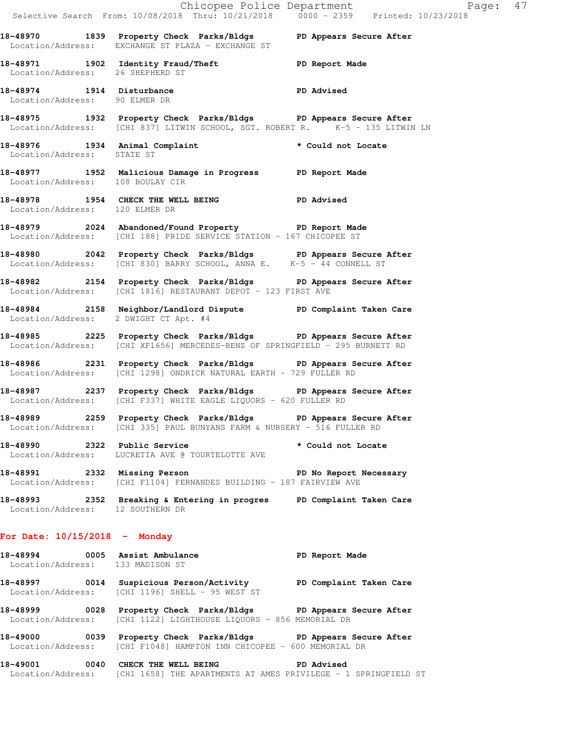18-48970 1839 Property Check Parks/Bldgs PD Appears Secure After
Location/Address: EXCHANGE ST PLAZA - EXCHANGE ST

18-48971 1902 Identity Fraud/Theft PD Report Made
Location/Address: 26 SHEPHERD ST

18-48974 1914 Disturbance PD Advised
Location/Address: 90 ELMER DR

18-48975 1932 Property Check Parks/Bldgs PD Appears Secure After
Location/Address: [CHI 837] LITWIN SCHOOL, SGT. ROBERT R. K-5 - 135 LITWIN LN

18-48976 1934 Animal Complaint * Could not Locate
Location/Address: STATE ST

18-48977 1952 Malicious Damage in Progress PD Report Made
Location/Address: 108 BOULAY CIR

18-48978 1954 CHECK THE WELL BEING PD Advised
Location/Address: 120 ELMER DR

18-48979 2024 Abandoned/Found Property PD Report Made
Location/Address: [CHI 188] PRIDE SERVICE STATION - 167 CHICOPEE ST

18-48980 2042 Property Check Parks/Bldgs PD Appears Secure After
Location/Address: [CHI 830] BARRY SCHOOL, ANNA E. K-5 - 44 CONNELL ST

18-48982 2154 Property Check Parks/Bldgs PD Appears Secure After
Location/Address: [CHI 1816] RESTAURANT DEPOT - 123 FIRST AVE

18-48984 2158 Neighbor/Landlord Dispute PD Complaint Taken Care
Location/Address: 2 DWIGHT CT Apt. #4

18-48985 2225 Property Check Parks/Bldgs PD Appears Secure After
Location/Address: [CHI XF1656] MERCEDES-BENZ OF SPRINGFIELD - 295 BURNETT RD

18-48986 2231 Property Check Parks/Bldgs PD Appears Secure After
Location/Address: [CHI 1298] ONDRICK NATURAL EARTH - 729 FULLER RD

18-48987 2237 Property Check Parks/Bldgs PD Appears Secure After
Location/Address: [CHI F337] WHITE EAGLE LIQUORS - 620 FULLER RD

18-48989 2259 Property Check Parks/Bldgs PD Appears Secure After
Location/Address: [CHI 335] PAUL BUNYANS FARM & NURSERY - 516 FULLER RD

18-48990 2322 Public Service * Could not Locate
Location/Address: LUCRETIA AVE @ TOURTELOTTE AVE

18-48991 2332 Missing Person PD No Report Necessary
Location/Address: [CHI F1104] FERNANDES BUILDING - 187 FAIRVIEW AVE

18-48993 2352 Breaking & Entering in progres PD Complaint Taken Care
Location/Address: 12 SOUTHERN DR

## For Date: 10/15/2018 - Monday

18-48994 0005 Assist Ambulance PD Report Made
Location/Address: 133 MADISON ST

18-48997 0014 Suspicious Person/Activity PD Complaint Taken Care
Location/Address: [CHI 1196] SHELL - 95 WEST ST

18-48999 0028 Property Check Parks/Bldgs PD Appears Secure After
Location/Address: [CHI 1122] LIGHTHOUSE LIQUORS - 856 MEMORIAL DR

18-49000 0039 Property Check Parks/Bldgs PD Appears Secure After
Location/Address: [CHI F1048] HAMPTON INN CHICOPEE - 600 MEMORIAL DR

18-49001 0040 CHECK THE WELL BEING PD Advised
Location/Address: [CHI 1658] THE APARTMENTS AT AMES PRIVILEGE - 1 SPRINGFIELD ST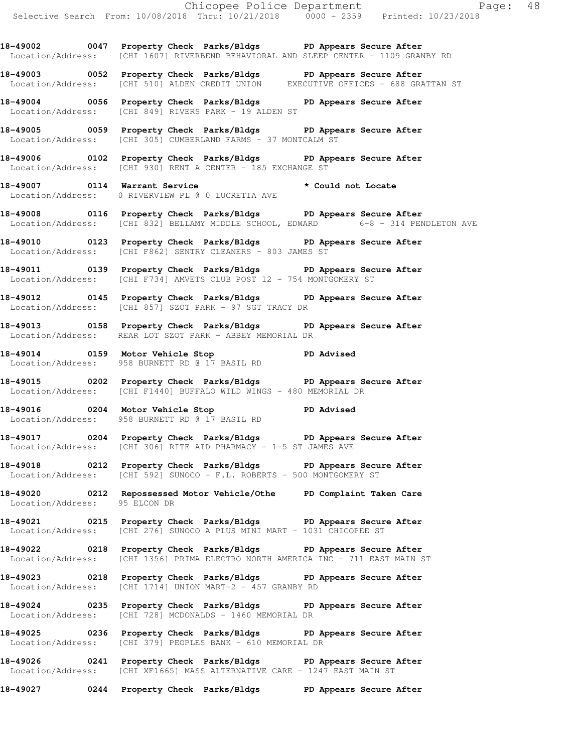**18-49002 0047 Property Check Parks/Bldgs PD Appears Secure After**
Location/Address: [CHI 1607] RIVERBEND BEHAVIORAL AND SLEEP CENTER - 1109 GRANBY RD

**18-49003 0052 Property Check Parks/Bldgs PD Appears Secure After**
Location/Address: [CHI 510] ALDEN CREDIT UNION EXECUTIVE OFFICES - 688 GRATTAN ST

**18-49004 0056 Property Check Parks/Bldgs PD Appears Secure After**
Location/Address: [CHI 849] RIVERS PARK - 19 ALDEN ST

**18-49005 0059 Property Check Parks/Bldgs PD Appears Secure After**
Location/Address: [CHI 305] CUMBERLAND FARMS - 37 MONTCALM ST

**18-49006 0102 Property Check Parks/Bldgs PD Appears Secure After**
Location/Address: [CHI 930] RENT A CENTER - 185 EXCHANGE ST

**18-49007 0114 Warrant Service * Could not Locate**
Location/Address: 0 RIVERVIEW PL @ 0 LUCRETIA AVE

**18-49008 0116 Property Check Parks/Bldgs PD Appears Secure After**
Location/Address: [CHI 832] BELLAMY MIDDLE SCHOOL, EDWARD 6-8 - 314 PENDLETON AVE

**18-49010 0123 Property Check Parks/Bldgs PD Appears Secure After**
Location/Address: [CHI F862] SENTRY CLEANERS - 803 JAMES ST

**18-49011 0139 Property Check Parks/Bldgs PD Appears Secure After**
Location/Address: [CHI F734] AMVETS CLUB POST 12 - 754 MONTGOMERY ST

**18-49012 0145 Property Check Parks/Bldgs PD Appears Secure After**
Location/Address: [CHI 857] SZOT PARK - 97 SGT TRACY DR

**18-49013 0158 Property Check Parks/Bldgs PD Appears Secure After**
Location/Address: REAR LOT SZOT PARK - ABBEY MEMORIAL DR

**18-49014 0159 Motor Vehicle Stop PD Advised**
Location/Address: 958 BURNETT RD @ 17 BASIL RD

**18-49015 0202 Property Check Parks/Bldgs PD Appears Secure After**
Location/Address: [CHI F1440] BUFFALO WILD WINGS - 480 MEMORIAL DR

**18-49016 0204 Motor Vehicle Stop PD Advised**
Location/Address: 958 BURNETT RD @ 17 BASIL RD

**18-49017 0204 Property Check Parks/Bldgs PD Appears Secure After**
Location/Address: [CHI 306] RITE AID PHARMACY - 1-5 ST JAMES AVE

**18-49018 0212 Property Check Parks/Bldgs PD Appears Secure After**
Location/Address: [CHI 592] SUNOCO - F.L. ROBERTS - 500 MONTGOMERY ST

**18-49020 0212 Repossessed Motor Vehicle/Othe PD Complaint Taken Care**
Location/Address: 95 ELCON DR

**18-49021 0215 Property Check Parks/Bldgs PD Appears Secure After**
Location/Address: [CHI 276] SUNOCO A PLUS MINI MART - 1031 CHICOPEE ST

**18-49022 0218 Property Check Parks/Bldgs PD Appears Secure After**
Location/Address: [CHI 1356] PRIMA ELECTRO NORTH AMERICA INC - 711 EAST MAIN ST

**18-49023 0218 Property Check Parks/Bldgs PD Appears Secure After**
Location/Address: [CHI 1714] UNION MART-2 - 457 GRANBY RD

**18-49024 0235 Property Check Parks/Bldgs PD Appears Secure After**
Location/Address: [CHI 728] MCDONALDS - 1460 MEMORIAL DR

**18-49025 0236 Property Check Parks/Bldgs PD Appears Secure After**
Location/Address: [CHI 379] PEOPLES BANK - 610 MEMORIAL DR

**18-49026 0241 Property Check Parks/Bldgs PD Appears Secure After**
Location/Address: [CHI XF1665] MASS ALTERNATIVE CARE - 1247 EAST MAIN ST

**18-49027 0244 Property Check Parks/Bldgs PD Appears Secure After**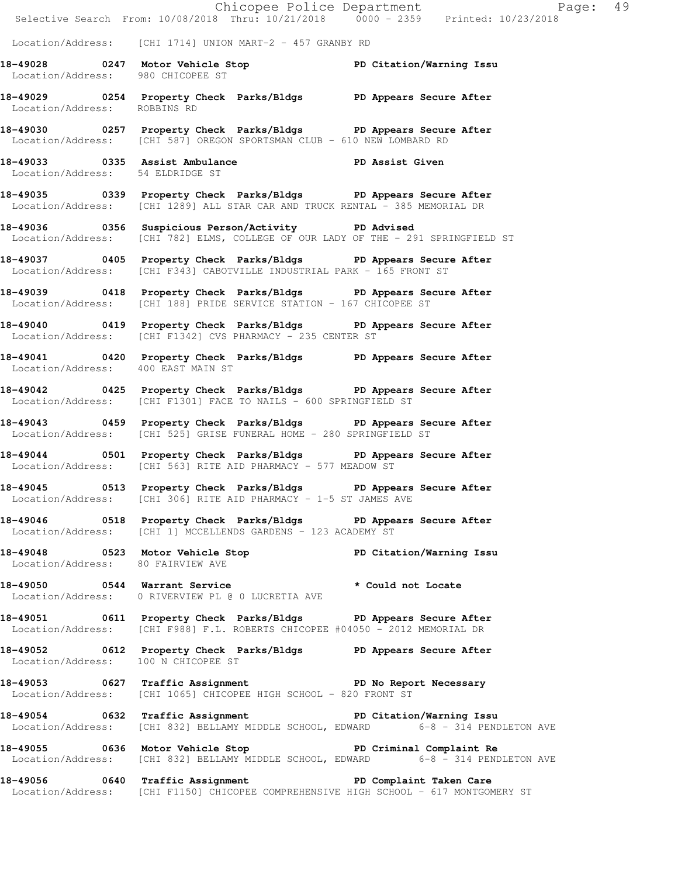Location/Address: [CHI 1714] UNION MART-2 - 457 GRANBY RD

**18-49028 0247 Motor Vehicle Stop** **PD Citation/Warning Issu**
Location/Address: 980 CHICOPEE ST

**18-49029 0254 Property Check Parks/Bldgs** **PD Appears Secure After**
Location/Address: ROBBINS RD

**18-49030 0257 Property Check Parks/Bldgs** **PD Appears Secure After**
Location/Address: [CHI 587] OREGON SPORTSMAN CLUB - 610 NEW LOMBARD RD

**18-49033 0335 Assist Ambulance** **PD Assist Given**
Location/Address: 54 ELDRIDGE ST

**18-49035 0339 Property Check Parks/Bldgs** **PD Appears Secure After**
Location/Address: [CHI 1289] ALL STAR CAR AND TRUCK RENTAL - 385 MEMORIAL DR

**18-49036 0356 Suspicious Person/Activity** **PD Advised**
Location/Address: [CHI 782] ELMS, COLLEGE OF OUR LADY OF THE - 291 SPRINGFIELD ST

**18-49037 0405 Property Check Parks/Bldgs** **PD Appears Secure After**
Location/Address: [CHI F343] CABOTVILLE INDUSTRIAL PARK - 165 FRONT ST

**18-49039 0418 Property Check Parks/Bldgs** **PD Appears Secure After**
Location/Address: [CHI 188] PRIDE SERVICE STATION - 167 CHICOPEE ST

**18-49040 0419 Property Check Parks/Bldgs** **PD Appears Secure After**
Location/Address: [CHI F1342] CVS PHARMACY - 235 CENTER ST

**18-49041 0420 Property Check Parks/Bldgs** **PD Appears Secure After**
Location/Address: 400 EAST MAIN ST

**18-49042 0425 Property Check Parks/Bldgs** **PD Appears Secure After**
Location/Address: [CHI F1301] FACE TO NAILS - 600 SPRINGFIELD ST

**18-49043 0459 Property Check Parks/Bldgs** **PD Appears Secure After**
Location/Address: [CHI 525] GRISE FUNERAL HOME - 280 SPRINGFIELD ST

**18-49044 0501 Property Check Parks/Bldgs** **PD Appears Secure After**
Location/Address: [CHI 563] RITE AID PHARMACY - 577 MEADOW ST

**18-49045 0513 Property Check Parks/Bldgs** **PD Appears Secure After**
Location/Address: [CHI 306] RITE AID PHARMACY - 1-5 ST JAMES AVE

**18-49046 0518 Property Check Parks/Bldgs** **PD Appears Secure After**
Location/Address: [CHI 1] MCCELLENDS GARDENS - 123 ACADEMY ST

**18-49048 0523 Motor Vehicle Stop** **PD Citation/Warning Issu**
Location/Address: 80 FAIRVIEW AVE

**18-49050 0544 Warrant Service** **\* Could not Locate**
Location/Address: 0 RIVERVIEW PL @ 0 LUCRETIA AVE

**18-49051 0611 Property Check Parks/Bldgs** **PD Appears Secure After**
Location/Address: [CHI F988] F.L. ROBERTS CHICOPEE #04050 - 2012 MEMORIAL DR

**18-49052 0612 Property Check Parks/Bldgs** **PD Appears Secure After**
Location/Address: 100 N CHICOPEE ST

**18-49053 0627 Traffic Assignment** **PD No Report Necessary**
Location/Address: [CHI 1065] CHICOPEE HIGH SCHOOL - 820 FRONT ST

**18-49054 0632 Traffic Assignment** **PD Citation/Warning Issu**
Location/Address: [CHI 832] BELLAMY MIDDLE SCHOOL, EDWARD 6-8 - 314 PENDLETON AVE

**18-49055 0636 Motor Vehicle Stop** **PD Criminal Complaint Re**
Location/Address: [CHI 832] BELLAMY MIDDLE SCHOOL, EDWARD 6-8 - 314 PENDLETON AVE

**18-49056 0640 Traffic Assignment** **PD Complaint Taken Care**
Location/Address: [CHI F1150] CHICOPEE COMPREHENSIVE HIGH SCHOOL - 617 MONTGOMERY ST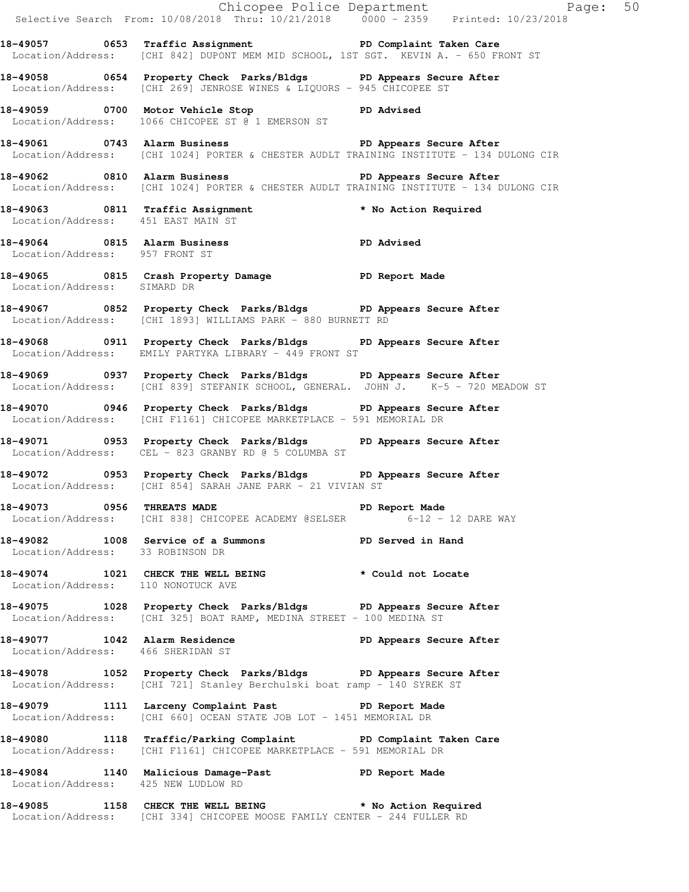**18-49057 0653 Traffic Assignment PD Complaint Taken Care**
Location/Address: [CHI 842] DUPONT MEM MID SCHOOL, 1ST SGT. KEVIN A. - 650 FRONT ST

**18-49058 0654 Property Check Parks/Bldgs PD Appears Secure After**
Location/Address: [CHI 269] JENROSE WINES & LIQUORS - 945 CHICOPEE ST

**18-49059 0700 Motor Vehicle Stop PD Advised**
Location/Address: 1066 CHICOPEE ST @ 1 EMERSON ST

**18-49061 0743 Alarm Business PD Appears Secure After**
Location/Address: [CHI 1024] PORTER & CHESTER AUDLT TRAINING INSTITUTE - 134 DULONG CIR

**18-49062 0810 Alarm Business PD Appears Secure After**
Location/Address: [CHI 1024] PORTER & CHESTER AUDLT TRAINING INSTITUTE - 134 DULONG CIR

**18-49063 0811 Traffic Assignment * No Action Required**
Location/Address: 451 EAST MAIN ST

**18-49064 0815 Alarm Business PD Advised**
Location/Address: 957 FRONT ST

**18-49065 0815 Crash Property Damage PD Report Made**
Location/Address: SIMARD DR

**18-49067 0852 Property Check Parks/Bldgs PD Appears Secure After**
Location/Address: [CHI 1893] WILLIAMS PARK - 880 BURNETT RD

**18-49068 0911 Property Check Parks/Bldgs PD Appears Secure After**
Location/Address: EMILY PARTYKA LIBRARY - 449 FRONT ST

**18-49069 0937 Property Check Parks/Bldgs PD Appears Secure After**
Location/Address: [CHI 839] STEFANIK SCHOOL, GENERAL. JOHN J. K-5 - 720 MEADOW ST

**18-49070 0946 Property Check Parks/Bldgs PD Appears Secure After**
Location/Address: [CHI F1161] CHICOPEE MARKETPLACE - 591 MEMORIAL DR

**18-49071 0953 Property Check Parks/Bldgs PD Appears Secure After**
Location/Address: CEL - 823 GRANBY RD @ 5 COLUMBA ST

**18-49072 0953 Property Check Parks/Bldgs PD Appears Secure After**
Location/Address: [CHI 854] SARAH JANE PARK - 21 VIVIAN ST

**18-49073 0956 THREATS MADE PD Report Made**
Location/Address: [CHI 838] CHICOPEE ACADEMY @SELSER 6-12 - 12 DARE WAY

**18-49082 1008 Service of a Summons PD Served in Hand**
Location/Address: 33 ROBINSON DR

**18-49074 1021 CHECK THE WELL BEING * Could not Locate**
Location/Address: 110 NONOTUCK AVE

**18-49075 1028 Property Check Parks/Bldgs PD Appears Secure After**
Location/Address: [CHI 325] BOAT RAMP, MEDINA STREET - 100 MEDINA ST

**18-49077 1042 Alarm Residence PD Appears Secure After**
Location/Address: 466 SHERIDAN ST

**18-49078 1052 Property Check Parks/Bldgs PD Appears Secure After**
Location/Address: [CHI 721] Stanley Berchulski boat ramp - 140 SYREK ST

**18-49079 1111 Larceny Complaint Past PD Report Made**
Location/Address: [CHI 660] OCEAN STATE JOB LOT - 1451 MEMORIAL DR

**18-49080 1118 Traffic/Parking Complaint PD Complaint Taken Care**
Location/Address: [CHI F1161] CHICOPEE MARKETPLACE - 591 MEMORIAL DR

**18-49084 1140 Malicious Damage-Past PD Report Made**
Location/Address: 425 NEW LUDLOW RD

**18-49085 1158 CHECK THE WELL BEING * No Action Required**
Location/Address: [CHI 334] CHICOPEE MOOSE FAMILY CENTER - 244 FULLER RD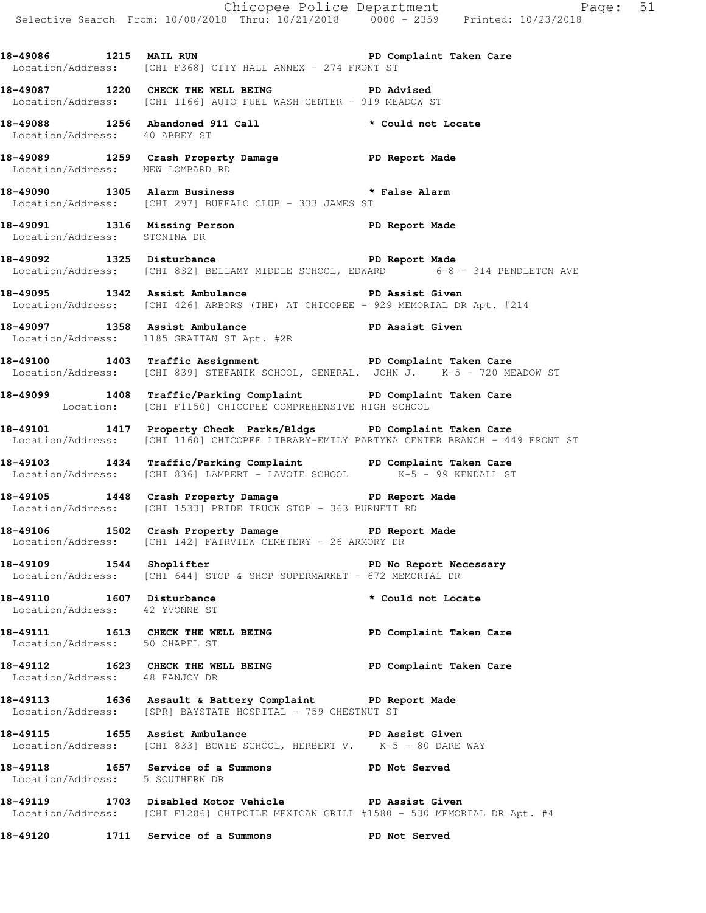**18-49086 1215 MAIL RUN** PD Complaint Taken Care
Location/Address: [CHI F368] CITY HALL ANNEX - 274 FRONT ST

**18-49087 1220 CHECK THE WELL BEING** PD Advised
Location/Address: [CHI 1166] AUTO FUEL WASH CENTER - 919 MEADOW ST

**18-49088 1256 Abandoned 911 Call** * Could not Locate
Location/Address: 40 ABBEY ST

**18-49089 1259 Crash Property Damage** PD Report Made
Location/Address: NEW LOMBARD RD

**18-49090 1305 Alarm Business** * False Alarm
Location/Address: [CHI 297] BUFFALO CLUB - 333 JAMES ST

**18-49091 1316 Missing Person** PD Report Made
Location/Address: STONINA DR

**18-49092 1325 Disturbance** PD Report Made
Location/Address: [CHI 832] BELLAMY MIDDLE SCHOOL, EDWARD 6-8 - 314 PENDLETON AVE

**18-49095 1342 Assist Ambulance** PD Assist Given
Location/Address: [CHI 426] ARBORS (THE) AT CHICOPEE - 929 MEMORIAL DR Apt. #214

**18-49097 1358 Assist Ambulance** PD Assist Given
Location/Address: 1185 GRATTAN ST Apt. #2R

**18-49100 1403 Traffic Assignment** PD Complaint Taken Care
Location/Address: [CHI 839] STEFANIK SCHOOL, GENERAL. JOHN J. K-5 - 720 MEADOW ST

**18-49099 1408 Traffic/Parking Complaint** PD Complaint Taken Care
Location: [CHI F1150] CHICOPEE COMPREHENSIVE HIGH SCHOOL

**18-49101 1417 Property Check Parks/Bldgs** PD Complaint Taken Care
Location/Address: [CHI 1160] CHICOPEE LIBRARY-EMILY PARTYKA CENTER BRANCH - 449 FRONT ST

**18-49103 1434 Traffic/Parking Complaint** PD Complaint Taken Care
Location/Address: [CHI 836] LAMBERT - LAVOIE SCHOOL K-5 - 99 KENDALL ST

**18-49105 1448 Crash Property Damage** PD Report Made
Location/Address: [CHI 1533] PRIDE TRUCK STOP - 363 BURNETT RD

**18-49106 1502 Crash Property Damage** PD Report Made
Location/Address: [CHI 142] FAIRVIEW CEMETERY - 26 ARMORY DR

**18-49109 1544 Shoplifter** PD No Report Necessary
Location/Address: [CHI 644] STOP & SHOP SUPERMARKET - 672 MEMORIAL DR

**18-49110 1607 Disturbance** * Could not Locate
Location/Address: 42 YVONNE ST

**18-49111 1613 CHECK THE WELL BEING** PD Complaint Taken Care
Location/Address: 50 CHAPEL ST

**18-49112 1623 CHECK THE WELL BEING** PD Complaint Taken Care
Location/Address: 48 FANJOY DR

**18-49113 1636 Assault & Battery Complaint** PD Report Made
Location/Address: [SPR] BAYSTATE HOSPITAL - 759 CHESTNUT ST

**18-49115 1655 Assist Ambulance** PD Assist Given
Location/Address: [CHI 833] BOWIE SCHOOL, HERBERT V. K-5 - 80 DARE WAY

**18-49118 1657 Service of a Summons** PD Not Served
Location/Address: 5 SOUTHERN DR

**18-49119 1703 Disabled Motor Vehicle** PD Assist Given
Location/Address: [CHI F1286] CHIPOTLE MEXICAN GRILL #1580 - 530 MEMORIAL DR Apt. #4

**18-49120 1711 Service of a Summons** PD Not Served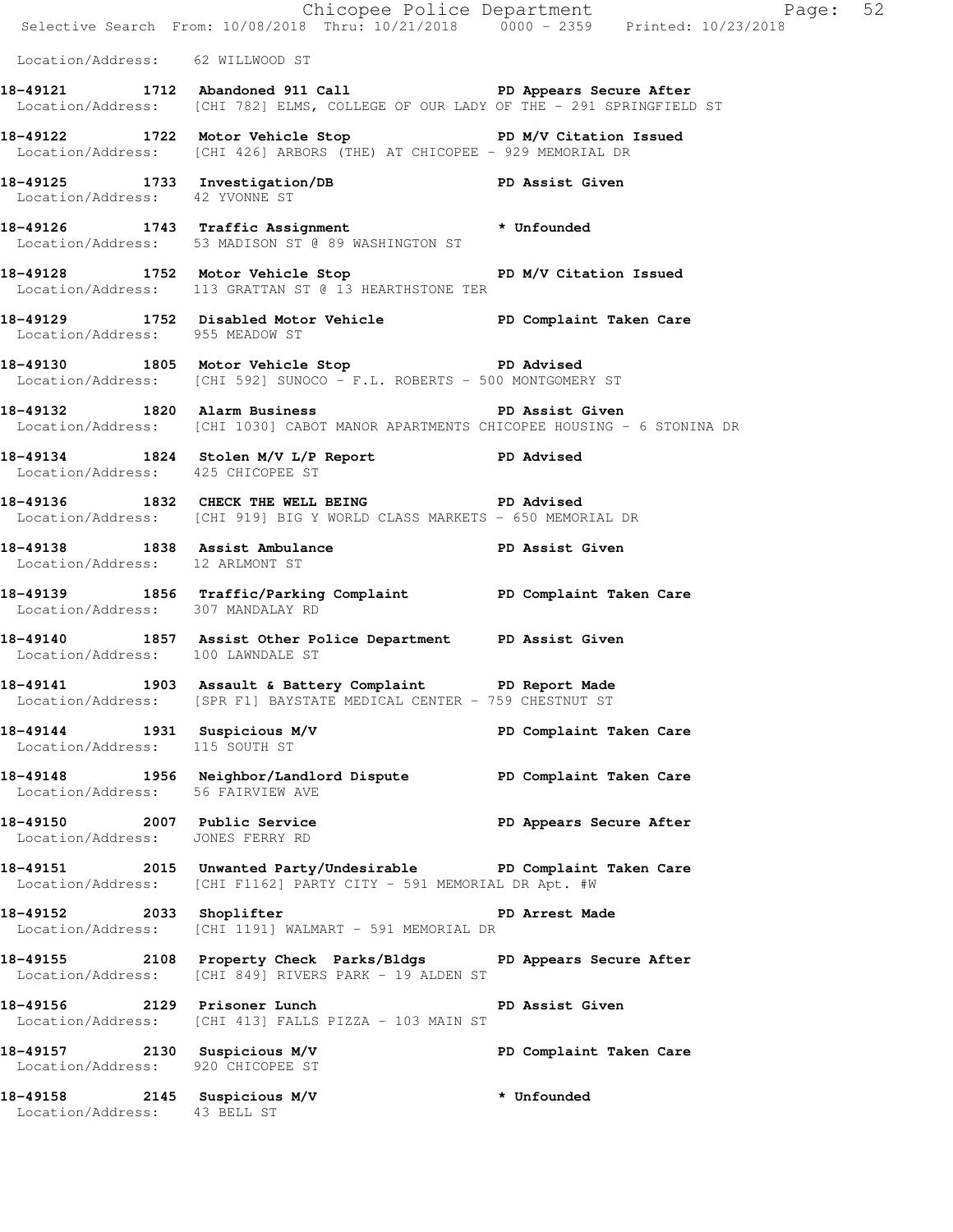Location/Address: 62 WILLWOOD ST

**18-49121 1712 Abandoned 911 Call PD Appears Secure After**
Location/Address: [CHI 782] ELMS, COLLEGE OF OUR LADY OF THE - 291 SPRINGFIELD ST

**18-49122 1722 Motor Vehicle Stop PD M/V Citation Issued**
Location/Address: [CHI 426] ARBORS (THE) AT CHICOPEE - 929 MEMORIAL DR

**18-49125 1733 Investigation/DB PD Assist Given**
Location/Address: 42 YVONNE ST

**18-49126 1743 Traffic Assignment * Unfounded**
Location/Address: 53 MADISON ST @ 89 WASHINGTON ST

**18-49128 1752 Motor Vehicle Stop PD M/V Citation Issued**
Location/Address: 113 GRATTAN ST @ 13 HEARTHSTONE TER

**18-49129 1752 Disabled Motor Vehicle PD Complaint Taken Care**
Location/Address: 955 MEADOW ST

**18-49130 1805 Motor Vehicle Stop PD Advised**
Location/Address: [CHI 592] SUNOCO - F.L. ROBERTS - 500 MONTGOMERY ST

**18-49132 1820 Alarm Business PD Assist Given**
Location/Address: [CHI 1030] CABOT MANOR APARTMENTS CHICOPEE HOUSING - 6 STONINA DR

**18-49134 1824 Stolen M/V L/P Report PD Advised**
Location/Address: 425 CHICOPEE ST

**18-49136 1832 CHECK THE WELL BEING PD Advised**
Location/Address: [CHI 919] BIG Y WORLD CLASS MARKETS - 650 MEMORIAL DR

**18-49138 1838 Assist Ambulance PD Assist Given**
Location/Address: 12 ARLMONT ST

**18-49139 1856 Traffic/Parking Complaint PD Complaint Taken Care**
Location/Address: 307 MANDALAY RD

**18-49140 1857 Assist Other Police Department PD Assist Given**
Location/Address: 100 LAWNDALE ST

**18-49141 1903 Assault & Battery Complaint PD Report Made**
Location/Address: [SPR F1] BAYSTATE MEDICAL CENTER - 759 CHESTNUT ST

**18-49144 1931 Suspicious M/V PD Complaint Taken Care**
Location/Address: 115 SOUTH ST

**18-49148 1956 Neighbor/Landlord Dispute PD Complaint Taken Care**
Location/Address: 56 FAIRVIEW AVE

**18-49150 2007 Public Service PD Appears Secure After**
Location/Address: JONES FERRY RD

**18-49151 2015 Unwanted Party/Undesirable PD Complaint Taken Care**
Location/Address: [CHI F1162] PARTY CITY - 591 MEMORIAL DR Apt. #W

**18-49152 2033 Shoplifter PD Arrest Made**
Location/Address: [CHI 1191] WALMART - 591 MEMORIAL DR

**18-49155 2108 Property Check Parks/Bldgs PD Appears Secure After**
Location/Address: [CHI 849] RIVERS PARK - 19 ALDEN ST

**18-49156 2129 Prisoner Lunch PD Assist Given**
Location/Address: [CHI 413] FALLS PIZZA - 103 MAIN ST

**18-49157 2130 Suspicious M/V PD Complaint Taken Care**
Location/Address: 920 CHICOPEE ST

**18-49158 2145 Suspicious M/V * Unfounded**
Location/Address: 43 BELL ST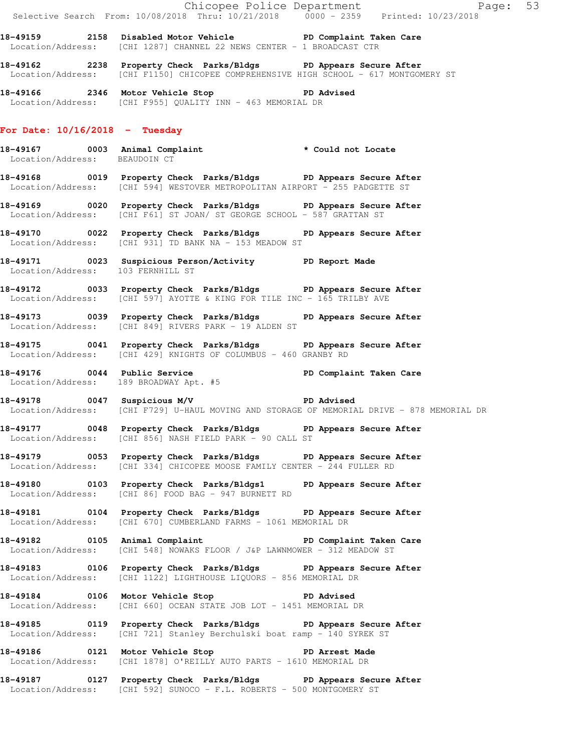**18-49159 2158 Disabled Motor Vehicle PD Complaint Taken Care**
Location/Address: [CHI 1287] CHANNEL 22 NEWS CENTER - 1 BROADCAST CTR

**18-49162 2238 Property Check Parks/Bldgs PD Appears Secure After**
Location/Address: [CHI F1150] CHICOPEE COMPREHENSIVE HIGH SCHOOL - 617 MONTGOMERY ST

**18-49166 2346 Motor Vehicle Stop PD Advised**
Location/Address: [CHI F955] QUALITY INN - 463 MEMORIAL DR

## For Date: 10/16/2018 - Tuesday

**18-49167 0003 Animal Complaint * Could not Locate**
Location/Address: BEAUDOIN CT

**18-49168 0019 Property Check Parks/Bldgs PD Appears Secure After**
Location/Address: [CHI 594] WESTOVER METROPOLITAN AIRPORT - 255 PADGETTE ST

**18-49169 0020 Property Check Parks/Bldgs PD Appears Secure After**
Location/Address: [CHI F61] ST JOAN/ ST GEORGE SCHOOL - 587 GRATTAN ST

**18-49170 0022 Property Check Parks/Bldgs PD Appears Secure After**
Location/Address: [CHI 931] TD BANK NA - 153 MEADOW ST

**18-49171 0023 Suspicious Person/Activity PD Report Made**
Location/Address: 103 FERNHILL ST

**18-49172 0033 Property Check Parks/Bldgs PD Appears Secure After**
Location/Address: [CHI 597] AYOTTE & KING FOR TILE INC - 165 TRILBY AVE

**18-49173 0039 Property Check Parks/Bldgs PD Appears Secure After**
Location/Address: [CHI 849] RIVERS PARK - 19 ALDEN ST

**18-49175 0041 Property Check Parks/Bldgs PD Appears Secure After**
Location/Address: [CHI 429] KNIGHTS OF COLUMBUS - 460 GRANBY RD

**18-49176 0044 Public Service PD Complaint Taken Care**
Location/Address: 189 BROADWAY Apt. #5

**18-49178 0047 Suspicious M/V PD Advised**
Location/Address: [CHI F729] U-HAUL MOVING AND STORAGE OF MEMORIAL DRIVE - 878 MEMORIAL DR

**18-49177 0048 Property Check Parks/Bldgs PD Appears Secure After**
Location/Address: [CHI 856] NASH FIELD PARK - 90 CALL ST

**18-49179 0053 Property Check Parks/Bldgs PD Appears Secure After**
Location/Address: [CHI 334] CHICOPEE MOOSE FAMILY CENTER - 244 FULLER RD

**18-49180 0103 Property Check Parks/Bldgs1 PD Appears Secure After**
Location/Address: [CHI 86] FOOD BAG - 947 BURNETT RD

**18-49181 0104 Property Check Parks/Bldgs PD Appears Secure After**
Location/Address: [CHI 670] CUMBERLAND FARMS - 1061 MEMORIAL DR

**18-49182 0105 Animal Complaint PD Complaint Taken Care**
Location/Address: [CHI 548] NOWAKS FLOOR / J&P LAWNMOWER - 312 MEADOW ST

**18-49183 0106 Property Check Parks/Bldgs PD Appears Secure After**
Location/Address: [CHI 1122] LIGHTHOUSE LIQUORS - 856 MEMORIAL DR

**18-49184 0106 Motor Vehicle Stop PD Advised**
Location/Address: [CHI 660] OCEAN STATE JOB LOT - 1451 MEMORIAL DR

**18-49185 0119 Property Check Parks/Bldgs PD Appears Secure After**
Location/Address: [CHI 721] Stanley Berchulski boat ramp - 140 SYREK ST

**18-49186 0121 Motor Vehicle Stop PD Arrest Made**
Location/Address: [CHI 1878] O'REILLY AUTO PARTS - 1610 MEMORIAL DR

**18-49187 0127 Property Check Parks/Bldgs PD Appears Secure After**
Location/Address: [CHI 592] SUNOCO - F.L. ROBERTS - 500 MONTGOMERY ST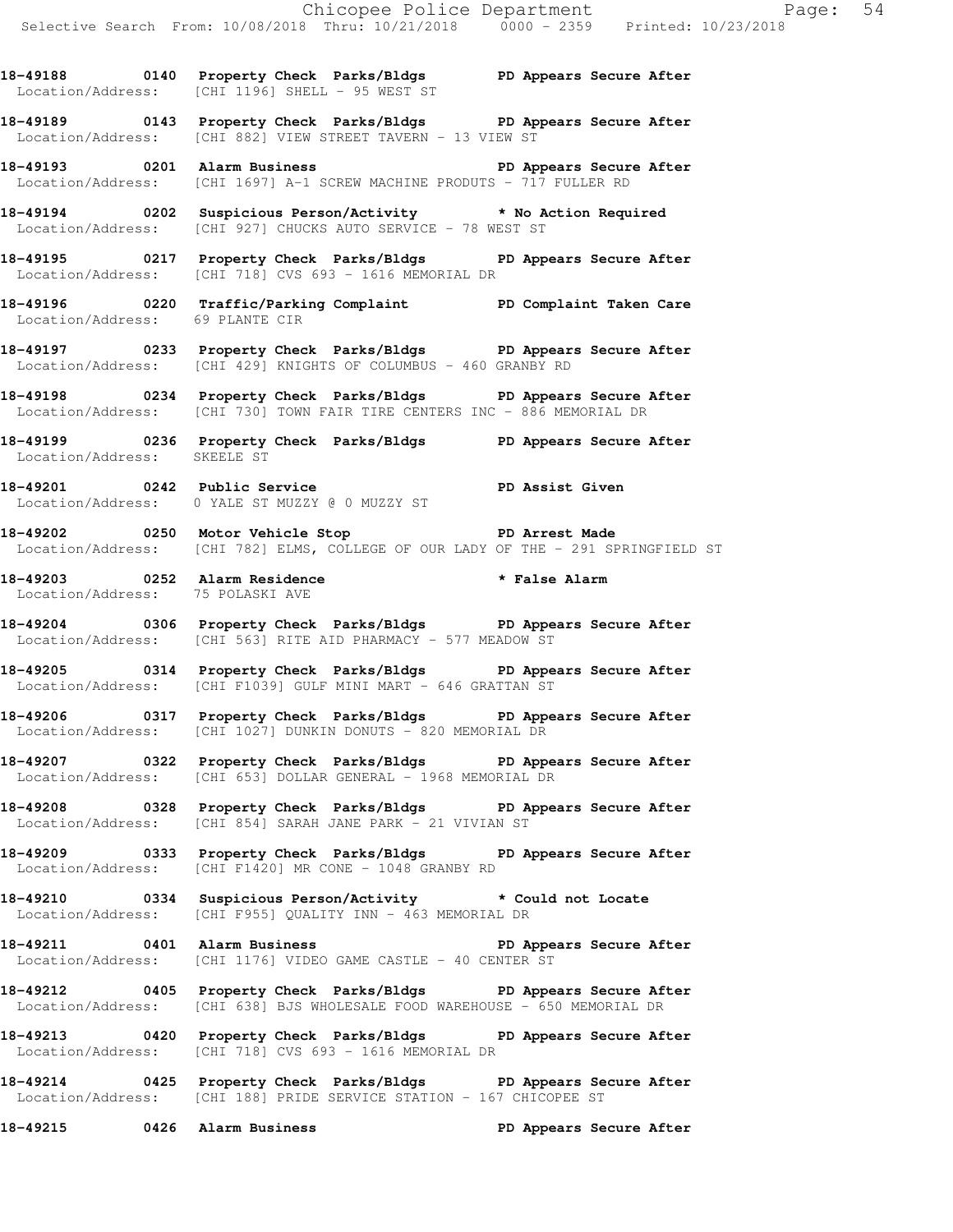**18-49188 0140 Property Check Parks/Bldgs PD Appears Secure After**
Location/Address: [CHI 1196] SHELL - 95 WEST ST

**18-49189 0143 Property Check Parks/Bldgs PD Appears Secure After**
Location/Address: [CHI 882] VIEW STREET TAVERN - 13 VIEW ST

**18-49193 0201 Alarm Business PD Appears Secure After**
Location/Address: [CHI 1697] A-1 SCREW MACHINE PRODUTS - 717 FULLER RD

**18-49194 0202 Suspicious Person/Activity * No Action Required**
Location/Address: [CHI 927] CHUCKS AUTO SERVICE - 78 WEST ST

**18-49195 0217 Property Check Parks/Bldgs PD Appears Secure After**
Location/Address: [CHI 718] CVS 693 - 1616 MEMORIAL DR

**18-49196 0220 Traffic/Parking Complaint PD Complaint Taken Care**
Location/Address: 69 PLANTE CIR

**18-49197 0233 Property Check Parks/Bldgs PD Appears Secure After**
Location/Address: [CHI 429] KNIGHTS OF COLUMBUS - 460 GRANBY RD

**18-49198 0234 Property Check Parks/Bldgs PD Appears Secure After**
Location/Address: [CHI 730] TOWN FAIR TIRE CENTERS INC - 886 MEMORIAL DR

**18-49199 0236 Property Check Parks/Bldgs PD Appears Secure After**
Location/Address: SKEELE ST

**18-49201 0242 Public Service PD Assist Given**
Location/Address: 0 YALE ST MUZZY @ 0 MUZZY ST

**18-49202 0250 Motor Vehicle Stop PD Arrest Made**
Location/Address: [CHI 782] ELMS, COLLEGE OF OUR LADY OF THE - 291 SPRINGFIELD ST

**18-49203 0252 Alarm Residence * False Alarm**
Location/Address: 75 POLASKI AVE

**18-49204 0306 Property Check Parks/Bldgs PD Appears Secure After**
Location/Address: [CHI 563] RITE AID PHARMACY - 577 MEADOW ST

**18-49205 0314 Property Check Parks/Bldgs PD Appears Secure After**
Location/Address: [CHI F1039] GULF MINI MART - 646 GRATTAN ST

**18-49206 0317 Property Check Parks/Bldgs PD Appears Secure After**
Location/Address: [CHI 1027] DUNKIN DONUTS - 820 MEMORIAL DR

**18-49207 0322 Property Check Parks/Bldgs PD Appears Secure After**
Location/Address: [CHI 653] DOLLAR GENERAL - 1968 MEMORIAL DR

**18-49208 0328 Property Check Parks/Bldgs PD Appears Secure After**
Location/Address: [CHI 854] SARAH JANE PARK - 21 VIVIAN ST

**18-49209 0333 Property Check Parks/Bldgs PD Appears Secure After**
Location/Address: [CHI F1420] MR CONE - 1048 GRANBY RD

**18-49210 0334 Suspicious Person/Activity * Could not Locate**
Location/Address: [CHI F955] QUALITY INN - 463 MEMORIAL DR

**18-49211 0401 Alarm Business PD Appears Secure After**
Location/Address: [CHI 1176] VIDEO GAME CASTLE - 40 CENTER ST

**18-49212 0405 Property Check Parks/Bldgs PD Appears Secure After**
Location/Address: [CHI 638] BJS WHOLESALE FOOD WAREHOUSE - 650 MEMORIAL DR

**18-49213 0420 Property Check Parks/Bldgs PD Appears Secure After**
Location/Address: [CHI 718] CVS 693 - 1616 MEMORIAL DR

**18-49214 0425 Property Check Parks/Bldgs PD Appears Secure After**
Location/Address: [CHI 188] PRIDE SERVICE STATION - 167 CHICOPEE ST

**18-49215 0426 Alarm Business PD Appears Secure After**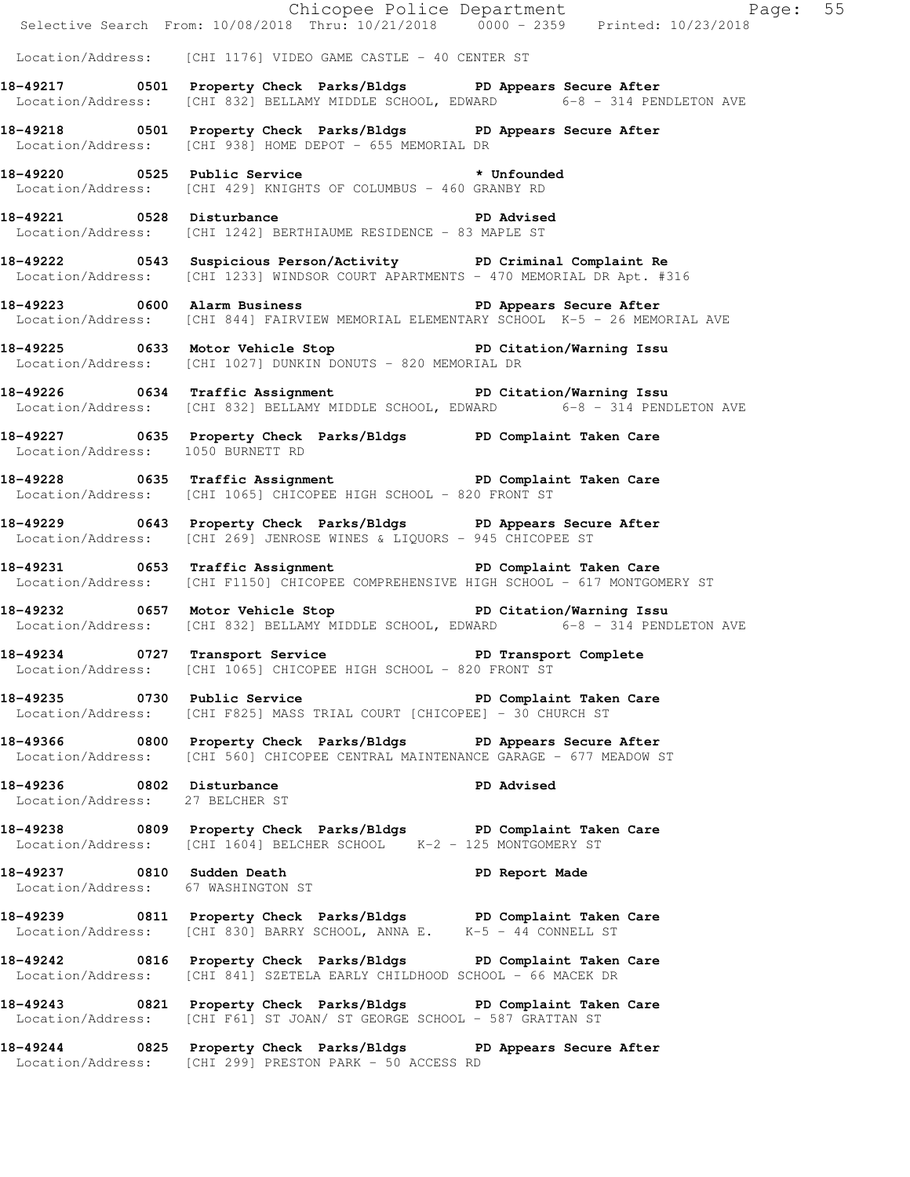Location/Address: [CHI 1176] VIDEO GAME CASTLE - 40 CENTER ST

**18-49217 0501 Property Check Parks/Bldgs PD Appears Secure After**
Location/Address: [CHI 832] BELLAMY MIDDLE SCHOOL, EDWARD 6-8 - 314 PENDLETON AVE

**18-49218 0501 Property Check Parks/Bldgs PD Appears Secure After**
Location/Address: [CHI 938] HOME DEPOT - 655 MEMORIAL DR

**18-49220 0525 Public Service * Unfounded**
Location/Address: [CHI 429] KNIGHTS OF COLUMBUS - 460 GRANBY RD

**18-49221 0528 Disturbance PD Advised**
Location/Address: [CHI 1242] BERTHIAUME RESIDENCE - 83 MAPLE ST

**18-49222 0543 Suspicious Person/Activity PD Criminal Complaint Re**
Location/Address: [CHI 1233] WINDSOR COURT APARTMENTS - 470 MEMORIAL DR Apt. #316

**18-49223 0600 Alarm Business PD Appears Secure After**
Location/Address: [CHI 844] FAIRVIEW MEMORIAL ELEMENTARY SCHOOL K-5 - 26 MEMORIAL AVE

**18-49225 0633 Motor Vehicle Stop PD Citation/Warning Issu**
Location/Address: [CHI 1027] DUNKIN DONUTS - 820 MEMORIAL DR

**18-49226 0634 Traffic Assignment PD Citation/Warning Issu**
Location/Address: [CHI 832] BELLAMY MIDDLE SCHOOL, EDWARD 6-8 - 314 PENDLETON AVE

**18-49227 0635 Property Check Parks/Bldgs PD Complaint Taken Care**
Location/Address: 1050 BURNETT RD

**18-49228 0635 Traffic Assignment PD Complaint Taken Care**
Location/Address: [CHI 1065] CHICOPEE HIGH SCHOOL - 820 FRONT ST

**18-49229 0643 Property Check Parks/Bldgs PD Appears Secure After**
Location/Address: [CHI 269] JENROSE WINES & LIQUORS - 945 CHICOPEE ST

**18-49231 0653 Traffic Assignment PD Complaint Taken Care**
Location/Address: [CHI F1150] CHICOPEE COMPREHENSIVE HIGH SCHOOL - 617 MONTGOMERY ST

**18-49232 0657 Motor Vehicle Stop PD Citation/Warning Issu**
Location/Address: [CHI 832] BELLAMY MIDDLE SCHOOL, EDWARD 6-8 - 314 PENDLETON AVE

**18-49234 0727 Transport Service PD Transport Complete**
Location/Address: [CHI 1065] CHICOPEE HIGH SCHOOL - 820 FRONT ST

**18-49235 0730 Public Service PD Complaint Taken Care**
Location/Address: [CHI F825] MASS TRIAL COURT [CHICOPEE] - 30 CHURCH ST

**18-49366 0800 Property Check Parks/Bldgs PD Appears Secure After**
Location/Address: [CHI 560] CHICOPEE CENTRAL MAINTENANCE GARAGE - 677 MEADOW ST

**18-49236 0802 Disturbance PD Advised**
Location/Address: 27 BELCHER ST

**18-49238 0809 Property Check Parks/Bldgs PD Complaint Taken Care**
Location/Address: [CHI 1604] BELCHER SCHOOL K-2 - 125 MONTGOMERY ST

**18-49237 0810 Sudden Death PD Report Made**
Location/Address: 67 WASHINGTON ST

**18-49239 0811 Property Check Parks/Bldgs PD Complaint Taken Care**
Location/Address: [CHI 830] BARRY SCHOOL, ANNA E. K-5 - 44 CONNELL ST

**18-49242 0816 Property Check Parks/Bldgs PD Complaint Taken Care**
Location/Address: [CHI 841] SZETELA EARLY CHILDHOOD SCHOOL - 66 MACEK DR

**18-49243 0821 Property Check Parks/Bldgs PD Complaint Taken Care**
Location/Address: [CHI F61] ST JOAN/ ST GEORGE SCHOOL - 587 GRATTAN ST

**18-49244 0825 Property Check Parks/Bldgs PD Appears Secure After**
Location/Address: [CHI 299] PRESTON PARK - 50 ACCESS RD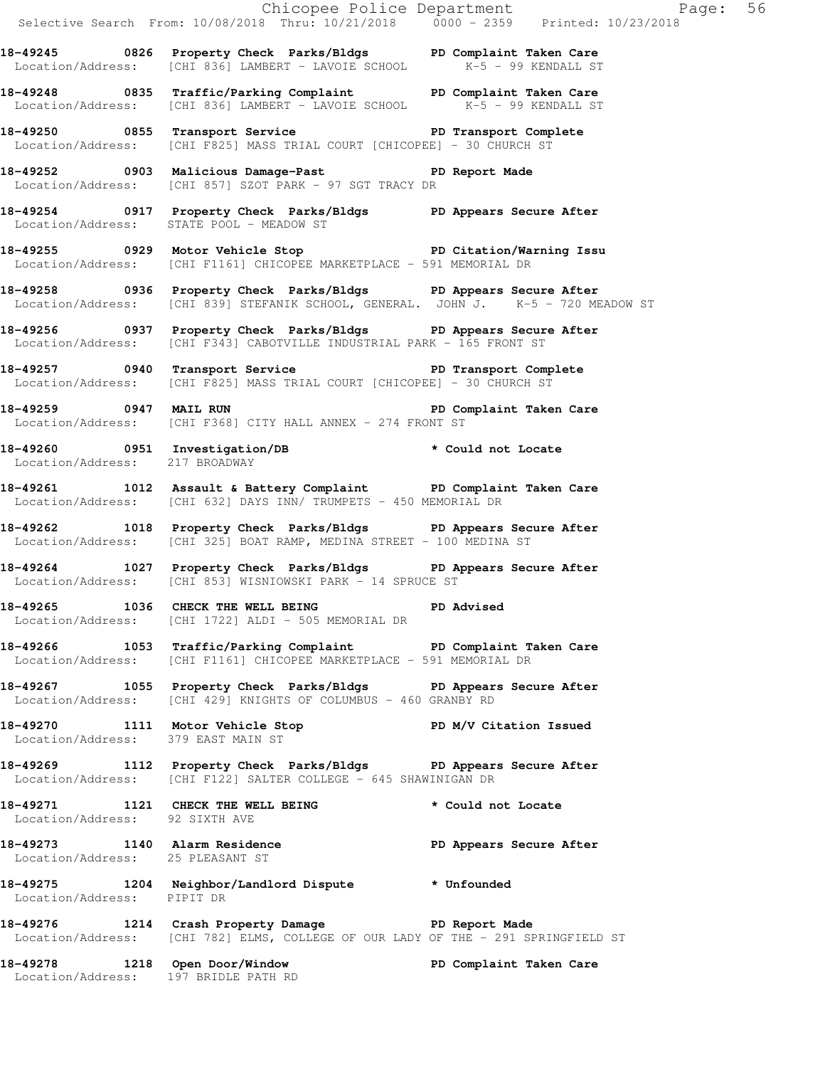18-49245 0826 Property Check Parks/Bldgs PD Complaint Taken Care
Location/Address: [CHI 836] LAMBERT - LAVOIE SCHOOL K-5 - 99 KENDALL ST

18-49248 0835 Traffic/Parking Complaint PD Complaint Taken Care
Location/Address: [CHI 836] LAMBERT - LAVOIE SCHOOL K-5 - 99 KENDALL ST

18-49250 0855 Transport Service PD Transport Complete
Location/Address: [CHI F825] MASS TRIAL COURT [CHICOPEE] - 30 CHURCH ST

18-49252 0903 Malicious Damage-Past PD Report Made
Location/Address: [CHI 857] SZOT PARK - 97 SGT TRACY DR

18-49254 0917 Property Check Parks/Bldgs PD Appears Secure After
Location/Address: STATE POOL - MEADOW ST

18-49255 0929 Motor Vehicle Stop PD Citation/Warning Issu
Location/Address: [CHI F1161] CHICOPEE MARKETPLACE - 591 MEMORIAL DR

18-49258 0936 Property Check Parks/Bldgs PD Appears Secure After
Location/Address: [CHI 839] STEFANIK SCHOOL, GENERAL. JOHN J. K-5 - 720 MEADOW ST

18-49256 0937 Property Check Parks/Bldgs PD Appears Secure After
Location/Address: [CHI F343] CABOTVILLE INDUSTRIAL PARK - 165 FRONT ST

18-49257 0940 Transport Service PD Transport Complete
Location/Address: [CHI F825] MASS TRIAL COURT [CHICOPEE] - 30 CHURCH ST

18-49259 0947 MAIL RUN PD Complaint Taken Care
Location/Address: [CHI F368] CITY HALL ANNEX - 274 FRONT ST

18-49260 0951 Investigation/DB * Could not Locate
Location/Address: 217 BROADWAY

18-49261 1012 Assault & Battery Complaint PD Complaint Taken Care
Location/Address: [CHI 632] DAYS INN/ TRUMPETS - 450 MEMORIAL DR

18-49262 1018 Property Check Parks/Bldgs PD Appears Secure After
Location/Address: [CHI 325] BOAT RAMP, MEDINA STREET - 100 MEDINA ST

18-49264 1027 Property Check Parks/Bldgs PD Appears Secure After
Location/Address: [CHI 853] WISNIOWSKI PARK - 14 SPRUCE ST

18-49265 1036 CHECK THE WELL BEING PD Advised
Location/Address: [CHI 1722] ALDI - 505 MEMORIAL DR

18-49266 1053 Traffic/Parking Complaint PD Complaint Taken Care
Location/Address: [CHI F1161] CHICOPEE MARKETPLACE - 591 MEMORIAL DR

18-49267 1055 Property Check Parks/Bldgs PD Appears Secure After
Location/Address: [CHI 429] KNIGHTS OF COLUMBUS - 460 GRANBY RD

18-49270 1111 Motor Vehicle Stop PD M/V Citation Issued
Location/Address: 379 EAST MAIN ST

18-49269 1112 Property Check Parks/Bldgs PD Appears Secure After
Location/Address: [CHI F122] SALTER COLLEGE - 645 SHAWINIGAN DR

18-49271 1121 CHECK THE WELL BEING * Could not Locate
Location/Address: 92 SIXTH AVE

18-49273 1140 Alarm Residence PD Appears Secure After
Location/Address: 25 PLEASANT ST

18-49275 1204 Neighbor/Landlord Dispute * Unfounded
Location/Address: PIPIT DR

18-49276 1214 Crash Property Damage PD Report Made
Location/Address: [CHI 782] ELMS, COLLEGE OF OUR LADY OF THE - 291 SPRINGFIELD ST

18-49278 1218 Open Door/Window PD Complaint Taken Care
Location/Address: 197 BRIDLE PATH RD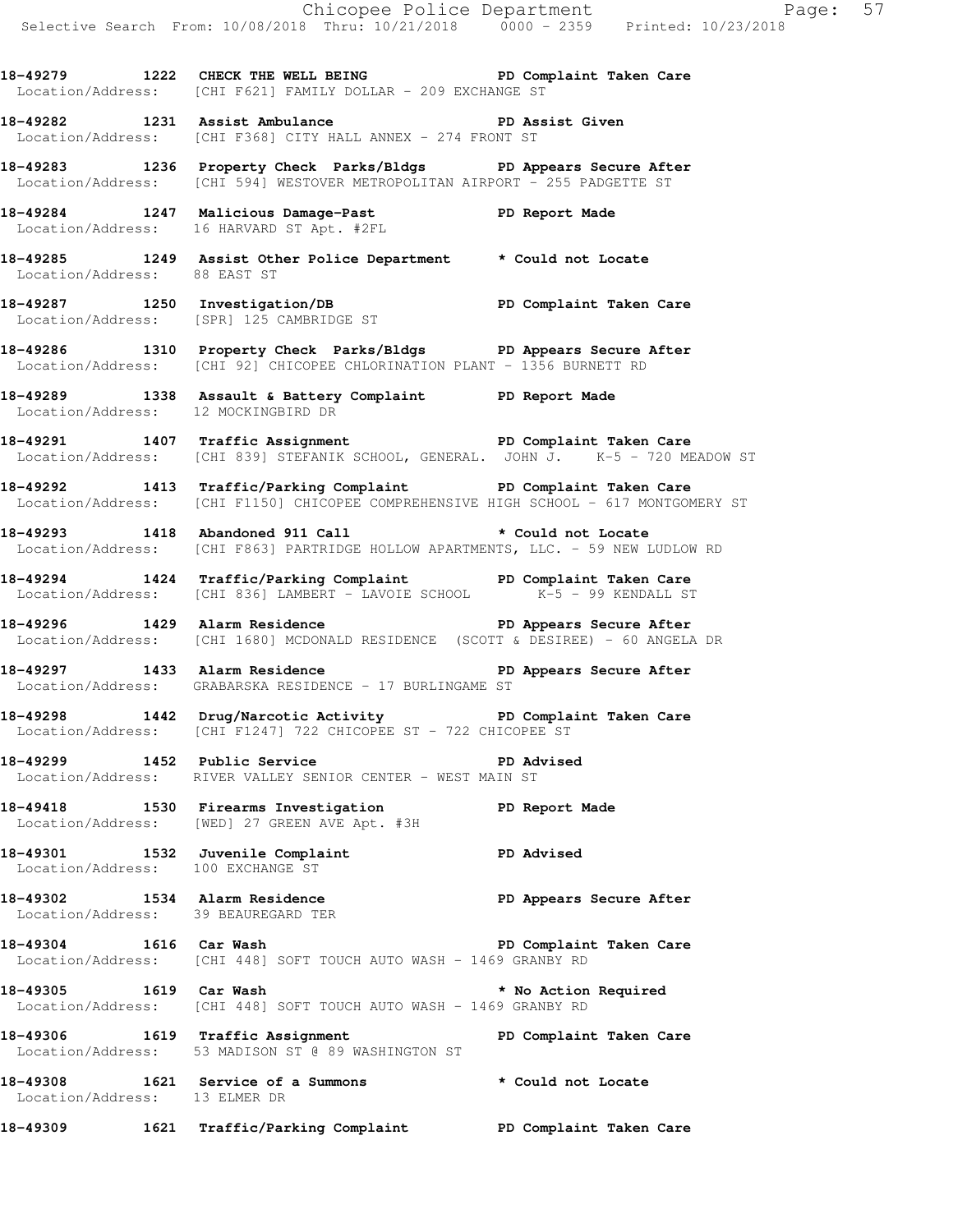**18-49279 1222 CHECK THE WELL BEING PD Complaint Taken Care**
Location/Address: [CHI F621] FAMILY DOLLAR - 209 EXCHANGE ST

**18-49282 1231 Assist Ambulance PD Assist Given**
Location/Address: [CHI F368] CITY HALL ANNEX - 274 FRONT ST

**18-49283 1236 Property Check Parks/Bldgs PD Appears Secure After**
Location/Address: [CHI 594] WESTOVER METROPOLITAN AIRPORT - 255 PADGETTE ST

**18-49284 1247 Malicious Damage-Past PD Report Made**
Location/Address: 16 HARVARD ST Apt. #2FL

**18-49285 1249 Assist Other Police Department * Could not Locate**
Location/Address: 88 EAST ST

**18-49287 1250 Investigation/DB PD Complaint Taken Care**
Location/Address: [SPR] 125 CAMBRIDGE ST

**18-49286 1310 Property Check Parks/Bldgs PD Appears Secure After**
Location/Address: [CHI 92] CHICOPEE CHLORINATION PLANT - 1356 BURNETT RD

**18-49289 1338 Assault & Battery Complaint PD Report Made**
Location/Address: 12 MOCKINGBIRD DR

**18-49291 1407 Traffic Assignment PD Complaint Taken Care**
Location/Address: [CHI 839] STEFANIK SCHOOL, GENERAL. JOHN J. K-5 - 720 MEADOW ST

**18-49292 1413 Traffic/Parking Complaint PD Complaint Taken Care**
Location/Address: [CHI F1150] CHICOPEE COMPREHENSIVE HIGH SCHOOL - 617 MONTGOMERY ST

**18-49293 1418 Abandoned 911 Call * Could not Locate**
Location/Address: [CHI F863] PARTRIDGE HOLLOW APARTMENTS, LLC. - 59 NEW LUDLOW RD

**18-49294 1424 Traffic/Parking Complaint PD Complaint Taken Care**
Location/Address: [CHI 836] LAMBERT - LAVOIE SCHOOL K-5 - 99 KENDALL ST

**18-49296 1429 Alarm Residence PD Appears Secure After**
Location/Address: [CHI 1680] MCDONALD RESIDENCE (SCOTT & DESIREE) - 60 ANGELA DR

**18-49297 1433 Alarm Residence PD Appears Secure After**
Location/Address: GRABARSKA RESIDENCE - 17 BURLINGAME ST

**18-49298 1442 Drug/Narcotic Activity PD Complaint Taken Care**
Location/Address: [CHI F1247] 722 CHICOPEE ST - 722 CHICOPEE ST

**18-49299 1452 Public Service PD Advised**
Location/Address: RIVER VALLEY SENIOR CENTER - WEST MAIN ST

**18-49418 1530 Firearms Investigation PD Report Made**
Location/Address: [WED] 27 GREEN AVE Apt. #3H

**18-49301 1532 Juvenile Complaint PD Advised**
Location/Address: 100 EXCHANGE ST

**18-49302 1534 Alarm Residence PD Appears Secure After**
Location/Address: 39 BEAUREGARD TER

**18-49304 1616 Car Wash PD Complaint Taken Care**
Location/Address: [CHI 448] SOFT TOUCH AUTO WASH - 1469 GRANBY RD

**18-49305 1619 Car Wash * No Action Required**
Location/Address: [CHI 448] SOFT TOUCH AUTO WASH - 1469 GRANBY RD

**18-49306 1619 Traffic Assignment PD Complaint Taken Care**
Location/Address: 53 MADISON ST @ 89 WASHINGTON ST

**18-49308 1621 Service of a Summons * Could not Locate**
Location/Address: 13 ELMER DR

**18-49309 1621 Traffic/Parking Complaint PD Complaint Taken Care**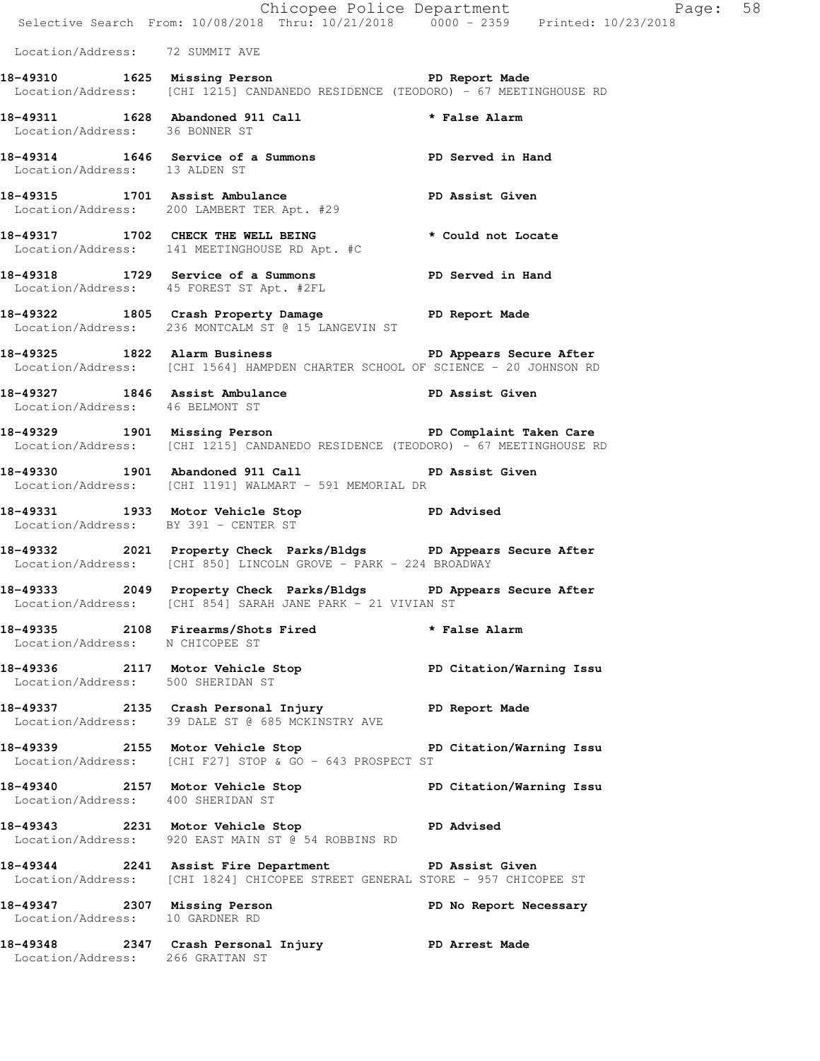Location/Address: 72 SUMMIT AVE

**18-49310 1625 Missing Person PD Report Made**
Location/Address: [CHI 1215] CANDANEDO RESIDENCE (TEODORO) - 67 MEETINGHOUSE RD

**18-49311 1628 Abandoned 911 Call * False Alarm**
Location/Address: 36 BONNER ST

**18-49314 1646 Service of a Summons PD Served in Hand**
Location/Address: 13 ALDEN ST

**18-49315 1701 Assist Ambulance PD Assist Given**
Location/Address: 200 LAMBERT TER Apt. #29

**18-49317 1702 CHECK THE WELL BEING * Could not Locate**
Location/Address: 141 MEETINGHOUSE RD Apt. #C

**18-49318 1729 Service of a Summons PD Served in Hand**
Location/Address: 45 FOREST ST Apt. #2FL

**18-49322 1805 Crash Property Damage PD Report Made**
Location/Address: 236 MONTCALM ST @ 15 LANGEVIN ST

**18-49325 1822 Alarm Business PD Appears Secure After**
Location/Address: [CHI 1564] HAMPDEN CHARTER SCHOOL OF SCIENCE - 20 JOHNSON RD

**18-49327 1846 Assist Ambulance PD Assist Given**
Location/Address: 46 BELMONT ST

**18-49329 1901 Missing Person PD Complaint Taken Care**
Location/Address: [CHI 1215] CANDANEDO RESIDENCE (TEODORO) - 67 MEETINGHOUSE RD

**18-49330 1901 Abandoned 911 Call PD Assist Given**
Location/Address: [CHI 1191] WALMART - 591 MEMORIAL DR

**18-49331 1933 Motor Vehicle Stop PD Advised**
Location/Address: BY 391 - CENTER ST

**18-49332 2021 Property Check Parks/Bldgs PD Appears Secure After**
Location/Address: [CHI 850] LINCOLN GROVE - PARK - 224 BROADWAY

**18-49333 2049 Property Check Parks/Bldgs PD Appears Secure After**
Location/Address: [CHI 854] SARAH JANE PARK - 21 VIVIAN ST

**18-49335 2108 Firearms/Shots Fired * False Alarm**
Location/Address: N CHICOPEE ST

**18-49336 2117 Motor Vehicle Stop PD Citation/Warning Issu**
Location/Address: 500 SHERIDAN ST

**18-49337 2135 Crash Personal Injury PD Report Made**
Location/Address: 39 DALE ST @ 685 MCKINSTRY AVE

**18-49339 2155 Motor Vehicle Stop PD Citation/Warning Issu**
Location/Address: [CHI F27] STOP & GO - 643 PROSPECT ST

**18-49340 2157 Motor Vehicle Stop PD Citation/Warning Issu**
Location/Address: 400 SHERIDAN ST

**18-49343 2231 Motor Vehicle Stop PD Advised**
Location/Address: 920 EAST MAIN ST @ 54 ROBBINS RD

**18-49344 2241 Assist Fire Department PD Assist Given**
Location/Address: [CHI 1824] CHICOPEE STREET GENERAL STORE - 957 CHICOPEE ST

**18-49347 2307 Missing Person PD No Report Necessary**
Location/Address: 10 GARDNER RD

**18-49348 2347 Crash Personal Injury PD Arrest Made**
Location/Address: 266 GRATTAN ST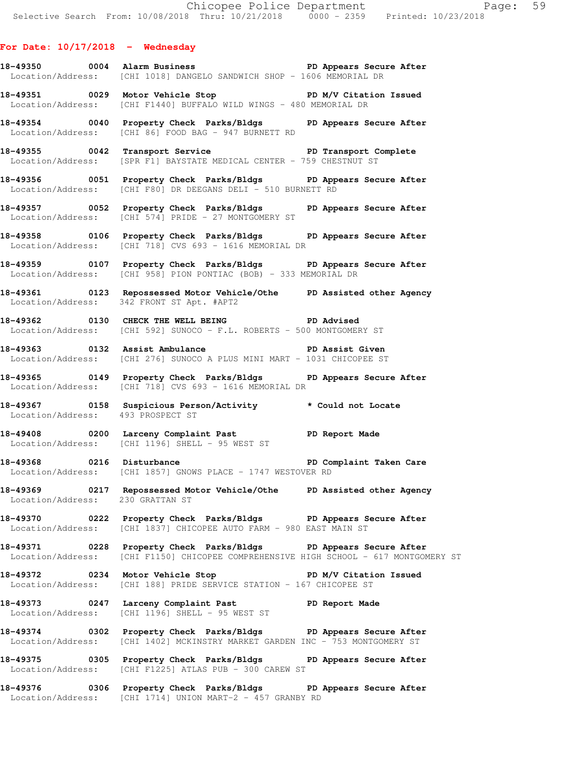## For Date: 10/17/2018 - Wednesday

**18-49350 0004 Alarm Business** PD Appears Secure After
Location/Address: [CHI 1018] DANGELO SANDWICH SHOP - 1606 MEMORIAL DR

**18-49351 0029 Motor Vehicle Stop** PD M/V Citation Issued
Location/Address: [CHI F1440] BUFFALO WILD WINGS - 480 MEMORIAL DR

**18-49354 0040 Property Check Parks/Bldgs** PD Appears Secure After
Location/Address: [CHI 86] FOOD BAG - 947 BURNETT RD

**18-49355 0042 Transport Service** PD Transport Complete
Location/Address: [SPR F1] BAYSTATE MEDICAL CENTER - 759 CHESTNUT ST

**18-49356 0051 Property Check Parks/Bldgs** PD Appears Secure After
Location/Address: [CHI F80] DR DEEGANS DELI - 510 BURNETT RD

**18-49357 0052 Property Check Parks/Bldgs** PD Appears Secure After
Location/Address: [CHI 574] PRIDE - 27 MONTGOMERY ST

**18-49358 0106 Property Check Parks/Bldgs** PD Appears Secure After
Location/Address: [CHI 718] CVS 693 - 1616 MEMORIAL DR

**18-49359 0107 Property Check Parks/Bldgs** PD Appears Secure After
Location/Address: [CHI 958] PION PONTIAC (BOB) - 333 MEMORIAL DR

**18-49361 0123 Repossessed Motor Vehicle/Othe** PD Assisted other Agency
Location/Address: 342 FRONT ST Apt. #APT2

**18-49362 0130 CHECK THE WELL BEING** PD Advised
Location/Address: [CHI 592] SUNOCO - F.L. ROBERTS - 500 MONTGOMERY ST

**18-49363 0132 Assist Ambulance** PD Assist Given
Location/Address: [CHI 276] SUNOCO A PLUS MINI MART - 1031 CHICOPEE ST

**18-49365 0149 Property Check Parks/Bldgs** PD Appears Secure After
Location/Address: [CHI 718] CVS 693 - 1616 MEMORIAL DR

**18-49367 0158 Suspicious Person/Activity** * Could not Locate
Location/Address: 493 PROSPECT ST

**18-49408 0200 Larceny Complaint Past** PD Report Made
Location/Address: [CHI 1196] SHELL - 95 WEST ST

**18-49368 0216 Disturbance** PD Complaint Taken Care
Location/Address: [CHI 1857] GNOWS PLACE - 1747 WESTOVER RD

**18-49369 0217 Repossessed Motor Vehicle/Othe** PD Assisted other Agency
Location/Address: 230 GRATTAN ST

**18-49370 0222 Property Check Parks/Bldgs** PD Appears Secure After
Location/Address: [CHI 1837] CHICOPEE AUTO FARM - 980 EAST MAIN ST

**18-49371 0228 Property Check Parks/Bldgs** PD Appears Secure After
Location/Address: [CHI F1150] CHICOPEE COMPREHENSIVE HIGH SCHOOL - 617 MONTGOMERY ST

**18-49372 0234 Motor Vehicle Stop** PD M/V Citation Issued
Location/Address: [CHI 188] PRIDE SERVICE STATION - 167 CHICOPEE ST

**18-49373 0247 Larceny Complaint Past** PD Report Made
Location/Address: [CHI 1196] SHELL - 95 WEST ST

**18-49374 0302 Property Check Parks/Bldgs** PD Appears Secure After
Location/Address: [CHI 1402] MCKINSTRY MARKET GARDEN INC - 753 MONTGOMERY ST

**18-49375 0305 Property Check Parks/Bldgs** PD Appears Secure After
Location/Address: [CHI F1225] ATLAS PUB - 300 CAREW ST

**18-49376 0306 Property Check Parks/Bldgs** PD Appears Secure After
Location/Address: [CHI 1714] UNION MART-2 - 457 GRANBY RD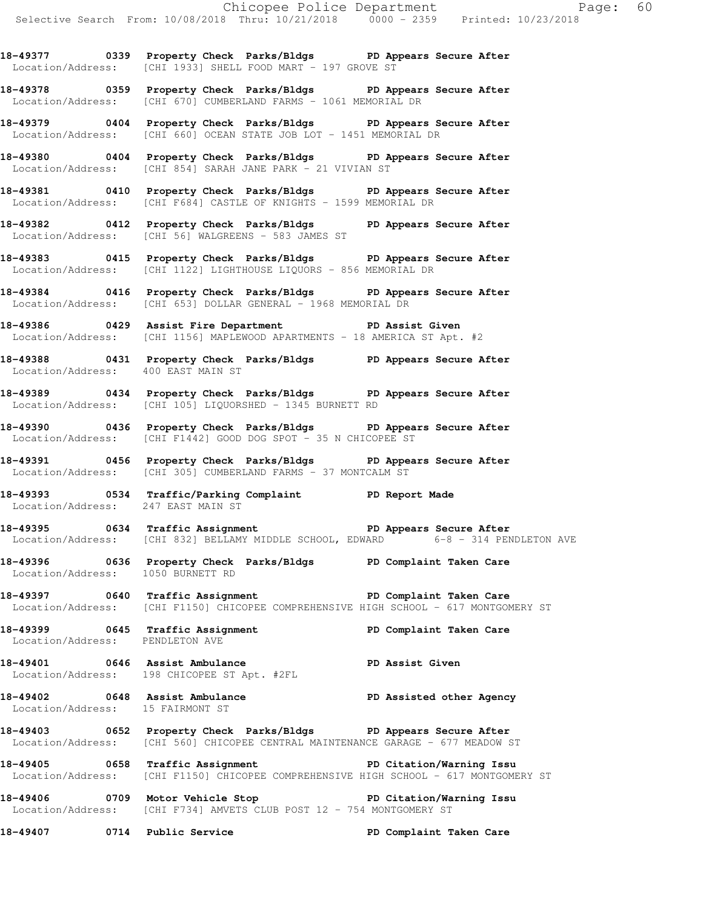**18-49377 0339 Property Check Parks/Bldgs PD Appears Secure After**
Location/Address: [CHI 1933] SHELL FOOD MART - 197 GROVE ST

**18-49378 0359 Property Check Parks/Bldgs PD Appears Secure After**
Location/Address: [CHI 670] CUMBERLAND FARMS - 1061 MEMORIAL DR

**18-49379 0404 Property Check Parks/Bldgs PD Appears Secure After**
Location/Address: [CHI 660] OCEAN STATE JOB LOT - 1451 MEMORIAL DR

**18-49380 0404 Property Check Parks/Bldgs PD Appears Secure After**
Location/Address: [CHI 854] SARAH JANE PARK - 21 VIVIAN ST

**18-49381 0410 Property Check Parks/Bldgs PD Appears Secure After**
Location/Address: [CHI F684] CASTLE OF KNIGHTS - 1599 MEMORIAL DR

**18-49382 0412 Property Check Parks/Bldgs PD Appears Secure After**
Location/Address: [CHI 56] WALGREENS - 583 JAMES ST

**18-49383 0415 Property Check Parks/Bldgs PD Appears Secure After**
Location/Address: [CHI 1122] LIGHTHOUSE LIQUORS - 856 MEMORIAL DR

**18-49384 0416 Property Check Parks/Bldgs PD Appears Secure After**
Location/Address: [CHI 653] DOLLAR GENERAL - 1968 MEMORIAL DR

**18-49386 0429 Assist Fire Department PD Assist Given**
Location/Address: [CHI 1156] MAPLEWOOD APARTMENTS - 18 AMERICA ST Apt. #2

**18-49388 0431 Property Check Parks/Bldgs PD Appears Secure After**
Location/Address: 400 EAST MAIN ST

**18-49389 0434 Property Check Parks/Bldgs PD Appears Secure After**
Location/Address: [CHI 105] LIQUORSHED - 1345 BURNETT RD

**18-49390 0436 Property Check Parks/Bldgs PD Appears Secure After**
Location/Address: [CHI F1442] GOOD DOG SPOT - 35 N CHICOPEE ST

**18-49391 0456 Property Check Parks/Bldgs PD Appears Secure After**
Location/Address: [CHI 305] CUMBERLAND FARMS - 37 MONTCALM ST

**18-49393 0534 Traffic/Parking Complaint PD Report Made**
Location/Address: 247 EAST MAIN ST

**18-49395 0634 Traffic Assignment PD Appears Secure After**
Location/Address: [CHI 832] BELLAMY MIDDLE SCHOOL, EDWARD 6-8 - 314 PENDLETON AVE

**18-49396 0636 Property Check Parks/Bldgs PD Complaint Taken Care**
Location/Address: 1050 BURNETT RD

**18-49397 0640 Traffic Assignment PD Complaint Taken Care**
Location/Address: [CHI F1150] CHICOPEE COMPREHENSIVE HIGH SCHOOL - 617 MONTGOMERY ST

**18-49399 0645 Traffic Assignment PD Complaint Taken Care**
Location/Address: PENDLETON AVE

**18-49401 0646 Assist Ambulance PD Assist Given**
Location/Address: 198 CHICOPEE ST Apt. #2FL

**18-49402 0648 Assist Ambulance PD Assisted other Agency**
Location/Address: 15 FAIRMONT ST

**18-49403 0652 Property Check Parks/Bldgs PD Appears Secure After**
Location/Address: [CHI 560] CHICOPEE CENTRAL MAINTENANCE GARAGE - 677 MEADOW ST

**18-49405 0658 Traffic Assignment PD Citation/Warning Issu**
Location/Address: [CHI F1150] CHICOPEE COMPREHENSIVE HIGH SCHOOL - 617 MONTGOMERY ST

**18-49406 0709 Motor Vehicle Stop PD Citation/Warning Issu**
Location/Address: [CHI F734] AMVETS CLUB POST 12 - 754 MONTGOMERY ST

**18-49407 0714 Public Service PD Complaint Taken Care**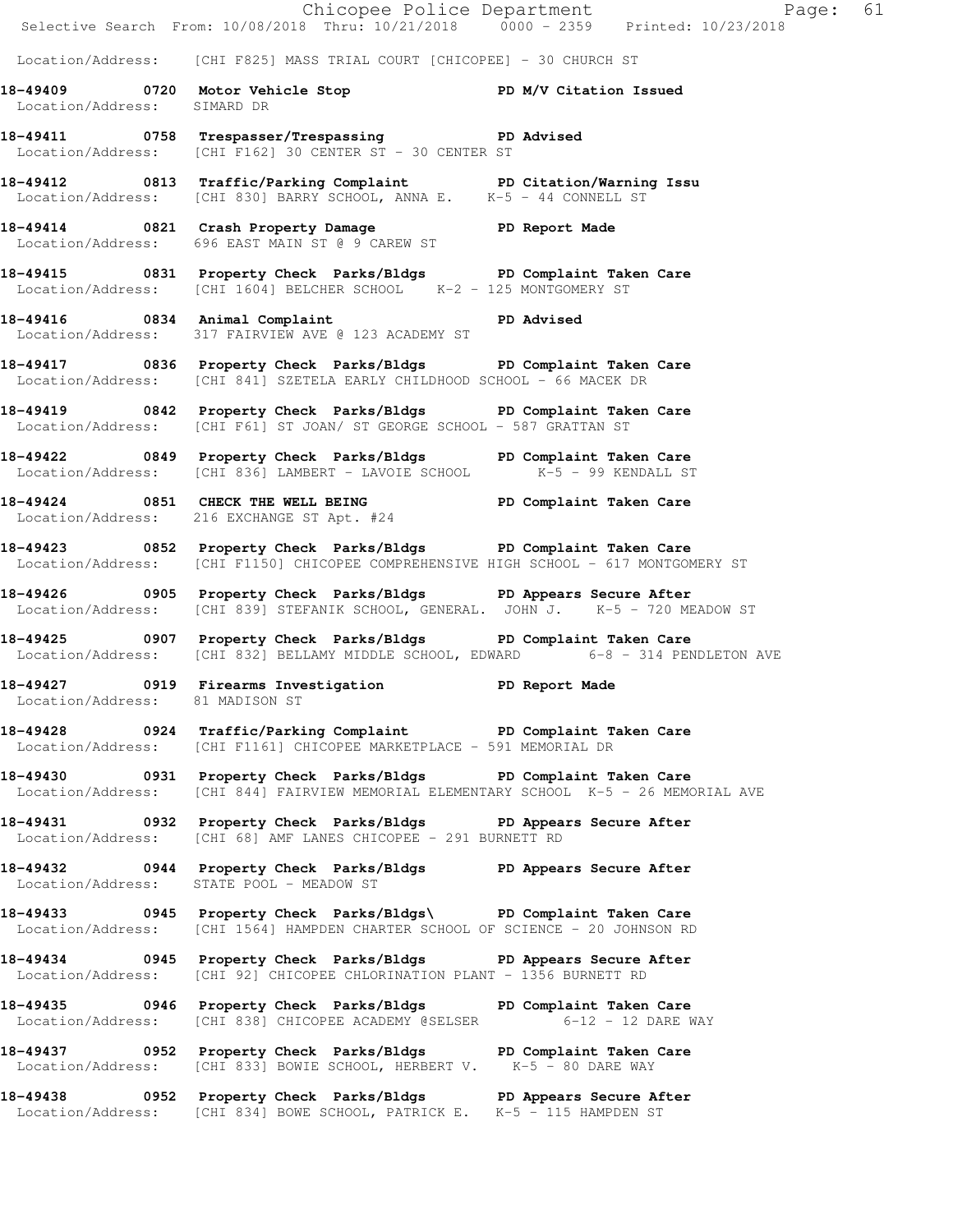Location/Address: [CHI F825] MASS TRIAL COURT [CHICOPEE] - 30 CHURCH ST

**18-49409 0720 Motor Vehicle Stop PD M/V Citation Issued**
Location/Address: SIMARD DR

**18-49411 0758 Trespasser/Trespassing PD Advised**
Location/Address: [CHI F162] 30 CENTER ST - 30 CENTER ST

**18-49412 0813 Traffic/Parking Complaint PD Citation/Warning Issu**
Location/Address: [CHI 830] BARRY SCHOOL, ANNA E. K-5 - 44 CONNELL ST

**18-49414 0821 Crash Property Damage PD Report Made**
Location/Address: 696 EAST MAIN ST @ 9 CAREW ST

**18-49415 0831 Property Check Parks/Bldgs PD Complaint Taken Care**
Location/Address: [CHI 1604] BELCHER SCHOOL K-2 - 125 MONTGOMERY ST

**18-49416 0834 Animal Complaint PD Advised**
Location/Address: 317 FAIRVIEW AVE @ 123 ACADEMY ST

**18-49417 0836 Property Check Parks/Bldgs PD Complaint Taken Care**
Location/Address: [CHI 841] SZETELA EARLY CHILDHOOD SCHOOL - 66 MACEK DR

**18-49419 0842 Property Check Parks/Bldgs PD Complaint Taken Care**
Location/Address: [CHI F61] ST JOAN/ ST GEORGE SCHOOL - 587 GRATTAN ST

**18-49422 0849 Property Check Parks/Bldgs PD Complaint Taken Care**
Location/Address: [CHI 836] LAMBERT - LAVOIE SCHOOL K-5 - 99 KENDALL ST

**18-49424 0851 CHECK THE WELL BEING PD Complaint Taken Care**
Location/Address: 216 EXCHANGE ST Apt. #24

**18-49423 0852 Property Check Parks/Bldgs PD Complaint Taken Care**
Location/Address: [CHI F1150] CHICOPEE COMPREHENSIVE HIGH SCHOOL - 617 MONTGOMERY ST

**18-49426 0905 Property Check Parks/Bldgs PD Appears Secure After**
Location/Address: [CHI 839] STEFANIK SCHOOL, GENERAL. JOHN J. K-5 - 720 MEADOW ST

**18-49425 0907 Property Check Parks/Bldgs PD Complaint Taken Care**
Location/Address: [CHI 832] BELLAMY MIDDLE SCHOOL, EDWARD 6-8 - 314 PENDLETON AVE

**18-49427 0919 Firearms Investigation PD Report Made**
Location/Address: 81 MADISON ST

**18-49428 0924 Traffic/Parking Complaint PD Complaint Taken Care**
Location/Address: [CHI F1161] CHICOPEE MARKETPLACE - 591 MEMORIAL DR

**18-49430 0931 Property Check Parks/Bldgs PD Complaint Taken Care**
Location/Address: [CHI 844] FAIRVIEW MEMORIAL ELEMENTARY SCHOOL K-5 - 26 MEMORIAL AVE

**18-49431 0932 Property Check Parks/Bldgs PD Appears Secure After**
Location/Address: [CHI 68] AMF LANES CHICOPEE - 291 BURNETT RD

**18-49432 0944 Property Check Parks/Bldgs PD Appears Secure After**
Location/Address: STATE POOL - MEADOW ST

**18-49433 0945 Property Check Parks/Bldgs\ PD Complaint Taken Care**
Location/Address: [CHI 1564] HAMPDEN CHARTER SCHOOL OF SCIENCE - 20 JOHNSON RD

**18-49434 0945 Property Check Parks/Bldgs PD Appears Secure After**
Location/Address: [CHI 92] CHICOPEE CHLORINATION PLANT - 1356 BURNETT RD

**18-49435 0946 Property Check Parks/Bldgs PD Complaint Taken Care**
Location/Address: [CHI 838] CHICOPEE ACADEMY @SELSER 6-12 - 12 DARE WAY

**18-49437 0952 Property Check Parks/Bldgs PD Complaint Taken Care**
Location/Address: [CHI 833] BOWIE SCHOOL, HERBERT V. K-5 - 80 DARE WAY

**18-49438 0952 Property Check Parks/Bldgs PD Appears Secure After**
Location/Address: [CHI 834] BOWE SCHOOL, PATRICK E. K-5 - 115 HAMPDEN ST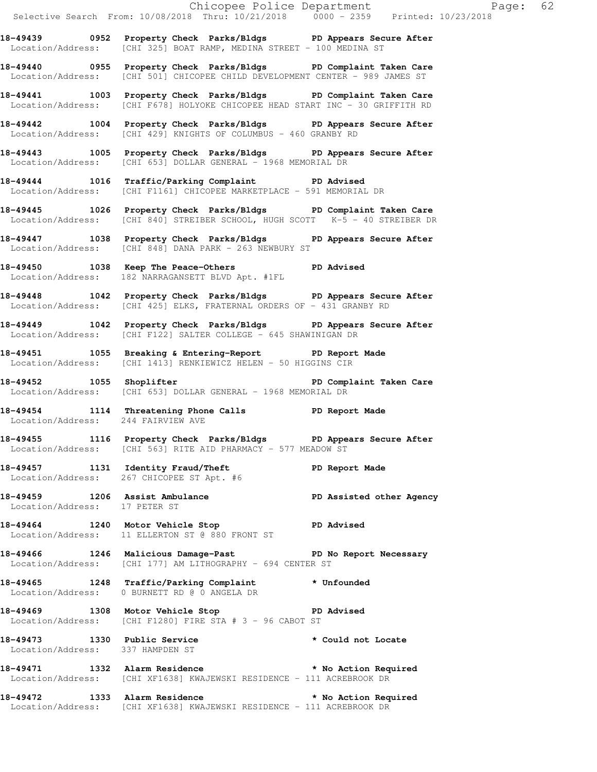**18-49439 0952 Property Check Parks/Bldgs PD Appears Secure After**
Location/Address: [CHI 325] BOAT RAMP, MEDINA STREET - 100 MEDINA ST

**18-49440 0955 Property Check Parks/Bldgs PD Complaint Taken Care**
Location/Address: [CHI 501] CHICOPEE CHILD DEVELOPMENT CENTER - 989 JAMES ST

**18-49441 1003 Property Check Parks/Bldgs PD Complaint Taken Care**
Location/Address: [CHI F678] HOLYOKE CHICOPEE HEAD START INC - 30 GRIFFITH RD

**18-49442 1004 Property Check Parks/Bldgs PD Appears Secure After**
Location/Address: [CHI 429] KNIGHTS OF COLUMBUS - 460 GRANBY RD

**18-49443 1005 Property Check Parks/Bldgs PD Appears Secure After**
Location/Address: [CHI 653] DOLLAR GENERAL - 1968 MEMORIAL DR

**18-49444 1016 Traffic/Parking Complaint PD Advised**
Location/Address: [CHI F1161] CHICOPEE MARKETPLACE - 591 MEMORIAL DR

**18-49445 1026 Property Check Parks/Bldgs PD Complaint Taken Care**
Location/Address: [CHI 840] STREIBER SCHOOL, HUGH SCOTT K-5 - 40 STREIBER DR

**18-49447 1038 Property Check Parks/Bldgs PD Appears Secure After**
Location/Address: [CHI 848] DANA PARK - 263 NEWBURY ST

**18-49450 1038 Keep The Peace-Others PD Advised**
Location/Address: 182 NARRAGANSETT BLVD Apt. #1FL

**18-49448 1042 Property Check Parks/Bldgs PD Appears Secure After**
Location/Address: [CHI 425] ELKS, FRATERNAL ORDERS OF - 431 GRANBY RD

**18-49449 1042 Property Check Parks/Bldgs PD Appears Secure After**
Location/Address: [CHI F122] SALTER COLLEGE - 645 SHAWINIGAN DR

**18-49451 1055 Breaking & Entering-Report PD Report Made**
Location/Address: [CHI 1413] RENKIEWICZ HELEN - 50 HIGGINS CIR

**18-49452 1055 Shoplifter PD Complaint Taken Care**
Location/Address: [CHI 653] DOLLAR GENERAL - 1968 MEMORIAL DR

**18-49454 1114 Threatening Phone Calls PD Report Made**
Location/Address: 244 FAIRVIEW AVE

**18-49455 1116 Property Check Parks/Bldgs PD Appears Secure After**
Location/Address: [CHI 563] RITE AID PHARMACY - 577 MEADOW ST

**18-49457 1131 Identity Fraud/Theft PD Report Made**
Location/Address: 267 CHICOPEE ST Apt. #6

**18-49459 1206 Assist Ambulance PD Assisted other Agency**
Location/Address: 17 PETER ST

**18-49464 1240 Motor Vehicle Stop PD Advised**
Location/Address: 11 ELLERTON ST @ 880 FRONT ST

**18-49466 1246 Malicious Damage-Past PD No Report Necessary**
Location/Address: [CHI 177] AM LITHOGRAPHY - 694 CENTER ST

**18-49465 1248 Traffic/Parking Complaint * Unfounded**
Location/Address: 0 BURNETT RD @ 0 ANGELA DR

**18-49469 1308 Motor Vehicle Stop PD Advised**
Location/Address: [CHI F1280] FIRE STA # 3 - 96 CABOT ST

**18-49473 1330 Public Service * Could not Locate**
Location/Address: 337 HAMPDEN ST

**18-49471 1332 Alarm Residence * No Action Required**
Location/Address: [CHI XF1638] KWAJEWSKI RESIDENCE - 111 ACREBROOK DR

**18-49472 1333 Alarm Residence * No Action Required**
Location/Address: [CHI XF1638] KWAJEWSKI RESIDENCE - 111 ACREBROOK DR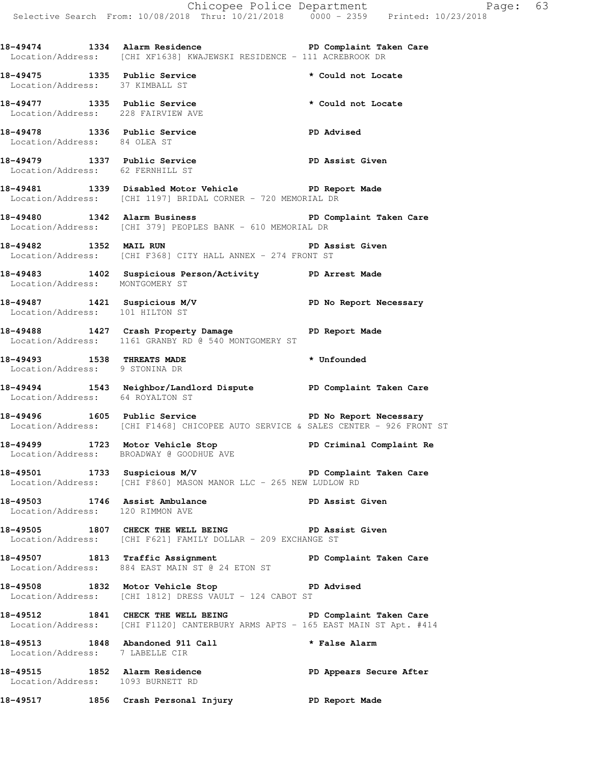**18-49474 1334 Alarm Residence PD Complaint Taken Care**
Location/Address: [CHI XF1638] KWAJEWSKI RESIDENCE - 111 ACREBROOK DR

**18-49475 1335 Public Service * Could not Locate**
Location/Address: 37 KIMBALL ST

**18-49477 1335 Public Service * Could not Locate**
Location/Address: 228 FAIRVIEW AVE

**18-49478 1336 Public Service PD Advised**
Location/Address: 84 OLEA ST

**18-49479 1337 Public Service PD Assist Given**
Location/Address: 62 FERNHILL ST

**18-49481 1339 Disabled Motor Vehicle PD Report Made**
Location/Address: [CHI 1197] BRIDAL CORNER - 720 MEMORIAL DR

**18-49480 1342 Alarm Business PD Complaint Taken Care**
Location/Address: [CHI 379] PEOPLES BANK - 610 MEMORIAL DR

**18-49482 1352 MAIL RUN PD Assist Given**
Location/Address: [CHI F368] CITY HALL ANNEX - 274 FRONT ST

**18-49483 1402 Suspicious Person/Activity PD Arrest Made**
Location/Address: MONTGOMERY ST

**18-49487 1421 Suspicious M/V PD No Report Necessary**
Location/Address: 101 HILTON ST

**18-49488 1427 Crash Property Damage PD Report Made**
Location/Address: 1161 GRANBY RD @ 540 MONTGOMERY ST

**18-49493 1538 THREATS MADE * Unfounded**
Location/Address: 9 STONINA DR

**18-49494 1543 Neighbor/Landlord Dispute PD Complaint Taken Care**
Location/Address: 64 ROYALTON ST

**18-49496 1605 Public Service PD No Report Necessary**
Location/Address: [CHI F1468] CHICOPEE AUTO SERVICE & SALES CENTER - 926 FRONT ST

**18-49499 1723 Motor Vehicle Stop PD Criminal Complaint Re**
Location/Address: BROADWAY @ GOODHUE AVE

**18-49501 1733 Suspicious M/V PD Complaint Taken Care**
Location/Address: [CHI F860] MASON MANOR LLC - 265 NEW LUDLOW RD

**18-49503 1746 Assist Ambulance PD Assist Given**
Location/Address: 120 RIMMON AVE

**18-49505 1807 CHECK THE WELL BEING PD Assist Given**
Location/Address: [CHI F621] FAMILY DOLLAR - 209 EXCHANGE ST

**18-49507 1813 Traffic Assignment PD Complaint Taken Care**
Location/Address: 884 EAST MAIN ST @ 24 ETON ST

**18-49508 1832 Motor Vehicle Stop PD Advised**
Location/Address: [CHI 1812] DRESS VAULT - 124 CABOT ST

**18-49512 1841 CHECK THE WELL BEING PD Complaint Taken Care**
Location/Address: [CHI F1120] CANTERBURY ARMS APTS - 165 EAST MAIN ST Apt. #414

**18-49513 1848 Abandoned 911 Call * False Alarm**
Location/Address: 7 LABELLE CIR

**18-49515 1852 Alarm Residence PD Appears Secure After**
Location/Address: 1093 BURNETT RD

**18-49517 1856 Crash Personal Injury PD Report Made**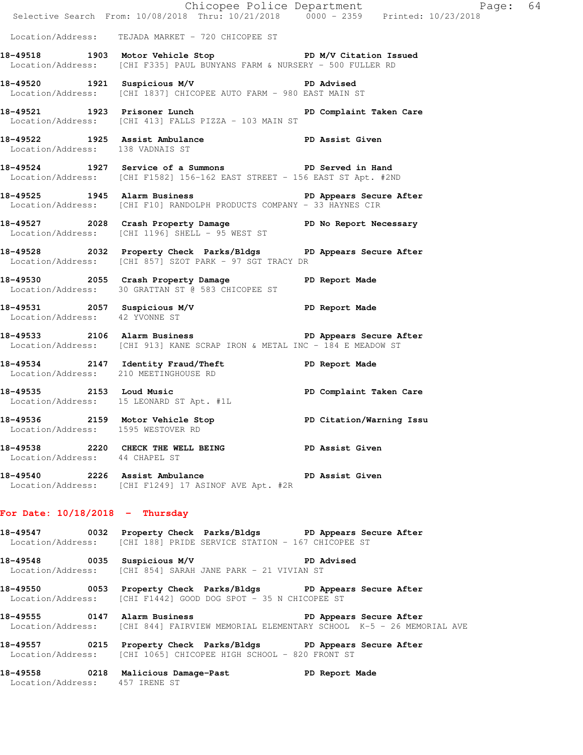Location/Address: TEJADA MARKET - 720 CHICOPEE ST

**18-49518 1903 Motor Vehicle Stop** PD M/V Citation Issued
Location/Address: [CHI F335] PAUL BUNYANS FARM & NURSERY - 500 FULLER RD

**18-49520 1921 Suspicious M/V** PD Advised
Location/Address: [CHI 1837] CHICOPEE AUTO FARM - 980 EAST MAIN ST

**18-49521 1923 Prisoner Lunch** PD Complaint Taken Care
Location/Address: [CHI 413] FALLS PIZZA - 103 MAIN ST

**18-49522 1925 Assist Ambulance** PD Assist Given
Location/Address: 138 VADNAIS ST

**18-49524 1927 Service of a Summons** PD Served in Hand
Location/Address: [CHI F1582] 156-162 EAST STREET - 156 EAST ST Apt. #2ND

**18-49525 1945 Alarm Business** PD Appears Secure After
Location/Address: [CHI F10] RANDOLPH PRODUCTS COMPANY - 33 HAYNES CIR

**18-49527 2028 Crash Property Damage** PD No Report Necessary
Location/Address: [CHI 1196] SHELL - 95 WEST ST

**18-49528 2032 Property Check Parks/Bldgs** PD Appears Secure After
Location/Address: [CHI 857] SZOT PARK - 97 SGT TRACY DR

**18-49530 2055 Crash Property Damage** PD Report Made
Location/Address: 30 GRATTAN ST @ 583 CHICOPEE ST

**18-49531 2057 Suspicious M/V** PD Report Made
Location/Address: 42 YVONNE ST

**18-49533 2106 Alarm Business** PD Appears Secure After
Location/Address: [CHI 913] KANE SCRAP IRON & METAL INC - 184 E MEADOW ST

**18-49534 2147 Identity Fraud/Theft** PD Report Made
Location/Address: 210 MEETINGHOUSE RD

**18-49535 2153 Loud Music** PD Complaint Taken Care
Location/Address: 15 LEONARD ST Apt. #1L

**18-49536 2159 Motor Vehicle Stop** PD Citation/Warning Issu
Location/Address: 1595 WESTOVER RD

**18-49538 2220 CHECK THE WELL BEING** PD Assist Given
Location/Address: 44 CHAPEL ST

**18-49540 2226 Assist Ambulance** PD Assist Given
Location/Address: [CHI F1249] 17 ASINOF AVE Apt. #2R

## For Date: 10/18/2018 - Thursday

**18-49547 0032 Property Check Parks/Bldgs** PD Appears Secure After
Location/Address: [CHI 188] PRIDE SERVICE STATION - 167 CHICOPEE ST

**18-49548 0035 Suspicious M/V** PD Advised
Location/Address: [CHI 854] SARAH JANE PARK - 21 VIVIAN ST

**18-49550 0053 Property Check Parks/Bldgs** PD Appears Secure After
Location/Address: [CHI F1442] GOOD DOG SPOT - 35 N CHICOPEE ST

**18-49555 0147 Alarm Business** PD Appears Secure After
Location/Address: [CHI 844] FAIRVIEW MEMORIAL ELEMENTARY SCHOOL K-5 - 26 MEMORIAL AVE

**18-49557 0215 Property Check Parks/Bldgs** PD Appears Secure After
Location/Address: [CHI 1065] CHICOPEE HIGH SCHOOL - 820 FRONT ST

**18-49558 0218 Malicious Damage-Past** PD Report Made
Location/Address: 457 IRENE ST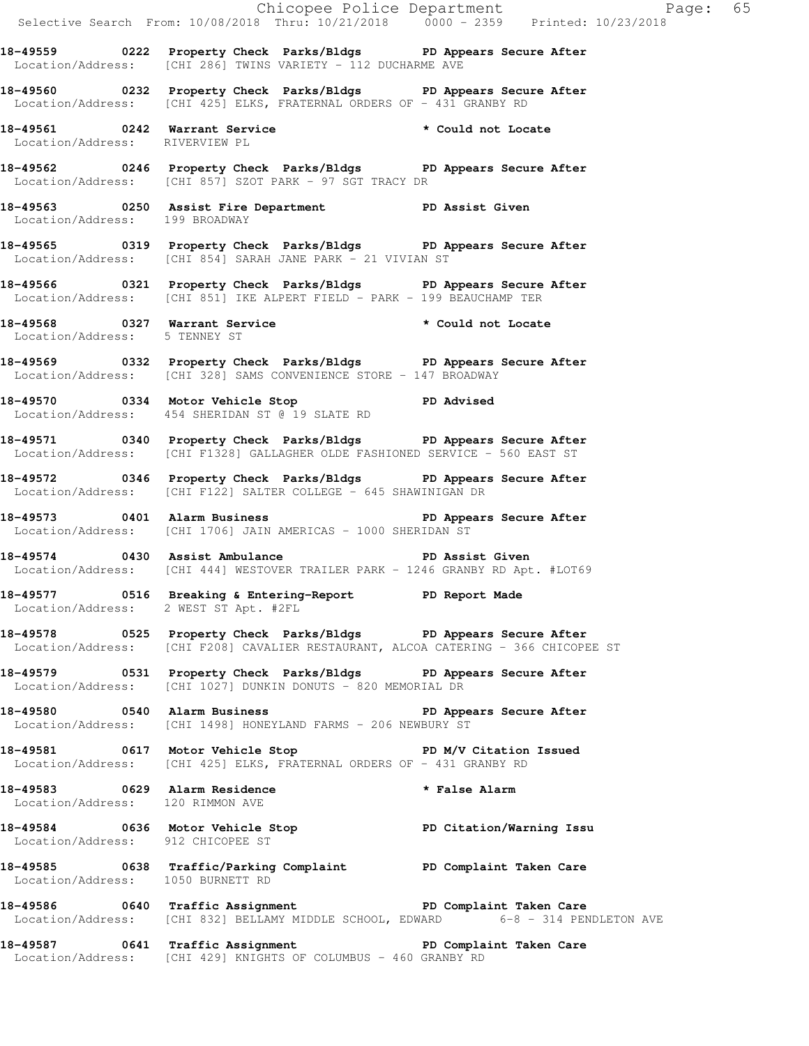**18-49559 0222 Property Check Parks/Bldgs PD Appears Secure After**
Location/Address: [CHI 286] TWINS VARIETY - 112 DUCHARME AVE

**18-49560 0232 Property Check Parks/Bldgs PD Appears Secure After**
Location/Address: [CHI 425] ELKS, FRATERNAL ORDERS OF - 431 GRANBY RD

**18-49561 0242 Warrant Service * Could not Locate**
Location/Address: RIVERVIEW PL

**18-49562 0246 Property Check Parks/Bldgs PD Appears Secure After**
Location/Address: [CHI 857] SZOT PARK - 97 SGT TRACY DR

**18-49563 0250 Assist Fire Department PD Assist Given**
Location/Address: 199 BROADWAY

**18-49565 0319 Property Check Parks/Bldgs PD Appears Secure After**
Location/Address: [CHI 854] SARAH JANE PARK - 21 VIVIAN ST

**18-49566 0321 Property Check Parks/Bldgs PD Appears Secure After**
Location/Address: [CHI 851] IKE ALPERT FIELD - PARK - 199 BEAUCHAMP TER

**18-49568 0327 Warrant Service * Could not Locate**
Location/Address: 5 TENNEY ST

**18-49569 0332 Property Check Parks/Bldgs PD Appears Secure After**
Location/Address: [CHI 328] SAMS CONVENIENCE STORE - 147 BROADWAY

**18-49570 0334 Motor Vehicle Stop PD Advised**
Location/Address: 454 SHERIDAN ST @ 19 SLATE RD

**18-49571 0340 Property Check Parks/Bldgs PD Appears Secure After**
Location/Address: [CHI F1328] GALLAGHER OLDE FASHIONED SERVICE - 560 EAST ST

**18-49572 0346 Property Check Parks/Bldgs PD Appears Secure After**
Location/Address: [CHI F122] SALTER COLLEGE - 645 SHAWINIGAN DR

**18-49573 0401 Alarm Business PD Appears Secure After**
Location/Address: [CHI 1706] JAIN AMERICAS - 1000 SHERIDAN ST

**18-49574 0430 Assist Ambulance PD Assist Given**
Location/Address: [CHI 444] WESTOVER TRAILER PARK - 1246 GRANBY RD Apt. #LOT69

**18-49577 0516 Breaking & Entering-Report PD Report Made**
Location/Address: 2 WEST ST Apt. #2FL

**18-49578 0525 Property Check Parks/Bldgs PD Appears Secure After**
Location/Address: [CHI F208] CAVALIER RESTAURANT, ALCOA CATERING - 366 CHICOPEE ST

**18-49579 0531 Property Check Parks/Bldgs PD Appears Secure After**
Location/Address: [CHI 1027] DUNKIN DONUTS - 820 MEMORIAL DR

**18-49580 0540 Alarm Business PD Appears Secure After**
Location/Address: [CHI 1498] HONEYLAND FARMS - 206 NEWBURY ST

**18-49581 0617 Motor Vehicle Stop PD M/V Citation Issued**
Location/Address: [CHI 425] ELKS, FRATERNAL ORDERS OF - 431 GRANBY RD

**18-49583 0629 Alarm Residence * False Alarm**
Location/Address: 120 RIMMON AVE

**18-49584 0636 Motor Vehicle Stop PD Citation/Warning Issu**
Location/Address: 912 CHICOPEE ST

**18-49585 0638 Traffic/Parking Complaint PD Complaint Taken Care**
Location/Address: 1050 BURNETT RD

**18-49586 0640 Traffic Assignment PD Complaint Taken Care**
Location/Address: [CHI 832] BELLAMY MIDDLE SCHOOL, EDWARD 6-8 - 314 PENDLETON AVE

**18-49587 0641 Traffic Assignment PD Complaint Taken Care**
Location/Address: [CHI 429] KNIGHTS OF COLUMBUS - 460 GRANBY RD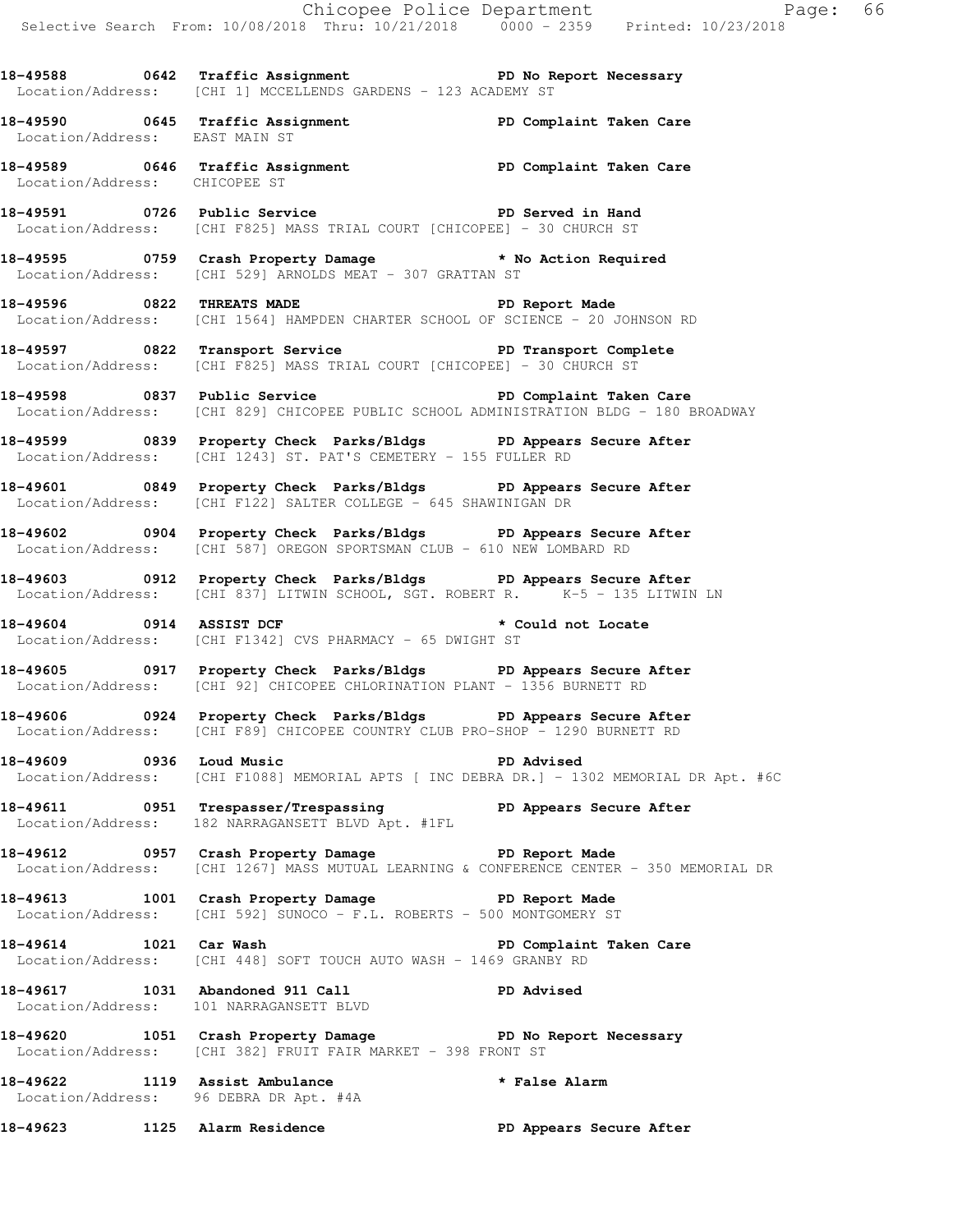18-49588 0642 Traffic Assignment PD No Report Necessary
Location/Address: [CHI 1] MCCELLENDS GARDENS - 123 ACADEMY ST

18-49590 0645 Traffic Assignment PD Complaint Taken Care
Location/Address: EAST MAIN ST

18-49589 0646 Traffic Assignment PD Complaint Taken Care
Location/Address: CHICOPEE ST

18-49591 0726 Public Service PD Served in Hand
Location/Address: [CHI F825] MASS TRIAL COURT [CHICOPEE] - 30 CHURCH ST

18-49595 0759 Crash Property Damage * No Action Required
Location/Address: [CHI 529] ARNOLDS MEAT - 307 GRATTAN ST

18-49596 0822 THREATS MADE PD Report Made
Location/Address: [CHI 1564] HAMPDEN CHARTER SCHOOL OF SCIENCE - 20 JOHNSON RD

18-49597 0822 Transport Service PD Transport Complete
Location/Address: [CHI F825] MASS TRIAL COURT [CHICOPEE] - 30 CHURCH ST

18-49598 0837 Public Service PD Complaint Taken Care
Location/Address: [CHI 829] CHICOPEE PUBLIC SCHOOL ADMINISTRATION BLDG - 180 BROADWAY

18-49599 0839 Property Check Parks/Bldgs PD Appears Secure After
Location/Address: [CHI 1243] ST. PAT'S CEMETERY - 155 FULLER RD

18-49601 0849 Property Check Parks/Bldgs PD Appears Secure After
Location/Address: [CHI F122] SALTER COLLEGE - 645 SHAWINIGAN DR

18-49602 0904 Property Check Parks/Bldgs PD Appears Secure After
Location/Address: [CHI 587] OREGON SPORTSMAN CLUB - 610 NEW LOMBARD RD

18-49603 0912 Property Check Parks/Bldgs PD Appears Secure After
Location/Address: [CHI 837] LITWIN SCHOOL, SGT. ROBERT R. K-5 - 135 LITWIN LN

18-49604 0914 ASSIST DCF * Could not Locate
Location/Address: [CHI F1342] CVS PHARMACY - 65 DWIGHT ST

18-49605 0917 Property Check Parks/Bldgs PD Appears Secure After
Location/Address: [CHI 92] CHICOPEE CHLORINATION PLANT - 1356 BURNETT RD

18-49606 0924 Property Check Parks/Bldgs PD Appears Secure After
Location/Address: [CHI F89] CHICOPEE COUNTRY CLUB PRO-SHOP - 1290 BURNETT RD

18-49609 0936 Loud Music PD Advised
Location/Address: [CHI F1088] MEMORIAL APTS [ INC DEBRA DR.] - 1302 MEMORIAL DR Apt. #6C

18-49611 0951 Trespasser/Trespassing PD Appears Secure After
Location/Address: 182 NARRAGANSETT BLVD Apt. #1FL

18-49612 0957 Crash Property Damage PD Report Made
Location/Address: [CHI 1267] MASS MUTUAL LEARNING & CONFERENCE CENTER - 350 MEMORIAL DR

18-49613 1001 Crash Property Damage PD Report Made
Location/Address: [CHI 592] SUNOCO - F.L. ROBERTS - 500 MONTGOMERY ST

18-49614 1021 Car Wash PD Complaint Taken Care
Location/Address: [CHI 448] SOFT TOUCH AUTO WASH - 1469 GRANBY RD

18-49617 1031 Abandoned 911 Call PD Advised
Location/Address: 101 NARRAGANSETT BLVD

18-49620 1051 Crash Property Damage PD No Report Necessary
Location/Address: [CHI 382] FRUIT FAIR MARKET - 398 FRONT ST

18-49622 1119 Assist Ambulance * False Alarm
Location/Address: 96 DEBRA DR Apt. #4A

18-49623 1125 Alarm Residence PD Appears Secure After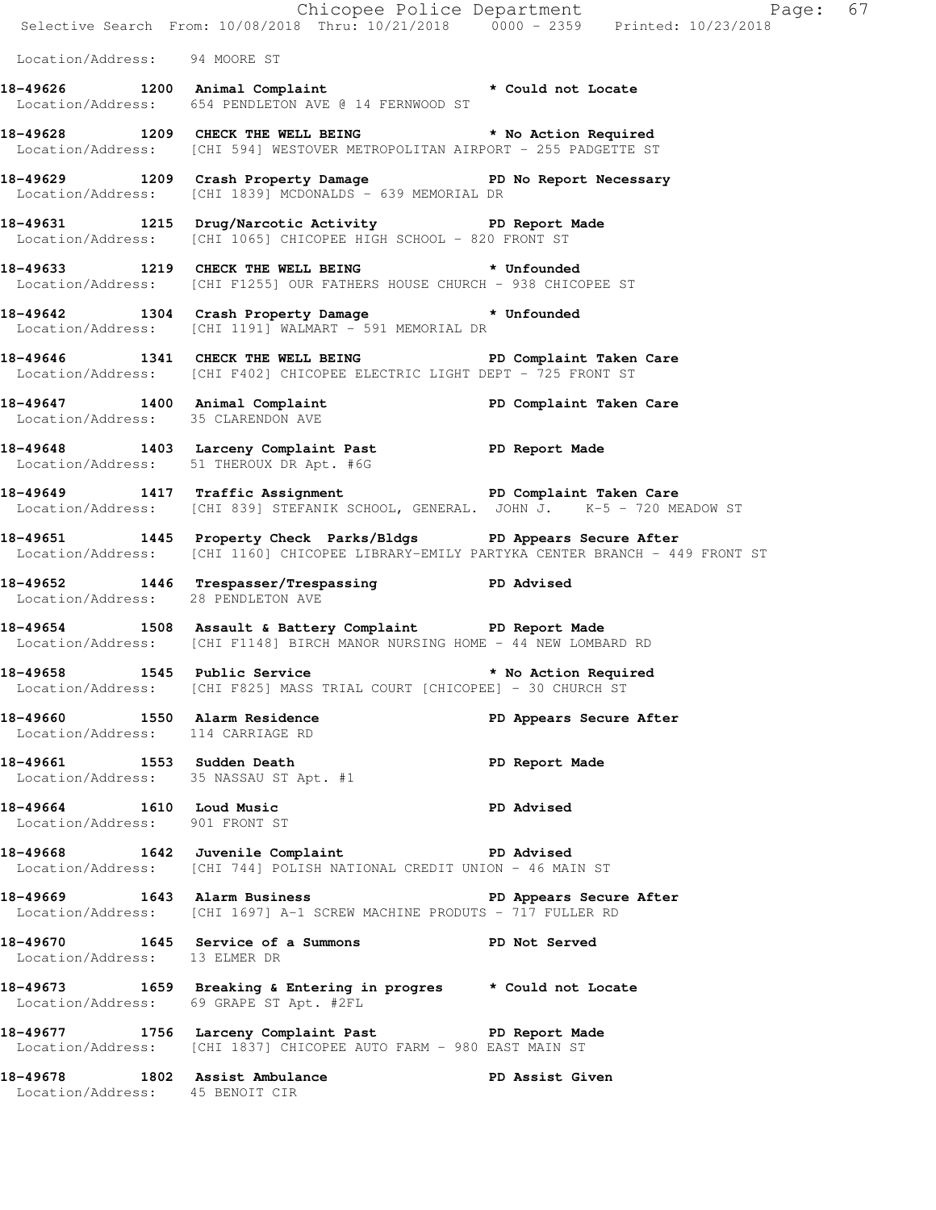Location/Address: 94 MOORE ST

**18-49626 1200 Animal Complaint** * Could not Locate
Location/Address: 654 PENDLETON AVE @ 14 FERNWOOD ST

**18-49628 1209 CHECK THE WELL BEING** * No Action Required
Location/Address: [CHI 594] WESTOVER METROPOLITAN AIRPORT - 255 PADGETTE ST

**18-49629 1209 Crash Property Damage** PD No Report Necessary
Location/Address: [CHI 1839] MCDONALDS - 639 MEMORIAL DR

**18-49631 1215 Drug/Narcotic Activity** PD Report Made
Location/Address: [CHI 1065] CHICOPEE HIGH SCHOOL - 820 FRONT ST

**18-49633 1219 CHECK THE WELL BEING** * Unfounded
Location/Address: [CHI F1255] OUR FATHERS HOUSE CHURCH - 938 CHICOPEE ST

**18-49642 1304 Crash Property Damage** * Unfounded
Location/Address: [CHI 1191] WALMART - 591 MEMORIAL DR

**18-49646 1341 CHECK THE WELL BEING** PD Complaint Taken Care
Location/Address: [CHI F402] CHICOPEE ELECTRIC LIGHT DEPT - 725 FRONT ST

**18-49647 1400 Animal Complaint** PD Complaint Taken Care
Location/Address: 35 CLARENDON AVE

**18-49648 1403 Larceny Complaint Past** PD Report Made
Location/Address: 51 THEROUX DR Apt. #6G

**18-49649 1417 Traffic Assignment** PD Complaint Taken Care
Location/Address: [CHI 839] STEFANIK SCHOOL, GENERAL. JOHN J. K-5 - 720 MEADOW ST

**18-49651 1445 Property Check Parks/Bldgs** PD Appears Secure After
Location/Address: [CHI 1160] CHICOPEE LIBRARY-EMILY PARTYKA CENTER BRANCH - 449 FRONT ST

**18-49652 1446 Trespasser/Trespassing** PD Advised
Location/Address: 28 PENDLETON AVE

**18-49654 1508 Assault & Battery Complaint** PD Report Made
Location/Address: [CHI F1148] BIRCH MANOR NURSING HOME - 44 NEW LOMBARD RD

**18-49658 1545 Public Service** * No Action Required
Location/Address: [CHI F825] MASS TRIAL COURT [CHICOPEE] - 30 CHURCH ST

**18-49660 1550 Alarm Residence** PD Appears Secure After
Location/Address: 114 CARRIAGE RD

**18-49661 1553 Sudden Death** PD Report Made
Location/Address: 35 NASSAU ST Apt. #1

**18-49664 1610 Loud Music** PD Advised
Location/Address: 901 FRONT ST

**18-49668 1642 Juvenile Complaint** PD Advised
Location/Address: [CHI 744] POLISH NATIONAL CREDIT UNION - 46 MAIN ST

**18-49669 1643 Alarm Business** PD Appears Secure After
Location/Address: [CHI 1697] A-1 SCREW MACHINE PRODUTS - 717 FULLER RD

**18-49670 1645 Service of a Summons** PD Not Served
Location/Address: 13 ELMER DR

**18-49673 1659 Breaking & Entering in progres** * Could not Locate
Location/Address: 69 GRAPE ST Apt. #2FL

**18-49677 1756 Larceny Complaint Past** PD Report Made
Location/Address: [CHI 1837] CHICOPEE AUTO FARM - 980 EAST MAIN ST

**18-49678 1802 Assist Ambulance** PD Assist Given
Location/Address: 45 BENOIT CIR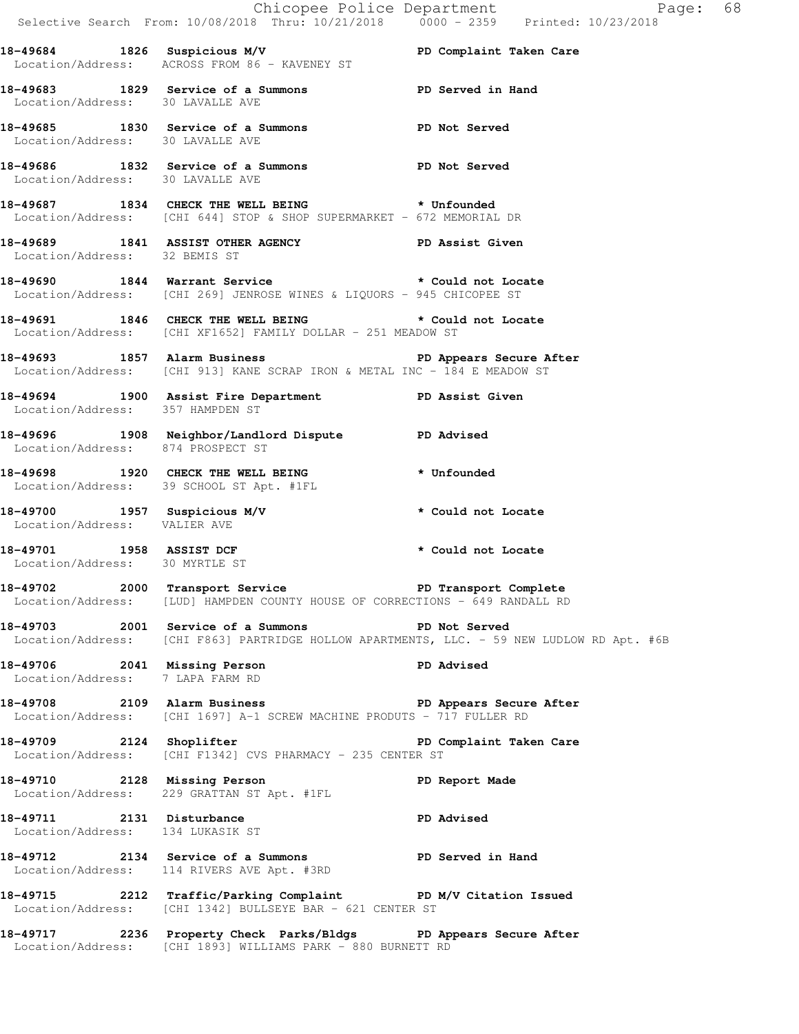Selective Search From: 10/08/2018 Thru: 10/21/2018 0000 - 2359 Printed: 10/23/2018

**18-49684 1826 Suspicious M/V PD Complaint Taken Care**
Location/Address: ACROSS FROM 86 - KAVENEY ST

**18-49683 1829 Service of a Summons PD Served in Hand**
Location/Address: 30 LAVALLE AVE

**18-49685 1830 Service of a Summons PD Not Served**
Location/Address: 30 LAVALLE AVE

**18-49686 1832 Service of a Summons PD Not Served**
Location/Address: 30 LAVALLE AVE

**18-49687 1834 CHECK THE WELL BEING * Unfounded**
Location/Address: [CHI 644] STOP & SHOP SUPERMARKET - 672 MEMORIAL DR

**18-49689 1841 ASSIST OTHER AGENCY PD Assist Given**
Location/Address: 32 BEMIS ST

**18-49690 1844 Warrant Service * Could not Locate**
Location/Address: [CHI 269] JENROSE WINES & LIQUORS - 945 CHICOPEE ST

**18-49691 1846 CHECK THE WELL BEING * Could not Locate**
Location/Address: [CHI XF1652] FAMILY DOLLAR - 251 MEADOW ST

**18-49693 1857 Alarm Business PD Appears Secure After**
Location/Address: [CHI 913] KANE SCRAP IRON & METAL INC - 184 E MEADOW ST

**18-49694 1900 Assist Fire Department PD Assist Given**
Location/Address: 357 HAMPDEN ST

**18-49696 1908 Neighbor/Landlord Dispute PD Advised**
Location/Address: 874 PROSPECT ST

**18-49698 1920 CHECK THE WELL BEING * Unfounded**
Location/Address: 39 SCHOOL ST Apt. #1FL

**18-49700 1957 Suspicious M/V * Could not Locate**
Location/Address: VALIER AVE

**18-49701 1958 ASSIST DCF * Could not Locate**
Location/Address: 30 MYRTLE ST

**18-49702 2000 Transport Service PD Transport Complete**
Location/Address: [LUD] HAMPDEN COUNTY HOUSE OF CORRECTIONS - 649 RANDALL RD

**18-49703 2001 Service of a Summons PD Not Served**
Location/Address: [CHI F863] PARTRIDGE HOLLOW APARTMENTS, LLC. - 59 NEW LUDLOW RD Apt. #6B

**18-49706 2041 Missing Person PD Advised**
Location/Address: 7 LAPA FARM RD

**18-49708 2109 Alarm Business PD Appears Secure After**
Location/Address: [CHI 1697] A-1 SCREW MACHINE PRODUTS - 717 FULLER RD

**18-49709 2124 Shoplifter PD Complaint Taken Care**
Location/Address: [CHI F1342] CVS PHARMACY - 235 CENTER ST

**18-49710 2128 Missing Person PD Report Made**
Location/Address: 229 GRATTAN ST Apt. #1FL

**18-49711 2131 Disturbance PD Advised**
Location/Address: 134 LUKASIK ST

**18-49712 2134 Service of a Summons PD Served in Hand**
Location/Address: 114 RIVERS AVE Apt. #3RD

**18-49715 2212 Traffic/Parking Complaint PD M/V Citation Issued**
Location/Address: [CHI 1342] BULLSEYE BAR - 621 CENTER ST

**18-49717 2236 Property Check Parks/Bldgs PD Appears Secure After**
Location/Address: [CHI 1893] WILLIAMS PARK - 880 BURNETT RD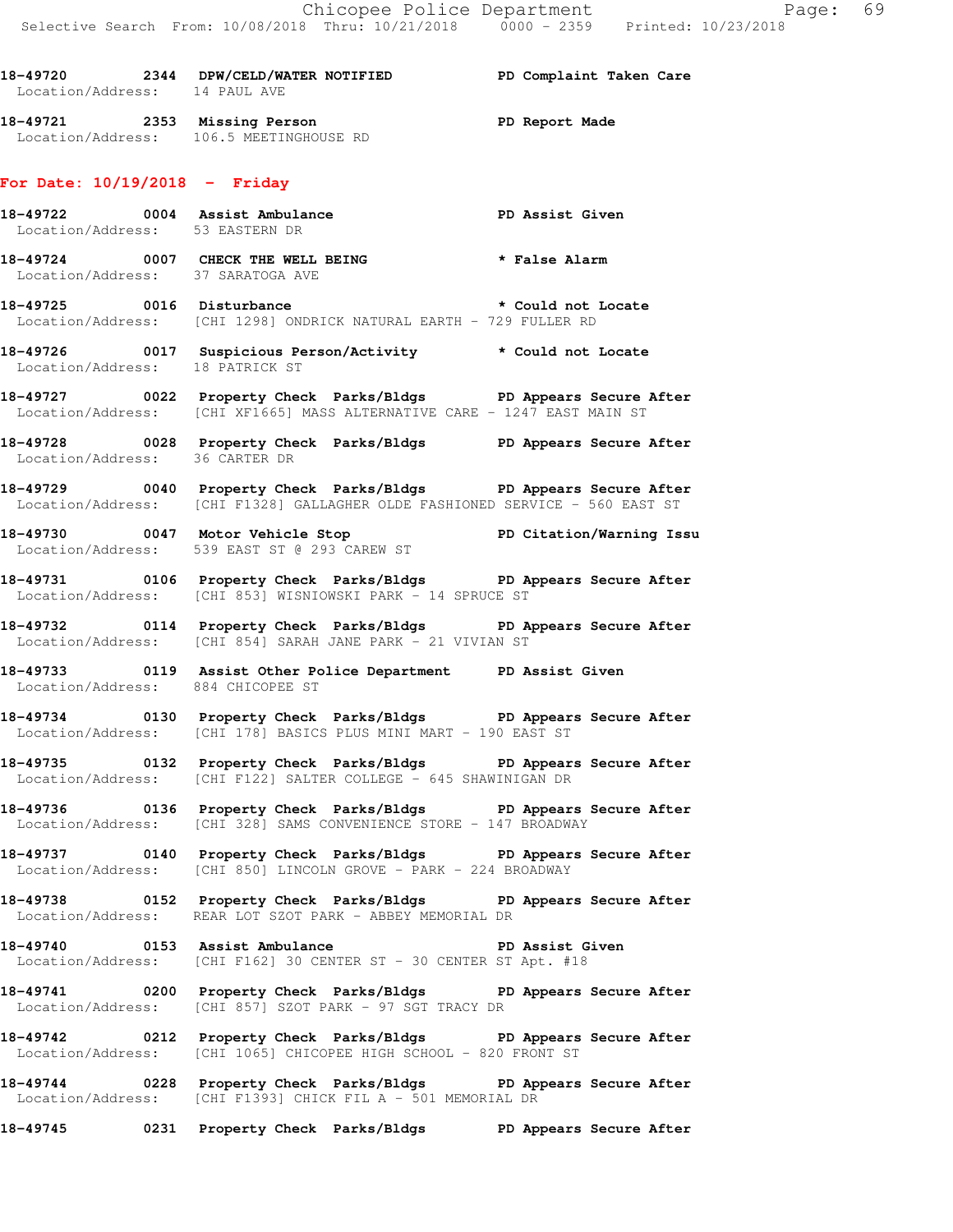18-49720 2344 DPW/CELD/WATER NOTIFIED PD Complaint Taken Care
Location/Address: 14 PAUL AVE

18-49721 2353 Missing Person PD Report Made
Location/Address: 106.5 MEETINGHOUSE RD

## For Date: 10/19/2018 - Friday

18-49722 0004 Assist Ambulance PD Assist Given
Location/Address: 53 EASTERN DR

18-49724 0007 CHECK THE WELL BEING * False Alarm
Location/Address: 37 SARATOGA AVE

18-49725 0016 Disturbance * Could not Locate
Location/Address: [CHI 1298] ONDRICK NATURAL EARTH - 729 FULLER RD

18-49726 0017 Suspicious Person/Activity * Could not Locate
Location/Address: 18 PATRICK ST

18-49727 0022 Property Check Parks/Bldgs PD Appears Secure After
Location/Address: [CHI XF1665] MASS ALTERNATIVE CARE - 1247 EAST MAIN ST

18-49728 0028 Property Check Parks/Bldgs PD Appears Secure After
Location/Address: 36 CARTER DR

18-49729 0040 Property Check Parks/Bldgs PD Appears Secure After
Location/Address: [CHI F1328] GALLAGHER OLDE FASHIONED SERVICE - 560 EAST ST

18-49730 0047 Motor Vehicle Stop PD Citation/Warning Issu
Location/Address: 539 EAST ST @ 293 CAREW ST

18-49731 0106 Property Check Parks/Bldgs PD Appears Secure After
Location/Address: [CHI 853] WISNIOWSKI PARK - 14 SPRUCE ST

18-49732 0114 Property Check Parks/Bldgs PD Appears Secure After
Location/Address: [CHI 854] SARAH JANE PARK - 21 VIVIAN ST

18-49733 0119 Assist Other Police Department PD Assist Given
Location/Address: 884 CHICOPEE ST

18-49734 0130 Property Check Parks/Bldgs PD Appears Secure After
Location/Address: [CHI 178] BASICS PLUS MINI MART - 190 EAST ST

18-49735 0132 Property Check Parks/Bldgs PD Appears Secure After
Location/Address: [CHI F122] SALTER COLLEGE - 645 SHAWINIGAN DR

18-49736 0136 Property Check Parks/Bldgs PD Appears Secure After
Location/Address: [CHI 328] SAMS CONVENIENCE STORE - 147 BROADWAY

18-49737 0140 Property Check Parks/Bldgs PD Appears Secure After
Location/Address: [CHI 850] LINCOLN GROVE - PARK - 224 BROADWAY

18-49738 0152 Property Check Parks/Bldgs PD Appears Secure After
Location/Address: REAR LOT SZOT PARK - ABBEY MEMORIAL DR

18-49740 0153 Assist Ambulance PD Assist Given
Location/Address: [CHI F162] 30 CENTER ST - 30 CENTER ST Apt. #18

18-49741 0200 Property Check Parks/Bldgs PD Appears Secure After
Location/Address: [CHI 857] SZOT PARK - 97 SGT TRACY DR

18-49742 0212 Property Check Parks/Bldgs PD Appears Secure After
Location/Address: [CHI 1065] CHICOPEE HIGH SCHOOL - 820 FRONT ST

18-49744 0228 Property Check Parks/Bldgs PD Appears Secure After
Location/Address: [CHI F1393] CHICK FIL A - 501 MEMORIAL DR

18-49745 0231 Property Check Parks/Bldgs PD Appears Secure After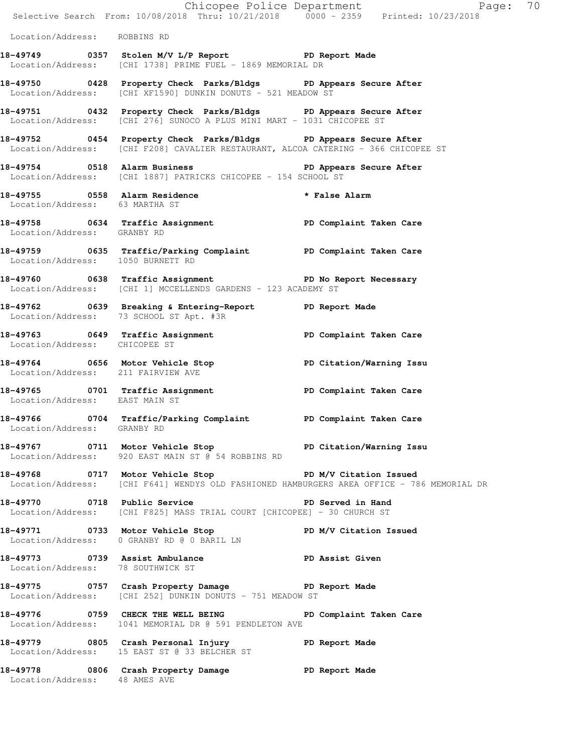Location/Address: ROBBINS RD

**18-49749 0357 Stolen M/V L/P Report PD Report Made**
Location/Address: [CHI 1738] PRIME FUEL - 1869 MEMORIAL DR

**18-49750 0428 Property Check Parks/Bldgs PD Appears Secure After**
Location/Address: [CHI XF1590] DUNKIN DONUTS - 521 MEADOW ST

**18-49751 0432 Property Check Parks/Bldgs PD Appears Secure After**
Location/Address: [CHI 276] SUNOCO A PLUS MINI MART - 1031 CHICOPEE ST

**18-49752 0454 Property Check Parks/Bldgs PD Appears Secure After**
Location/Address: [CHI F208] CAVALIER RESTAURANT, ALCOA CATERING - 366 CHICOPEE ST

**18-49754 0518 Alarm Business PD Appears Secure After**
Location/Address: [CHI 1887] PATRICKS CHICOPEE - 154 SCHOOL ST

**18-49755 0558 Alarm Residence * False Alarm**
Location/Address: 63 MARTHA ST

**18-49758 0634 Traffic Assignment PD Complaint Taken Care**
Location/Address: GRANBY RD

**18-49759 0635 Traffic/Parking Complaint PD Complaint Taken Care**
Location/Address: 1050 BURNETT RD

**18-49760 0638 Traffic Assignment PD No Report Necessary**
Location/Address: [CHI 1] MCCELLENDS GARDENS - 123 ACADEMY ST

**18-49762 0639 Breaking & Entering-Report PD Report Made**
Location/Address: 73 SCHOOL ST Apt. #3R

**18-49763 0649 Traffic Assignment PD Complaint Taken Care**
Location/Address: CHICOPEE ST

**18-49764 0656 Motor Vehicle Stop PD Citation/Warning Issu**
Location/Address: 211 FAIRVIEW AVE

**18-49765 0701 Traffic Assignment PD Complaint Taken Care**
Location/Address: EAST MAIN ST

**18-49766 0704 Traffic/Parking Complaint PD Complaint Taken Care**
Location/Address: GRANBY RD

**18-49767 0711 Motor Vehicle Stop PD Citation/Warning Issu**
Location/Address: 920 EAST MAIN ST @ 54 ROBBINS RD

**18-49768 0717 Motor Vehicle Stop PD M/V Citation Issued**
Location/Address: [CHI F641] WENDYS OLD FASHIONED HAMBURGERS AREA OFFICE - 786 MEMORIAL DR

**18-49770 0718 Public Service PD Served in Hand**
Location/Address: [CHI F825] MASS TRIAL COURT [CHICOPEE] - 30 CHURCH ST

**18-49771 0733 Motor Vehicle Stop PD M/V Citation Issued**
Location/Address: 0 GRANBY RD @ 0 BARIL LN

**18-49773 0739 Assist Ambulance PD Assist Given**
Location/Address: 78 SOUTHWICK ST

**18-49775 0757 Crash Property Damage PD Report Made**
Location/Address: [CHI 252] DUNKIN DONUTS - 751 MEADOW ST

**18-49776 0759 CHECK THE WELL BEING PD Complaint Taken Care**
Location/Address: 1041 MEMORIAL DR @ 591 PENDLETON AVE

**18-49779 0805 Crash Personal Injury PD Report Made**
Location/Address: 15 EAST ST @ 33 BELCHER ST

**18-49778 0806 Crash Property Damage PD Report Made**
Location/Address: 48 AMES AVE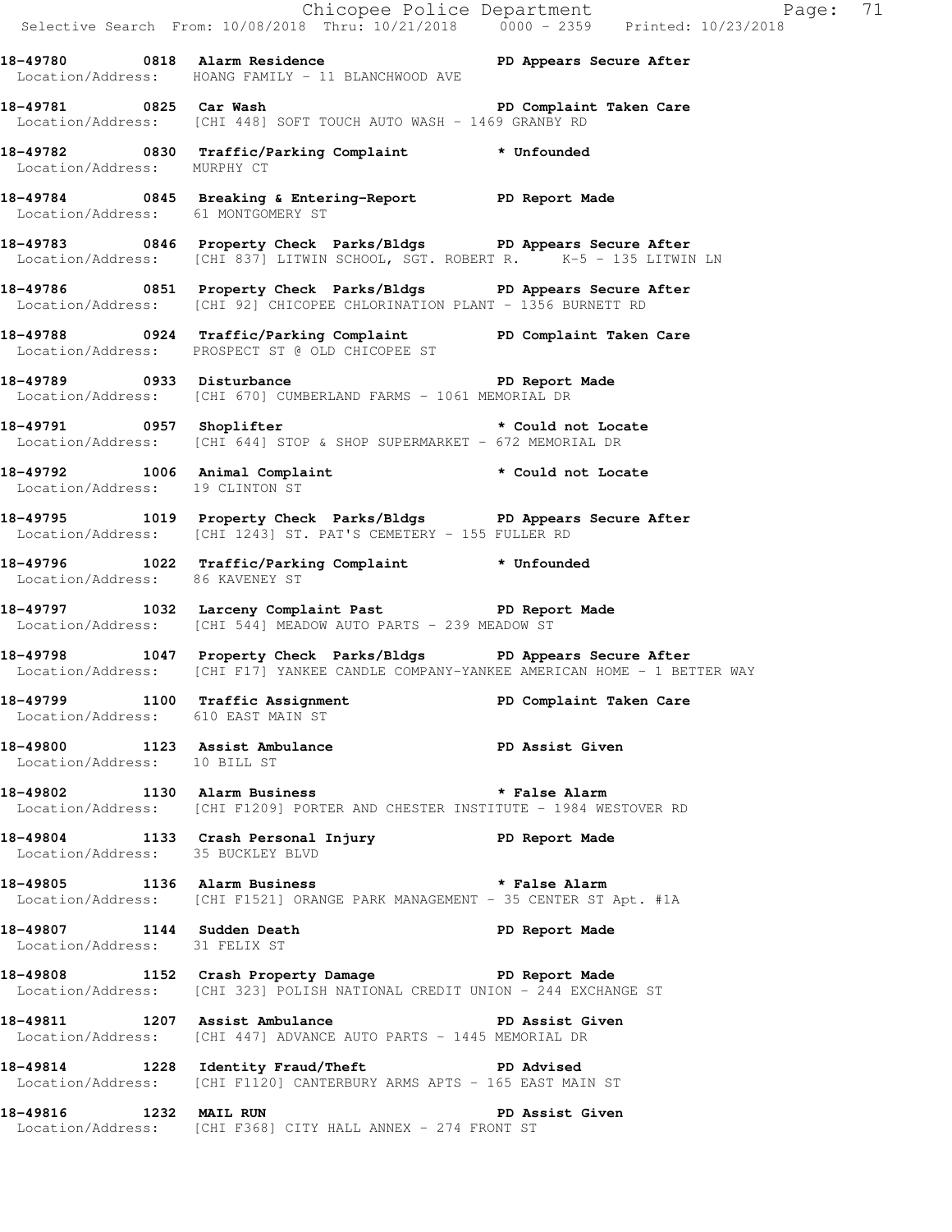**18-49780 0818 Alarm Residence PD Appears Secure After**
Location/Address: HOANG FAMILY - 11 BLANCHWOOD AVE

**18-49781 0825 Car Wash PD Complaint Taken Care**
Location/Address: [CHI 448] SOFT TOUCH AUTO WASH - 1469 GRANBY RD

**18-49782 0830 Traffic/Parking Complaint * Unfounded**
Location/Address: MURPHY CT

**18-49784 0845 Breaking & Entering-Report PD Report Made**
Location/Address: 61 MONTGOMERY ST

**18-49783 0846 Property Check Parks/Bldgs PD Appears Secure After**
Location/Address: [CHI 837] LITWIN SCHOOL, SGT. ROBERT R. K-5 - 135 LITWIN LN

**18-49786 0851 Property Check Parks/Bldgs PD Appears Secure After**
Location/Address: [CHI 92] CHICOPEE CHLORINATION PLANT - 1356 BURNETT RD

**18-49788 0924 Traffic/Parking Complaint PD Complaint Taken Care**
Location/Address: PROSPECT ST @ OLD CHICOPEE ST

**18-49789 0933 Disturbance PD Report Made**
Location/Address: [CHI 670] CUMBERLAND FARMS - 1061 MEMORIAL DR

**18-49791 0957 Shoplifter * Could not Locate**
Location/Address: [CHI 644] STOP & SHOP SUPERMARKET - 672 MEMORIAL DR

**18-49792 1006 Animal Complaint * Could not Locate**
Location/Address: 19 CLINTON ST

**18-49795 1019 Property Check Parks/Bldgs PD Appears Secure After**
Location/Address: [CHI 1243] ST. PAT'S CEMETERY - 155 FULLER RD

**18-49796 1022 Traffic/Parking Complaint * Unfounded**
Location/Address: 86 KAVENEY ST

**18-49797 1032 Larceny Complaint Past PD Report Made**
Location/Address: [CHI 544] MEADOW AUTO PARTS - 239 MEADOW ST

**18-49798 1047 Property Check Parks/Bldgs PD Appears Secure After**
Location/Address: [CHI F17] YANKEE CANDLE COMPANY-YANKEE AMERICAN HOME - 1 BETTER WAY

**18-49799 1100 Traffic Assignment PD Complaint Taken Care**
Location/Address: 610 EAST MAIN ST

**18-49800 1123 Assist Ambulance PD Assist Given**
Location/Address: 10 BILL ST

**18-49802 1130 Alarm Business * False Alarm**
Location/Address: [CHI F1209] PORTER AND CHESTER INSTITUTE - 1984 WESTOVER RD

**18-49804 1133 Crash Personal Injury PD Report Made**
Location/Address: 35 BUCKLEY BLVD

**18-49805 1136 Alarm Business * False Alarm**
Location/Address: [CHI F1521] ORANGE PARK MANAGEMENT - 35 CENTER ST Apt. #1A

**18-49807 1144 Sudden Death PD Report Made**
Location/Address: 31 FELIX ST

**18-49808 1152 Crash Property Damage PD Report Made**
Location/Address: [CHI 323] POLISH NATIONAL CREDIT UNION - 244 EXCHANGE ST

**18-49811 1207 Assist Ambulance PD Assist Given**
Location/Address: [CHI 447] ADVANCE AUTO PARTS - 1445 MEMORIAL DR

**18-49814 1228 Identity Fraud/Theft PD Advised**
Location/Address: [CHI F1120] CANTERBURY ARMS APTS - 165 EAST MAIN ST

**18-49816 1232 MAIL RUN PD Assist Given**
Location/Address: [CHI F368] CITY HALL ANNEX - 274 FRONT ST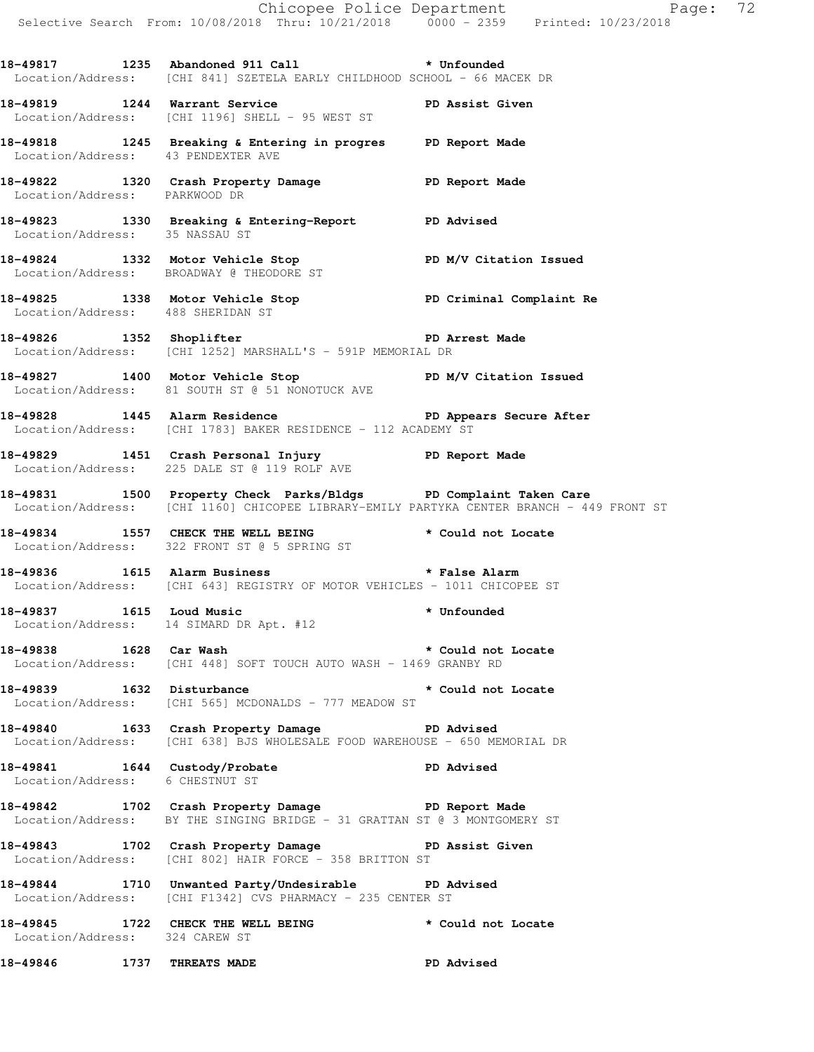**18-49817 1235 Abandoned 911 Call * Unfounded**
Location/Address: [CHI 841] SZETELA EARLY CHILDHOOD SCHOOL - 66 MACEK DR

**18-49819 1244 Warrant Service PD Assist Given**
Location/Address: [CHI 1196] SHELL - 95 WEST ST

**18-49818 1245 Breaking & Entering in progres PD Report Made**
Location/Address: 43 PENDEXTER AVE

**18-49822 1320 Crash Property Damage PD Report Made**
Location/Address: PARKWOOD DR

**18-49823 1330 Breaking & Entering-Report PD Advised**
Location/Address: 35 NASSAU ST

**18-49824 1332 Motor Vehicle Stop PD M/V Citation Issued**
Location/Address: BROADWAY @ THEODORE ST

**18-49825 1338 Motor Vehicle Stop PD Criminal Complaint Re**
Location/Address: 488 SHERIDAN ST

**18-49826 1352 Shoplifter PD Arrest Made**
Location/Address: [CHI 1252] MARSHALL'S - 591P MEMORIAL DR

**18-49827 1400 Motor Vehicle Stop PD M/V Citation Issued**
Location/Address: 81 SOUTH ST @ 51 NONOTUCK AVE

**18-49828 1445 Alarm Residence PD Appears Secure After**
Location/Address: [CHI 1783] BAKER RESIDENCE - 112 ACADEMY ST

**18-49829 1451 Crash Personal Injury PD Report Made**
Location/Address: 225 DALE ST @ 119 ROLF AVE

**18-49831 1500 Property Check Parks/Bldgs PD Complaint Taken Care**
Location/Address: [CHI 1160] CHICOPEE LIBRARY-EMILY PARTYKA CENTER BRANCH - 449 FRONT ST

**18-49834 1557 CHECK THE WELL BEING * Could not Locate**
Location/Address: 322 FRONT ST @ 5 SPRING ST

**18-49836 1615 Alarm Business * False Alarm**
Location/Address: [CHI 643] REGISTRY OF MOTOR VEHICLES - 1011 CHICOPEE ST

**18-49837 1615 Loud Music * Unfounded**
Location/Address: 14 SIMARD DR Apt. #12

**18-49838 1628 Car Wash * Could not Locate**
Location/Address: [CHI 448] SOFT TOUCH AUTO WASH - 1469 GRANBY RD

**18-49839 1632 Disturbance * Could not Locate**
Location/Address: [CHI 565] MCDONALDS - 777 MEADOW ST

**18-49840 1633 Crash Property Damage PD Advised**
Location/Address: [CHI 638] BJS WHOLESALE FOOD WAREHOUSE - 650 MEMORIAL DR

**18-49841 1644 Custody/Probate PD Advised**
Location/Address: 6 CHESTNUT ST

**18-49842 1702 Crash Property Damage PD Report Made**
Location/Address: BY THE SINGING BRIDGE - 31 GRATTAN ST @ 3 MONTGOMERY ST

**18-49843 1702 Crash Property Damage PD Assist Given**
Location/Address: [CHI 802] HAIR FORCE - 358 BRITTON ST

**18-49844 1710 Unwanted Party/Undesirable PD Advised**
Location/Address: [CHI F1342] CVS PHARMACY - 235 CENTER ST

**18-49845 1722 CHECK THE WELL BEING * Could not Locate**
Location/Address: 324 CAREW ST

**18-49846 1737 THREATS MADE PD Advised**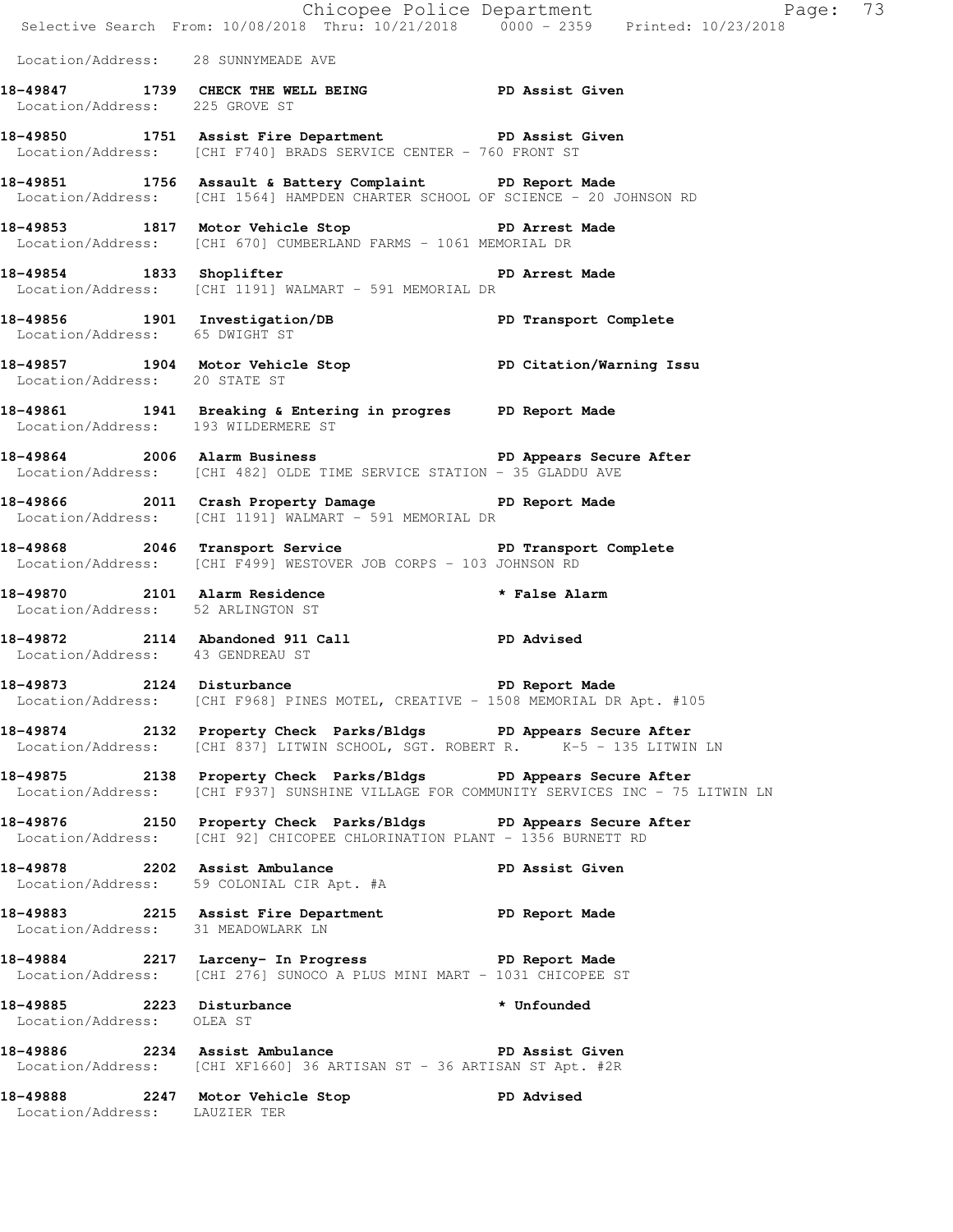Location/Address: 28 SUNNYMEADE AVE

**18-49847 1739 CHECK THE WELL BEING PD Assist Given**
Location/Address: 225 GROVE ST

**18-49850 1751 Assist Fire Department PD Assist Given**
Location/Address: [CHI F740] BRADS SERVICE CENTER - 760 FRONT ST

**18-49851 1756 Assault & Battery Complaint PD Report Made**
Location/Address: [CHI 1564] HAMPDEN CHARTER SCHOOL OF SCIENCE - 20 JOHNSON RD

**18-49853 1817 Motor Vehicle Stop PD Arrest Made**
Location/Address: [CHI 670] CUMBERLAND FARMS - 1061 MEMORIAL DR

**18-49854 1833 Shoplifter PD Arrest Made**
Location/Address: [CHI 1191] WALMART - 591 MEMORIAL DR

**18-49856 1901 Investigation/DB PD Transport Complete**
Location/Address: 65 DWIGHT ST

**18-49857 1904 Motor Vehicle Stop PD Citation/Warning Issu**
Location/Address: 20 STATE ST

**18-49861 1941 Breaking & Entering in progres PD Report Made**
Location/Address: 193 WILDERMERE ST

**18-49864 2006 Alarm Business PD Appears Secure After**
Location/Address: [CHI 482] OLDE TIME SERVICE STATION - 35 GLADDU AVE

**18-49866 2011 Crash Property Damage PD Report Made**
Location/Address: [CHI 1191] WALMART - 591 MEMORIAL DR

**18-49868 2046 Transport Service PD Transport Complete**
Location/Address: [CHI F499] WESTOVER JOB CORPS - 103 JOHNSON RD

**18-49870 2101 Alarm Residence * False Alarm**
Location/Address: 52 ARLINGTON ST

**18-49872 2114 Abandoned 911 Call PD Advised**
Location/Address: 43 GENDREAU ST

**18-49873 2124 Disturbance PD Report Made**
Location/Address: [CHI F968] PINES MOTEL, CREATIVE - 1508 MEMORIAL DR Apt. #105

**18-49874 2132 Property Check Parks/Bldgs PD Appears Secure After**
Location/Address: [CHI 837] LITWIN SCHOOL, SGT. ROBERT R. K-5 - 135 LITWIN LN

**18-49875 2138 Property Check Parks/Bldgs PD Appears Secure After**
Location/Address: [CHI F937] SUNSHINE VILLAGE FOR COMMUNITY SERVICES INC - 75 LITWIN LN

**18-49876 2150 Property Check Parks/Bldgs PD Appears Secure After**
Location/Address: [CHI 92] CHICOPEE CHLORINATION PLANT - 1356 BURNETT RD

**18-49878 2202 Assist Ambulance PD Assist Given**
Location/Address: 59 COLONIAL CIR Apt. #A

**18-49883 2215 Assist Fire Department PD Report Made**
Location/Address: 31 MEADOWLARK LN

**18-49884 2217 Larceny- In Progress PD Report Made**
Location/Address: [CHI 276] SUNOCO A PLUS MINI MART - 1031 CHICOPEE ST

**18-49885 2223 Disturbance * Unfounded**
Location/Address: OLEA ST

**18-49886 2234 Assist Ambulance PD Assist Given**
Location/Address: [CHI XF1660] 36 ARTISAN ST - 36 ARTISAN ST Apt. #2R

**18-49888 2247 Motor Vehicle Stop PD Advised**
Location/Address: LAUZIER TER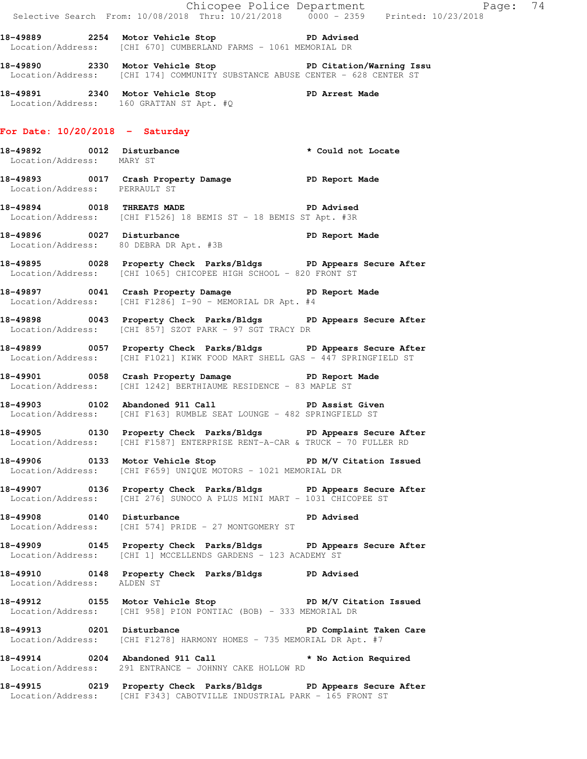18-49889 2254 Motor Vehicle Stop PD Advised
Location/Address: [CHI 670] CUMBERLAND FARMS - 1061 MEMORIAL DR

18-49890 2330 Motor Vehicle Stop PD Citation/Warning Issu
Location/Address: [CHI 174] COMMUNITY SUBSTANCE ABUSE CENTER - 628 CENTER ST

18-49891 2340 Motor Vehicle Stop PD Arrest Made
Location/Address: 160 GRATTAN ST Apt. #Q

**For Date: 10/20/2018 - Saturday**

18-49892 0012 Disturbance * Could not Locate
Location/Address: MARY ST

18-49893 0017 Crash Property Damage PD Report Made
Location/Address: PERRAULT ST

18-49894 0018 THREATS MADE PD Advised
Location/Address: [CHI F1526] 18 BEMIS ST - 18 BEMIS ST Apt. #3R

18-49896 0027 Disturbance PD Report Made
Location/Address: 80 DEBRA DR Apt. #3B

18-49895 0028 Property Check Parks/Bldgs PD Appears Secure After
Location/Address: [CHI 1065] CHICOPEE HIGH SCHOOL - 820 FRONT ST

18-49897 0041 Crash Property Damage PD Report Made
Location/Address: [CHI F1286] I-90 - MEMORIAL DR Apt. #4

18-49898 0043 Property Check Parks/Bldgs PD Appears Secure After
Location/Address: [CHI 857] SZOT PARK - 97 SGT TRACY DR

18-49899 0057 Property Check Parks/Bldgs PD Appears Secure After
Location/Address: [CHI F1021] KIWK FOOD MART SHELL GAS - 447 SPRINGFIELD ST

18-49901 0058 Crash Property Damage PD Report Made
Location/Address: [CHI 1242] BERTHIAUME RESIDENCE - 83 MAPLE ST

18-49903 0102 Abandoned 911 Call PD Assist Given
Location/Address: [CHI F163] RUMBLE SEAT LOUNGE - 482 SPRINGFIELD ST

18-49905 0130 Property Check Parks/Bldgs PD Appears Secure After
Location/Address: [CHI F1587] ENTERPRISE RENT-A-CAR & TRUCK - 70 FULLER RD

18-49906 0133 Motor Vehicle Stop PD M/V Citation Issued
Location/Address: [CHI F659] UNIQUE MOTORS - 1021 MEMORIAL DR

18-49907 0136 Property Check Parks/Bldgs PD Appears Secure After
Location/Address: [CHI 276] SUNOCO A PLUS MINI MART - 1031 CHICOPEE ST

18-49908 0140 Disturbance PD Advised
Location/Address: [CHI 574] PRIDE - 27 MONTGOMERY ST

18-49909 0145 Property Check Parks/Bldgs PD Appears Secure After
Location/Address: [CHI 1] MCCELLENDS GARDENS - 123 ACADEMY ST

18-49910 0148 Property Check Parks/Bldgs PD Advised
Location/Address: ALDEN ST

18-49912 0155 Motor Vehicle Stop PD M/V Citation Issued
Location/Address: [CHI 958] PION PONTIAC (BOB) - 333 MEMORIAL DR

18-49913 0201 Disturbance PD Complaint Taken Care
Location/Address: [CHI F1278] HARMONY HOMES - 735 MEMORIAL DR Apt. #7

18-49914 0204 Abandoned 911 Call * No Action Required
Location/Address: 291 ENTRANCE - JOHNNY CAKE HOLLOW RD

18-49915 0219 Property Check Parks/Bldgs PD Appears Secure After
Location/Address: [CHI F343] CABOTVILLE INDUSTRIAL PARK - 165 FRONT ST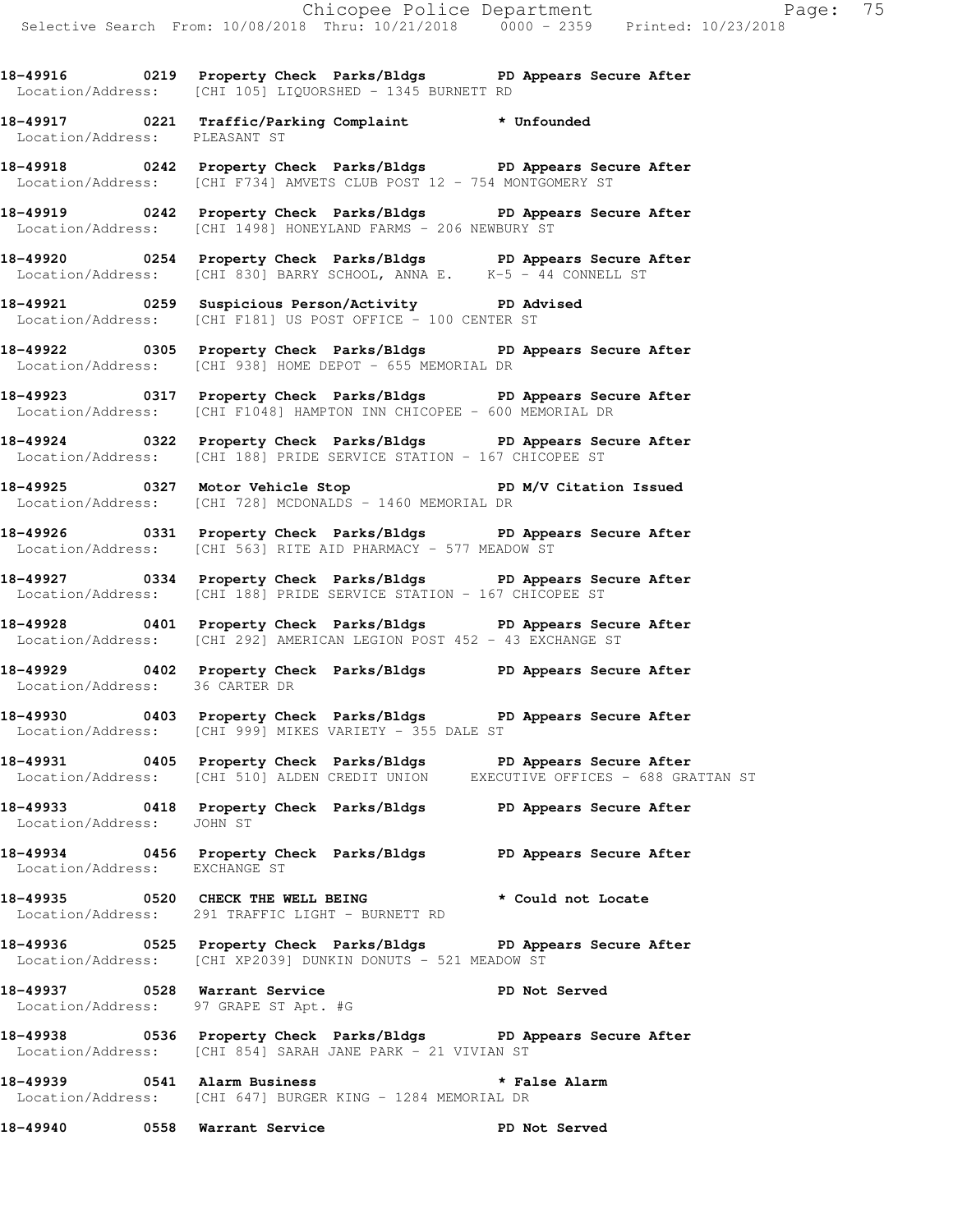**18-49916 0219 Property Check Parks/Bldgs PD Appears Secure After**
Location/Address: [CHI 105] LIQUORSHED - 1345 BURNETT RD

**18-49917 0221 Traffic/Parking Complaint * Unfounded**
Location/Address: PLEASANT ST

**18-49918 0242 Property Check Parks/Bldgs PD Appears Secure After**
Location/Address: [CHI F734] AMVETS CLUB POST 12 - 754 MONTGOMERY ST

**18-49919 0242 Property Check Parks/Bldgs PD Appears Secure After**
Location/Address: [CHI 1498] HONEYLAND FARMS - 206 NEWBURY ST

**18-49920 0254 Property Check Parks/Bldgs PD Appears Secure After**
Location/Address: [CHI 830] BARRY SCHOOL, ANNA E. K-5 - 44 CONNELL ST

**18-49921 0259 Suspicious Person/Activity PD Advised**
Location/Address: [CHI F181] US POST OFFICE - 100 CENTER ST

**18-49922 0305 Property Check Parks/Bldgs PD Appears Secure After**
Location/Address: [CHI 938] HOME DEPOT - 655 MEMORIAL DR

**18-49923 0317 Property Check Parks/Bldgs PD Appears Secure After**
Location/Address: [CHI F1048] HAMPTON INN CHICOPEE - 600 MEMORIAL DR

**18-49924 0322 Property Check Parks/Bldgs PD Appears Secure After**
Location/Address: [CHI 188] PRIDE SERVICE STATION - 167 CHICOPEE ST

**18-49925 0327 Motor Vehicle Stop PD M/V Citation Issued**
Location/Address: [CHI 728] MCDONALDS - 1460 MEMORIAL DR

**18-49926 0331 Property Check Parks/Bldgs PD Appears Secure After**
Location/Address: [CHI 563] RITE AID PHARMACY - 577 MEADOW ST

**18-49927 0334 Property Check Parks/Bldgs PD Appears Secure After**
Location/Address: [CHI 188] PRIDE SERVICE STATION - 167 CHICOPEE ST

**18-49928 0401 Property Check Parks/Bldgs PD Appears Secure After**
Location/Address: [CHI 292] AMERICAN LEGION POST 452 - 43 EXCHANGE ST

**18-49929 0402 Property Check Parks/Bldgs PD Appears Secure After**
Location/Address: 36 CARTER DR

**18-49930 0403 Property Check Parks/Bldgs PD Appears Secure After**
Location/Address: [CHI 999] MIKES VARIETY - 355 DALE ST

**18-49931 0405 Property Check Parks/Bldgs PD Appears Secure After**
Location/Address: [CHI 510] ALDEN CREDIT UNION EXECUTIVE OFFICES - 688 GRATTAN ST

**18-49933 0418 Property Check Parks/Bldgs PD Appears Secure After**
Location/Address: JOHN ST

**18-49934 0456 Property Check Parks/Bldgs PD Appears Secure After**
Location/Address: EXCHANGE ST

**18-49935 0520 CHECK THE WELL BEING * Could not Locate**
Location/Address: 291 TRAFFIC LIGHT - BURNETT RD

**18-49936 0525 Property Check Parks/Bldgs PD Appears Secure After**
Location/Address: [CHI XP2039] DUNKIN DONUTS - 521 MEADOW ST

**18-49937 0528 Warrant Service PD Not Served**
Location/Address: 97 GRAPE ST Apt. #G

**18-49938 0536 Property Check Parks/Bldgs PD Appears Secure After**
Location/Address: [CHI 854] SARAH JANE PARK - 21 VIVIAN ST

**18-49939 0541 Alarm Business * False Alarm**
Location/Address: [CHI 647] BURGER KING - 1284 MEMORIAL DR

**18-49940 0558 Warrant Service PD Not Served**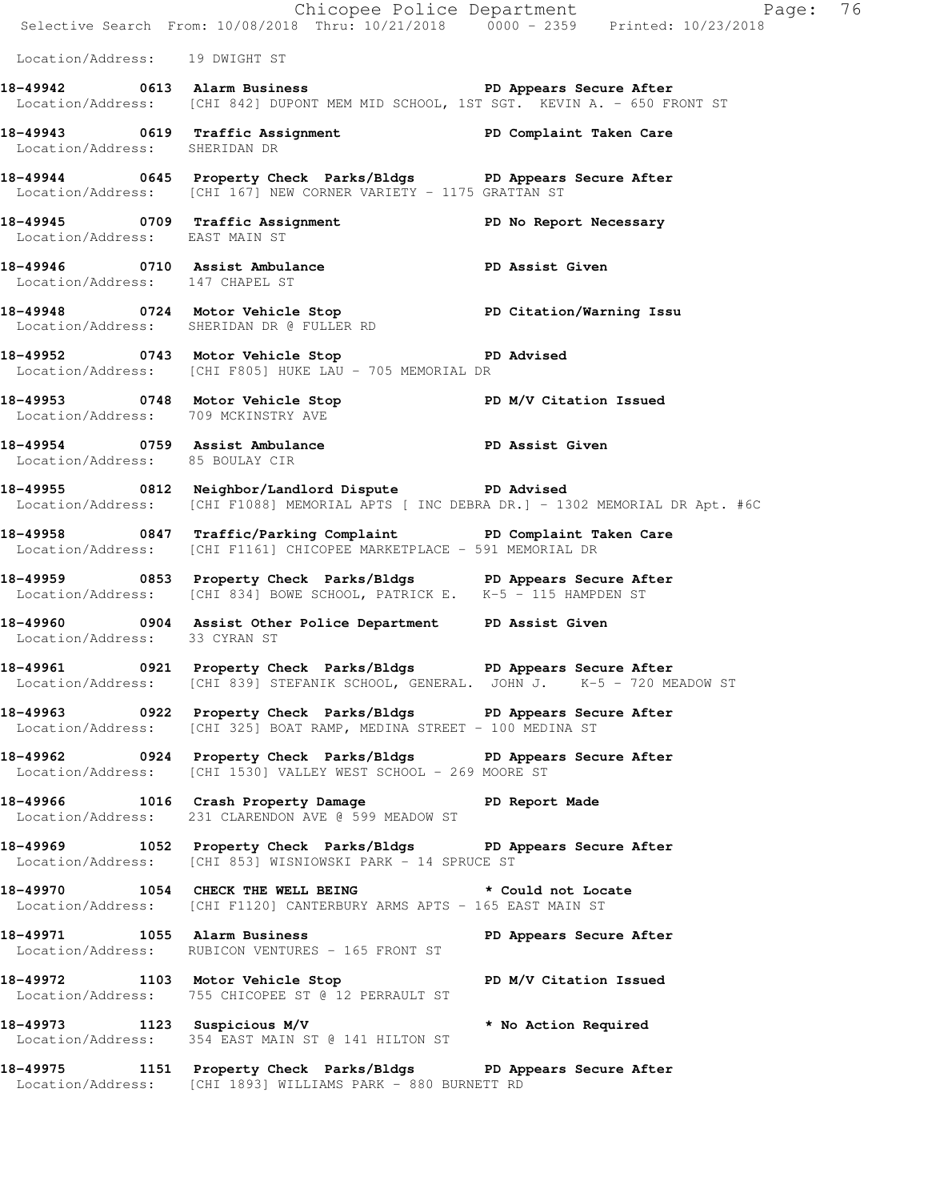Location/Address: 19 DWIGHT ST

**18-49942 0613 Alarm Business PD Appears Secure After**
Location/Address: [CHI 842] DUPONT MEM MID SCHOOL, 1ST SGT. KEVIN A. - 650 FRONT ST

**18-49943 0619 Traffic Assignment PD Complaint Taken Care**
Location/Address: SHERIDAN DR

**18-49944 0645 Property Check Parks/Bldgs PD Appears Secure After**
Location/Address: [CHI 167] NEW CORNER VARIETY - 1175 GRATTAN ST

**18-49945 0709 Traffic Assignment PD No Report Necessary**
Location/Address: EAST MAIN ST

**18-49946 0710 Assist Ambulance PD Assist Given**
Location/Address: 147 CHAPEL ST

**18-49948 0724 Motor Vehicle Stop PD Citation/Warning Issu**
Location/Address: SHERIDAN DR @ FULLER RD

**18-49952 0743 Motor Vehicle Stop PD Advised**
Location/Address: [CHI F805] HUKE LAU - 705 MEMORIAL DR

**18-49953 0748 Motor Vehicle Stop PD M/V Citation Issued**
Location/Address: 709 MCKINSTRY AVE

**18-49954 0759 Assist Ambulance PD Assist Given**
Location/Address: 85 BOULAY CIR

**18-49955 0812 Neighbor/Landlord Dispute PD Advised**
Location/Address: [CHI F1088] MEMORIAL APTS [ INC DEBRA DR.] - 1302 MEMORIAL DR Apt. #6C

**18-49958 0847 Traffic/Parking Complaint PD Complaint Taken Care**
Location/Address: [CHI F1161] CHICOPEE MARKETPLACE - 591 MEMORIAL DR

**18-49959 0853 Property Check Parks/Bldgs PD Appears Secure After**
Location/Address: [CHI 834] BOWE SCHOOL, PATRICK E. K-5 - 115 HAMPDEN ST

**18-49960 0904 Assist Other Police Department PD Assist Given**
Location/Address: 33 CYRAN ST

**18-49961 0921 Property Check Parks/Bldgs PD Appears Secure After**
Location/Address: [CHI 839] STEFANIK SCHOOL, GENERAL. JOHN J. K-5 - 720 MEADOW ST

**18-49963 0922 Property Check Parks/Bldgs PD Appears Secure After**
Location/Address: [CHI 325] BOAT RAMP, MEDINA STREET - 100 MEDINA ST

**18-49962 0924 Property Check Parks/Bldgs PD Appears Secure After**
Location/Address: [CHI 1530] VALLEY WEST SCHOOL - 269 MOORE ST

**18-49966 1016 Crash Property Damage PD Report Made**
Location/Address: 231 CLARENDON AVE @ 599 MEADOW ST

**18-49969 1052 Property Check Parks/Bldgs PD Appears Secure After**
Location/Address: [CHI 853] WISNIOWSKI PARK - 14 SPRUCE ST

**18-49970 1054 CHECK THE WELL BEING * Could not Locate**
Location/Address: [CHI F1120] CANTERBURY ARMS APTS - 165 EAST MAIN ST

**18-49971 1055 Alarm Business PD Appears Secure After**
Location/Address: RUBICON VENTURES - 165 FRONT ST

**18-49972 1103 Motor Vehicle Stop PD M/V Citation Issued**
Location/Address: 755 CHICOPEE ST @ 12 PERRAULT ST

**18-49973 1123 Suspicious M/V * No Action Required**
Location/Address: 354 EAST MAIN ST @ 141 HILTON ST

**18-49975 1151 Property Check Parks/Bldgs PD Appears Secure After**
Location/Address: [CHI 1893] WILLIAMS PARK - 880 BURNETT RD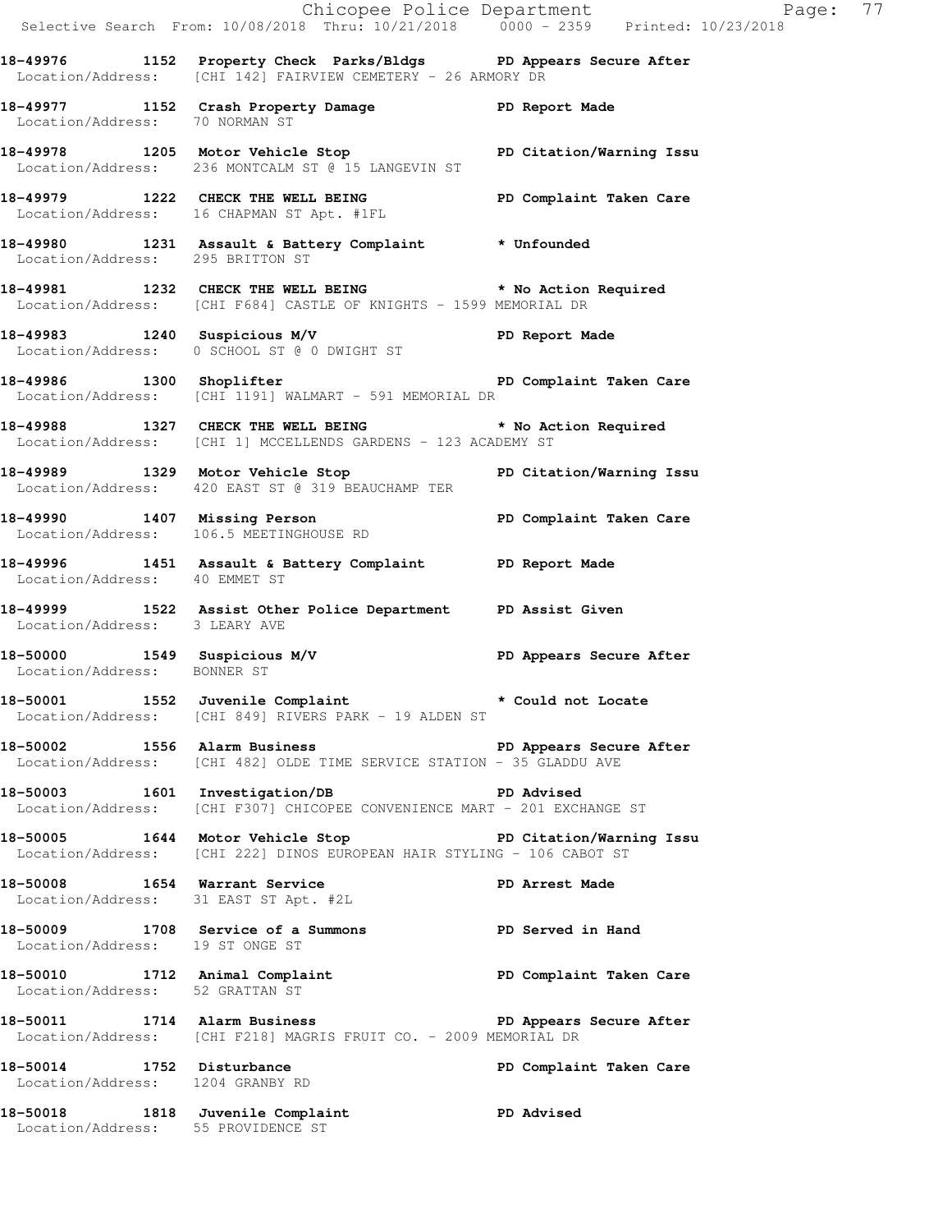18-49976 1152 Property Check Parks/Bldgs PD Appears Secure After
Location/Address: [CHI 142] FAIRVIEW CEMETERY - 26 ARMORY DR

18-49977 1152 Crash Property Damage PD Report Made
Location/Address: 70 NORMAN ST

18-49978 1205 Motor Vehicle Stop PD Citation/Warning Issu
Location/Address: 236 MONTCALM ST @ 15 LANGEVIN ST

18-49979 1222 CHECK THE WELL BEING PD Complaint Taken Care
Location/Address: 16 CHAPMAN ST Apt. #1FL

18-49980 1231 Assault & Battery Complaint * Unfounded
Location/Address: 295 BRITTON ST

18-49981 1232 CHECK THE WELL BEING * No Action Required
Location/Address: [CHI F684] CASTLE OF KNIGHTS - 1599 MEMORIAL DR

18-49983 1240 Suspicious M/V PD Report Made
Location/Address: 0 SCHOOL ST @ 0 DWIGHT ST

18-49986 1300 Shoplifter PD Complaint Taken Care
Location/Address: [CHI 1191] WALMART - 591 MEMORIAL DR

18-49988 1327 CHECK THE WELL BEING * No Action Required
Location/Address: [CHI 1] MCCELLENDS GARDENS - 123 ACADEMY ST

18-49989 1329 Motor Vehicle Stop PD Citation/Warning Issu
Location/Address: 420 EAST ST @ 319 BEAUCHAMP TER

18-49990 1407 Missing Person PD Complaint Taken Care
Location/Address: 106.5 MEETINGHOUSE RD

18-49996 1451 Assault & Battery Complaint PD Report Made
Location/Address: 40 EMMET ST

18-49999 1522 Assist Other Police Department PD Assist Given
Location/Address: 3 LEARY AVE

18-50000 1549 Suspicious M/V PD Appears Secure After
Location/Address: BONNER ST

18-50001 1552 Juvenile Complaint * Could not Locate
Location/Address: [CHI 849] RIVERS PARK - 19 ALDEN ST

18-50002 1556 Alarm Business PD Appears Secure After
Location/Address: [CHI 482] OLDE TIME SERVICE STATION - 35 GLADDU AVE

18-50003 1601 Investigation/DB PD Advised
Location/Address: [CHI F307] CHICOPEE CONVENIENCE MART - 201 EXCHANGE ST

18-50005 1644 Motor Vehicle Stop PD Citation/Warning Issu
Location/Address: [CHI 222] DINOS EUROPEAN HAIR STYLING - 106 CABOT ST

18-50008 1654 Warrant Service PD Arrest Made
Location/Address: 31 EAST ST Apt. #2L

18-50009 1708 Service of a Summons PD Served in Hand
Location/Address: 19 ST ONGE ST

18-50010 1712 Animal Complaint PD Complaint Taken Care
Location/Address: 52 GRATTAN ST

18-50011 1714 Alarm Business PD Appears Secure After
Location/Address: [CHI F218] MAGRIS FRUIT CO. - 2009 MEMORIAL DR

18-50014 1752 Disturbance PD Complaint Taken Care
Location/Address: 1204 GRANBY RD

18-50018 1818 Juvenile Complaint PD Advised
Location/Address: 55 PROVIDENCE ST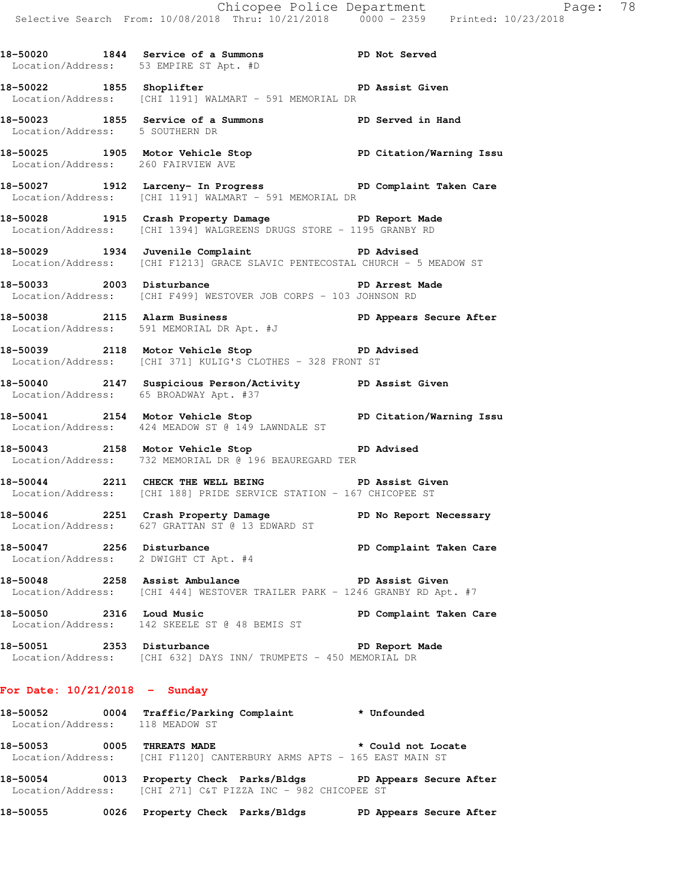18-50020 1844 Service of a Summons PD Not Served
Location/Address: 53 EMPIRE ST Apt. #D

18-50022 1855 Shoplifter PD Assist Given
Location/Address: [CHI 1191] WALMART - 591 MEMORIAL DR

18-50023 1855 Service of a Summons PD Served in Hand
Location/Address: 5 SOUTHERN DR

18-50025 1905 Motor Vehicle Stop PD Citation/Warning Issu
Location/Address: 260 FAIRVIEW AVE

18-50027 1912 Larceny- In Progress PD Complaint Taken Care
Location/Address: [CHI 1191] WALMART - 591 MEMORIAL DR

18-50028 1915 Crash Property Damage PD Report Made
Location/Address: [CHI 1394] WALGREENS DRUGS STORE - 1195 GRANBY RD

18-50029 1934 Juvenile Complaint PD Advised
Location/Address: [CHI F1213] GRACE SLAVIC PENTECOSTAL CHURCH - 5 MEADOW ST

18-50033 2003 Disturbance PD Arrest Made
Location/Address: [CHI F499] WESTOVER JOB CORPS - 103 JOHNSON RD

18-50038 2115 Alarm Business PD Appears Secure After
Location/Address: 591 MEMORIAL DR Apt. #J

18-50039 2118 Motor Vehicle Stop PD Advised
Location/Address: [CHI 371] KULIG'S CLOTHES - 328 FRONT ST

18-50040 2147 Suspicious Person/Activity PD Assist Given
Location/Address: 65 BROADWAY Apt. #37

18-50041 2154 Motor Vehicle Stop PD Citation/Warning Issu
Location/Address: 424 MEADOW ST @ 149 LAWNDALE ST

18-50043 2158 Motor Vehicle Stop PD Advised
Location/Address: 732 MEMORIAL DR @ 196 BEAUREGARD TER

18-50044 2211 CHECK THE WELL BEING PD Assist Given
Location/Address: [CHI 188] PRIDE SERVICE STATION - 167 CHICOPEE ST

18-50046 2251 Crash Property Damage PD No Report Necessary
Location/Address: 627 GRATTAN ST @ 13 EDWARD ST

18-50047 2256 Disturbance PD Complaint Taken Care
Location/Address: 2 DWIGHT CT Apt. #4

18-50048 2258 Assist Ambulance PD Assist Given
Location/Address: [CHI 444] WESTOVER TRAILER PARK - 1246 GRANBY RD Apt. #7

18-50050 2316 Loud Music PD Complaint Taken Care
Location/Address: 142 SKEELE ST @ 48 BEMIS ST

18-50051 2353 Disturbance PD Report Made
Location/Address: [CHI 632] DAYS INN/ TRUMPETS - 450 MEMORIAL DR

## For Date: 10/21/2018 - Sunday

18-50052 0004 Traffic/Parking Complaint * Unfounded
Location/Address: 118 MEADOW ST

18-50053 0005 THREATS MADE * Could not Locate
Location/Address: [CHI F1120] CANTERBURY ARMS APTS - 165 EAST MAIN ST

18-50054 0013 Property Check Parks/Bldgs PD Appears Secure After
Location/Address: [CHI 271] C&T PIZZA INC - 982 CHICOPEE ST

18-50055 0026 Property Check Parks/Bldgs PD Appears Secure After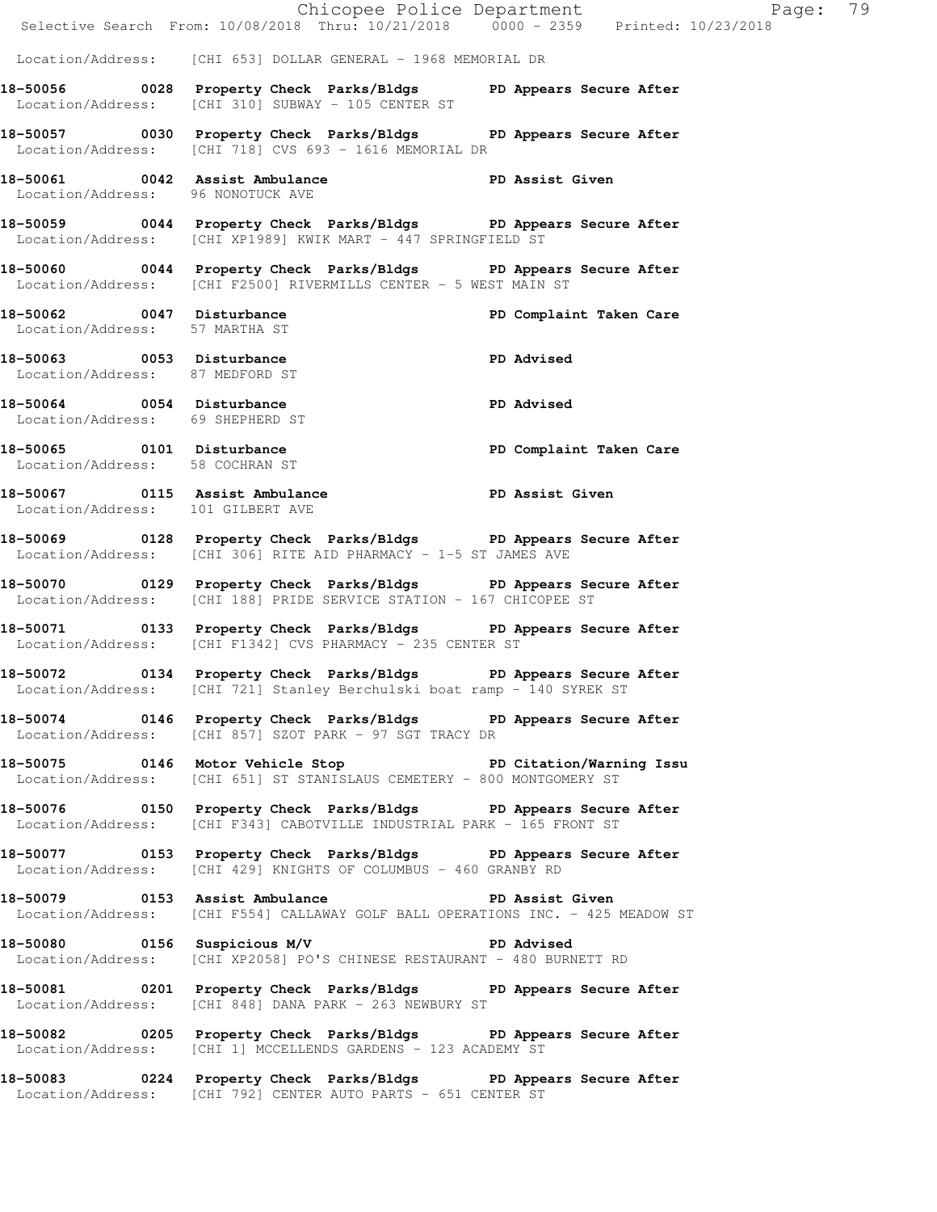Location/Address: [CHI 653] DOLLAR GENERAL - 1968 MEMORIAL DR

**18-50056 0028 Property Check Parks/Bldgs PD Appears Secure After**
Location/Address: [CHI 310] SUBWAY - 105 CENTER ST

**18-50057 0030 Property Check Parks/Bldgs PD Appears Secure After**
Location/Address: [CHI 718] CVS 693 - 1616 MEMORIAL DR

**18-50061 0042 Assist Ambulance PD Assist Given**
Location/Address: 96 NONOTUCK AVE

**18-50059 0044 Property Check Parks/Bldgs PD Appears Secure After**
Location/Address: [CHI XP1989] KWIK MART - 447 SPRINGFIELD ST

**18-50060 0044 Property Check Parks/Bldgs PD Appears Secure After**
Location/Address: [CHI F2500] RIVERMILLS CENTER - 5 WEST MAIN ST

**18-50062 0047 Disturbance PD Complaint Taken Care**
Location/Address: 57 MARTHA ST

**18-50063 0053 Disturbance PD Advised**
Location/Address: 87 MEDFORD ST

**18-50064 0054 Disturbance PD Advised**
Location/Address: 69 SHEPHERD ST

**18-50065 0101 Disturbance PD Complaint Taken Care**
Location/Address: 58 COCHRAN ST

**18-50067 0115 Assist Ambulance PD Assist Given**
Location/Address: 101 GILBERT AVE

**18-50069 0128 Property Check Parks/Bldgs PD Appears Secure After**
Location/Address: [CHI 306] RITE AID PHARMACY - 1-5 ST JAMES AVE

**18-50070 0129 Property Check Parks/Bldgs PD Appears Secure After**
Location/Address: [CHI 188] PRIDE SERVICE STATION - 167 CHICOPEE ST

**18-50071 0133 Property Check Parks/Bldgs PD Appears Secure After**
Location/Address: [CHI F1342] CVS PHARMACY - 235 CENTER ST

**18-50072 0134 Property Check Parks/Bldgs PD Appears Secure After**
Location/Address: [CHI 721] Stanley Berchulski boat ramp - 140 SYREK ST

**18-50074 0146 Property Check Parks/Bldgs PD Appears Secure After**
Location/Address: [CHI 857] SZOT PARK - 97 SGT TRACY DR

**18-50075 0146 Motor Vehicle Stop PD Citation/Warning Issu**
Location/Address: [CHI 651] ST STANISLAUS CEMETERY - 800 MONTGOMERY ST

**18-50076 0150 Property Check Parks/Bldgs PD Appears Secure After**
Location/Address: [CHI F343] CABOTVILLE INDUSTRIAL PARK - 165 FRONT ST

**18-50077 0153 Property Check Parks/Bldgs PD Appears Secure After**
Location/Address: [CHI 429] KNIGHTS OF COLUMBUS - 460 GRANBY RD

**18-50079 0153 Assist Ambulance PD Assist Given**
Location/Address: [CHI F554] CALLAWAY GOLF BALL OPERATIONS INC. - 425 MEADOW ST

**18-50080 0156 Suspicious M/V PD Advised**
Location/Address: [CHI XP2058] PO'S CHINESE RESTAURANT - 480 BURNETT RD

**18-50081 0201 Property Check Parks/Bldgs PD Appears Secure After**
Location/Address: [CHI 848] DANA PARK - 263 NEWBURY ST

**18-50082 0205 Property Check Parks/Bldgs PD Appears Secure After**
Location/Address: [CHI 1] MCCELLENDS GARDENS - 123 ACADEMY ST

**18-50083 0224 Property Check Parks/Bldgs PD Appears Secure After**
Location/Address: [CHI 792] CENTER AUTO PARTS - 651 CENTER ST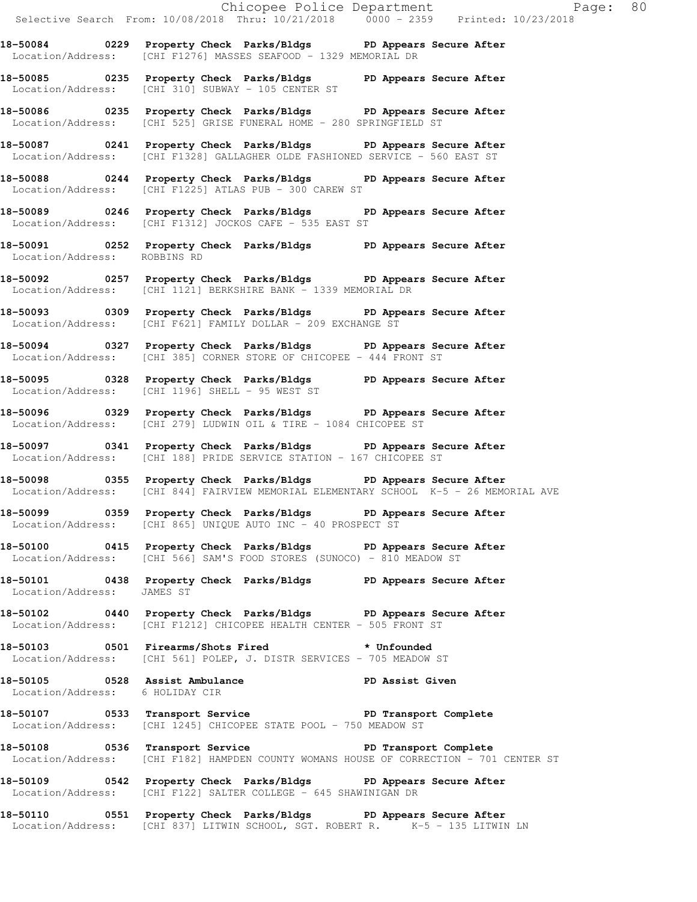**18-50084 0229 Property Check Parks/Bldgs PD Appears Secure After**
Location/Address: [CHI F1276] MASSES SEAFOOD - 1329 MEMORIAL DR

**18-50085 0235 Property Check Parks/Bldgs PD Appears Secure After**
Location/Address: [CHI 310] SUBWAY - 105 CENTER ST

**18-50086 0235 Property Check Parks/Bldgs PD Appears Secure After**
Location/Address: [CHI 525] GRISE FUNERAL HOME - 280 SPRINGFIELD ST

**18-50087 0241 Property Check Parks/Bldgs PD Appears Secure After**
Location/Address: [CHI F1328] GALLAGHER OLDE FASHIONED SERVICE - 560 EAST ST

**18-50088 0244 Property Check Parks/Bldgs PD Appears Secure After**
Location/Address: [CHI F1225] ATLAS PUB - 300 CAREW ST

**18-50089 0246 Property Check Parks/Bldgs PD Appears Secure After**
Location/Address: [CHI F1312] JOCKOS CAFE - 535 EAST ST

**18-50091 0252 Property Check Parks/Bldgs PD Appears Secure After**
Location/Address: ROBBINS RD

**18-50092 0257 Property Check Parks/Bldgs PD Appears Secure After**
Location/Address: [CHI 1121] BERKSHIRE BANK - 1339 MEMORIAL DR

**18-50093 0309 Property Check Parks/Bldgs PD Appears Secure After**
Location/Address: [CHI F621] FAMILY DOLLAR - 209 EXCHANGE ST

**18-50094 0327 Property Check Parks/Bldgs PD Appears Secure After**
Location/Address: [CHI 385] CORNER STORE OF CHICOPEE - 444 FRONT ST

**18-50095 0328 Property Check Parks/Bldgs PD Appears Secure After**
Location/Address: [CHI 1196] SHELL - 95 WEST ST

**18-50096 0329 Property Check Parks/Bldgs PD Appears Secure After**
Location/Address: [CHI 279] LUDWIN OIL & TIRE - 1084 CHICOPEE ST

**18-50097 0341 Property Check Parks/Bldgs PD Appears Secure After**
Location/Address: [CHI 188] PRIDE SERVICE STATION - 167 CHICOPEE ST

**18-50098 0355 Property Check Parks/Bldgs PD Appears Secure After**
Location/Address: [CHI 844] FAIRVIEW MEMORIAL ELEMENTARY SCHOOL K-5 - 26 MEMORIAL AVE

**18-50099 0359 Property Check Parks/Bldgs PD Appears Secure After**
Location/Address: [CHI 865] UNIQUE AUTO INC - 40 PROSPECT ST

**18-50100 0415 Property Check Parks/Bldgs PD Appears Secure After**
Location/Address: [CHI 566] SAM'S FOOD STORES (SUNOCO) - 810 MEADOW ST

**18-50101 0438 Property Check Parks/Bldgs PD Appears Secure After**
Location/Address: JAMES ST

**18-50102 0440 Property Check Parks/Bldgs PD Appears Secure After**
Location/Address: [CHI F1212] CHICOPEE HEALTH CENTER - 505 FRONT ST

**18-50103 0501 Firearms/Shots Fired * Unfounded**
Location/Address: [CHI 561] POLEP, J. DISTR SERVICES - 705 MEADOW ST

**18-50105 0528 Assist Ambulance PD Assist Given**
Location/Address: 6 HOLIDAY CIR

**18-50107 0533 Transport Service PD Transport Complete**
Location/Address: [CHI 1245] CHICOPEE STATE POOL - 750 MEADOW ST

**18-50108 0536 Transport Service PD Transport Complete**
Location/Address: [CHI F182] HAMPDEN COUNTY WOMANS HOUSE OF CORRECTION - 701 CENTER ST

**18-50109 0542 Property Check Parks/Bldgs PD Appears Secure After**
Location/Address: [CHI F122] SALTER COLLEGE - 645 SHAWINIGAN DR

**18-50110 0551 Property Check Parks/Bldgs PD Appears Secure After**
Location/Address: [CHI 837] LITWIN SCHOOL, SGT. ROBERT R. K-5 - 135 LITWIN LN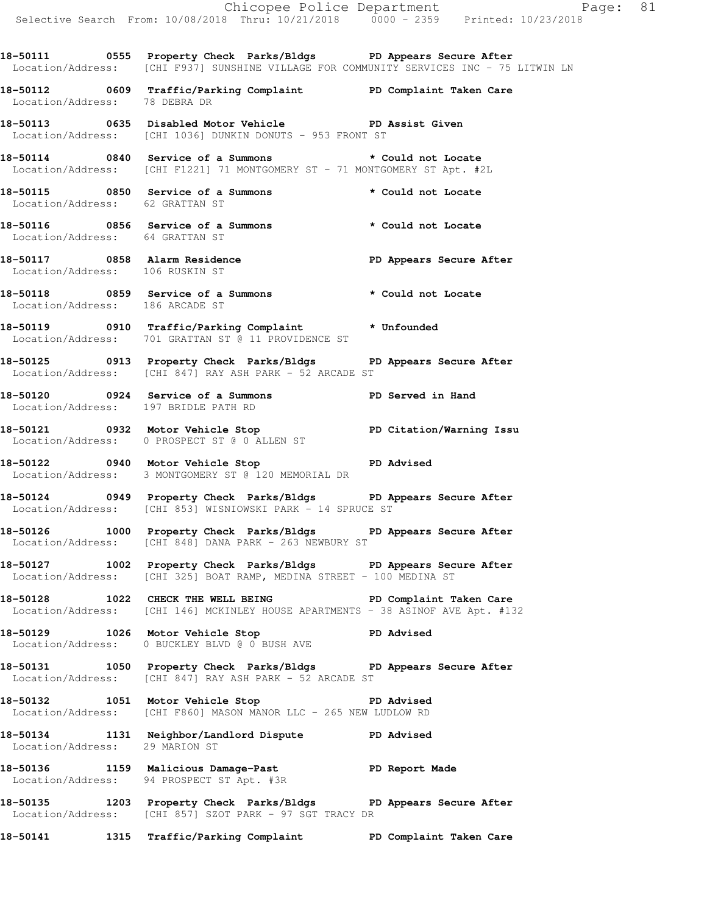18-50111 0555 Property Check Parks/Bldgs PD Appears Secure After
Location/Address: [CHI F937] SUNSHINE VILLAGE FOR COMMUNITY SERVICES INC - 75 LITWIN LN

18-50112 0609 Traffic/Parking Complaint PD Complaint Taken Care
Location/Address: 78 DEBRA DR

18-50113 0635 Disabled Motor Vehicle PD Assist Given
Location/Address: [CHI 1036] DUNKIN DONUTS - 953 FRONT ST

18-50114 0840 Service of a Summons * Could not Locate
Location/Address: [CHI F1221] 71 MONTGOMERY ST - 71 MONTGOMERY ST Apt. #2L

18-50115 0850 Service of a Summons * Could not Locate
Location/Address: 62 GRATTAN ST

18-50116 0856 Service of a Summons * Could not Locate
Location/Address: 64 GRATTAN ST

18-50117 0858 Alarm Residence PD Appears Secure After
Location/Address: 106 RUSKIN ST

18-50118 0859 Service of a Summons * Could not Locate
Location/Address: 186 ARCADE ST

18-50119 0910 Traffic/Parking Complaint * Unfounded
Location/Address: 701 GRATTAN ST @ 11 PROVIDENCE ST

18-50125 0913 Property Check Parks/Bldgs PD Appears Secure After
Location/Address: [CHI 847] RAY ASH PARK - 52 ARCADE ST

18-50120 0924 Service of a Summons PD Served in Hand
Location/Address: 197 BRIDLE PATH RD

18-50121 0932 Motor Vehicle Stop PD Citation/Warning Issu
Location/Address: 0 PROSPECT ST @ 0 ALLEN ST

18-50122 0940 Motor Vehicle Stop PD Advised
Location/Address: 3 MONTGOMERY ST @ 120 MEMORIAL DR

18-50124 0949 Property Check Parks/Bldgs PD Appears Secure After
Location/Address: [CHI 853] WISNIOWSKI PARK - 14 SPRUCE ST

18-50126 1000 Property Check Parks/Bldgs PD Appears Secure After
Location/Address: [CHI 848] DANA PARK - 263 NEWBURY ST

18-50127 1002 Property Check Parks/Bldgs PD Appears Secure After
Location/Address: [CHI 325] BOAT RAMP, MEDINA STREET - 100 MEDINA ST

18-50128 1022 CHECK THE WELL BEING PD Complaint Taken Care
Location/Address: [CHI 146] MCKINLEY HOUSE APARTMENTS - 38 ASINOF AVE Apt. #132

18-50129 1026 Motor Vehicle Stop PD Advised
Location/Address: 0 BUCKLEY BLVD @ 0 BUSH AVE

18-50131 1050 Property Check Parks/Bldgs PD Appears Secure After
Location/Address: [CHI 847] RAY ASH PARK - 52 ARCADE ST

18-50132 1051 Motor Vehicle Stop PD Advised
Location/Address: [CHI F860] MASON MANOR LLC - 265 NEW LUDLOW RD

18-50134 1131 Neighbor/Landlord Dispute PD Advised
Location/Address: 29 MARION ST

18-50136 1159 Malicious Damage-Past PD Report Made
Location/Address: 94 PROSPECT ST Apt. #3R

18-50135 1203 Property Check Parks/Bldgs PD Appears Secure After
Location/Address: [CHI 857] SZOT PARK - 97 SGT TRACY DR

18-50141 1315 Traffic/Parking Complaint PD Complaint Taken Care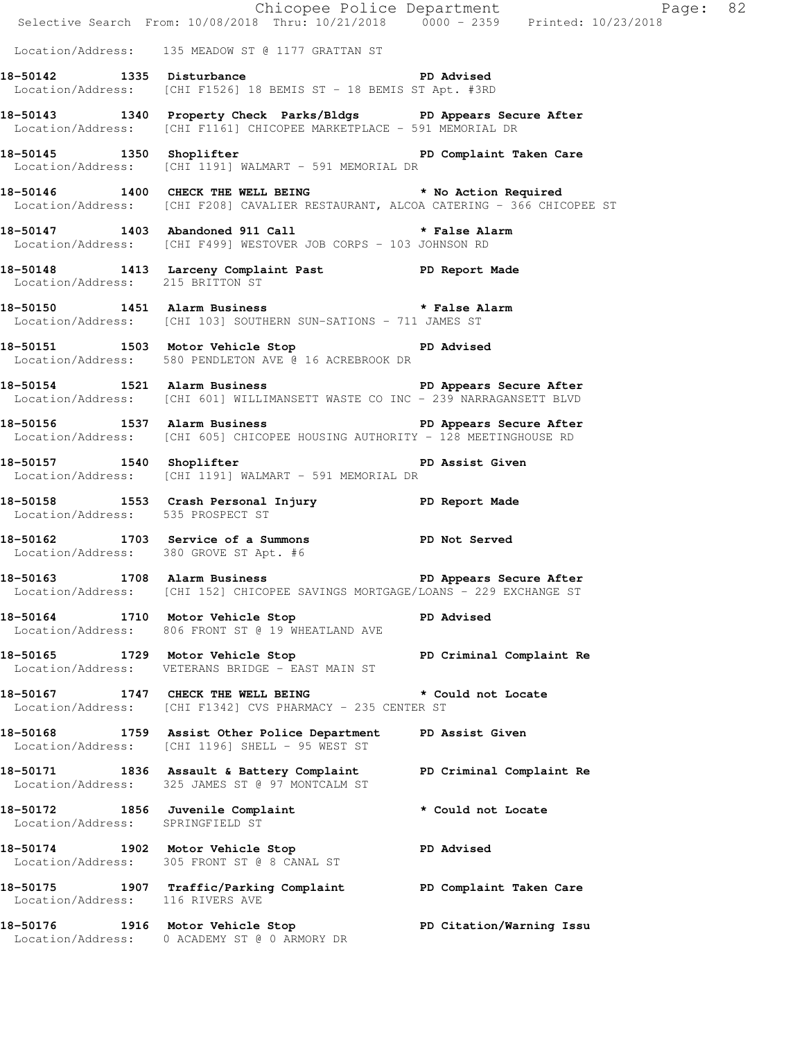Location/Address: 135 MEADOW ST @ 1177 GRATTAN ST

**18-50142 1335 Disturbance PD Advised**
Location/Address: [CHI F1526] 18 BEMIS ST - 18 BEMIS ST Apt. #3RD

**18-50143 1340 Property Check Parks/Bldgs PD Appears Secure After**
Location/Address: [CHI F1161] CHICOPEE MARKETPLACE - 591 MEMORIAL DR

**18-50145 1350 Shoplifter PD Complaint Taken Care**
Location/Address: [CHI 1191] WALMART - 591 MEMORIAL DR

**18-50146 1400 CHECK THE WELL BEING * No Action Required**
Location/Address: [CHI F208] CAVALIER RESTAURANT, ALCOA CATERING - 366 CHICOPEE ST

**18-50147 1403 Abandoned 911 Call * False Alarm**
Location/Address: [CHI F499] WESTOVER JOB CORPS - 103 JOHNSON RD

**18-50148 1413 Larceny Complaint Past PD Report Made**
Location/Address: 215 BRITTON ST

**18-50150 1451 Alarm Business * False Alarm**
Location/Address: [CHI 103] SOUTHERN SUN-SATIONS - 711 JAMES ST

**18-50151 1503 Motor Vehicle Stop PD Advised**
Location/Address: 580 PENDLETON AVE @ 16 ACREBROOK DR

**18-50154 1521 Alarm Business PD Appears Secure After**
Location/Address: [CHI 601] WILLIMANSETT WASTE CO INC - 239 NARRAGANSETT BLVD

**18-50156 1537 Alarm Business PD Appears Secure After**
Location/Address: [CHI 605] CHICOPEE HOUSING AUTHORITY - 128 MEETINGHOUSE RD

**18-50157 1540 Shoplifter PD Assist Given**
Location/Address: [CHI 1191] WALMART - 591 MEMORIAL DR

**18-50158 1553 Crash Personal Injury PD Report Made**
Location/Address: 535 PROSPECT ST

**18-50162 1703 Service of a Summons PD Not Served**
Location/Address: 380 GROVE ST Apt. #6

**18-50163 1708 Alarm Business PD Appears Secure After**
Location/Address: [CHI 152] CHICOPEE SAVINGS MORTGAGE/LOANS - 229 EXCHANGE ST

**18-50164 1710 Motor Vehicle Stop PD Advised**
Location/Address: 806 FRONT ST @ 19 WHEATLAND AVE

**18-50165 1729 Motor Vehicle Stop PD Criminal Complaint Re**
Location/Address: VETERANS BRIDGE - EAST MAIN ST

**18-50167 1747 CHECK THE WELL BEING * Could not Locate**
Location/Address: [CHI F1342] CVS PHARMACY - 235 CENTER ST

**18-50168 1759 Assist Other Police Department PD Assist Given**
Location/Address: [CHI 1196] SHELL - 95 WEST ST

**18-50171 1836 Assault & Battery Complaint PD Criminal Complaint Re**
Location/Address: 325 JAMES ST @ 97 MONTCALM ST

**18-50172 1856 Juvenile Complaint * Could not Locate**
Location/Address: SPRINGFIELD ST

**18-50174 1902 Motor Vehicle Stop PD Advised**
Location/Address: 305 FRONT ST @ 8 CANAL ST

**18-50175 1907 Traffic/Parking Complaint PD Complaint Taken Care**
Location/Address: 116 RIVERS AVE

**18-50176 1916 Motor Vehicle Stop PD Citation/Warning Issu**
Location/Address: 0 ACADEMY ST @ 0 ARMORY DR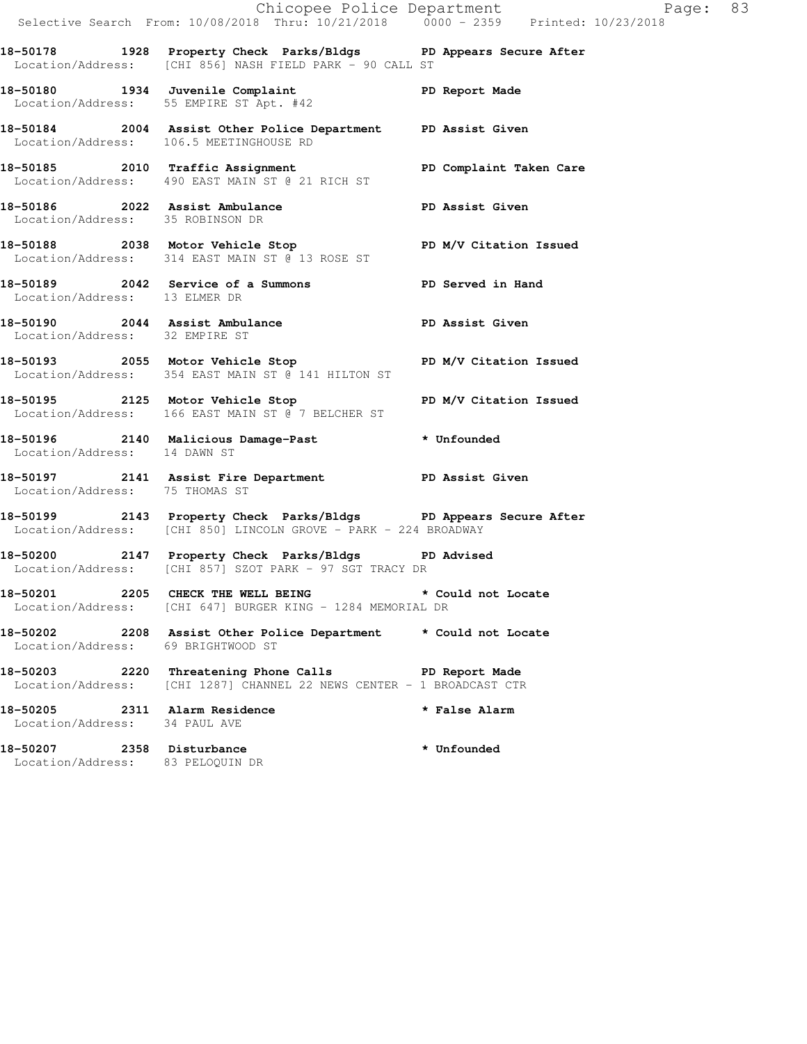**18-50178 1928 Property Check Parks/Bldgs PD Appears Secure After**
Location/Address: [CHI 856] NASH FIELD PARK - 90 CALL ST

**18-50180 1934 Juvenile Complaint PD Report Made**
Location/Address: 55 EMPIRE ST Apt. #42

**18-50184 2004 Assist Other Police Department PD Assist Given**
Location/Address: 106.5 MEETINGHOUSE RD

**18-50185 2010 Traffic Assignment PD Complaint Taken Care**
Location/Address: 490 EAST MAIN ST @ 21 RICH ST

**18-50186 2022 Assist Ambulance PD Assist Given**
Location/Address: 35 ROBINSON DR

**18-50188 2038 Motor Vehicle Stop PD M/V Citation Issued**
Location/Address: 314 EAST MAIN ST @ 13 ROSE ST

**18-50189 2042 Service of a Summons PD Served in Hand**
Location/Address: 13 ELMER DR

**18-50190 2044 Assist Ambulance PD Assist Given**
Location/Address: 32 EMPIRE ST

**18-50193 2055 Motor Vehicle Stop PD M/V Citation Issued**
Location/Address: 354 EAST MAIN ST @ 141 HILTON ST

**18-50195 2125 Motor Vehicle Stop PD M/V Citation Issued**
Location/Address: 166 EAST MAIN ST @ 7 BELCHER ST

**18-50196 2140 Malicious Damage-Past * Unfounded**
Location/Address: 14 DAWN ST

**18-50197 2141 Assist Fire Department PD Assist Given**
Location/Address: 75 THOMAS ST

**18-50199 2143 Property Check Parks/Bldgs PD Appears Secure After**
Location/Address: [CHI 850] LINCOLN GROVE - PARK - 224 BROADWAY

**18-50200 2147 Property Check Parks/Bldgs PD Advised**
Location/Address: [CHI 857] SZOT PARK - 97 SGT TRACY DR

**18-50201 2205 CHECK THE WELL BEING * Could not Locate**
Location/Address: [CHI 647] BURGER KING - 1284 MEMORIAL DR

**18-50202 2208 Assist Other Police Department * Could not Locate**
Location/Address: 69 BRIGHTWOOD ST

**18-50203 2220 Threatening Phone Calls PD Report Made**
Location/Address: [CHI 1287] CHANNEL 22 NEWS CENTER - 1 BROADCAST CTR

**18-50205 2311 Alarm Residence * False Alarm**
Location/Address: 34 PAUL AVE

**18-50207 2358 Disturbance * Unfounded**
Location/Address: 83 PELOQUIN DR